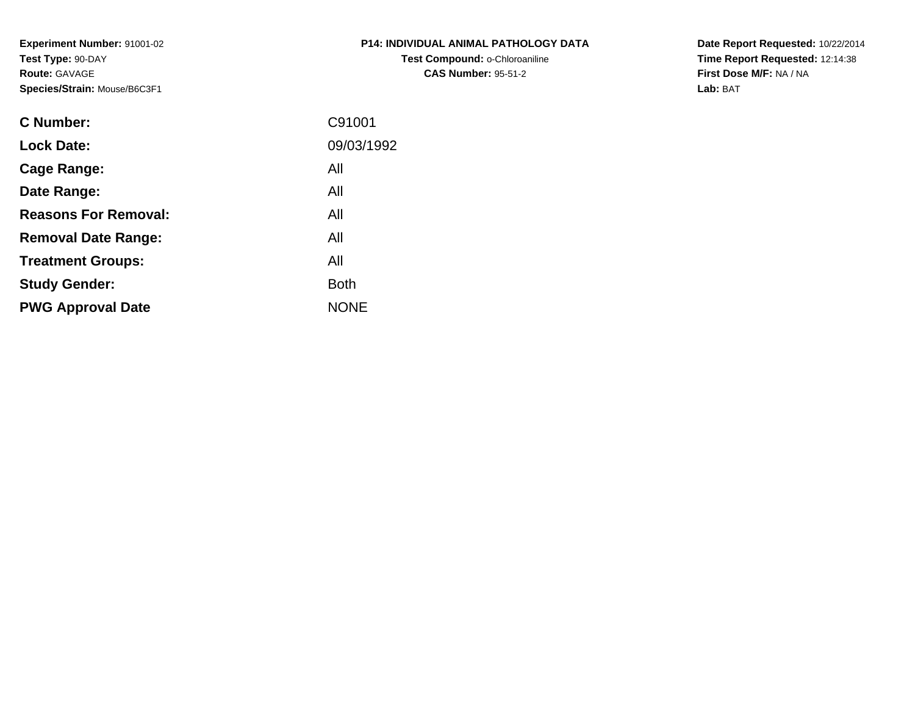**Experiment Number:** 91001-02
**Test Type:** 90-DAY
**Route:** GAVAGE
**Species/Strain:** Mouse/B6C3F1

**P14: INDIVIDUAL ANIMAL PATHOLOGY DATA**
**Test Compound:** o-Chloroaniline
**CAS Number:** 95-51-2

**Date Report Requested:** 10/22/2014
**Time Report Requested:** 12:14:38
**First Dose M/F:** NA / NA
**Lab:** BAT

| | |
|---|---|
| **C Number:** | C91001 |
| **Lock Date:** | 09/03/1992 |
| **Cage Range:** | All |
| **Date Range:** | All |
| **Reasons For Removal:** | All |
| **Removal Date Range:** | All |
| **Treatment Groups:** | All |
| **Study Gender:** | Both |
| **PWG Approval Date** | NONE |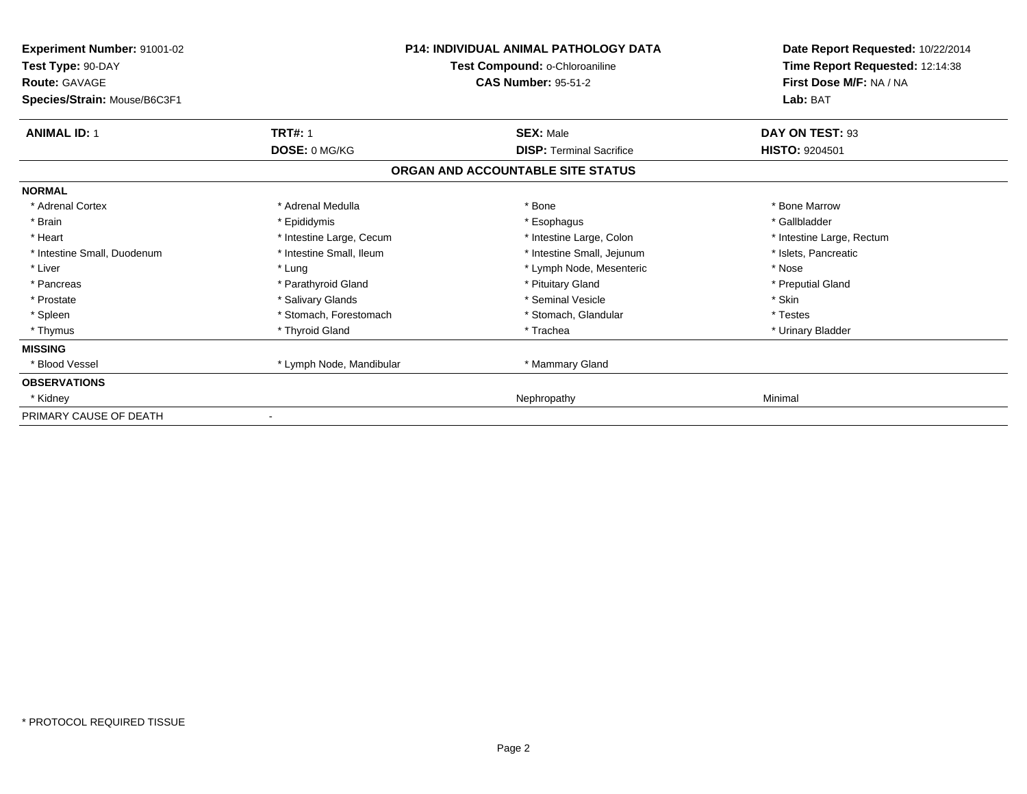**Experiment Number:** 91001-02
**Test Type:** 90-DAY
**Route:** GAVAGE
**Species/Strain:** Mouse/B6C3F1

**P14: INDIVIDUAL ANIMAL PATHOLOGY DATA**
**Test Compound:** o-Chloroaniline
**CAS Number:** 95-51-2

**Date Report Requested:** 10/22/2014
**Time Report Requested:** 12:14:38
**First Dose M/F:** NA / NA
**Lab:** BAT

| **ANIMAL ID:** 1 | **TRT#:** 1 | **SEX:** Male | **DAY ON TEST:** 93 |
|---|---|---|---|
| | **DOSE:** 0 MG/KG | **DISP:** Terminal Sacrifice | **HISTO:** 9204501 |

**ORGAN AND ACCOUNTABLE SITE STATUS**

| | | | |
|---|---|---|---|
| **NORMAL** | | | |
| * Adrenal Cortex | * Adrenal Medulla | * Bone | * Bone Marrow |
| * Brain | * Epididymis | * Esophagus | * Gallbladder |
| * Heart | * Intestine Large, Cecum | * Intestine Large, Colon | * Intestine Large, Rectum |
| * Intestine Small, Duodenum | * Intestine Small, Ileum | * Intestine Small, Jejunum | * Islets, Pancreatic |
| * Liver | * Lung | * Lymph Node, Mesenteric | * Nose |
| * Pancreas | * Parathyroid Gland | * Pituitary Gland | * Preputial Gland |
| * Prostate | * Salivary Glands | * Seminal Vesicle | * Skin |
| * Spleen | * Stomach, Forestomach | * Stomach, Glandular | * Testes |
| * Thymus | * Thyroid Gland | * Trachea | * Urinary Bladder |
| **MISSING** | | | |
| * Blood Vessel | * Lymph Node, Mandibular | * Mammary Gland | |
| **OBSERVATIONS** | | | |
| * Kidney | | Nephropathy | Minimal |
| PRIMARY CAUSE OF DEATH | - | | |

* PROTOCOL REQUIRED TISSUE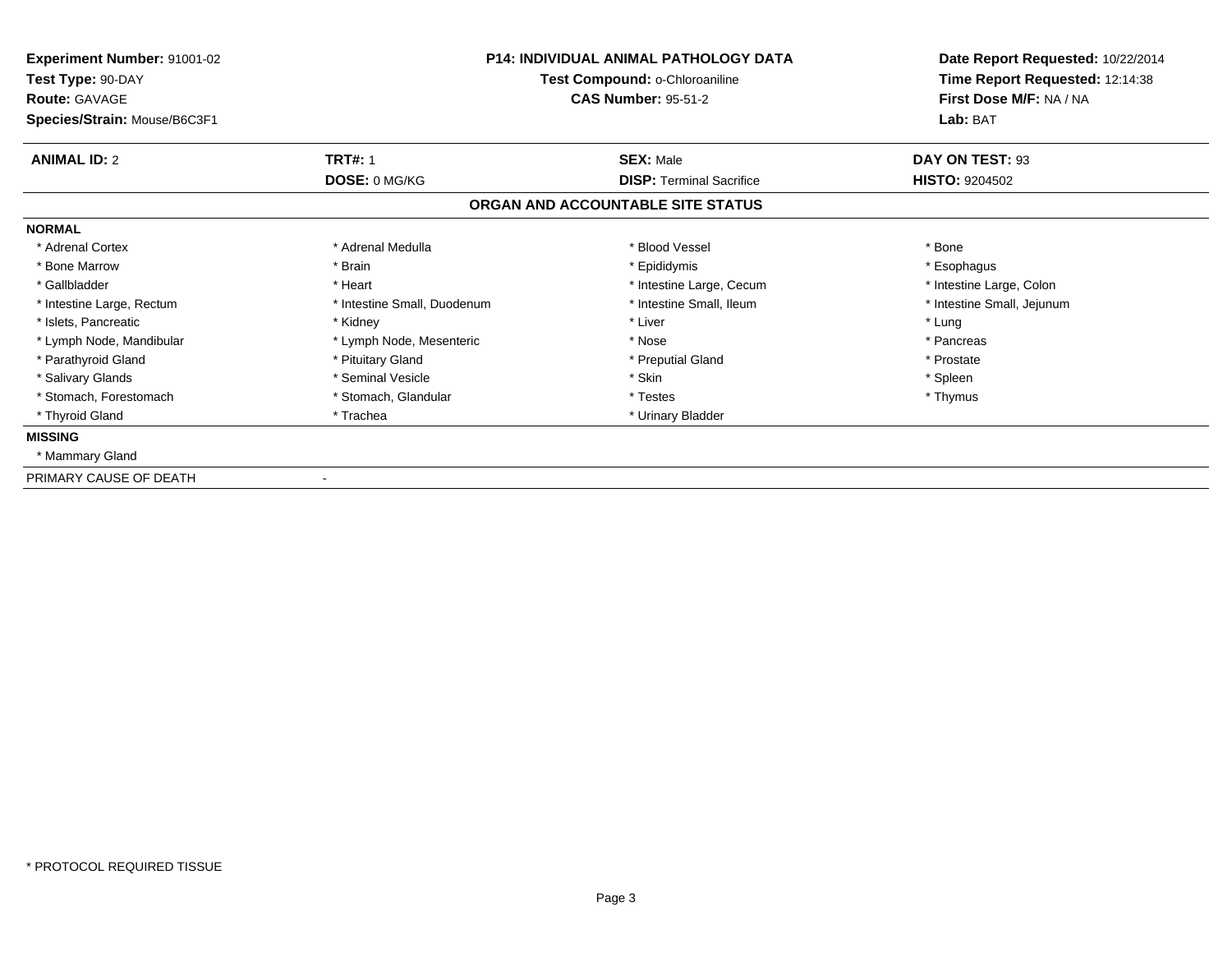**Experiment Number:** 91001-02
**Test Type:** 90-DAY
**Route:** GAVAGE
**Species/Strain:** Mouse/B6C3F1

**P14: INDIVIDUAL ANIMAL PATHOLOGY DATA**
**Test Compound:** o-Chloroaniline
**CAS Number:** 95-51-2

**Date Report Requested:** 10/22/2014
**Time Report Requested:** 12:14:38
**First Dose M/F:** NA / NA
**Lab:** BAT

| **ANIMAL ID:** 2 | **TRT#:** 1 | **SEX:** Male | **DAY ON TEST:** 93 |
|---|---|---|---|
| | **DOSE:** 0 MG/KG | **DISP:** Terminal Sacrifice | **HISTO:** 9204502 |

## ORGAN AND ACCOUNTABLE SITE STATUS

**NORMAL**

| | | | |
|---|---|---|---|
| * Adrenal Cortex | * Adrenal Medulla | * Blood Vessel | * Bone |
| * Bone Marrow | * Brain | * Epididymis | * Esophagus |
| * Gallbladder | * Heart | * Intestine Large, Cecum | * Intestine Large, Colon |
| * Intestine Large, Rectum | * Intestine Small, Duodenum | * Intestine Small, Ileum | * Intestine Small, Jejunum |
| * Islets, Pancreatic | * Kidney | * Liver | * Lung |
| * Lymph Node, Mandibular | * Lymph Node, Mesenteric | * Nose | * Pancreas |
| * Parathyroid Gland | * Pituitary Gland | * Preputial Gland | * Prostate |
| * Salivary Glands | * Seminal Vesicle | * Skin | * Spleen |
| * Stomach, Forestomach | * Stomach, Glandular | * Testes | * Thymus |
| * Thyroid Gland | * Trachea | * Urinary Bladder | |

**MISSING**

* Mammary Gland

PRIMARY CAUSE OF DEATH -

* PROTOCOL REQUIRED TISSUE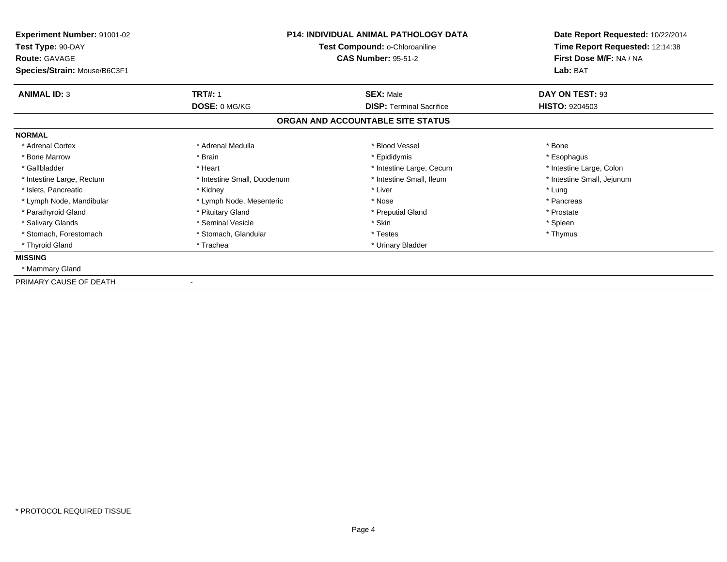**Experiment Number:** 91001-02
**Test Type:** 90-DAY
**Route:** GAVAGE
**Species/Strain:** Mouse/B6C3F1

**P14: INDIVIDUAL ANIMAL PATHOLOGY DATA**
**Test Compound:** o-Chloroaniline
**CAS Number:** 95-51-2

**Date Report Requested:** 10/22/2014
**Time Report Requested:** 12:14:38
**First Dose M/F:** NA / NA
**Lab:** BAT

| **ANIMAL ID:** 3 | **TRT#:** 1 | **SEX:** Male | **DAY ON TEST:** 93 |
|---|---|---|---|
| | **DOSE:** 0 MG/KG | **DISP:** Terminal Sacrifice | **HISTO:** 9204503 |

## ORGAN AND ACCOUNTABLE SITE STATUS

**NORMAL**

| | | | |
|---|---|---|---|
| * Adrenal Cortex | * Adrenal Medulla | * Blood Vessel | * Bone |
| * Bone Marrow | * Brain | * Epididymis | * Esophagus |
| * Gallbladder | * Heart | * Intestine Large, Cecum | * Intestine Large, Colon |
| * Intestine Large, Rectum | * Intestine Small, Duodenum | * Intestine Small, Ileum | * Intestine Small, Jejunum |
| * Islets, Pancreatic | * Kidney | * Liver | * Lung |
| * Lymph Node, Mandibular | * Lymph Node, Mesenteric | * Nose | * Pancreas |
| * Parathyroid Gland | * Pituitary Gland | * Preputial Gland | * Prostate |
| * Salivary Glands | * Seminal Vesicle | * Skin | * Spleen |
| * Stomach, Forestomach | * Stomach, Glandular | * Testes | * Thymus |
| * Thyroid Gland | * Trachea | * Urinary Bladder | |

**MISSING**

* Mammary Gland

PRIMARY CAUSE OF DEATH -

\* PROTOCOL REQUIRED TISSUE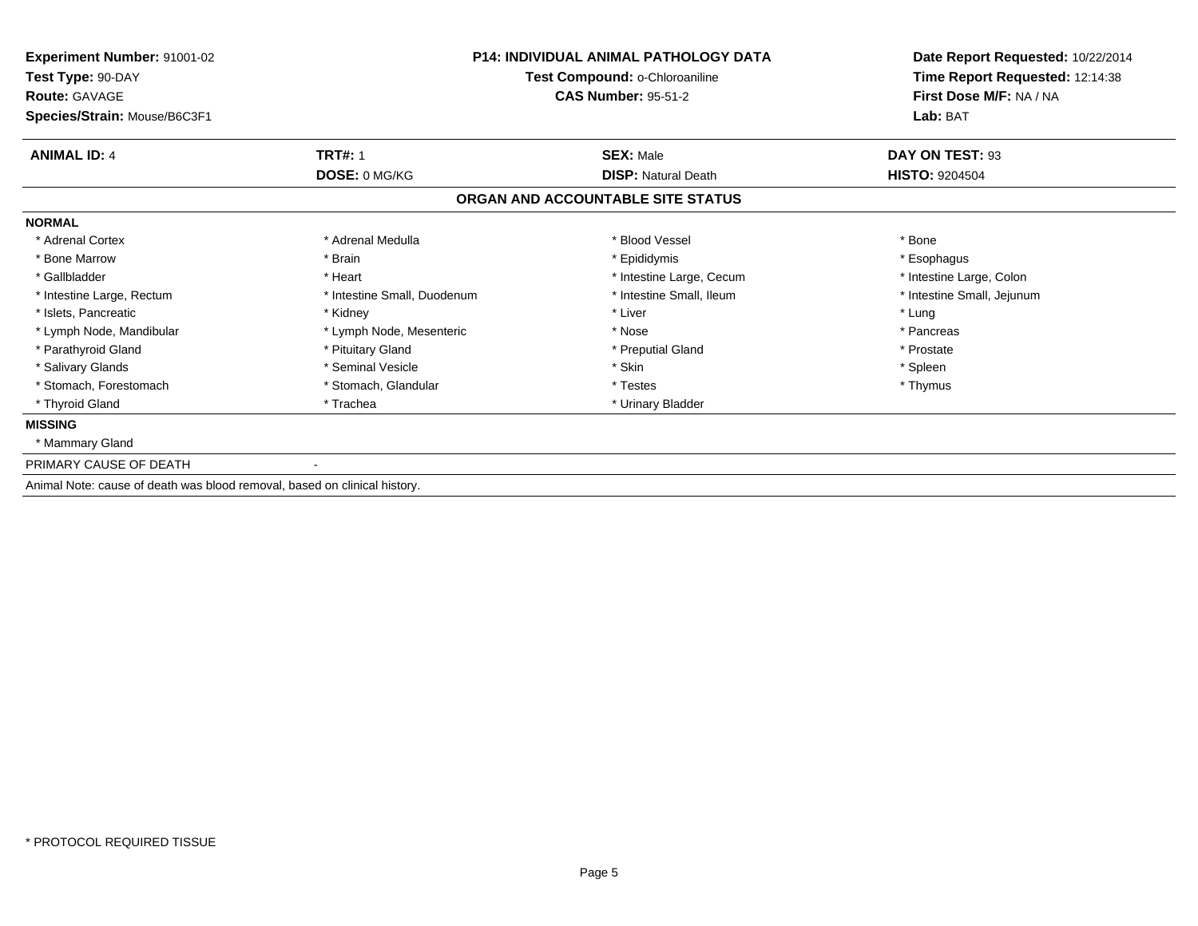**Experiment Number:** 91001-02
**Test Type:** 90-DAY
**Route:** GAVAGE
**Species/Strain:** Mouse/B6C3F1

**P14: INDIVIDUAL ANIMAL PATHOLOGY DATA**
**Test Compound:** o-Chloroaniline
**CAS Number:** 95-51-2

**Date Report Requested:** 10/22/2014
**Time Report Requested:** 12:14:38
**First Dose M/F:** NA / NA
**Lab:** BAT

| **ANIMAL ID:** 4 | **TRT#:** 1 | **SEX:** Male | **DAY ON TEST:** 93 |
|---|---|---|---|
| | **DOSE:** 0 MG/KG | **DISP:** Natural Death | **HISTO:** 9204504 |

## ORGAN AND ACCOUNTABLE SITE STATUS

**NORMAL**

| | | | |
|---|---|---|---|
| * Adrenal Cortex | * Adrenal Medulla | * Blood Vessel | * Bone |
| * Bone Marrow | * Brain | * Epididymis | * Esophagus |
| * Gallbladder | * Heart | * Intestine Large, Cecum | * Intestine Large, Colon |
| * Intestine Large, Rectum | * Intestine Small, Duodenum | * Intestine Small, Ileum | * Intestine Small, Jejunum |
| * Islets, Pancreatic | * Kidney | * Liver | * Lung |
| * Lymph Node, Mandibular | * Lymph Node, Mesenteric | * Nose | * Pancreas |
| * Parathyroid Gland | * Pituitary Gland | * Preputial Gland | * Prostate |
| * Salivary Glands | * Seminal Vesicle | * Skin | * Spleen |
| * Stomach, Forestomach | * Stomach, Glandular | * Testes | * Thymus |
| * Thyroid Gland | * Trachea | * Urinary Bladder | |

**MISSING**

* Mammary Gland

PRIMARY CAUSE OF DEATH -

Animal Note: cause of death was blood removal, based on clinical history.

* PROTOCOL REQUIRED TISSUE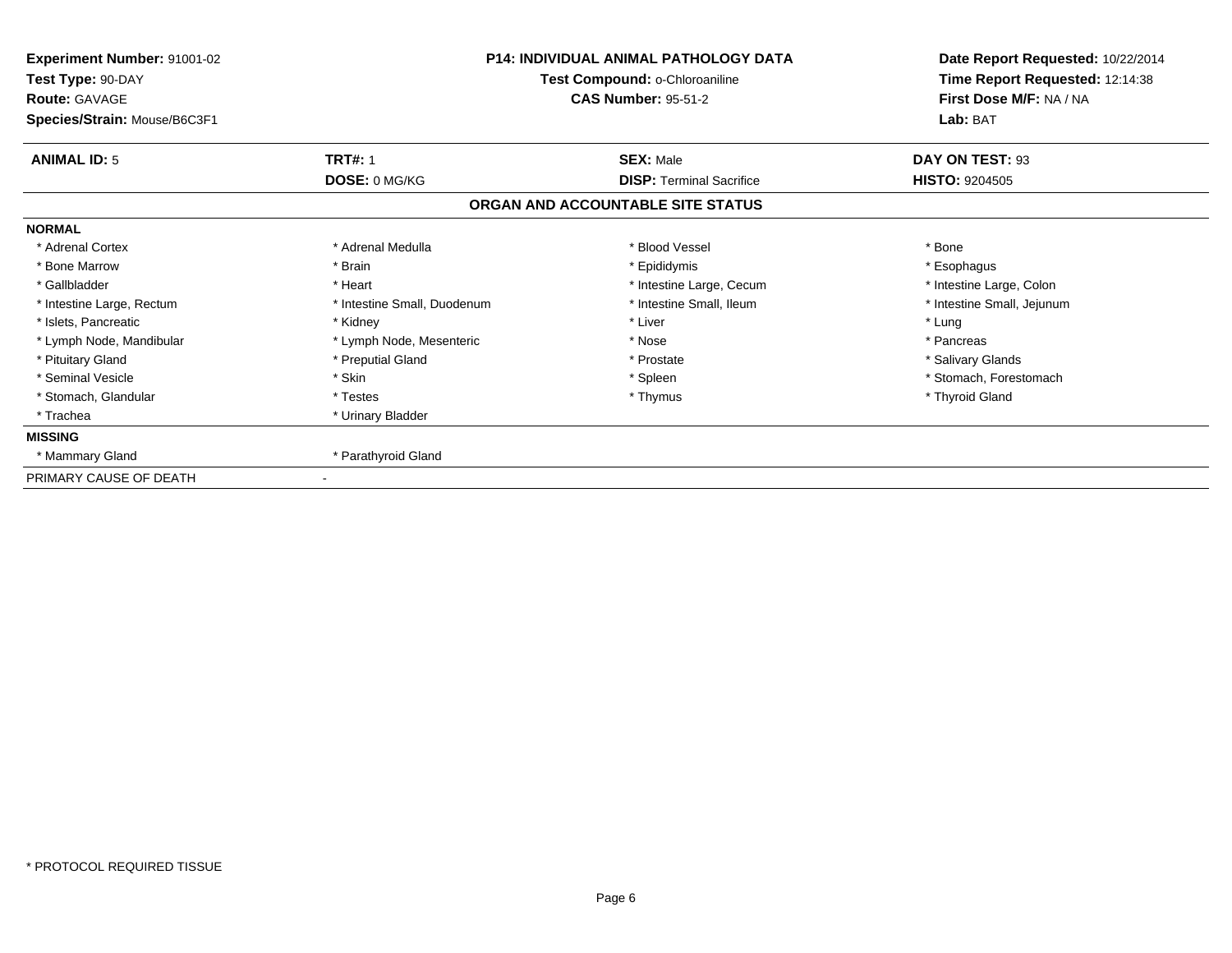**Experiment Number:** 91001-02
**Test Type:** 90-DAY
**Route:** GAVAGE
**Species/Strain:** Mouse/B6C3F1

**P14: INDIVIDUAL ANIMAL PATHOLOGY DATA**
**Test Compound:** o-Chloroaniline
**CAS Number:** 95-51-2

**Date Report Requested:** 10/22/2014
**Time Report Requested:** 12:14:38
**First Dose M/F:** NA / NA
**Lab:** BAT

| **ANIMAL ID:** 5 | **TRT#:** 1 | **SEX:** Male | **DAY ON TEST:** 93 |
|---|---|---|---|
| | **DOSE:** 0 MG/KG | **DISP:** Terminal Sacrifice | **HISTO:** 9204505 |

## ORGAN AND ACCOUNTABLE SITE STATUS

**NORMAL**

| | | | |
|---|---|---|---|
| * Adrenal Cortex | * Adrenal Medulla | * Blood Vessel | * Bone |
| * Bone Marrow | * Brain | * Epididymis | * Esophagus |
| * Gallbladder | * Heart | * Intestine Large, Cecum | * Intestine Large, Colon |
| * Intestine Large, Rectum | * Intestine Small, Duodenum | * Intestine Small, Ileum | * Intestine Small, Jejunum |
| * Islets, Pancreatic | * Kidney | * Liver | * Lung |
| * Lymph Node, Mandibular | * Lymph Node, Mesenteric | * Nose | * Pancreas |
| * Pituitary Gland | * Preputial Gland | * Prostate | * Salivary Glands |
| * Seminal Vesicle | * Skin | * Spleen | * Stomach, Forestomach |
| * Stomach, Glandular | * Testes | * Thymus | * Thyroid Gland |
| * Trachea | * Urinary Bladder | | |

**MISSING**

| | |
|---|---|
| * Mammary Gland | * Parathyroid Gland |

PRIMARY CAUSE OF DEATH -

* PROTOCOL REQUIRED TISSUE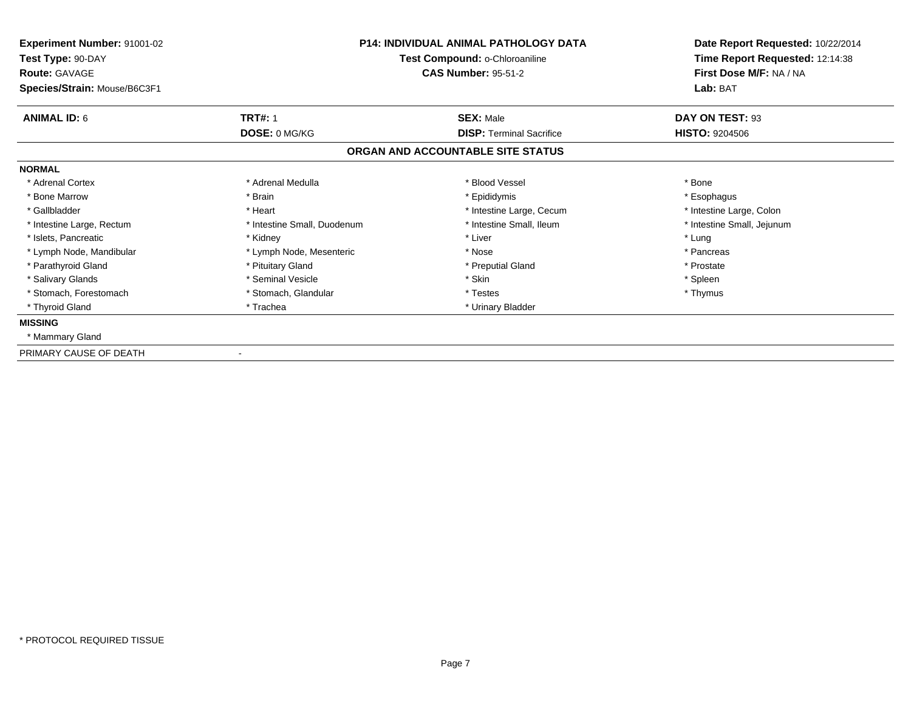**Experiment Number:** 91001-02
**Test Type:** 90-DAY
**Route:** GAVAGE
**Species/Strain:** Mouse/B6C3F1

**P14: INDIVIDUAL ANIMAL PATHOLOGY DATA**
**Test Compound:** o-Chloroaniline
**CAS Number:** 95-51-2

**Date Report Requested:** 10/22/2014
**Time Report Requested:** 12:14:38
**First Dose M/F:** NA / NA
**Lab:** BAT

| **ANIMAL ID:** 6 | **TRT#:** 1 | **SEX:** Male | **DAY ON TEST:** 93 |
|---|---|---|---|
| | **DOSE:** 0 MG/KG | **DISP:** Terminal Sacrifice | **HISTO:** 9204506 |

## ORGAN AND ACCOUNTABLE SITE STATUS

**NORMAL**

| | | | |
|---|---|---|---|
| * Adrenal Cortex | * Adrenal Medulla | * Blood Vessel | * Bone |
| * Bone Marrow | * Brain | * Epididymis | * Esophagus |
| * Gallbladder | * Heart | * Intestine Large, Cecum | * Intestine Large, Colon |
| * Intestine Large, Rectum | * Intestine Small, Duodenum | * Intestine Small, Ileum | * Intestine Small, Jejunum |
| * Islets, Pancreatic | * Kidney | * Liver | * Lung |
| * Lymph Node, Mandibular | * Lymph Node, Mesenteric | * Nose | * Pancreas |
| * Parathyroid Gland | * Pituitary Gland | * Preputial Gland | * Prostate |
| * Salivary Glands | * Seminal Vesicle | * Skin | * Spleen |
| * Stomach, Forestomach | * Stomach, Glandular | * Testes | * Thymus |
| * Thyroid Gland | * Trachea | * Urinary Bladder | |

**MISSING**

* Mammary Gland

PRIMARY CAUSE OF DEATH -

* PROTOCOL REQUIRED TISSUE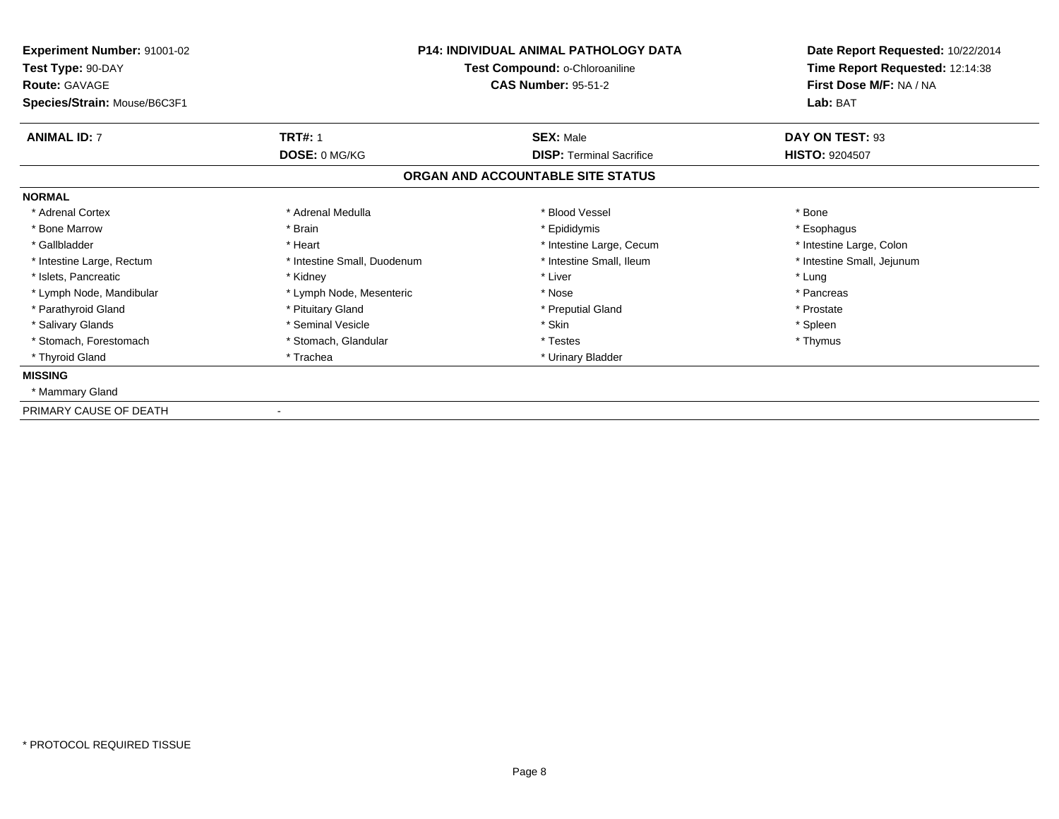**Experiment Number:** 91001-02
**Test Type:** 90-DAY
**Route:** GAVAGE
**Species/Strain:** Mouse/B6C3F1

**P14: INDIVIDUAL ANIMAL PATHOLOGY DATA**
**Test Compound:** o-Chloroaniline
**CAS Number:** 95-51-2

**Date Report Requested:** 10/22/2014
**Time Report Requested:** 12:14:38
**First Dose M/F:** NA / NA
**Lab:** BAT

| **ANIMAL ID:** 7 | **TRT#:** 1 | **SEX:** Male | **DAY ON TEST:** 93 |
|---|---|---|---|
| | **DOSE:** 0 MG/KG | **DISP:** Terminal Sacrifice | **HISTO:** 9204507 |

## ORGAN AND ACCOUNTABLE SITE STATUS

**NORMAL**

| | | | |
|---|---|---|---|
| * Adrenal Cortex | * Adrenal Medulla | * Blood Vessel | * Bone |
| * Bone Marrow | * Brain | * Epididymis | * Esophagus |
| * Gallbladder | * Heart | * Intestine Large, Cecum | * Intestine Large, Colon |
| * Intestine Large, Rectum | * Intestine Small, Duodenum | * Intestine Small, Ileum | * Intestine Small, Jejunum |
| * Islets, Pancreatic | * Kidney | * Liver | * Lung |
| * Lymph Node, Mandibular | * Lymph Node, Mesenteric | * Nose | * Pancreas |
| * Parathyroid Gland | * Pituitary Gland | * Preputial Gland | * Prostate |
| * Salivary Glands | * Seminal Vesicle | * Skin | * Spleen |
| * Stomach, Forestomach | * Stomach, Glandular | * Testes | * Thymus |
| * Thyroid Gland | * Trachea | * Urinary Bladder | |

**MISSING**

* Mammary Gland

PRIMARY CAUSE OF DEATH -

* PROTOCOL REQUIRED TISSUE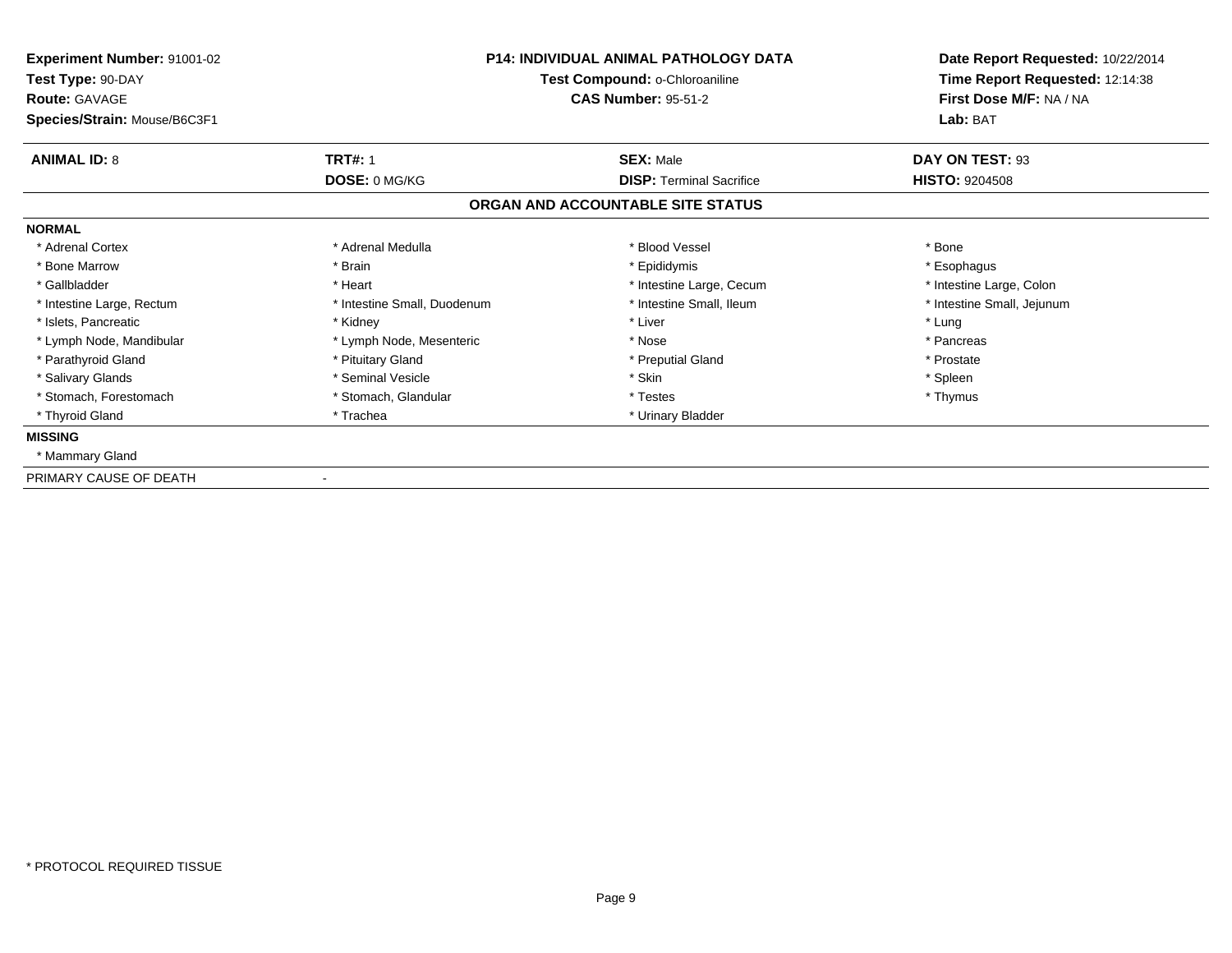**Experiment Number:** 91001-02
**Test Type:** 90-DAY
**Route:** GAVAGE
**Species/Strain:** Mouse/B6C3F1

**P14: INDIVIDUAL ANIMAL PATHOLOGY DATA**
**Test Compound:** o-Chloroaniline
**CAS Number:** 95-51-2

**Date Report Requested:** 10/22/2014
**Time Report Requested:** 12:14:38
**First Dose M/F:** NA / NA
**Lab:** BAT

| **ANIMAL ID:** 8 | **TRT#:** 1 | **SEX:** Male | **DAY ON TEST:** 93 |
|---|---|---|---|
| | **DOSE:** 0 MG/KG | **DISP:** Terminal Sacrifice | **HISTO:** 9204508 |

## ORGAN AND ACCOUNTABLE SITE STATUS

**NORMAL**

| | | | |
|---|---|---|---|
| * Adrenal Cortex | * Adrenal Medulla | * Blood Vessel | * Bone |
| * Bone Marrow | * Brain | * Epididymis | * Esophagus |
| * Gallbladder | * Heart | * Intestine Large, Cecum | * Intestine Large, Colon |
| * Intestine Large, Rectum | * Intestine Small, Duodenum | * Intestine Small, Ileum | * Intestine Small, Jejunum |
| * Islets, Pancreatic | * Kidney | * Liver | * Lung |
| * Lymph Node, Mandibular | * Lymph Node, Mesenteric | * Nose | * Pancreas |
| * Parathyroid Gland | * Pituitary Gland | * Preputial Gland | * Prostate |
| * Salivary Glands | * Seminal Vesicle | * Skin | * Spleen |
| * Stomach, Forestomach | * Stomach, Glandular | * Testes | * Thymus |
| * Thyroid Gland | * Trachea | * Urinary Bladder | |

**MISSING**

* Mammary Gland

PRIMARY CAUSE OF DEATH -

* PROTOCOL REQUIRED TISSUE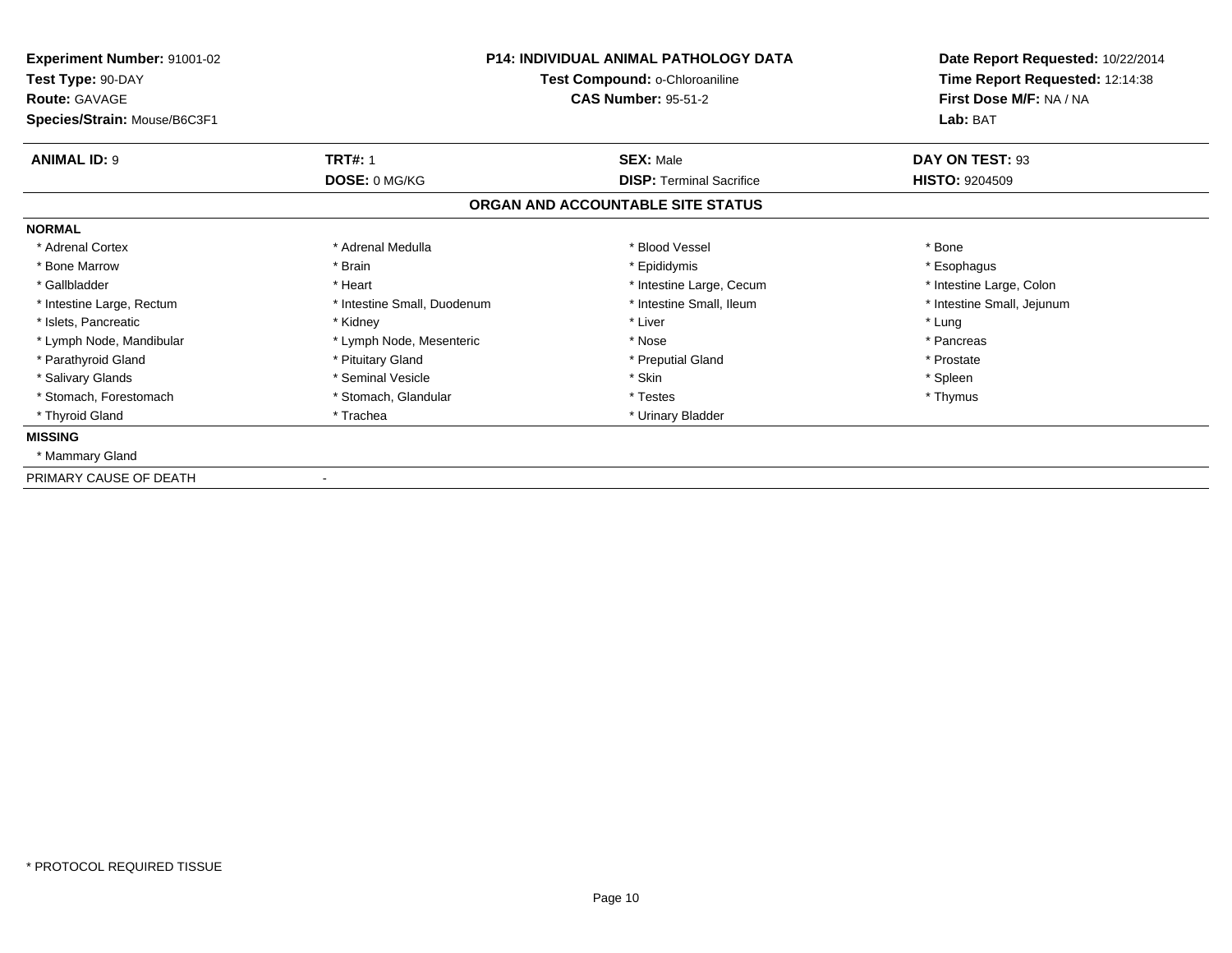**Experiment Number:** 91001-02
**Test Type:** 90-DAY
**Route:** GAVAGE
**Species/Strain:** Mouse/B6C3F1

**P14: INDIVIDUAL ANIMAL PATHOLOGY DATA**
**Test Compound:** o-Chloroaniline
**CAS Number:** 95-51-2

**Date Report Requested:** 10/22/2014
**Time Report Requested:** 12:14:38
**First Dose M/F:** NA / NA
**Lab:** BAT

| **ANIMAL ID:** 9 | **TRT#:** 1 | **SEX:** Male | **DAY ON TEST:** 93 |
|---|---|---|---|
| | **DOSE:** 0 MG/KG | **DISP:** Terminal Sacrifice | **HISTO:** 9204509 |

## ORGAN AND ACCOUNTABLE SITE STATUS

**NORMAL**

| | | | |
|---|---|---|---|
| * Adrenal Cortex | * Adrenal Medulla | * Blood Vessel | * Bone |
| * Bone Marrow | * Brain | * Epididymis | * Esophagus |
| * Gallbladder | * Heart | * Intestine Large, Cecum | * Intestine Large, Colon |
| * Intestine Large, Rectum | * Intestine Small, Duodenum | * Intestine Small, Ileum | * Intestine Small, Jejunum |
| * Islets, Pancreatic | * Kidney | * Liver | * Lung |
| * Lymph Node, Mandibular | * Lymph Node, Mesenteric | * Nose | * Pancreas |
| * Parathyroid Gland | * Pituitary Gland | * Preputial Gland | * Prostate |
| * Salivary Glands | * Seminal Vesicle | * Skin | * Spleen |
| * Stomach, Forestomach | * Stomach, Glandular | * Testes | * Thymus |
| * Thyroid Gland | * Trachea | * Urinary Bladder | |

**MISSING**

* Mammary Gland

PRIMARY CAUSE OF DEATH -

* PROTOCOL REQUIRED TISSUE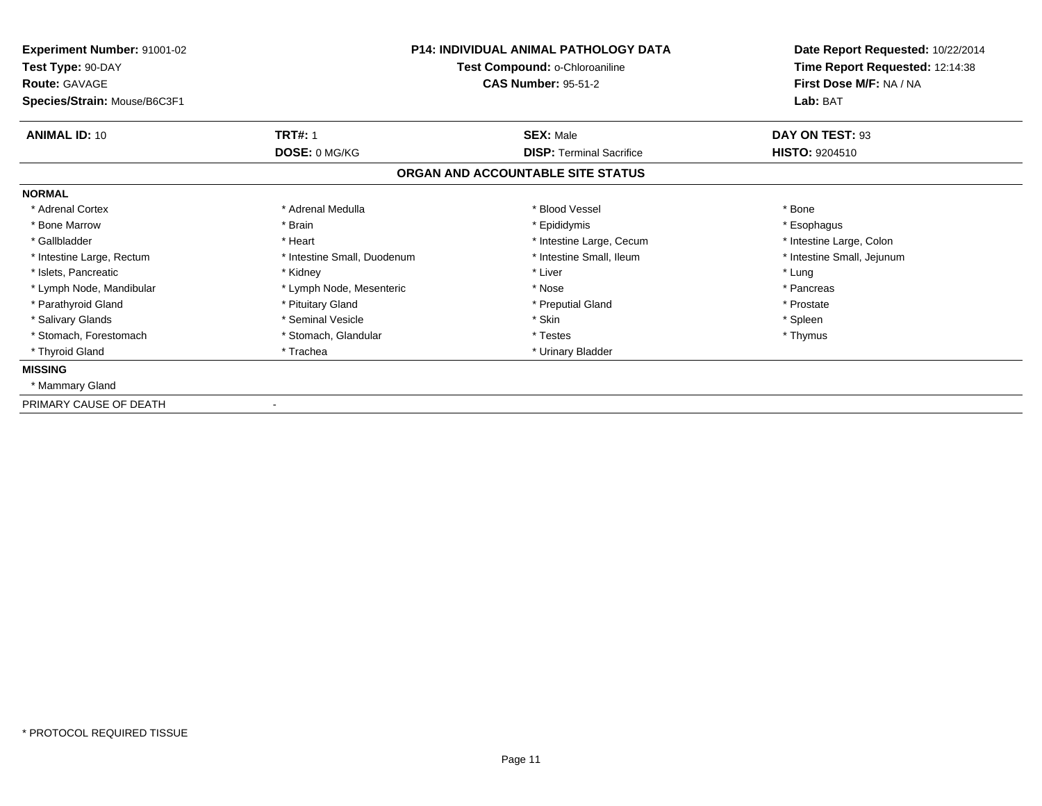**Experiment Number:** 91001-02
**Test Type:** 90-DAY
**Route:** GAVAGE
**Species/Strain:** Mouse/B6C3F1

**P14: INDIVIDUAL ANIMAL PATHOLOGY DATA**
**Test Compound:** o-Chloroaniline
**CAS Number:** 95-51-2

**Date Report Requested:** 10/22/2014
**Time Report Requested:** 12:14:38
**First Dose M/F:** NA / NA
**Lab:** BAT

| **ANIMAL ID:** 10 | **TRT#:** 1 | **SEX:** Male | **DAY ON TEST:** 93 |
|---|---|---|---|
| | **DOSE:** 0 MG/KG | **DISP:** Terminal Sacrifice | **HISTO:** 9204510 |

## ORGAN AND ACCOUNTABLE SITE STATUS

**NORMAL**

| | | | |
|---|---|---|---|
| * Adrenal Cortex | * Adrenal Medulla | * Blood Vessel | * Bone |
| * Bone Marrow | * Brain | * Epididymis | * Esophagus |
| * Gallbladder | * Heart | * Intestine Large, Cecum | * Intestine Large, Colon |
| * Intestine Large, Rectum | * Intestine Small, Duodenum | * Intestine Small, Ileum | * Intestine Small, Jejunum |
| * Islets, Pancreatic | * Kidney | * Liver | * Lung |
| * Lymph Node, Mandibular | * Lymph Node, Mesenteric | * Nose | * Pancreas |
| * Parathyroid Gland | * Pituitary Gland | * Preputial Gland | * Prostate |
| * Salivary Glands | * Seminal Vesicle | * Skin | * Spleen |
| * Stomach, Forestomach | * Stomach, Glandular | * Testes | * Thymus |
| * Thyroid Gland | * Trachea | * Urinary Bladder | |

**MISSING**

* Mammary Gland

PRIMARY CAUSE OF DEATH -

* PROTOCOL REQUIRED TISSUE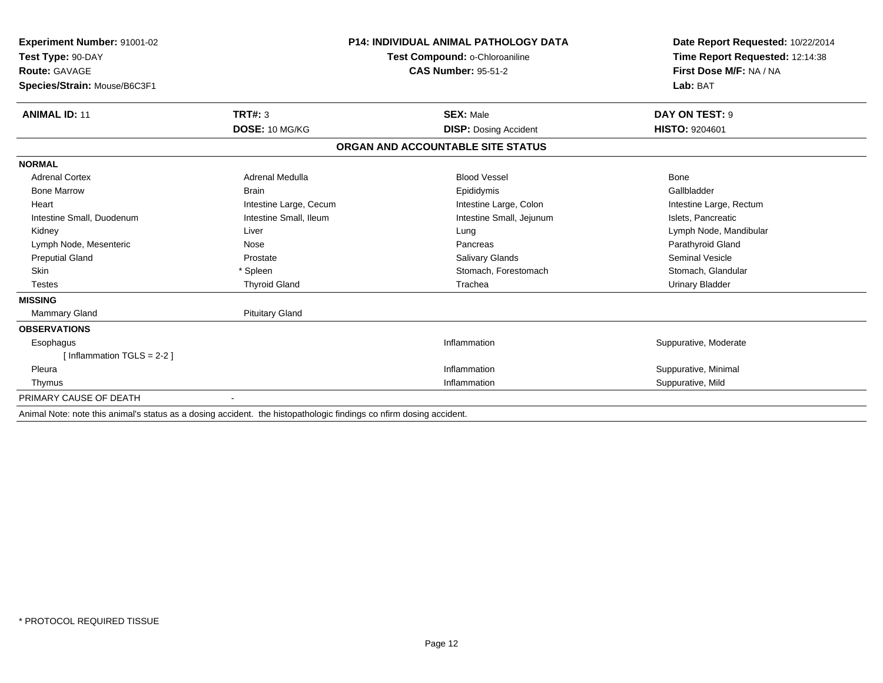**Experiment Number:** 91001-02
**Test Type:** 90-DAY
**Route:** GAVAGE
**Species/Strain:** Mouse/B6C3F1

**P14: INDIVIDUAL ANIMAL PATHOLOGY DATA**
**Test Compound:** o-Chloroaniline
**CAS Number:** 95-51-2

**Date Report Requested:** 10/22/2014
**Time Report Requested:** 12:14:38
**First Dose M/F:** NA / NA
**Lab:** BAT

| **ANIMAL ID:** 11 | **TRT#:** 3 | **SEX:** Male | **DAY ON TEST:** 9 |
|---|---|---|---|
| | **DOSE:** 10 MG/KG | **DISP:** Dosing Accident | **HISTO:** 9204601 |

## ORGAN AND ACCOUNTABLE SITE STATUS

| | | | |
|---|---|---|---|
| **NORMAL** | | | |
| Adrenal Cortex | Adrenal Medulla | Blood Vessel | Bone |
| Bone Marrow | Brain | Epididymis | Gallbladder |
| Heart | Intestine Large, Cecum | Intestine Large, Colon | Intestine Large, Rectum |
| Intestine Small, Duodenum | Intestine Small, Ileum | Intestine Small, Jejunum | Islets, Pancreatic |
| Kidney | Liver | Lung | Lymph Node, Mandibular |
| Lymph Node, Mesenteric | Nose | Pancreas | Parathyroid Gland |
| Preputial Gland | Prostate | Salivary Glands | Seminal Vesicle |
| Skin | * Spleen | Stomach, Forestomach | Stomach, Glandular |
| Testes | Thyroid Gland | Trachea | Urinary Bladder |
| **MISSING** | | | |
| Mammary Gland | Pituitary Gland | | |
| **OBSERVATIONS** | | | |
| Esophagus | | Inflammation | Suppurative, Moderate |
| [ Inflammation TGLS = 2-2 ] | | | |
| Pleura | | Inflammation | Suppurative, Minimal |
| Thymus | | Inflammation | Suppurative, Mild |
| PRIMARY CAUSE OF DEATH | - | | |

Animal Note: note this animal's status as a dosing accident. the histopathologic findings co nfirm dosing accident.

* PROTOCOL REQUIRED TISSUE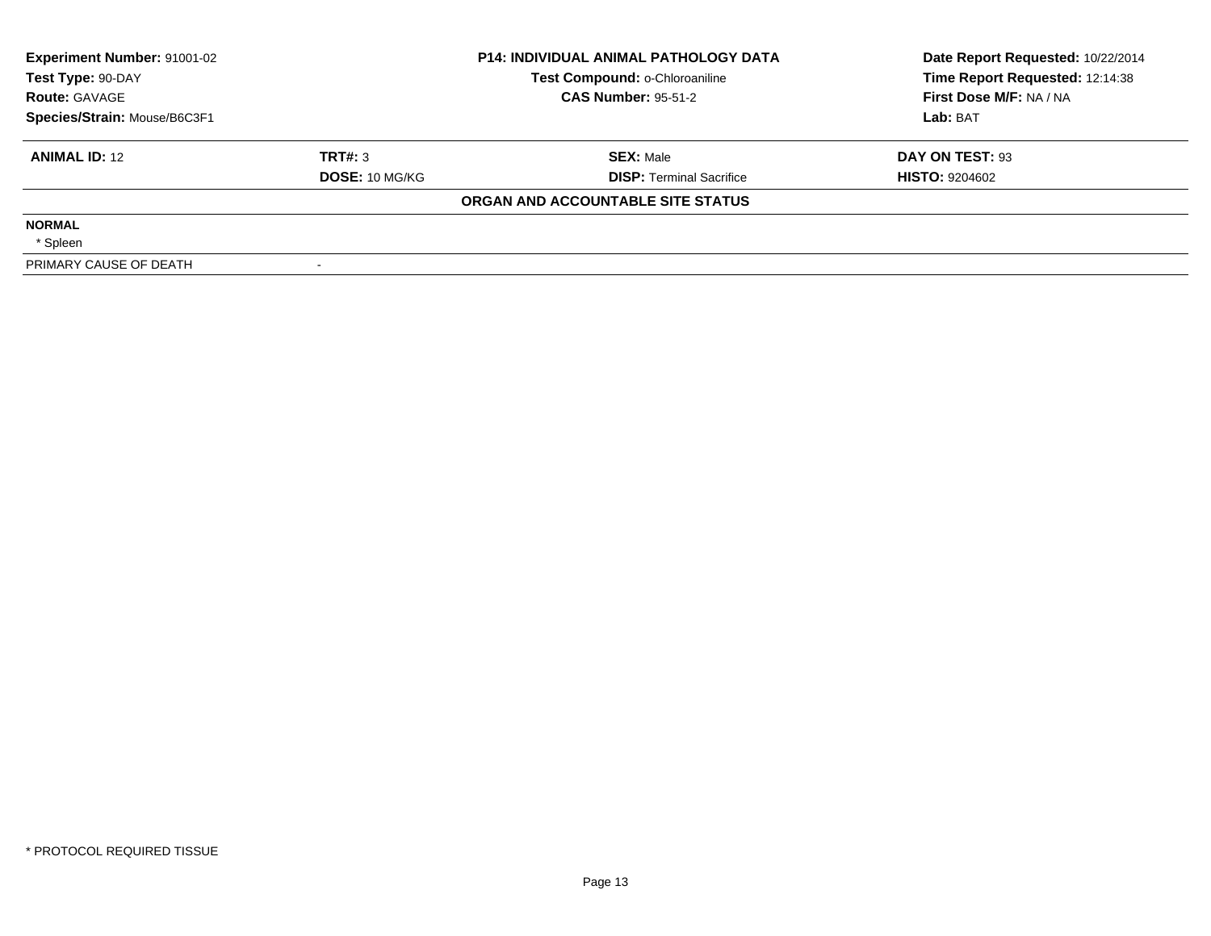| Experiment Number: 91001-02 | P14: INDIVIDUAL ANIMAL PATHOLOGY DATA | Date Report Requested: 10/22/2014 |
|---|---|---|
| Test Type: 90-DAY | Test Compound: o-Chloroaniline | Time Report Requested: 12:14:38 |
| Route: GAVAGE | CAS Number: 95-51-2 | First Dose M/F: NA / NA |
| Species/Strain: Mouse/B6C3F1 | | Lab: BAT |

| ANIMAL ID: 12 | TRT#: 3 | SEX: Male | DAY ON TEST: 93 |
|---|---|---|---|
| | DOSE: 10 MG/KG | DISP: Terminal Sacrifice | HISTO: 9204602 |

**ORGAN AND ACCOUNTABLE SITE STATUS**

**NORMAL**

* Spleen

| PRIMARY CAUSE OF DEATH | - |
|---|---|

* PROTOCOL REQUIRED TISSUE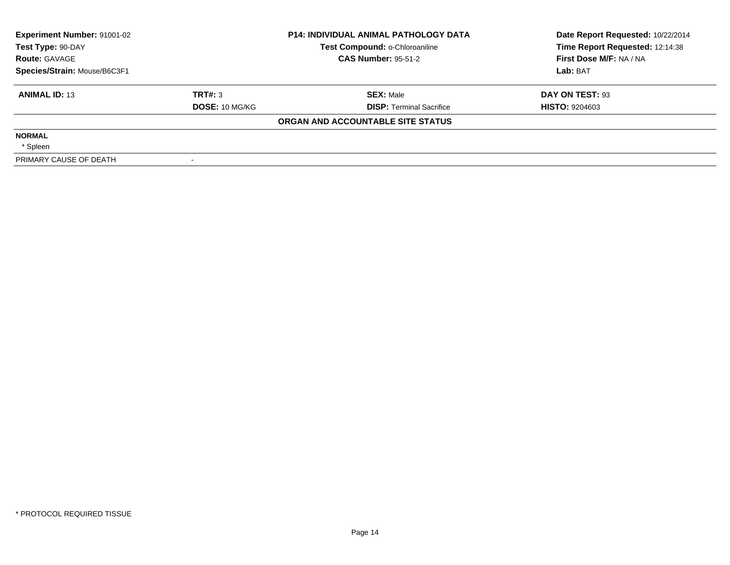| Experiment Number: 91001-02 | P14: INDIVIDUAL ANIMAL PATHOLOGY DATA | Date Report Requested: 10/22/2014 |
|---|---|---|
| Test Type: 90-DAY | Test Compound: o-Chloroaniline | Time Report Requested: 12:14:38 |
| Route: GAVAGE | CAS Number: 95-51-2 | First Dose M/F: NA / NA |
| Species/Strain: Mouse/B6C3F1 | | Lab: BAT |

| ANIMAL ID: 13 | TRT#: 3 | SEX: Male | DAY ON TEST: 93 |
|---|---|---|---|
| | DOSE: 10 MG/KG | DISP: Terminal Sacrifice | HISTO: 9204603 |

**ORGAN AND ACCOUNTABLE SITE STATUS**

**NORMAL**

* Spleen

| PRIMARY CAUSE OF DEATH | - |
|---|---|

* PROTOCOL REQUIRED TISSUE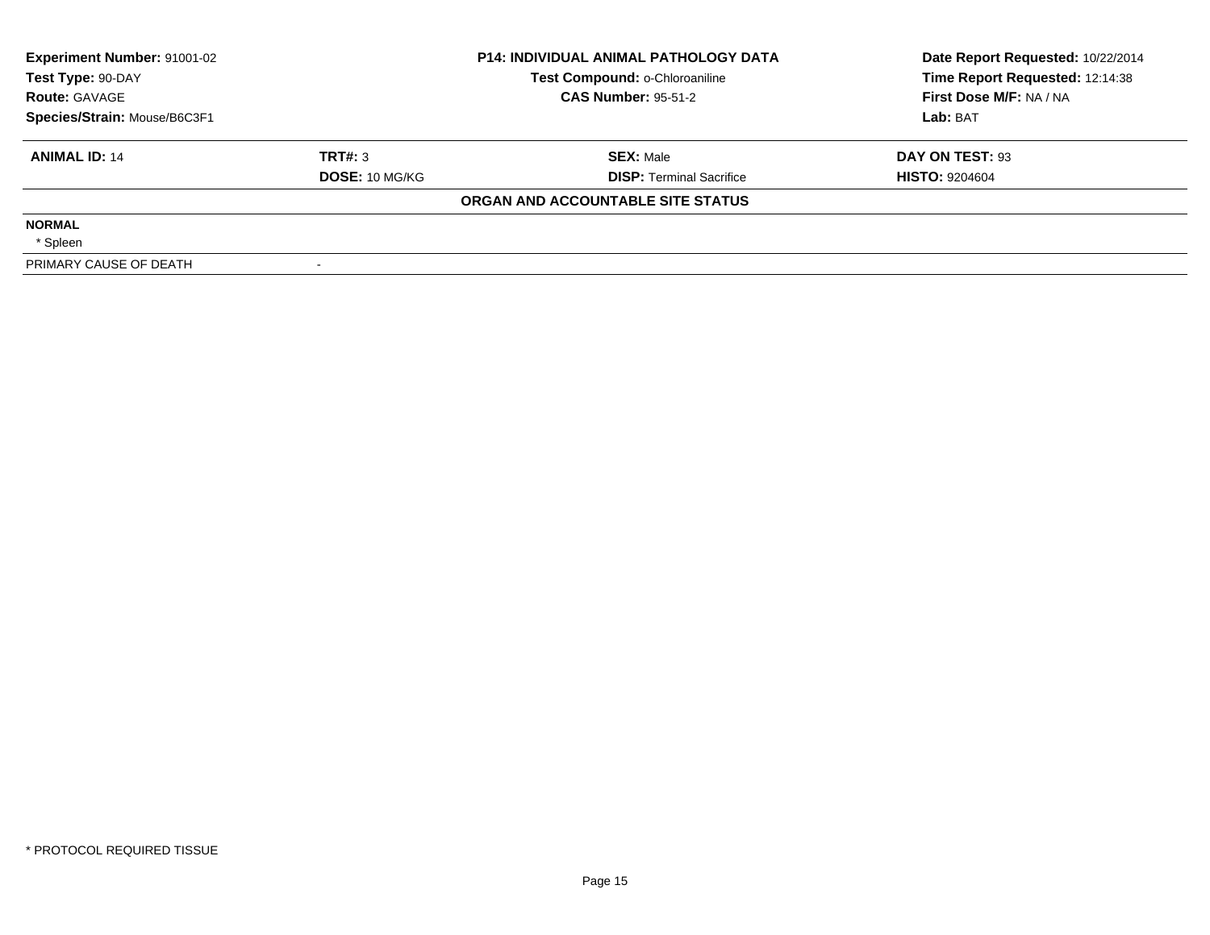| Experiment Number: 91001-02 | P14: INDIVIDUAL ANIMAL PATHOLOGY DATA | Date Report Requested: 10/22/2014 |
|---|---|---|
| Test Type: 90-DAY | Test Compound: o-Chloroaniline | Time Report Requested: 12:14:38 |
| Route: GAVAGE | CAS Number: 95-51-2 | First Dose M/F: NA / NA |
| Species/Strain: Mouse/B6C3F1 | | Lab: BAT |

| ANIMAL ID: 14 | TRT#: 3 | SEX: Male | DAY ON TEST: 93 |
|---|---|---|---|
| | DOSE: 10 MG/KG | DISP: Terminal Sacrifice | HISTO: 9204604 |

**ORGAN AND ACCOUNTABLE SITE STATUS**

**NORMAL**

* Spleen

| PRIMARY CAUSE OF DEATH | - |
|---|---|

* PROTOCOL REQUIRED TISSUE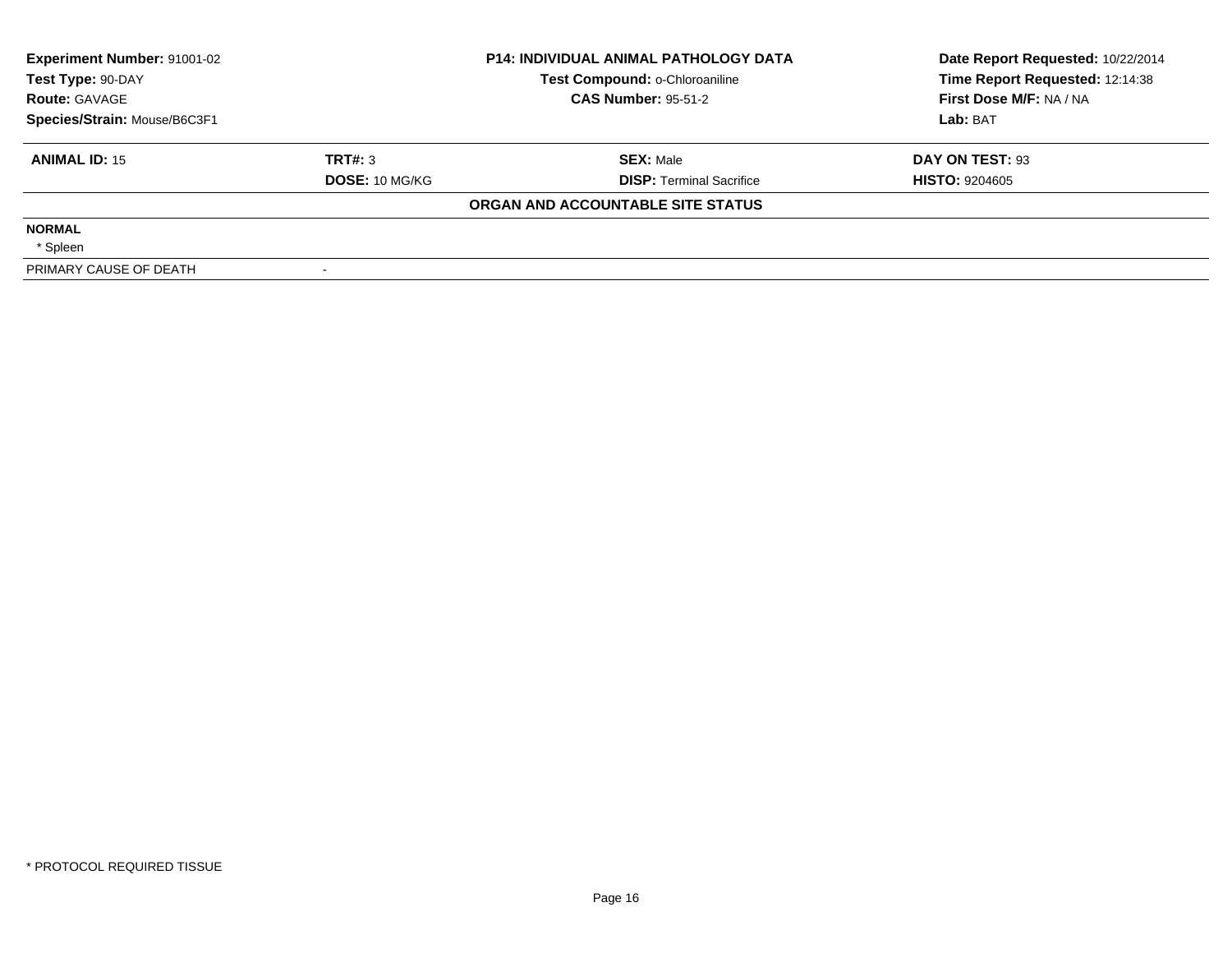| Experiment Number: 91001-02 | P14: INDIVIDUAL ANIMAL PATHOLOGY DATA | Date Report Requested: 10/22/2014 |
|---|---|---|
| Test Type: 90-DAY | Test Compound: o-Chloroaniline | Time Report Requested: 12:14:38 |
| Route: GAVAGE | CAS Number: 95-51-2 | First Dose M/F: NA / NA |
| Species/Strain: Mouse/B6C3F1 | | Lab: BAT |

| ANIMAL ID: 15 | TRT#: 3 | SEX: Male | DAY ON TEST: 93 |
|---|---|---|---|
| | DOSE: 10 MG/KG | DISP: Terminal Sacrifice | HISTO: 9204605 |

**ORGAN AND ACCOUNTABLE SITE STATUS**

**NORMAL**

* Spleen

| PRIMARY CAUSE OF DEATH | - |
|---|---|

* PROTOCOL REQUIRED TISSUE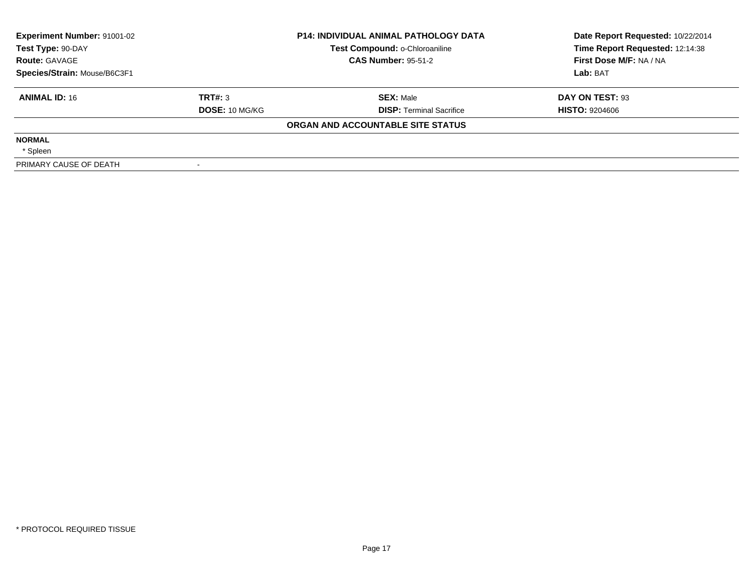**Experiment Number:** 91001-02
**Test Type:** 90-DAY
**Route:** GAVAGE
**Species/Strain:** Mouse/B6C3F1

**P14: INDIVIDUAL ANIMAL PATHOLOGY DATA**
**Test Compound:** o-Chloroaniline
**CAS Number:** 95-51-2

**Date Report Requested:** 10/22/2014
**Time Report Requested:** 12:14:38
**First Dose M/F:** NA / NA
**Lab:** BAT

| **ANIMAL ID:** 16 | **TRT#:** 3 | **SEX:** Male | **DAY ON TEST:** 93 |
|---|---|---|---|
| | **DOSE:** 10 MG/KG | **DISP:** Terminal Sacrifice | **HISTO:** 9204606 |

**ORGAN AND ACCOUNTABLE SITE STATUS**

| | |
|---|---|
| **NORMAL** | |
| * Spleen | |
| PRIMARY CAUSE OF DEATH | - |

* PROTOCOL REQUIRED TISSUE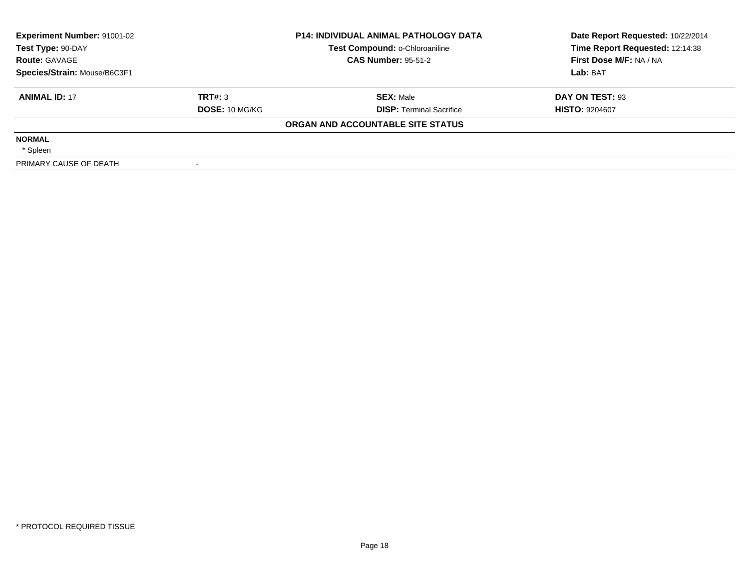| Experiment Number: 91001-02 | P14: INDIVIDUAL ANIMAL PATHOLOGY DATA | Date Report Requested: 10/22/2014 |
|---|---|---|
| Test Type: 90-DAY | Test Compound: o-Chloroaniline | Time Report Requested: 12:14:38 |
| Route: GAVAGE | CAS Number: 95-51-2 | First Dose M/F: NA / NA |
| Species/Strain: Mouse/B6C3F1 | | Lab: BAT |

| ANIMAL ID: 17 | TRT#: 3 | SEX: Male | DAY ON TEST: 93 |
|---|---|---|---|
| | DOSE: 10 MG/KG | DISP: Terminal Sacrifice | HISTO: 9204607 |

**ORGAN AND ACCOUNTABLE SITE STATUS**

**NORMAL**

* Spleen

| PRIMARY CAUSE OF DEATH | - |
|---|---|

* PROTOCOL REQUIRED TISSUE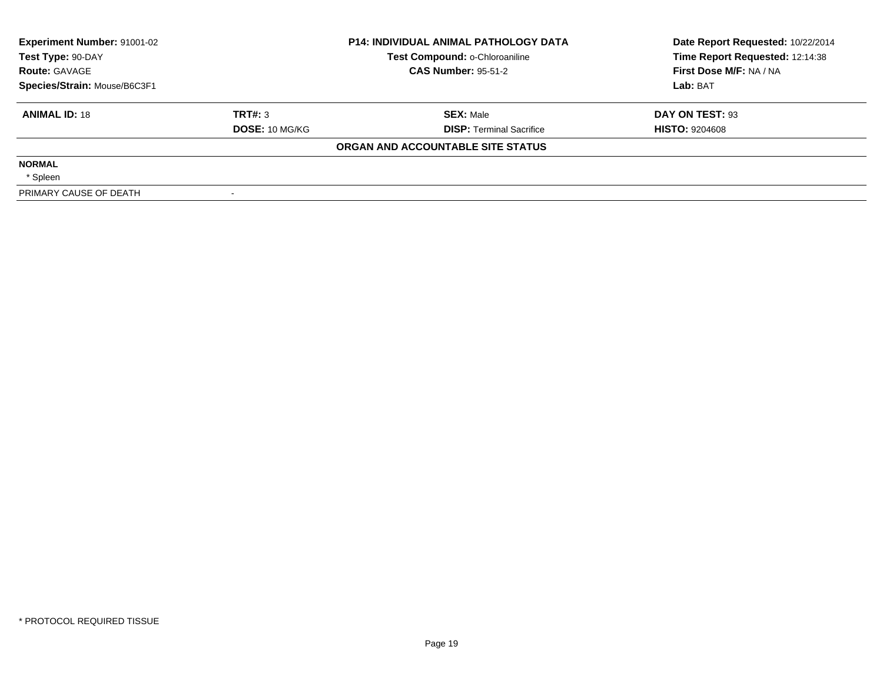| Experiment Number: 91001-02 | P14: INDIVIDUAL ANIMAL PATHOLOGY DATA | Date Report Requested: 10/22/2014 |
|---|---|---|
| Test Type: 90-DAY | Test Compound: o-Chloroaniline | Time Report Requested: 12:14:38 |
| Route: GAVAGE | CAS Number: 95-51-2 | First Dose M/F: NA / NA |
| Species/Strain: Mouse/B6C3F1 | | Lab: BAT |

| ANIMAL ID: 18 | TRT#: 3 | SEX: Male | DAY ON TEST: 93 |
|---|---|---|---|
| | DOSE: 10 MG/KG | DISP: Terminal Sacrifice | HISTO: 9204608 |

**ORGAN AND ACCOUNTABLE SITE STATUS**

| | |
|---|---|
| **NORMAL** | |
| * Spleen | |
| PRIMARY CAUSE OF DEATH | - |

* PROTOCOL REQUIRED TISSUE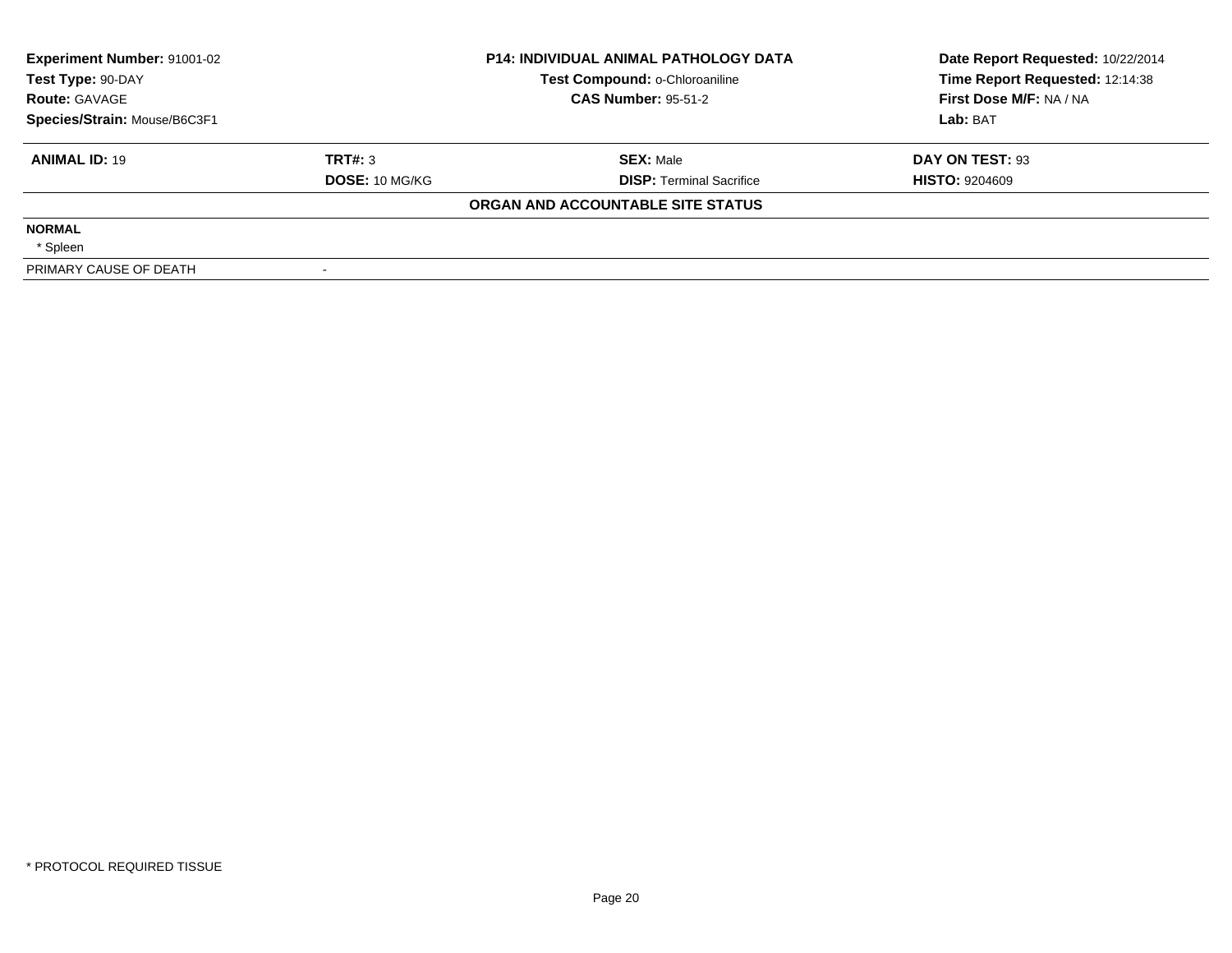**Experiment Number:** 91001-02
**Test Type:** 90-DAY
**Route:** GAVAGE
**Species/Strain:** Mouse/B6C3F1

**P14: INDIVIDUAL ANIMAL PATHOLOGY DATA**
**Test Compound:** o-Chloroaniline
**CAS Number:** 95-51-2

**Date Report Requested:** 10/22/2014
**Time Report Requested:** 12:14:38
**First Dose M/F:** NA / NA
**Lab:** BAT

| **ANIMAL ID:** 19 | **TRT#:** 3 | **SEX:** Male | **DAY ON TEST:** 93 |
|---|---|---|---|
| | **DOSE:** 10 MG/KG | **DISP:** Terminal Sacrifice | **HISTO:** 9204609 |

**ORGAN AND ACCOUNTABLE SITE STATUS**

**NORMAL**
* Spleen

| PRIMARY CAUSE OF DEATH | - |
|---|---|

* PROTOCOL REQUIRED TISSUE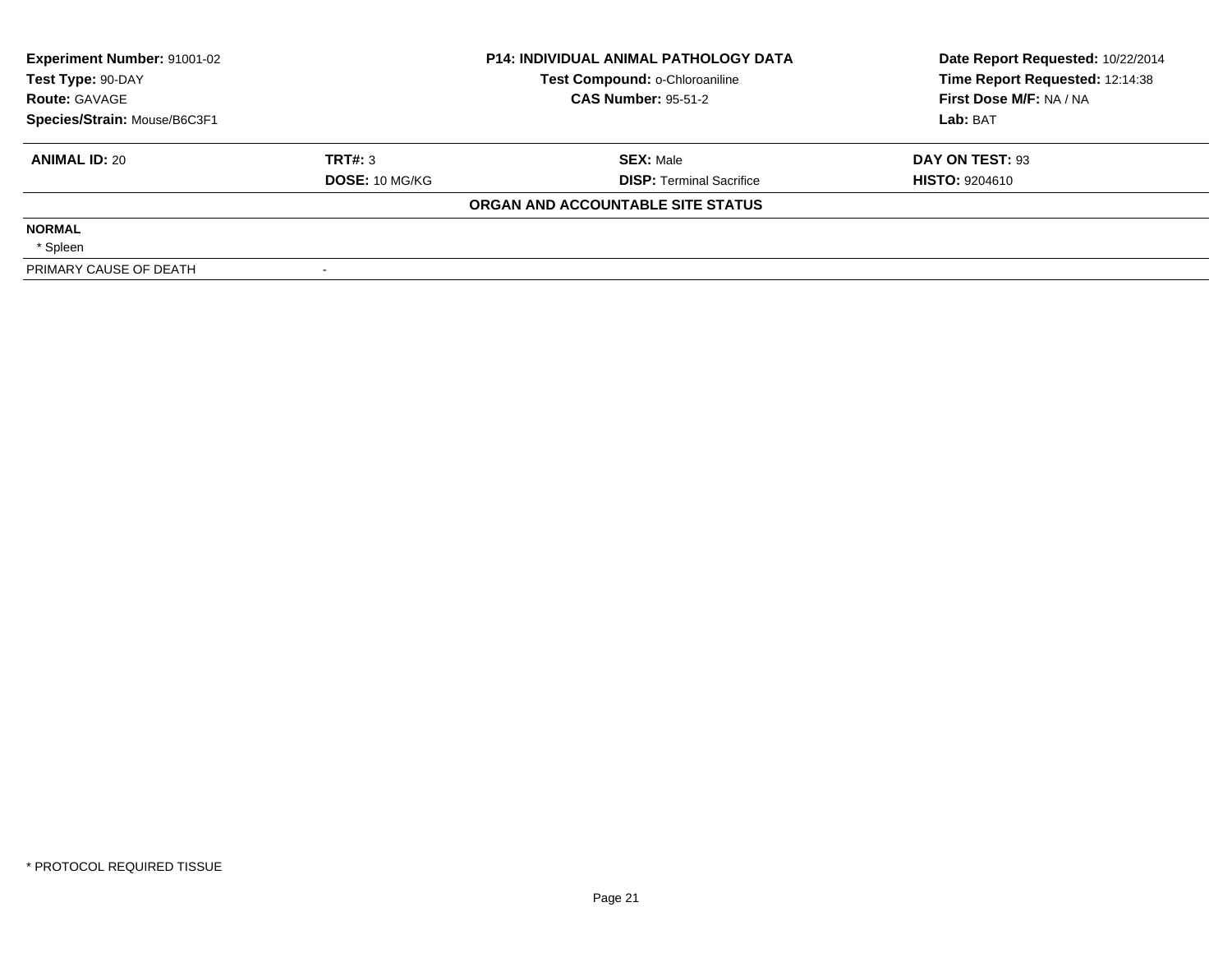| Experiment Number: 91001-02 | P14: INDIVIDUAL ANIMAL PATHOLOGY DATA | | Date Report Requested: 10/22/2014 |
|---|---|---|---|
| Test Type: 90-DAY | Test Compound: o-Chloroaniline | | Time Report Requested: 12:14:38 |
| Route: GAVAGE | CAS Number: 95-51-2 | | First Dose M/F: NA / NA |
| Species/Strain: Mouse/B6C3F1 | | | Lab: BAT |

| ANIMAL ID: 20 | TRT#: 3 | SEX: Male | DAY ON TEST: 93 |
|---|---|---|---|
| | DOSE: 10 MG/KG | DISP: Terminal Sacrifice | HISTO: 9204610 |

**ORGAN AND ACCOUNTABLE SITE STATUS**

**NORMAL**

* Spleen

| PRIMARY CAUSE OF DEATH | - |
|---|---|

* PROTOCOL REQUIRED TISSUE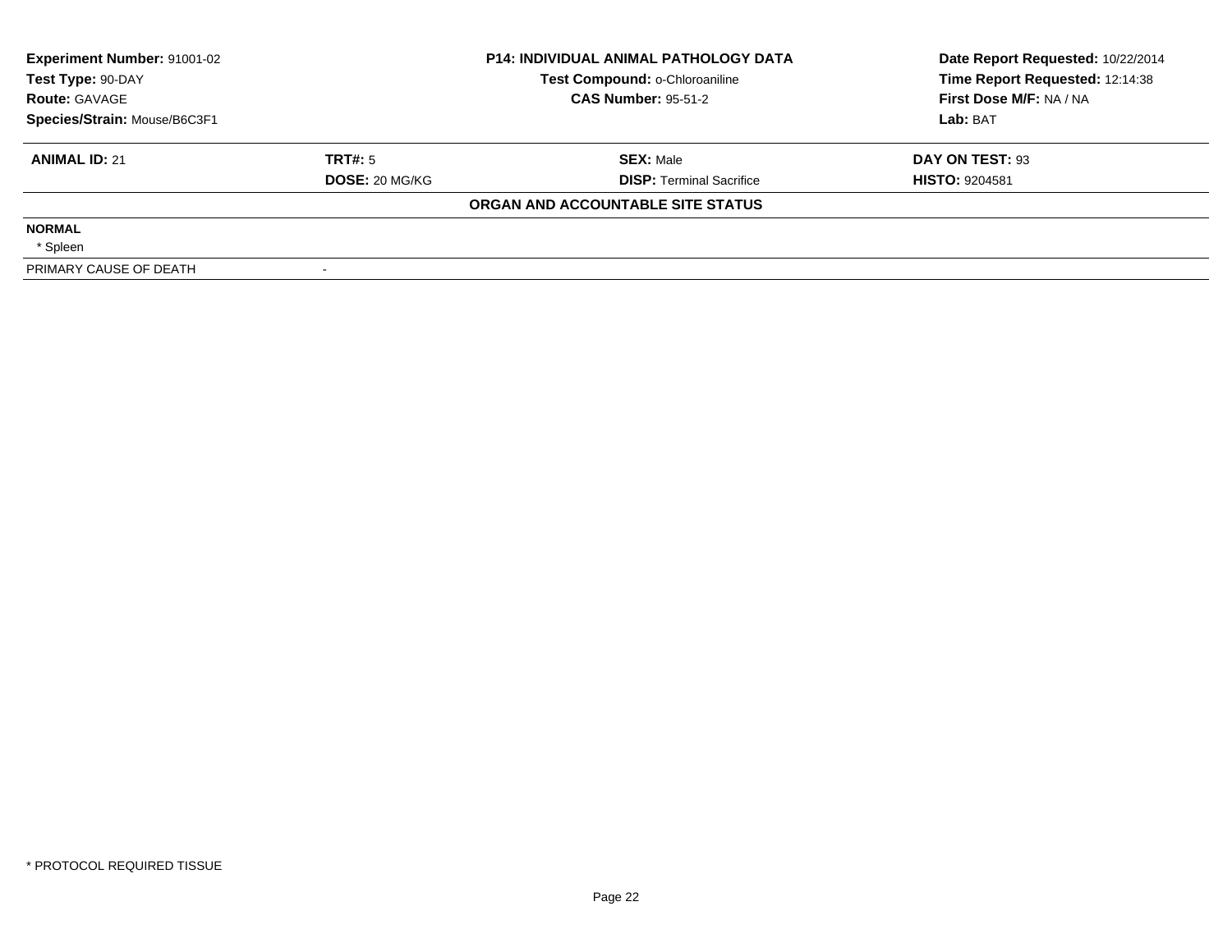| Experiment Number: 91001-02 | P14: INDIVIDUAL ANIMAL PATHOLOGY DATA | Date Report Requested: 10/22/2014 |
|---|---|---|
| Test Type: 90-DAY | Test Compound: o-Chloroaniline | Time Report Requested: 12:14:38 |
| Route: GAVAGE | CAS Number: 95-51-2 | First Dose M/F: NA / NA |
| Species/Strain: Mouse/B6C3F1 | | Lab: BAT |

| ANIMAL ID: 21 | TRT#: 5 | SEX: Male | DAY ON TEST: 93 |
|---|---|---|---|
| | DOSE: 20 MG/KG | DISP: Terminal Sacrifice | HISTO: 9204581 |

**ORGAN AND ACCOUNTABLE SITE STATUS**

**NORMAL**

* Spleen

| PRIMARY CAUSE OF DEATH | - |
|---|---|

* PROTOCOL REQUIRED TISSUE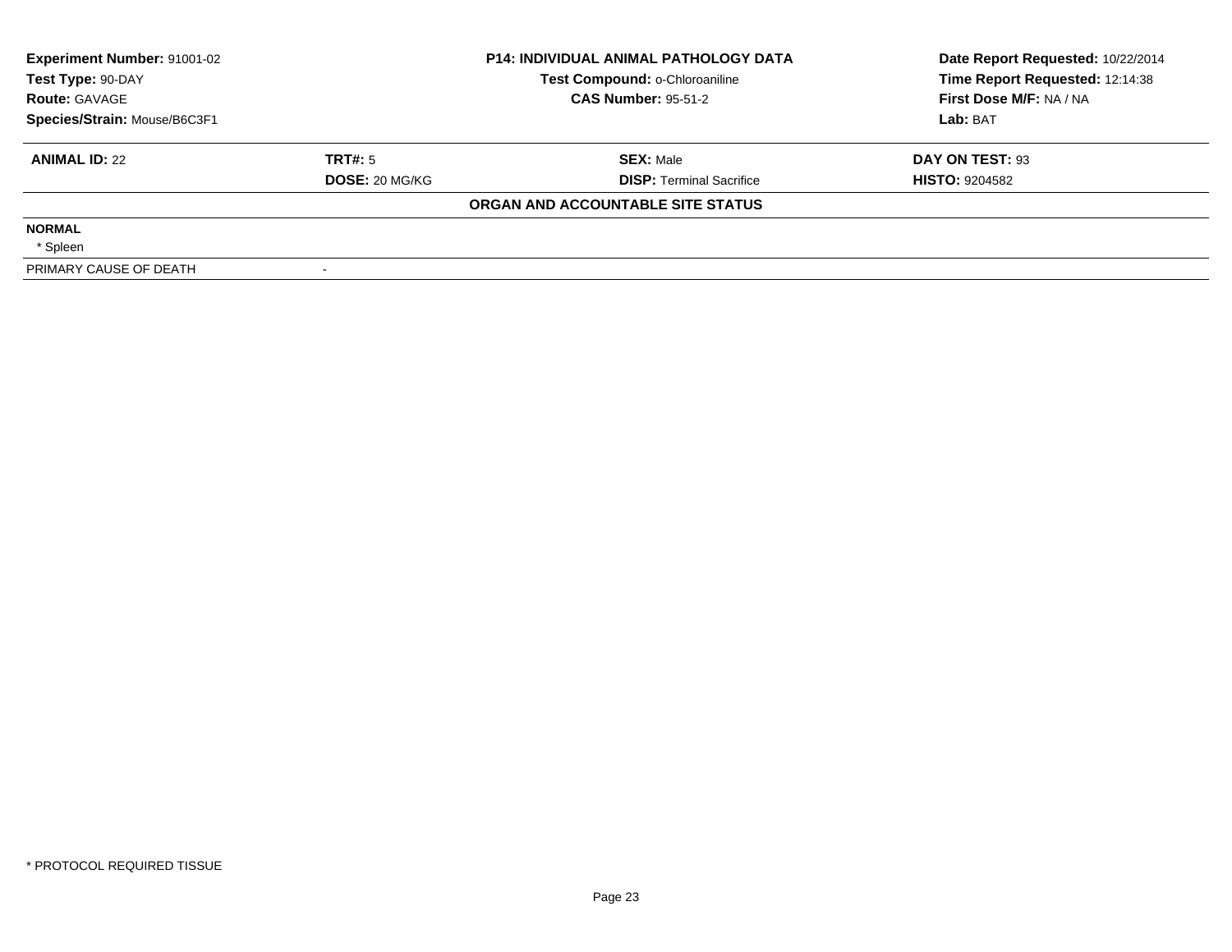| Experiment Number: 91001-02 | P14: INDIVIDUAL ANIMAL PATHOLOGY DATA | Date Report Requested: 10/22/2014 |
|---|---|---|
| Test Type: 90-DAY | Test Compound: o-Chloroaniline | Time Report Requested: 12:14:38 |
| Route: GAVAGE | CAS Number: 95-51-2 | First Dose M/F: NA / NA |
| Species/Strain: Mouse/B6C3F1 | | Lab: BAT |

| ANIMAL ID: 22 | TRT#: 5 | SEX: Male | DAY ON TEST: 93 |
|---|---|---|---|
| | DOSE: 20 MG/KG | DISP: Terminal Sacrifice | HISTO: 9204582 |

**ORGAN AND ACCOUNTABLE SITE STATUS**

**NORMAL**

* Spleen

| PRIMARY CAUSE OF DEATH | - |
|---|---|

* PROTOCOL REQUIRED TISSUE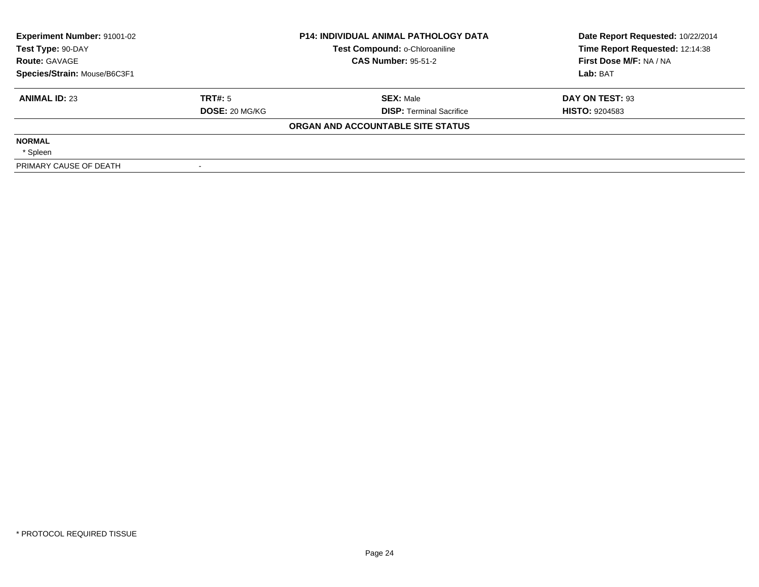| **Experiment Number:** 91001-02 | **P14: INDIVIDUAL ANIMAL PATHOLOGY DATA** | **Date Report Requested:** 10/22/2014 |
|---|---|---|
| **Test Type:** 90-DAY | **Test Compound:** o-Chloroaniline | **Time Report Requested:** 12:14:38 |
| **Route:** GAVAGE | **CAS Number:** 95-51-2 | **First Dose M/F:** NA / NA |
| **Species/Strain:** Mouse/B6C3F1 | | **Lab:** BAT |

| **ANIMAL ID:** 23 | **TRT#:** 5 | **SEX:** Male | **DAY ON TEST:** 93 |
|---|---|---|---|
| | **DOSE:** 20 MG/KG | **DISP:** Terminal Sacrifice | **HISTO:** 9204583 |

**ORGAN AND ACCOUNTABLE SITE STATUS**

**NORMAL**

* Spleen

PRIMARY CAUSE OF DEATH -

* PROTOCOL REQUIRED TISSUE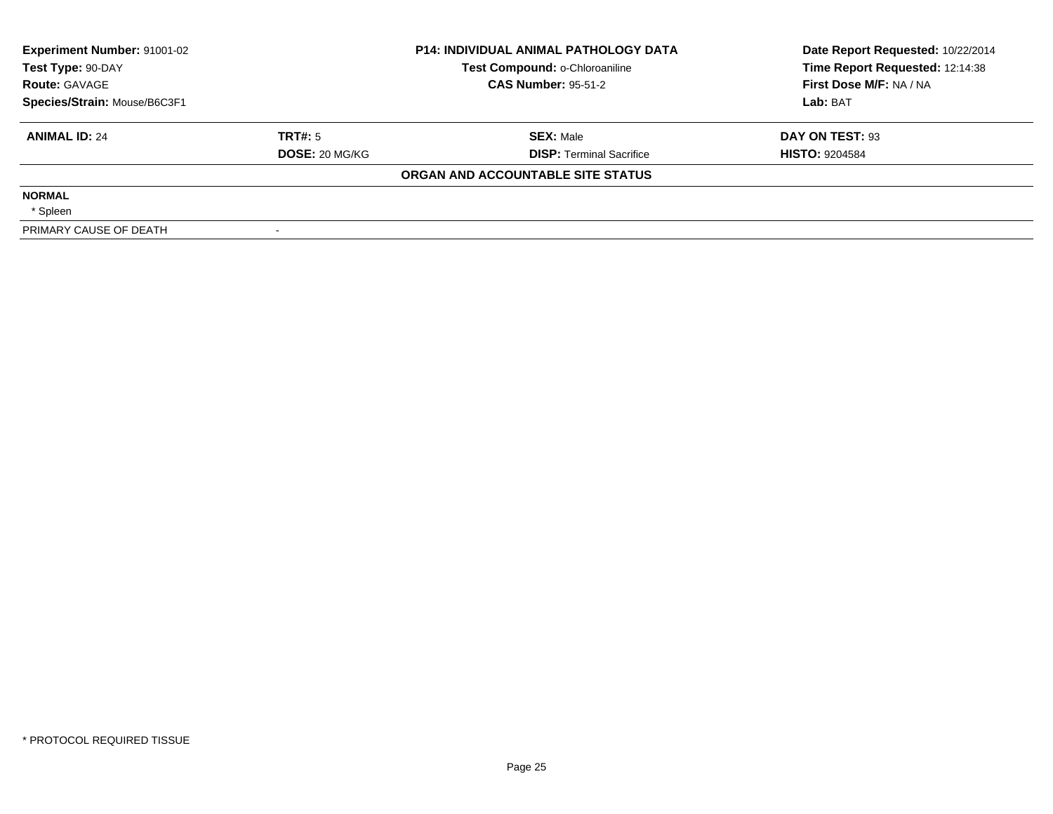| Experiment Number: 91001-02 | P14: INDIVIDUAL ANIMAL PATHOLOGY DATA | Date Report Requested: 10/22/2014 |
|---|---|---|
| Test Type: 90-DAY | Test Compound: o-Chloroaniline | Time Report Requested: 12:14:38 |
| Route: GAVAGE | CAS Number: 95-51-2 | First Dose M/F: NA / NA |
| Species/Strain: Mouse/B6C3F1 | | Lab: BAT |

| ANIMAL ID: 24 | TRT#: 5 | SEX: Male | DAY ON TEST: 93 |
|---|---|---|---|
| | DOSE: 20 MG/KG | DISP: Terminal Sacrifice | HISTO: 9204584 |

**ORGAN AND ACCOUNTABLE SITE STATUS**

**NORMAL**

* Spleen

| PRIMARY CAUSE OF DEATH | - |
|---|---|

* PROTOCOL REQUIRED TISSUE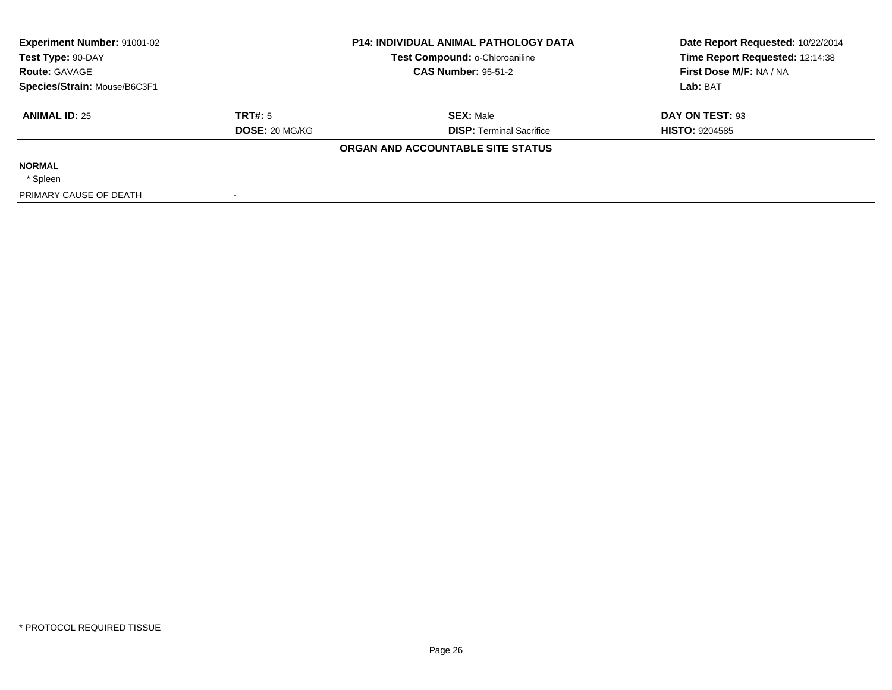| | | | |
|---|---|---|---|
| **Experiment Number:** 91001-02 | **P14: INDIVIDUAL ANIMAL PATHOLOGY DATA** | | **Date Report Requested:** 10/22/2014 |
| **Test Type:** 90-DAY | **Test Compound:** o-Chloroaniline | | **Time Report Requested:** 12:14:38 |
| **Route:** GAVAGE | **CAS Number:** 95-51-2 | | **First Dose M/F:** NA / NA |
| **Species/Strain:** Mouse/B6C3F1 | | | **Lab:** BAT |

| | | | |
|---|---|---|---|
| **ANIMAL ID:** 25 | **TRT#:** 5 | **SEX:** Male | **DAY ON TEST:** 93 |
| | **DOSE:** 20 MG/KG | **DISP:** Terminal Sacrifice | **HISTO:** 9204585 |

**ORGAN AND ACCOUNTABLE SITE STATUS**

| | |
|---|---|
| **NORMAL** | |
| * Spleen | |
| PRIMARY CAUSE OF DEATH | - |

* PROTOCOL REQUIRED TISSUE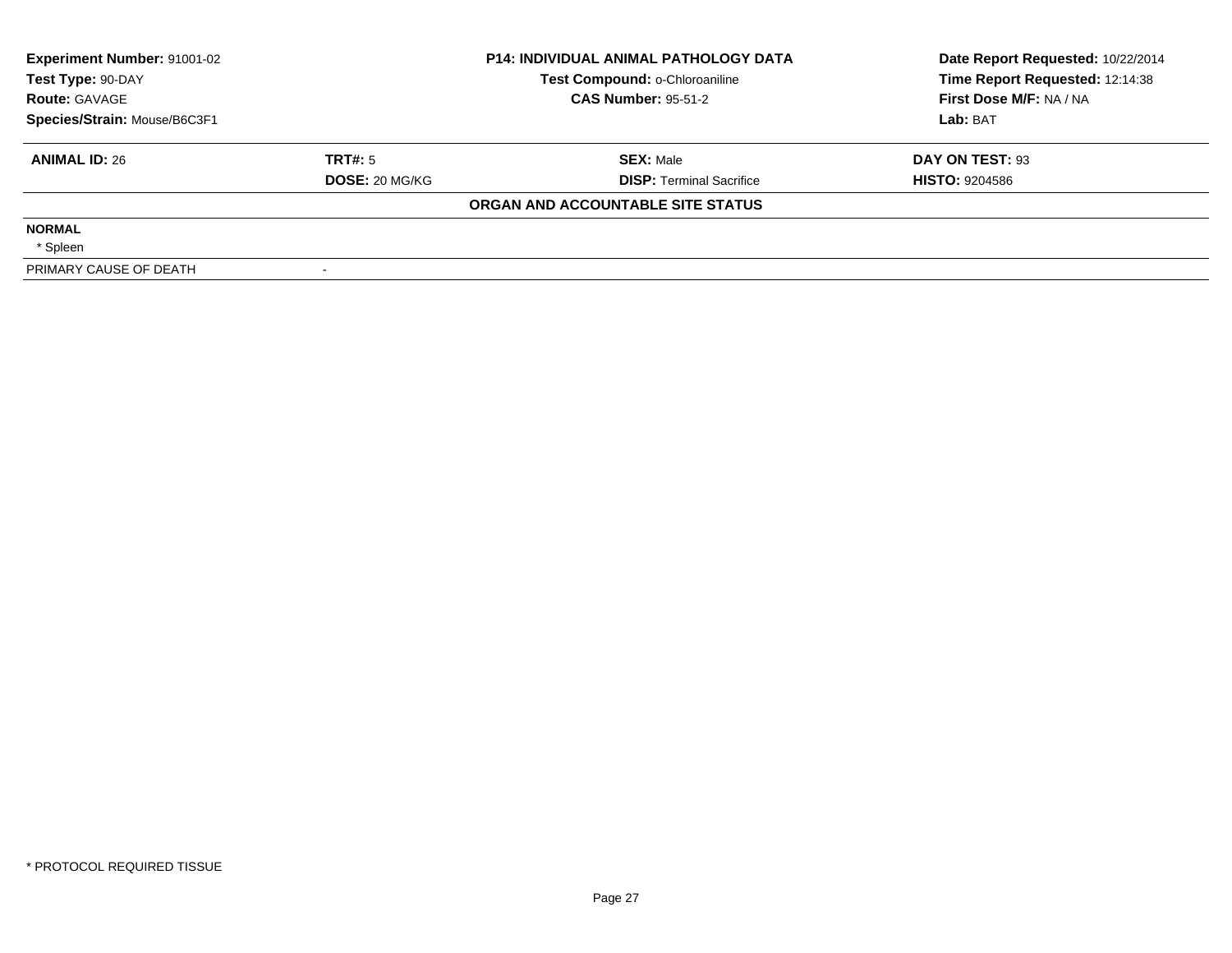| **Experiment Number:** 91001-02 | **P14: INDIVIDUAL ANIMAL PATHOLOGY DATA** | **Date Report Requested:** 10/22/2014 |
|---|---|---|
| **Test Type:** 90-DAY | **Test Compound:** o-Chloroaniline | **Time Report Requested:** 12:14:38 |
| **Route:** GAVAGE | **CAS Number:** 95-51-2 | **First Dose M/F:** NA / NA |
| **Species/Strain:** Mouse/B6C3F1 | | **Lab:** BAT |

| **ANIMAL ID:** 26 | **TRT#:** 5 | **SEX:** Male | **DAY ON TEST:** 93 |
|---|---|---|---|
| | **DOSE:** 20 MG/KG | **DISP:** Terminal Sacrifice | **HISTO:** 9204586 |

**ORGAN AND ACCOUNTABLE SITE STATUS**

| | |
|---|---|
| **NORMAL** | |
| * Spleen | |
| PRIMARY CAUSE OF DEATH | - |

* PROTOCOL REQUIRED TISSUE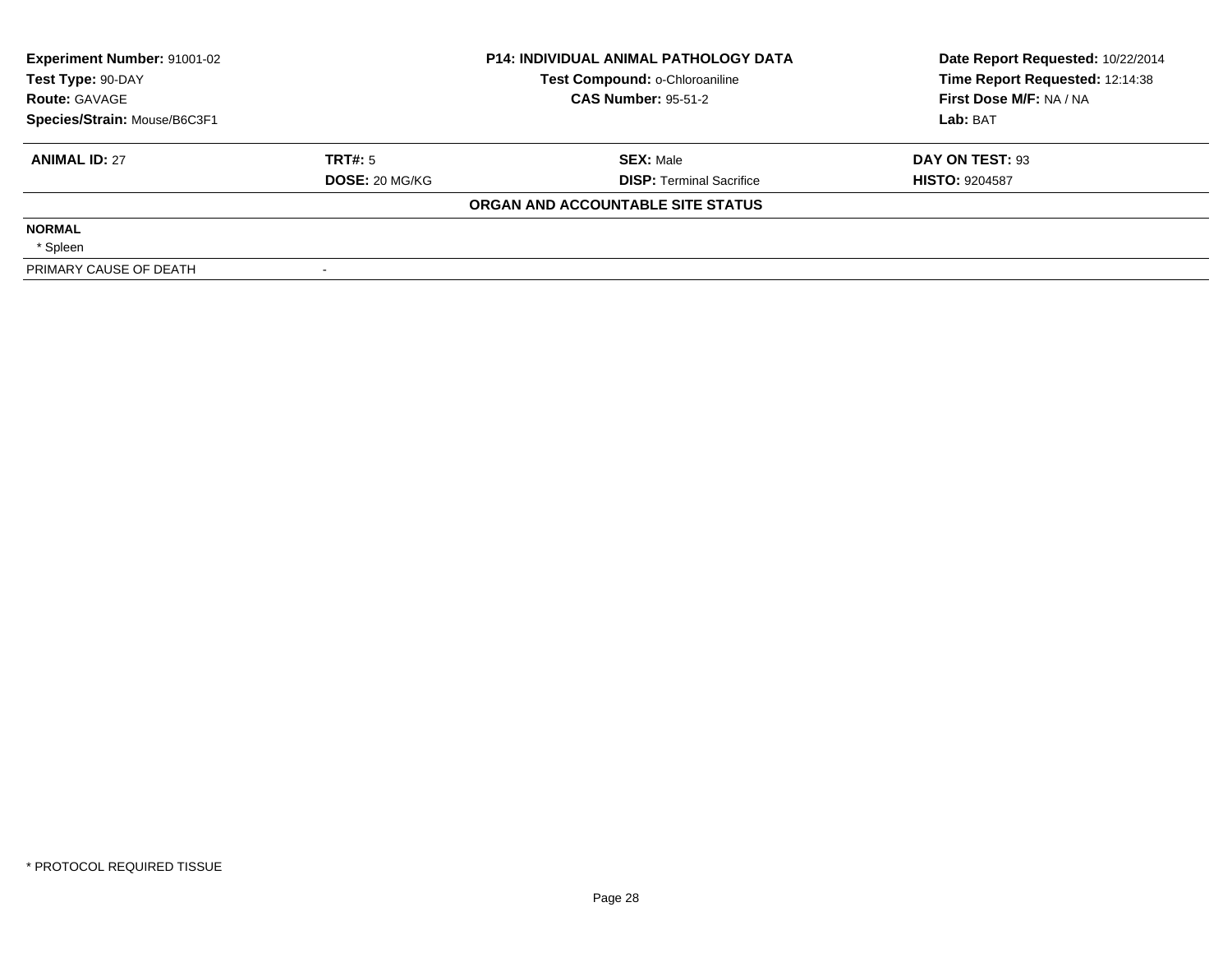| Experiment Number: 91001-02 | P14: INDIVIDUAL ANIMAL PATHOLOGY DATA | | Date Report Requested: 10/22/2014 |
|---|---|---|---|
| Test Type: 90-DAY | Test Compound: o-Chloroaniline | | Time Report Requested: 12:14:38 |
| Route: GAVAGE | CAS Number: 95-51-2 | | First Dose M/F: NA / NA |
| Species/Strain: Mouse/B6C3F1 | | | Lab: BAT |

| **ANIMAL ID:** 27 | **TRT#:** 5 | **SEX:** Male | **DAY ON TEST:** 93 |
|---|---|---|---|
| | **DOSE:** 20 MG/KG | **DISP:** Terminal Sacrifice | **HISTO:** 9204587 |

**ORGAN AND ACCOUNTABLE SITE STATUS**

**NORMAL**

* Spleen

| PRIMARY CAUSE OF DEATH | - |
|---|---|

* PROTOCOL REQUIRED TISSUE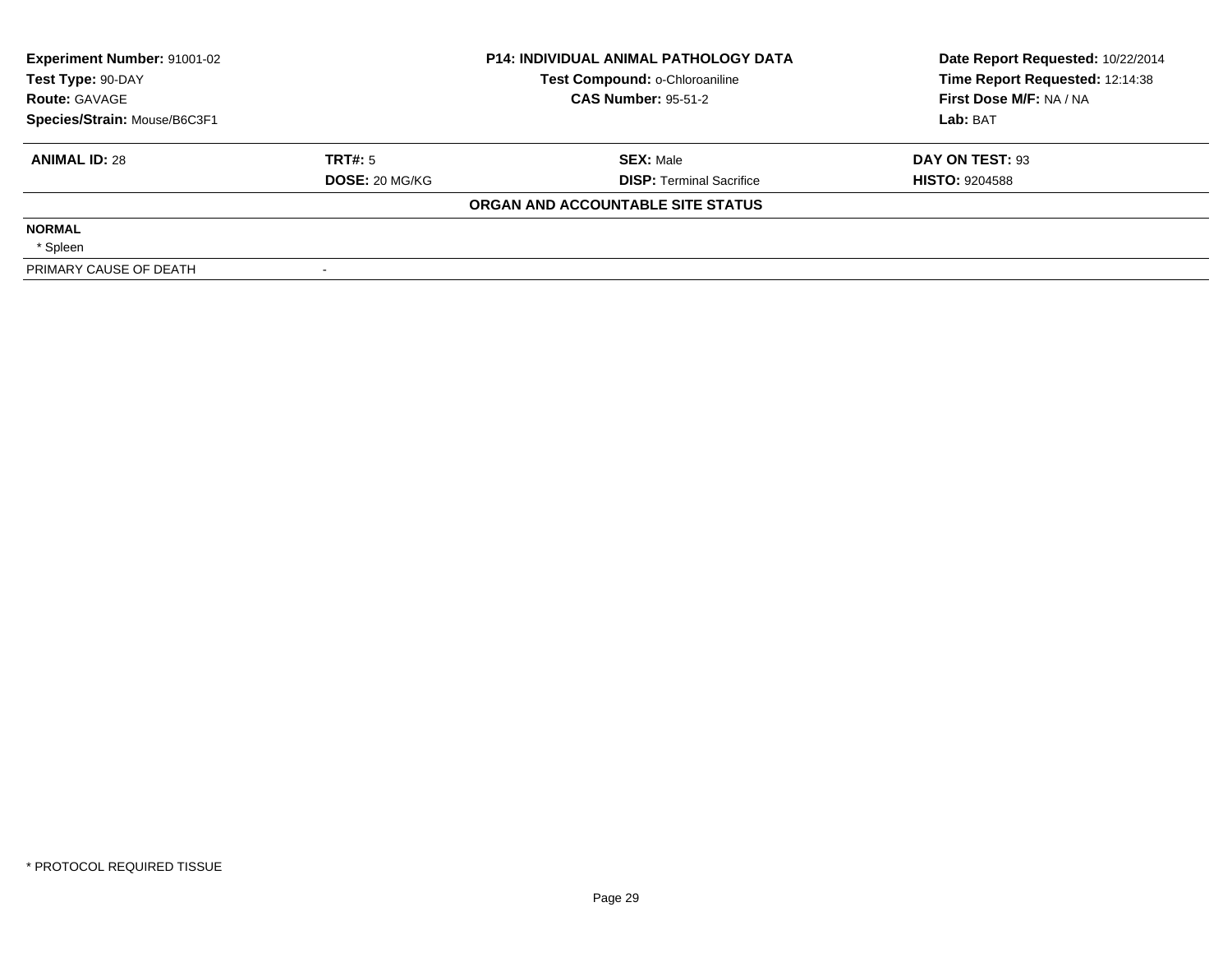| Experiment Number: 91001-02 | P14: INDIVIDUAL ANIMAL PATHOLOGY DATA | Date Report Requested: 10/22/2014 |
|---|---|---|
| Test Type: 90-DAY | Test Compound: o-Chloroaniline | Time Report Requested: 12:14:38 |
| Route: GAVAGE | CAS Number: 95-51-2 | First Dose M/F: NA / NA |
| Species/Strain: Mouse/B6C3F1 | | Lab: BAT |

| ANIMAL ID: 28 | TRT#: 5 | SEX: Male | DAY ON TEST: 93 |
|---|---|---|---|
| | DOSE: 20 MG/KG | DISP: Terminal Sacrifice | HISTO: 9204588 |

**ORGAN AND ACCOUNTABLE SITE STATUS**

**NORMAL**

* Spleen

| PRIMARY CAUSE OF DEATH | - |
|---|---|

* PROTOCOL REQUIRED TISSUE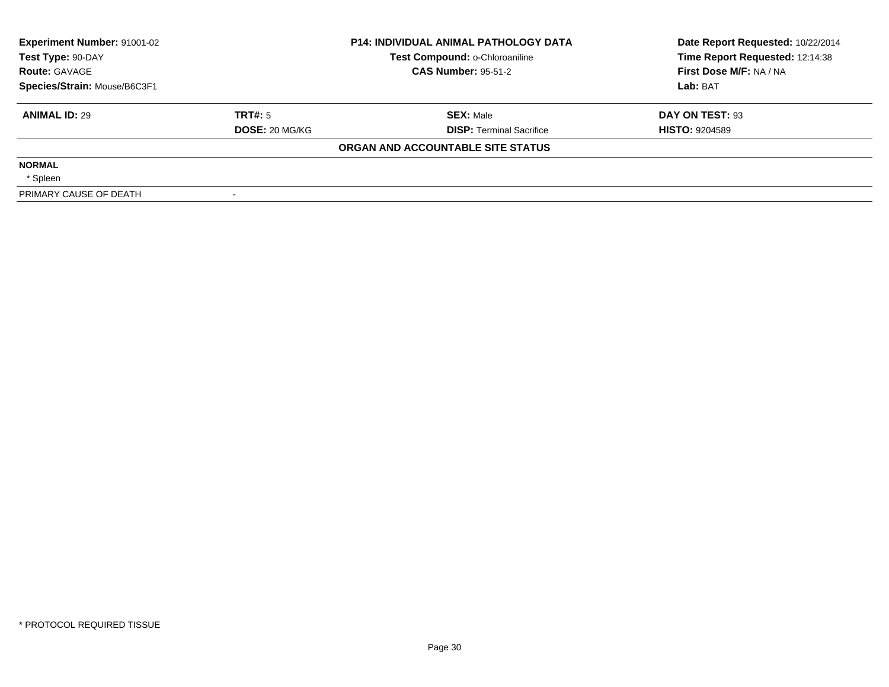| **Experiment Number:** 91001-02 | **P14: INDIVIDUAL ANIMAL PATHOLOGY DATA** | **Date Report Requested:** 10/22/2014 |
|---|---|---|
| **Test Type:** 90-DAY | **Test Compound:** o-Chloroaniline | **Time Report Requested:** 12:14:38 |
| **Route:** GAVAGE | **CAS Number:** 95-51-2 | **First Dose M/F:** NA / NA |
| **Species/Strain:** Mouse/B6C3F1 | | **Lab:** BAT |

| **ANIMAL ID:** 29 | **TRT#:** 5 | **SEX:** Male | **DAY ON TEST:** 93 |
|---|---|---|---|
| | **DOSE:** 20 MG/KG | **DISP:** Terminal Sacrifice | **HISTO:** 9204589 |

**ORGAN AND ACCOUNTABLE SITE STATUS**

**NORMAL**

* Spleen

| PRIMARY CAUSE OF DEATH | - |
|---|---|

* PROTOCOL REQUIRED TISSUE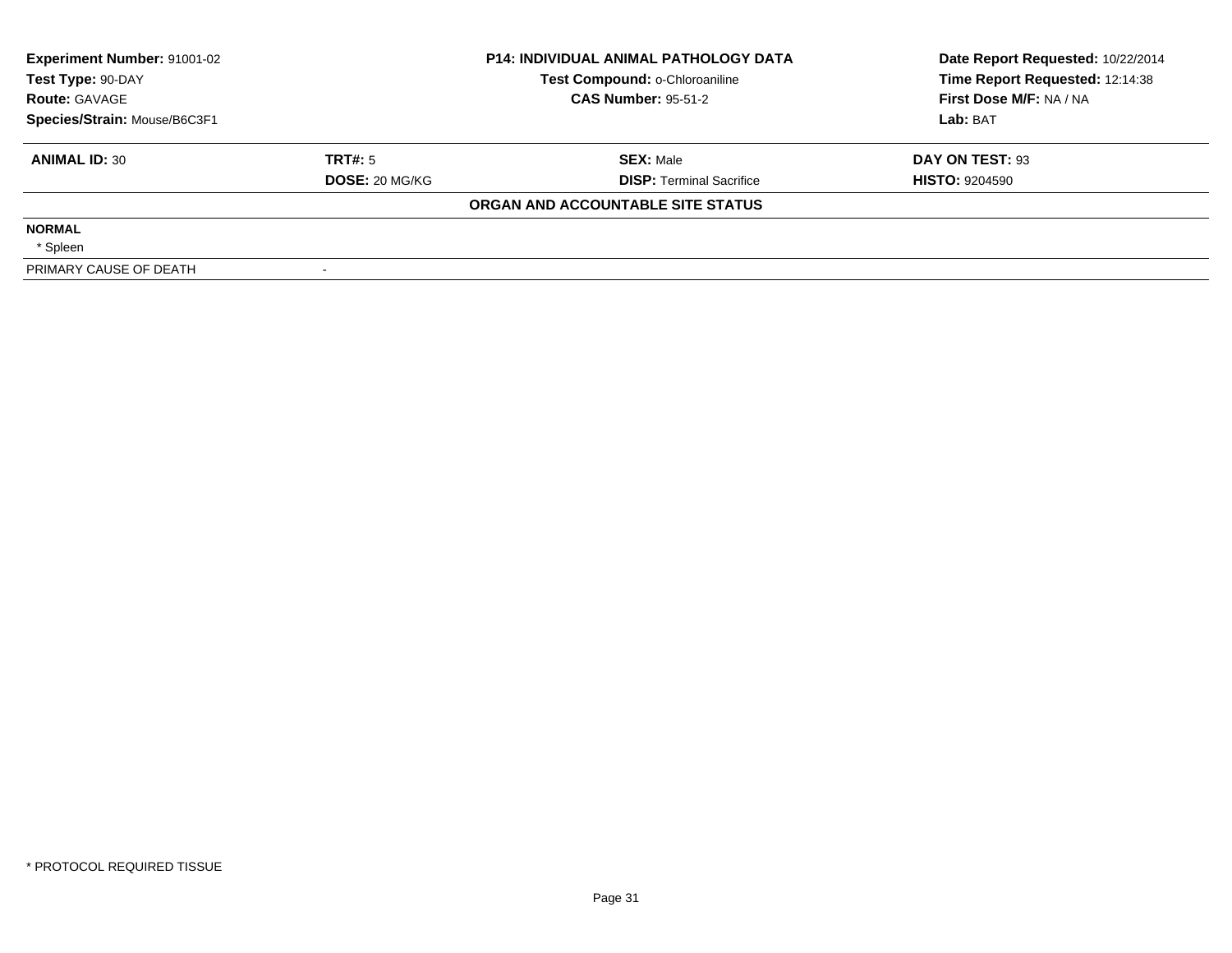| **Experiment Number:** 91001-02 | **P14: INDIVIDUAL ANIMAL PATHOLOGY DATA** | **Date Report Requested:** 10/22/2014 |
|---|---|---|
| **Test Type:** 90-DAY | **Test Compound:** o-Chloroaniline | **Time Report Requested:** 12:14:38 |
| **Route:** GAVAGE | **CAS Number:** 95-51-2 | **First Dose M/F:** NA / NA |
| **Species/Strain:** Mouse/B6C3F1 | | **Lab:** BAT |

| **ANIMAL ID:** 30 | **TRT#:** 5 | **SEX:** Male | **DAY ON TEST:** 93 |
|---|---|---|---|
| | **DOSE:** 20 MG/KG | **DISP:** Terminal Sacrifice | **HISTO:** 9204590 |

**ORGAN AND ACCOUNTABLE SITE STATUS**

**NORMAL**

* Spleen

| PRIMARY CAUSE OF DEATH | - |
|---|---|

* PROTOCOL REQUIRED TISSUE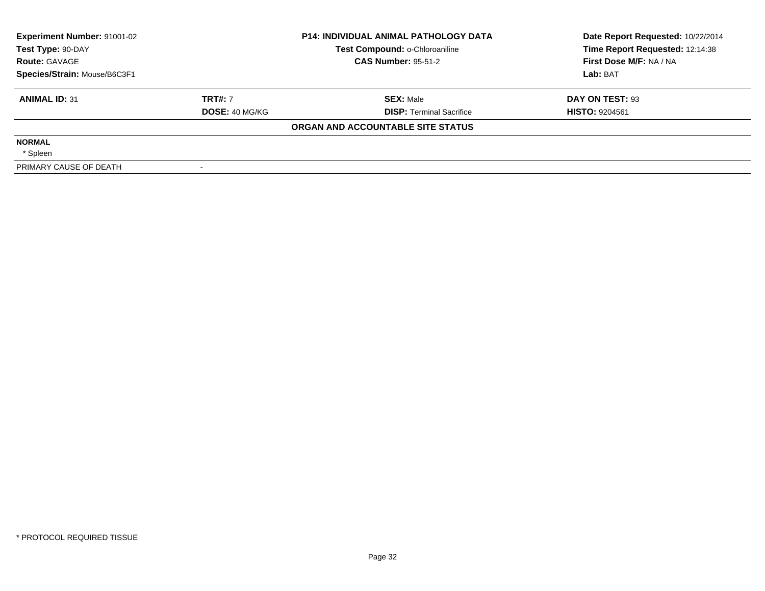| Experiment Number: 91001-02 | P14: INDIVIDUAL ANIMAL PATHOLOGY DATA | Date Report Requested: 10/22/2014 |
|---|---|---|
| Test Type: 90-DAY | Test Compound: o-Chloroaniline | Time Report Requested: 12:14:38 |
| Route: GAVAGE | CAS Number: 95-51-2 | First Dose M/F: NA / NA |
| Species/Strain: Mouse/B6C3F1 | | Lab: BAT |

| ANIMAL ID: 31 | TRT#: 7 | SEX: Male | DAY ON TEST: 93 |
|---|---|---|---|
| | DOSE: 40 MG/KG | DISP: Terminal Sacrifice | HISTO: 9204561 |

**ORGAN AND ACCOUNTABLE SITE STATUS**

**NORMAL**

* Spleen

| PRIMARY CAUSE OF DEATH | - |
|---|---|

* PROTOCOL REQUIRED TISSUE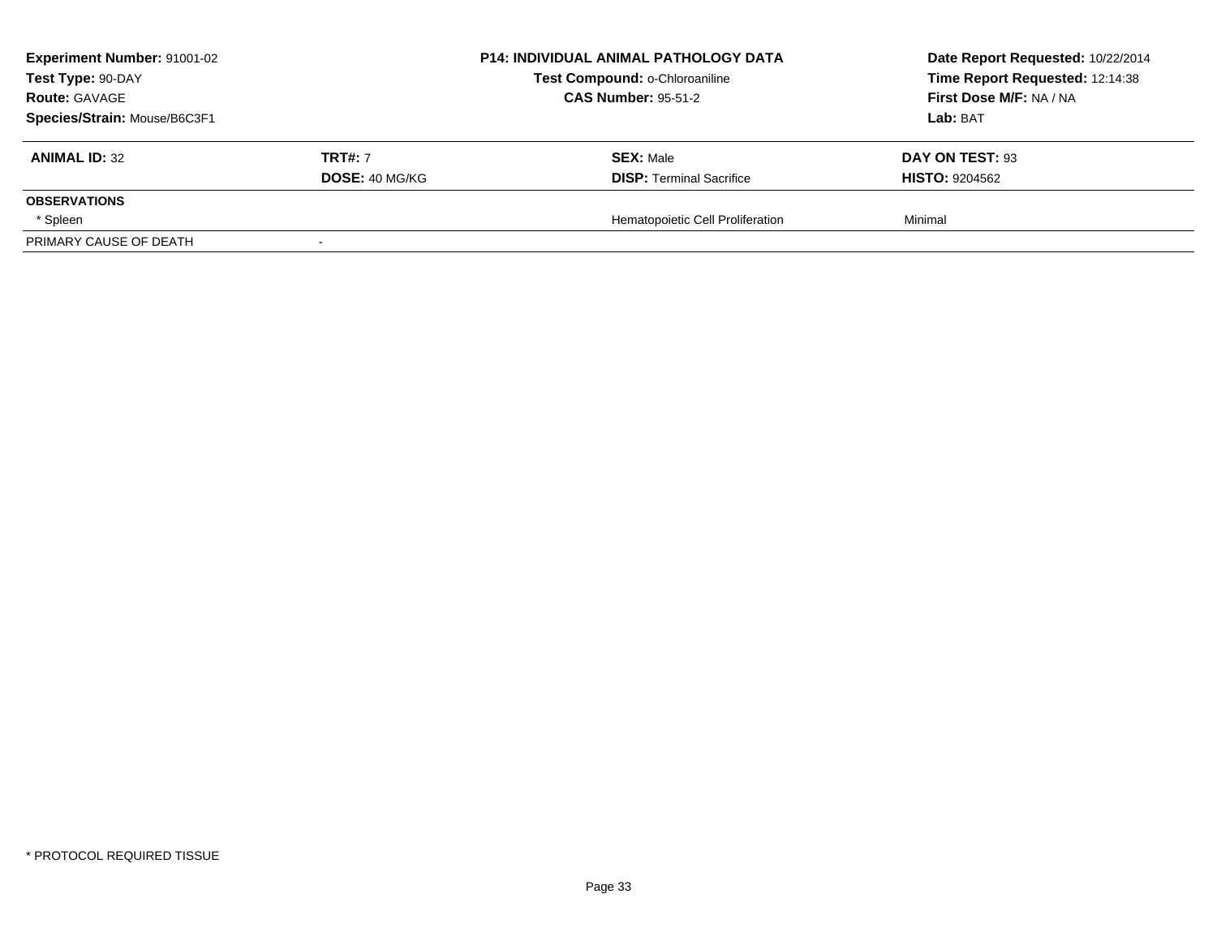**Experiment Number:** 91001-02
**Test Type:** 90-DAY
**Route:** GAVAGE
**Species/Strain:** Mouse/B6C3F1

**P14: INDIVIDUAL ANIMAL PATHOLOGY DATA**
**Test Compound:** o-Chloroaniline
**CAS Number:** 95-51-2

**Date Report Requested:** 10/22/2014
**Time Report Requested:** 12:14:38
**First Dose M/F:** NA / NA
**Lab:** BAT

| **ANIMAL ID:** 32 | **TRT#:** 7 | **SEX:** Male | **DAY ON TEST:** 93 |
|---|---|---|---|
| | **DOSE:** 40 MG/KG | **DISP:** Terminal Sacrifice | **HISTO:** 9204562 |
| **OBSERVATIONS** | | | |
| * Spleen | | Hematopoietic Cell Proliferation | Minimal |
| PRIMARY CAUSE OF DEATH | - | | |

* PROTOCOL REQUIRED TISSUE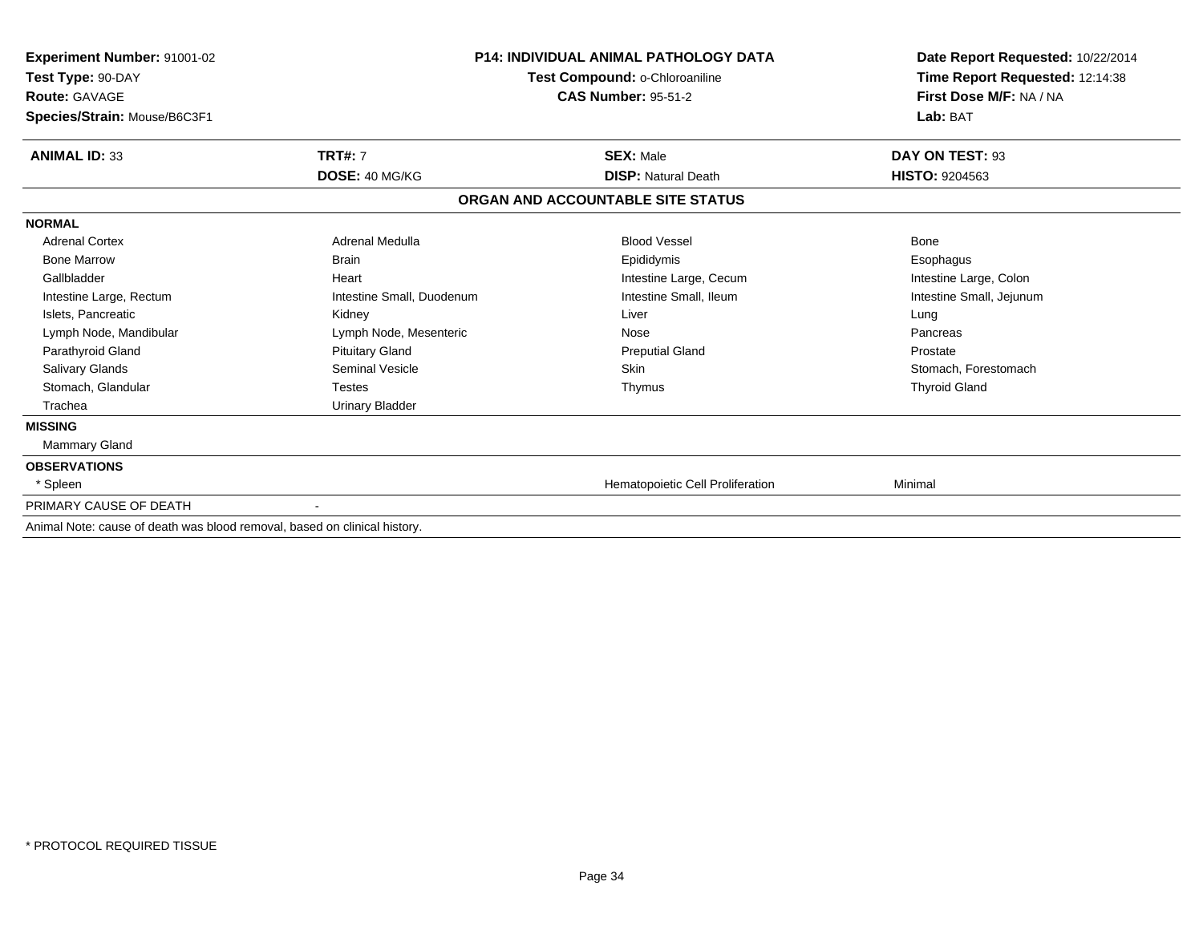**Experiment Number:** 91001-02
**Test Type:** 90-DAY
**Route:** GAVAGE
**Species/Strain:** Mouse/B6C3F1

**P14: INDIVIDUAL ANIMAL PATHOLOGY DATA**
**Test Compound:** o-Chloroaniline
**CAS Number:** 95-51-2

**Date Report Requested:** 10/22/2014
**Time Report Requested:** 12:14:38
**First Dose M/F:** NA / NA
**Lab:** BAT

| **ANIMAL ID:** 33 | **TRT#:** 7 | **SEX:** Male | **DAY ON TEST:** 93 |
|---|---|---|---|
| | **DOSE:** 40 MG/KG | **DISP:** Natural Death | **HISTO:** 9204563 |

**ORGAN AND ACCOUNTABLE SITE STATUS**

**NORMAL**

| | | | |
|---|---|---|---|
| Adrenal Cortex | Adrenal Medulla | Blood Vessel | Bone |
| Bone Marrow | Brain | Epididymis | Esophagus |
| Gallbladder | Heart | Intestine Large, Cecum | Intestine Large, Colon |
| Intestine Large, Rectum | Intestine Small, Duodenum | Intestine Small, Ileum | Intestine Small, Jejunum |
| Islets, Pancreatic | Kidney | Liver | Lung |
| Lymph Node, Mandibular | Lymph Node, Mesenteric | Nose | Pancreas |
| Parathyroid Gland | Pituitary Gland | Preputial Gland | Prostate |
| Salivary Glands | Seminal Vesicle | Skin | Stomach, Forestomach |
| Stomach, Glandular | Testes | Thymus | Thyroid Gland |
| Trachea | Urinary Bladder | | |

**MISSING**

Mammary Gland

**OBSERVATIONS**

| | | |
|---|---|---|
| * Spleen | Hematopoietic Cell Proliferation | Minimal |

PRIMARY CAUSE OF DEATH -

Animal Note: cause of death was blood removal, based on clinical history.

* PROTOCOL REQUIRED TISSUE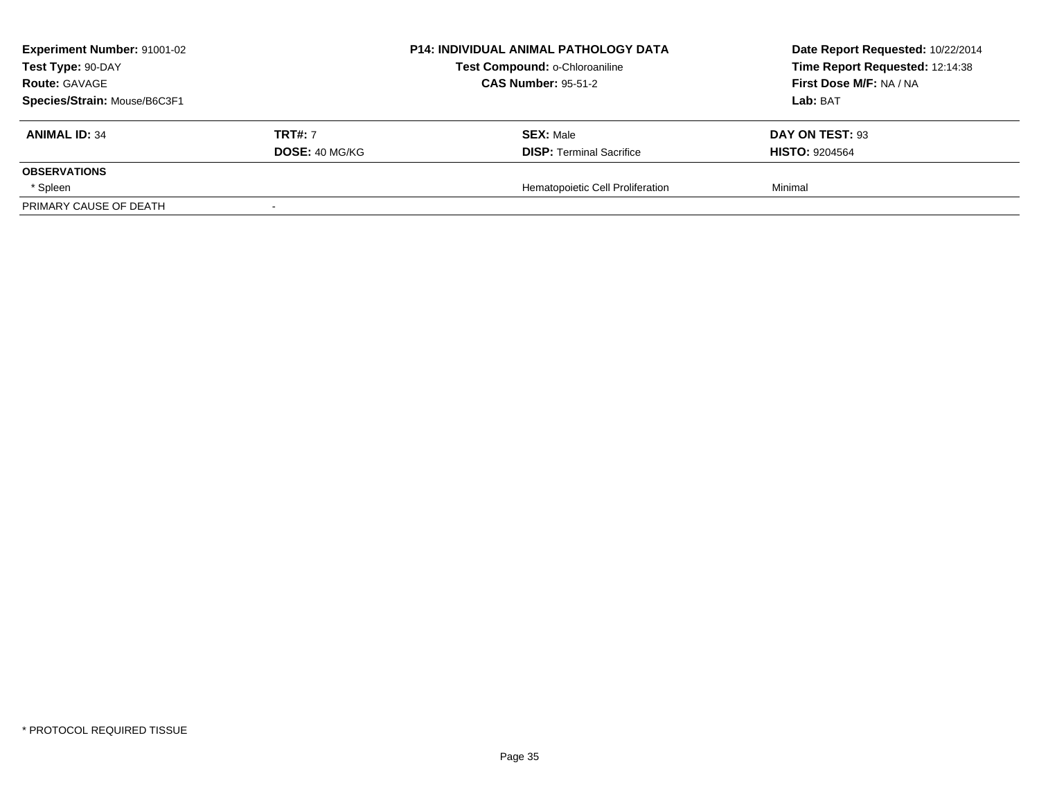| Experiment Number: 91001-02 | P14: INDIVIDUAL ANIMAL PATHOLOGY DATA | Date Report Requested: 10/22/2014 |
|---|---|---|
| Test Type: 90-DAY | Test Compound: o-Chloroaniline | Time Report Requested: 12:14:38 |
| Route: GAVAGE | CAS Number: 95-51-2 | First Dose M/F: NA / NA |
| Species/Strain: Mouse/B6C3F1 | | Lab: BAT |

| ANIMAL ID: 34 | TRT#: 7 | SEX: Male | DAY ON TEST: 93 |
|---|---|---|---|
| | DOSE: 40 MG/KG | DISP: Terminal Sacrifice | HISTO: 9204564 |
| **OBSERVATIONS** | | | |
| * Spleen | | Hematopoietic Cell Proliferation | Minimal |
| PRIMARY CAUSE OF DEATH | - | | |

* PROTOCOL REQUIRED TISSUE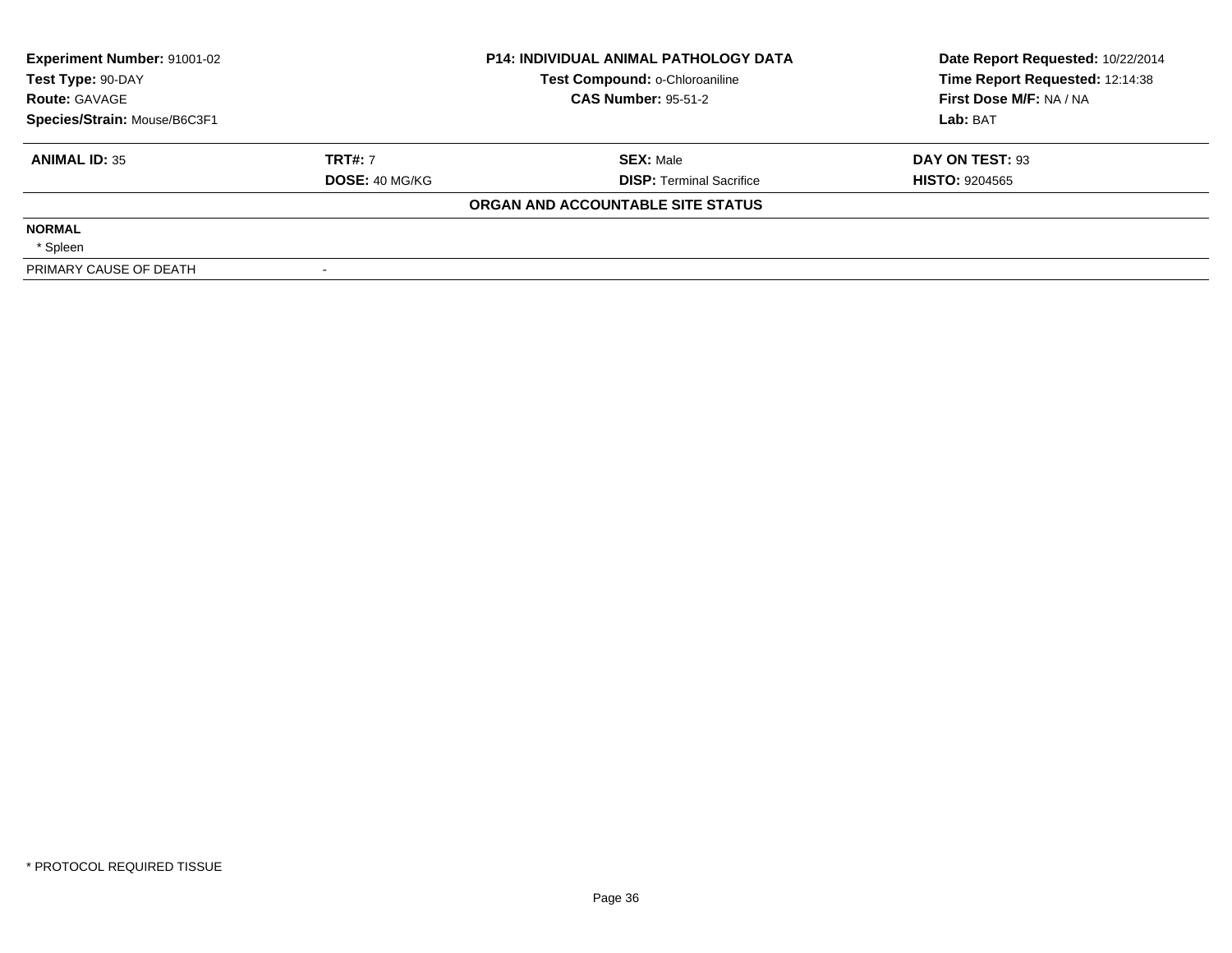**Experiment Number:** 91001-02
**Test Type:** 90-DAY
**Route:** GAVAGE
**Species/Strain:** Mouse/B6C3F1

**P14: INDIVIDUAL ANIMAL PATHOLOGY DATA**
**Test Compound:** o-Chloroaniline
**CAS Number:** 95-51-2

**Date Report Requested:** 10/22/2014
**Time Report Requested:** 12:14:38
**First Dose M/F:** NA / NA
**Lab:** BAT

| **ANIMAL ID:** 35 | **TRT#:** 7 | **SEX:** Male | **DAY ON TEST:** 93 |
|---|---|---|---|
| | **DOSE:** 40 MG/KG | **DISP:** Terminal Sacrifice | **HISTO:** 9204565 |

**ORGAN AND ACCOUNTABLE SITE STATUS**

| | |
|---|---|
| **NORMAL** | |
| * Spleen | |
| PRIMARY CAUSE OF DEATH | - |

* PROTOCOL REQUIRED TISSUE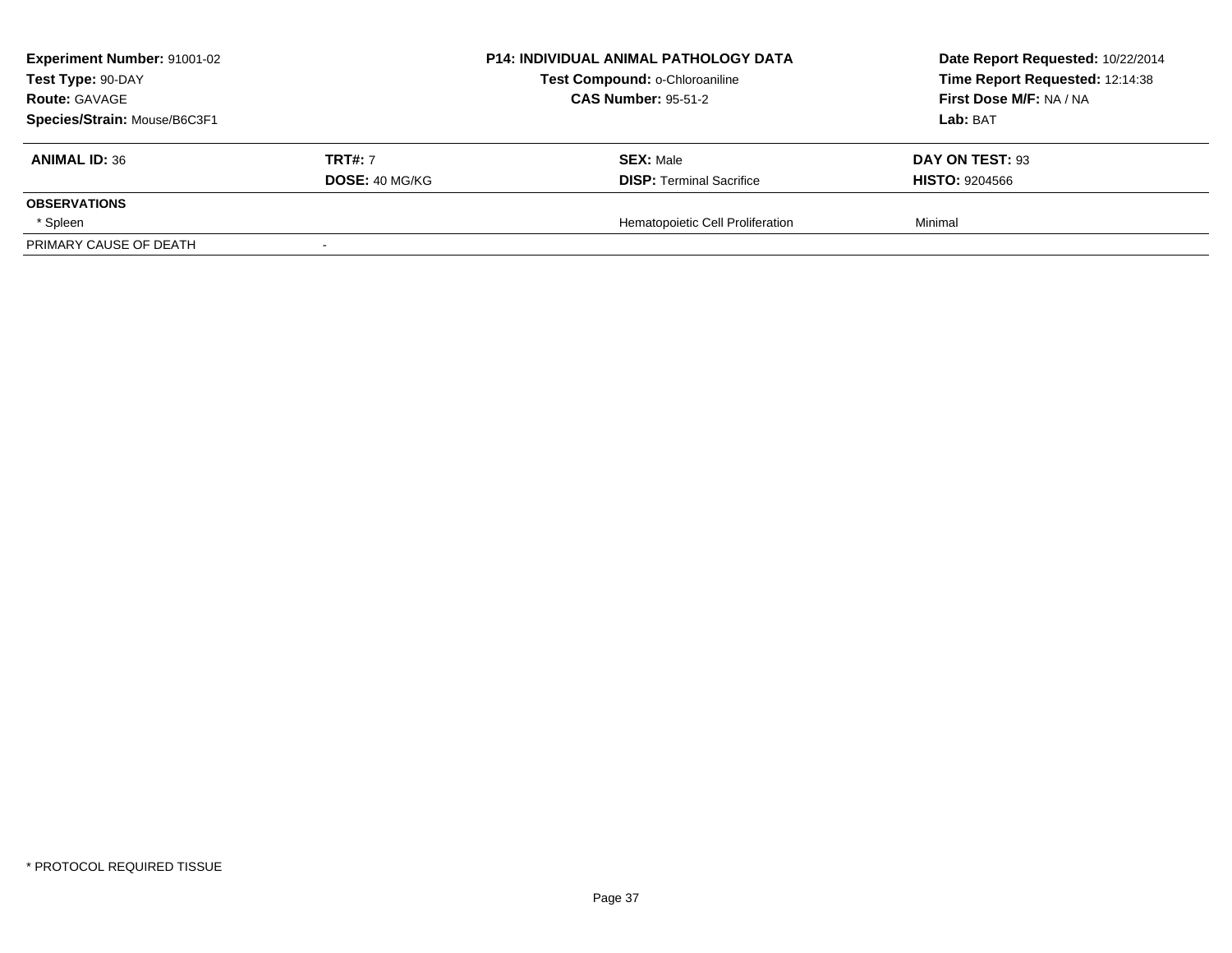| Experiment Number: 91001-02 | P14: INDIVIDUAL ANIMAL PATHOLOGY DATA | Date Report Requested: 10/22/2014 |
|---|---|---|
| Test Type: 90-DAY | Test Compound: o-Chloroaniline | Time Report Requested: 12:14:38 |
| Route: GAVAGE | CAS Number: 95-51-2 | First Dose M/F: NA / NA |
| Species/Strain: Mouse/B6C3F1 | | Lab: BAT |

| ANIMAL ID: 36 | TRT#: 7 | SEX: Male | DAY ON TEST: 93 |
|---|---|---|---|
| | DOSE: 40 MG/KG | DISP: Terminal Sacrifice | HISTO: 9204566 |
| **OBSERVATIONS** | | | |
| * Spleen | | Hematopoietic Cell Proliferation | Minimal |
| PRIMARY CAUSE OF DEATH | - | | |

* PROTOCOL REQUIRED TISSUE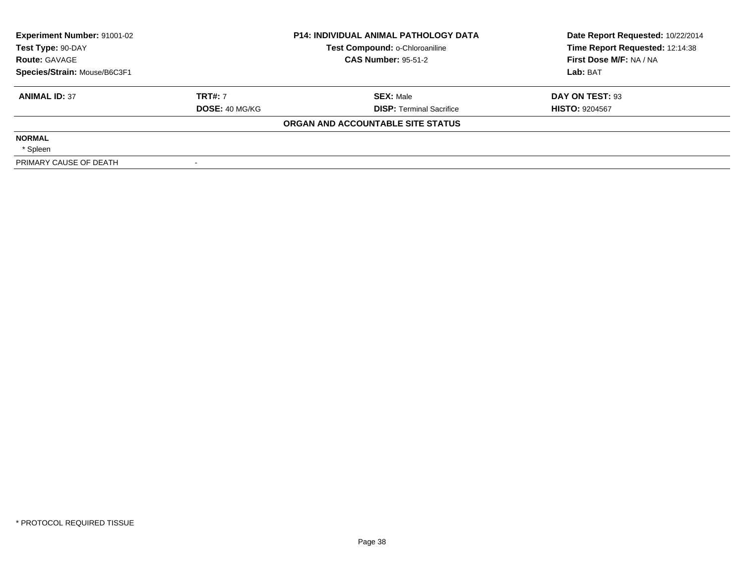| **Experiment Number:** 91001-02 | **P14: INDIVIDUAL ANIMAL PATHOLOGY DATA** | **Date Report Requested:** 10/22/2014 |
|---|---|---|
| **Test Type:** 90-DAY | **Test Compound:** o-Chloroaniline | **Time Report Requested:** 12:14:38 |
| **Route:** GAVAGE | **CAS Number:** 95-51-2 | **First Dose M/F:** NA / NA |
| **Species/Strain:** Mouse/B6C3F1 | | **Lab:** BAT |

| **ANIMAL ID:** 37 | **TRT#:** 7 | **SEX:** Male | **DAY ON TEST:** 93 |
|---|---|---|---|
| | **DOSE:** 40 MG/KG | **DISP:** Terminal Sacrifice | **HISTO:** 9204567 |

**ORGAN AND ACCOUNTABLE SITE STATUS**

| | |
|---|---|
| **NORMAL** | |
| * Spleen | |
| PRIMARY CAUSE OF DEATH | - |

* PROTOCOL REQUIRED TISSUE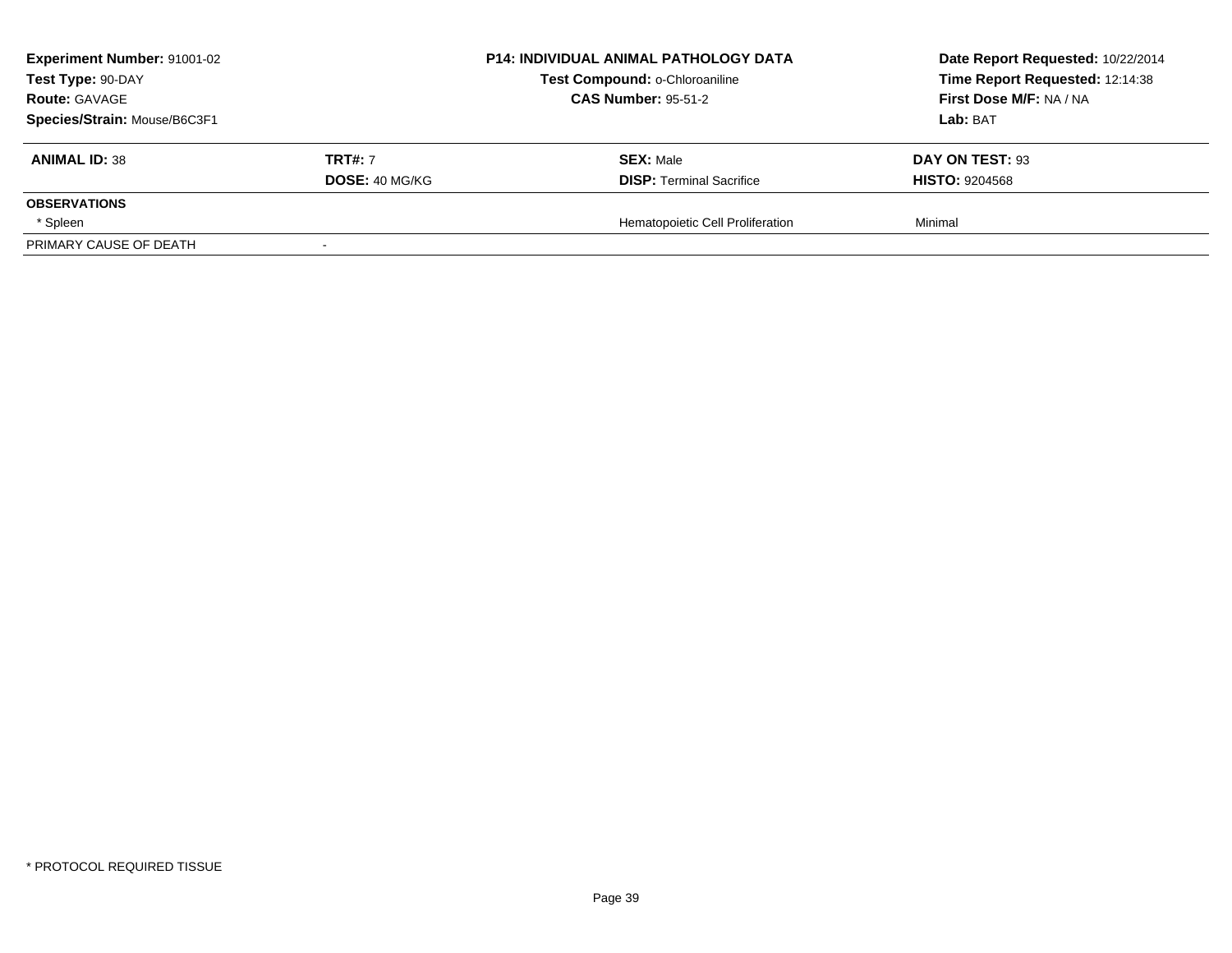**Experiment Number:** 91001-02
**Test Type:** 90-DAY
**Route:** GAVAGE
**Species/Strain:** Mouse/B6C3F1

**P14: INDIVIDUAL ANIMAL PATHOLOGY DATA**
**Test Compound:** o-Chloroaniline
**CAS Number:** 95-51-2

**Date Report Requested:** 10/22/2014
**Time Report Requested:** 12:14:38
**First Dose M/F:** NA / NA
**Lab:** BAT

| **ANIMAL ID:** 38 | **TRT#:** 7 | **SEX:** Male | **DAY ON TEST:** 93 |
|---|---|---|---|
| | **DOSE:** 40 MG/KG | **DISP:** Terminal Sacrifice | **HISTO:** 9204568 |
| **OBSERVATIONS** | | | |
| * Spleen | | Hematopoietic Cell Proliferation | Minimal |
| PRIMARY CAUSE OF DEATH | - | | |

* PROTOCOL REQUIRED TISSUE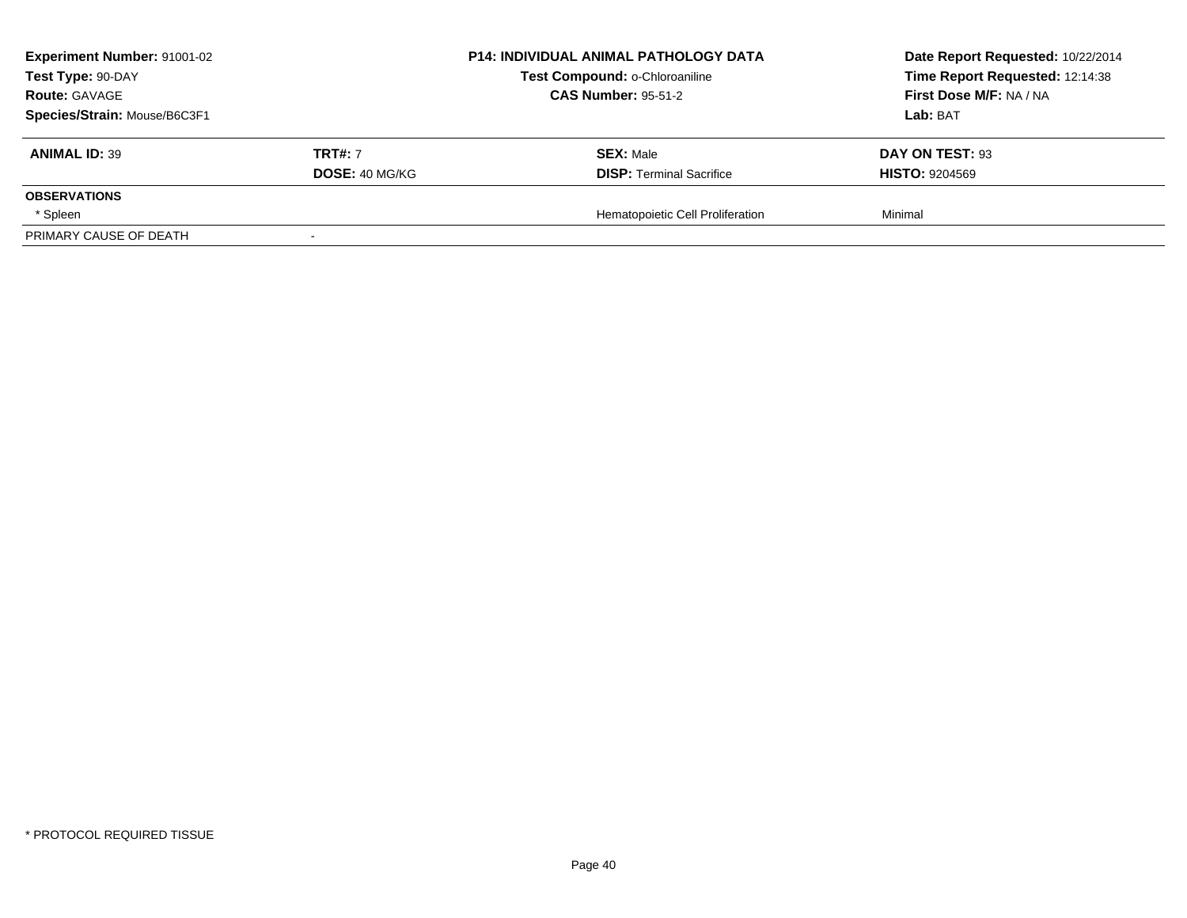**Experiment Number:** 91001-02
**Test Type:** 90-DAY
**Route:** GAVAGE
**Species/Strain:** Mouse/B6C3F1

**P14: INDIVIDUAL ANIMAL PATHOLOGY DATA**
**Test Compound:** o-Chloroaniline
**CAS Number:** 95-51-2

**Date Report Requested:** 10/22/2014
**Time Report Requested:** 12:14:38
**First Dose M/F:** NA / NA
**Lab:** BAT

| **ANIMAL ID:** 39 | **TRT#:** 7 | **SEX:** Male | **DAY ON TEST:** 93 |
|---|---|---|---|
| | **DOSE:** 40 MG/KG | **DISP:** Terminal Sacrifice | **HISTO:** 9204569 |
| **OBSERVATIONS** | | | |
| * Spleen | | Hematopoietic Cell Proliferation | Minimal |
| PRIMARY CAUSE OF DEATH | - | | |

* PROTOCOL REQUIRED TISSUE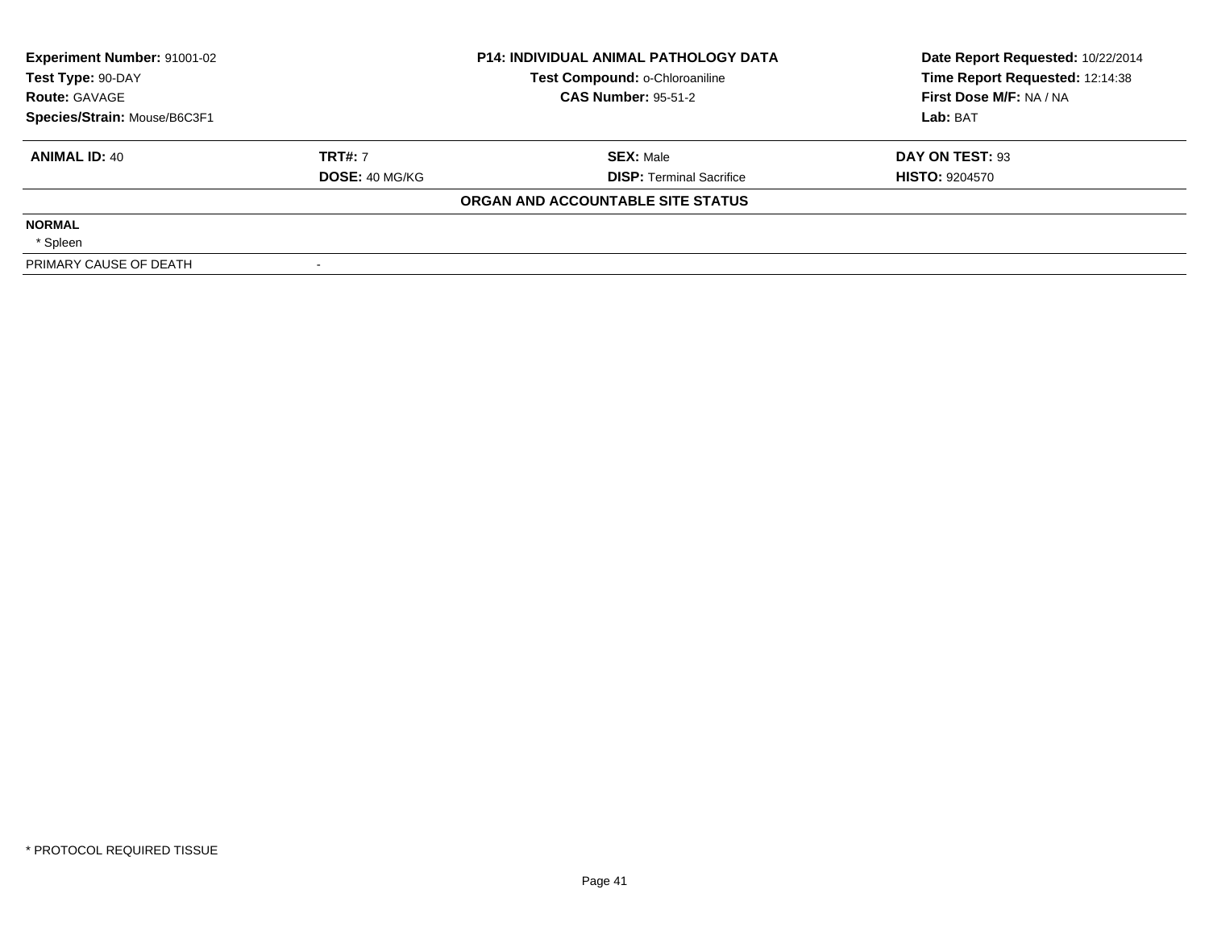| **Experiment Number:** 91001-02 | **P14: INDIVIDUAL ANIMAL PATHOLOGY DATA** | **Date Report Requested:** 10/22/2014 |
|---|---|---|
| **Test Type:** 90-DAY | **Test Compound:** o-Chloroaniline | **Time Report Requested:** 12:14:38 |
| **Route:** GAVAGE | **CAS Number:** 95-51-2 | **First Dose M/F:** NA / NA |
| **Species/Strain:** Mouse/B6C3F1 | | **Lab:** BAT |

| **ANIMAL ID:** 40 | **TRT#:** 7 | **SEX:** Male | **DAY ON TEST:** 93 |
|---|---|---|---|
| | **DOSE:** 40 MG/KG | **DISP:** Terminal Sacrifice | **HISTO:** 9204570 |

**ORGAN AND ACCOUNTABLE SITE STATUS**

**NORMAL**

* Spleen

| PRIMARY CAUSE OF DEATH | - |
|---|---|

* PROTOCOL REQUIRED TISSUE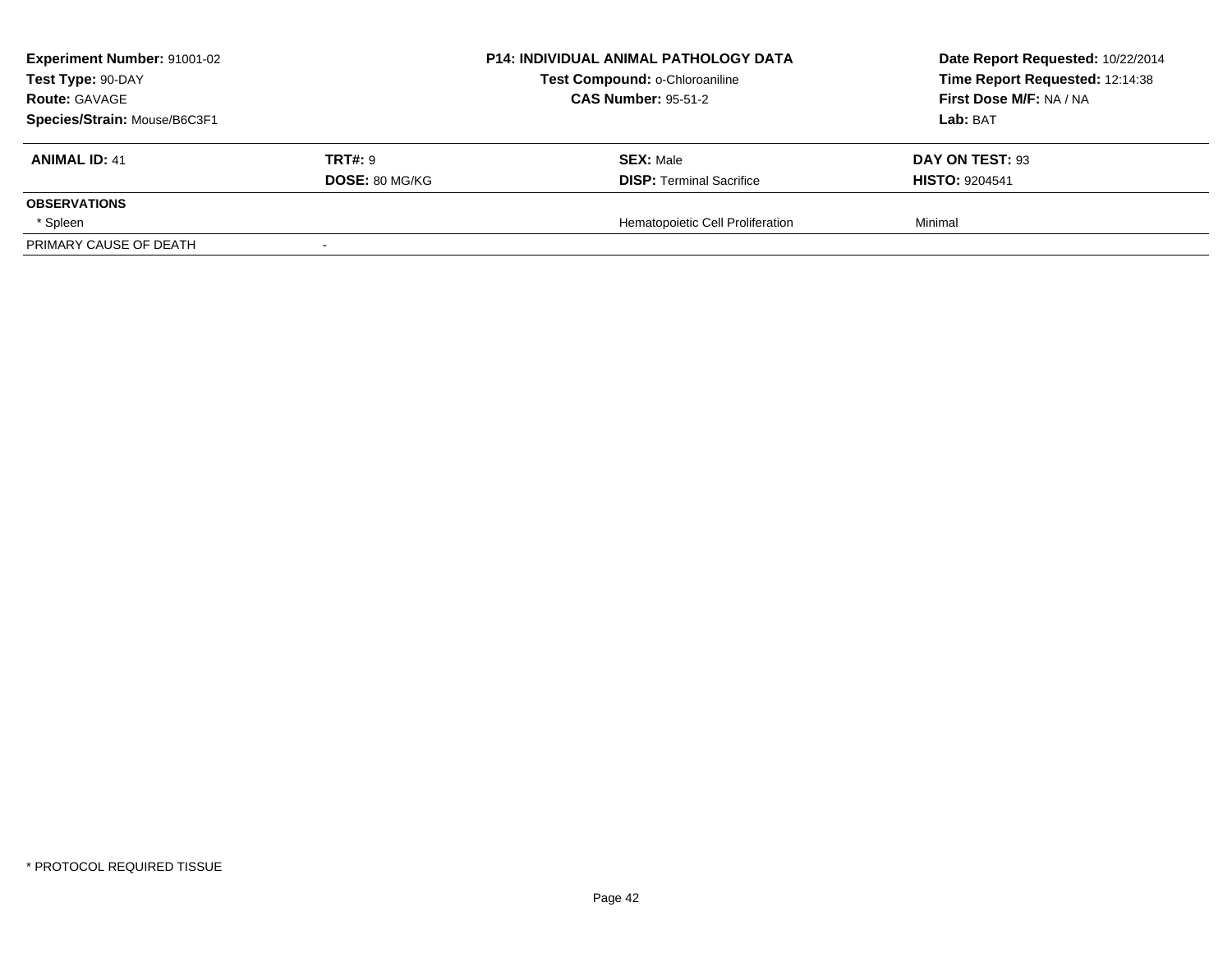| **Experiment Number:** 91001-02 | **P14: INDIVIDUAL ANIMAL PATHOLOGY DATA** | **Date Report Requested:** 10/22/2014 |
|---|---|---|
| **Test Type:** 90-DAY | **Test Compound:** o-Chloroaniline | **Time Report Requested:** 12:14:38 |
| **Route:** GAVAGE | **CAS Number:** 95-51-2 | **First Dose M/F:** NA / NA |
| **Species/Strain:** Mouse/B6C3F1 | | **Lab:** BAT |

| **ANIMAL ID:** 41 | **TRT#:** 9 | **SEX:** Male | **DAY ON TEST:** 93 |
|---|---|---|---|
| | **DOSE:** 80 MG/KG | **DISP:** Terminal Sacrifice | **HISTO:** 9204541 |
| **OBSERVATIONS** | | | |
| * Spleen | | Hematopoietic Cell Proliferation | Minimal |
| PRIMARY CAUSE OF DEATH | - | | |

* PROTOCOL REQUIRED TISSUE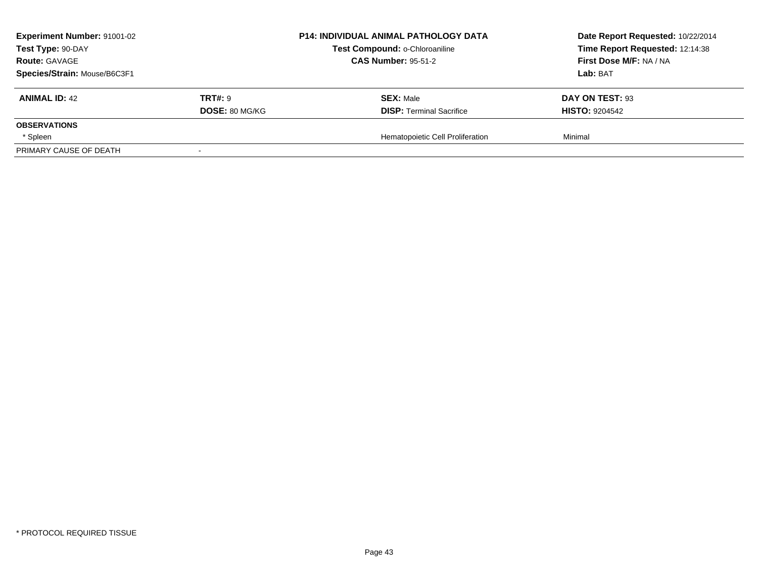| **Experiment Number:** 91001-02 | **P14: INDIVIDUAL ANIMAL PATHOLOGY DATA** | **Date Report Requested:** 10/22/2014 |
|---|---|---|
| **Test Type:** 90-DAY | **Test Compound:** o-Chloroaniline | **Time Report Requested:** 12:14:38 |
| **Route:** GAVAGE | **CAS Number:** 95-51-2 | **First Dose M/F:** NA / NA |
| **Species/Strain:** Mouse/B6C3F1 | | **Lab:** BAT |

| **ANIMAL ID:** 42 | **TRT#:** 9 | **SEX:** Male | **DAY ON TEST:** 93 |
|---|---|---|---|
| | **DOSE:** 80 MG/KG | **DISP:** Terminal Sacrifice | **HISTO:** 9204542 |
| **OBSERVATIONS** | | | |
| * Spleen | | Hematopoietic Cell Proliferation | Minimal |
| PRIMARY CAUSE OF DEATH | - | | |

* PROTOCOL REQUIRED TISSUE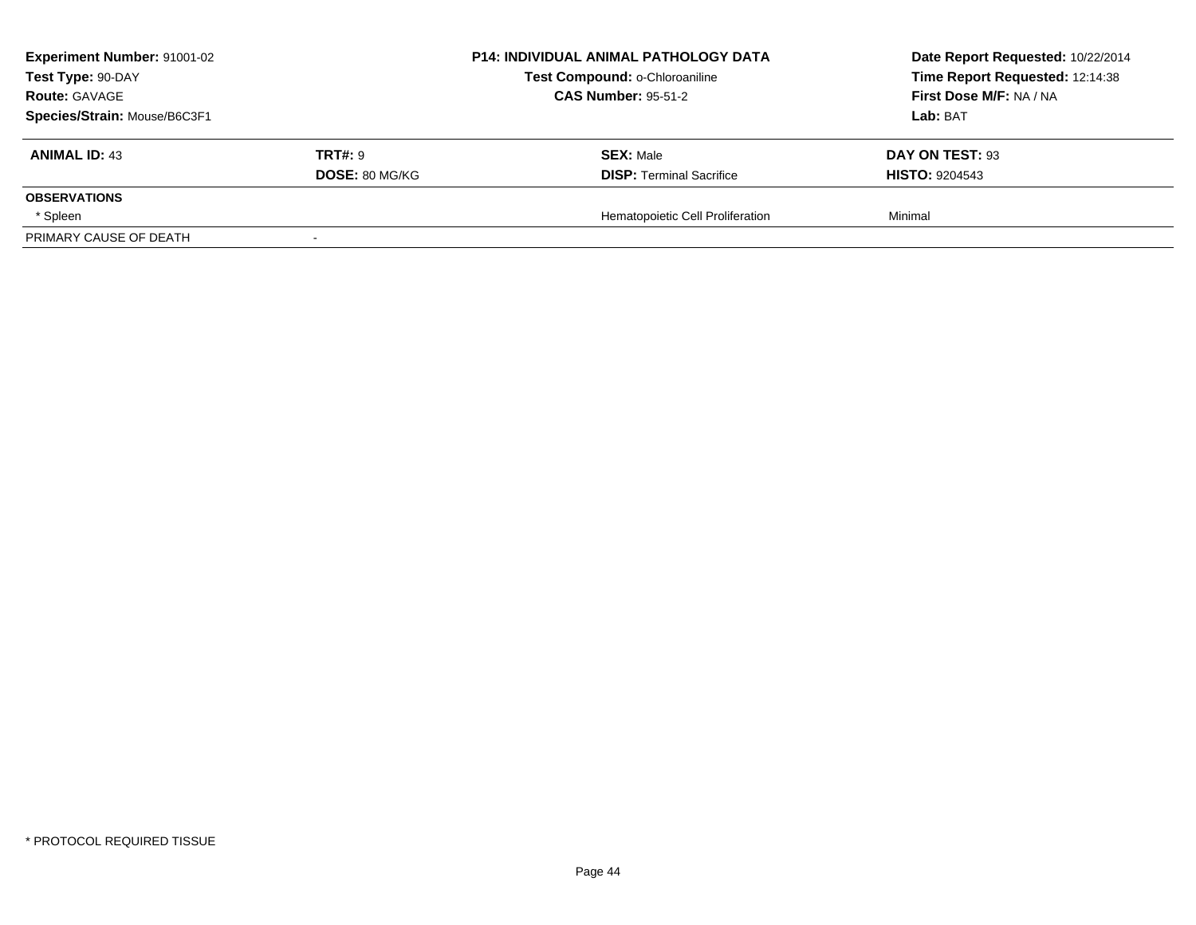| Experiment Number: 91001-02 | P14: INDIVIDUAL ANIMAL PATHOLOGY DATA | Date Report Requested: 10/22/2014 |
|---|---|---|
| Test Type: 90-DAY | Test Compound: o-Chloroaniline | Time Report Requested: 12:14:38 |
| Route: GAVAGE | CAS Number: 95-51-2 | First Dose M/F: NA / NA |
| Species/Strain: Mouse/B6C3F1 | | Lab: BAT |

| ANIMAL ID: 43 | TRT#: 9 | SEX: Male | DAY ON TEST: 93 |
|---|---|---|---|
| | DOSE: 80 MG/KG | DISP: Terminal Sacrifice | HISTO: 9204543 |
| **OBSERVATIONS** | | | |
| * Spleen | | Hematopoietic Cell Proliferation | Minimal |
| PRIMARY CAUSE OF DEATH | - | | |

* PROTOCOL REQUIRED TISSUE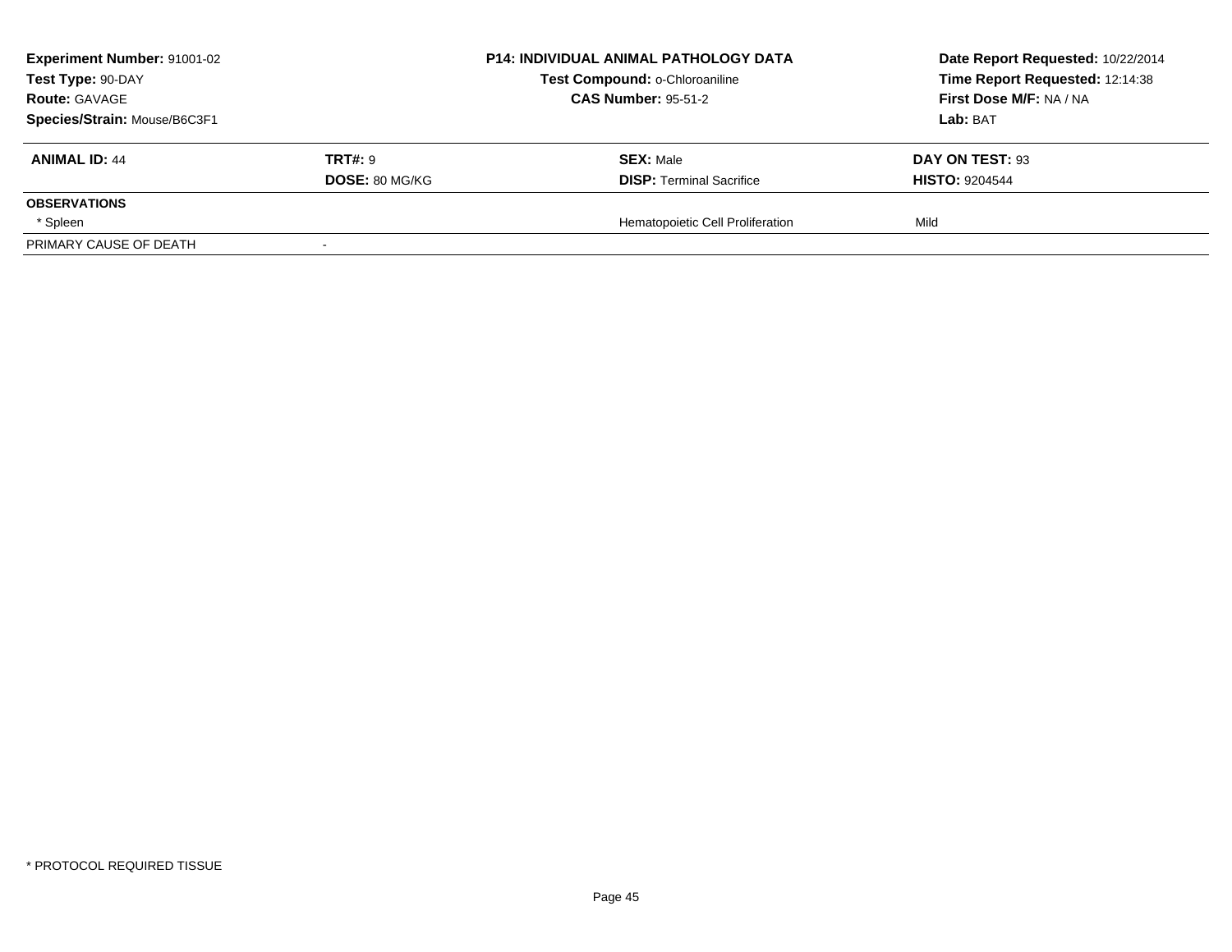| Experiment Number: 91001-02 | P14: INDIVIDUAL ANIMAL PATHOLOGY DATA | Date Report Requested: 10/22/2014 |
|---|---|---|
| Test Type: 90-DAY | Test Compound: o-Chloroaniline | Time Report Requested: 12:14:38 |
| Route: GAVAGE | CAS Number: 95-51-2 | First Dose M/F: NA / NA |
| Species/Strain: Mouse/B6C3F1 | | Lab: BAT |

| ANIMAL ID: 44 | TRT#: 9 | SEX: Male | DAY ON TEST: 93 |
|---|---|---|---|
| | DOSE: 80 MG/KG | DISP: Terminal Sacrifice | HISTO: 9204544 |
| **OBSERVATIONS** | | | |
| * Spleen | | Hematopoietic Cell Proliferation | Mild |
| PRIMARY CAUSE OF DEATH | - | | |

* PROTOCOL REQUIRED TISSUE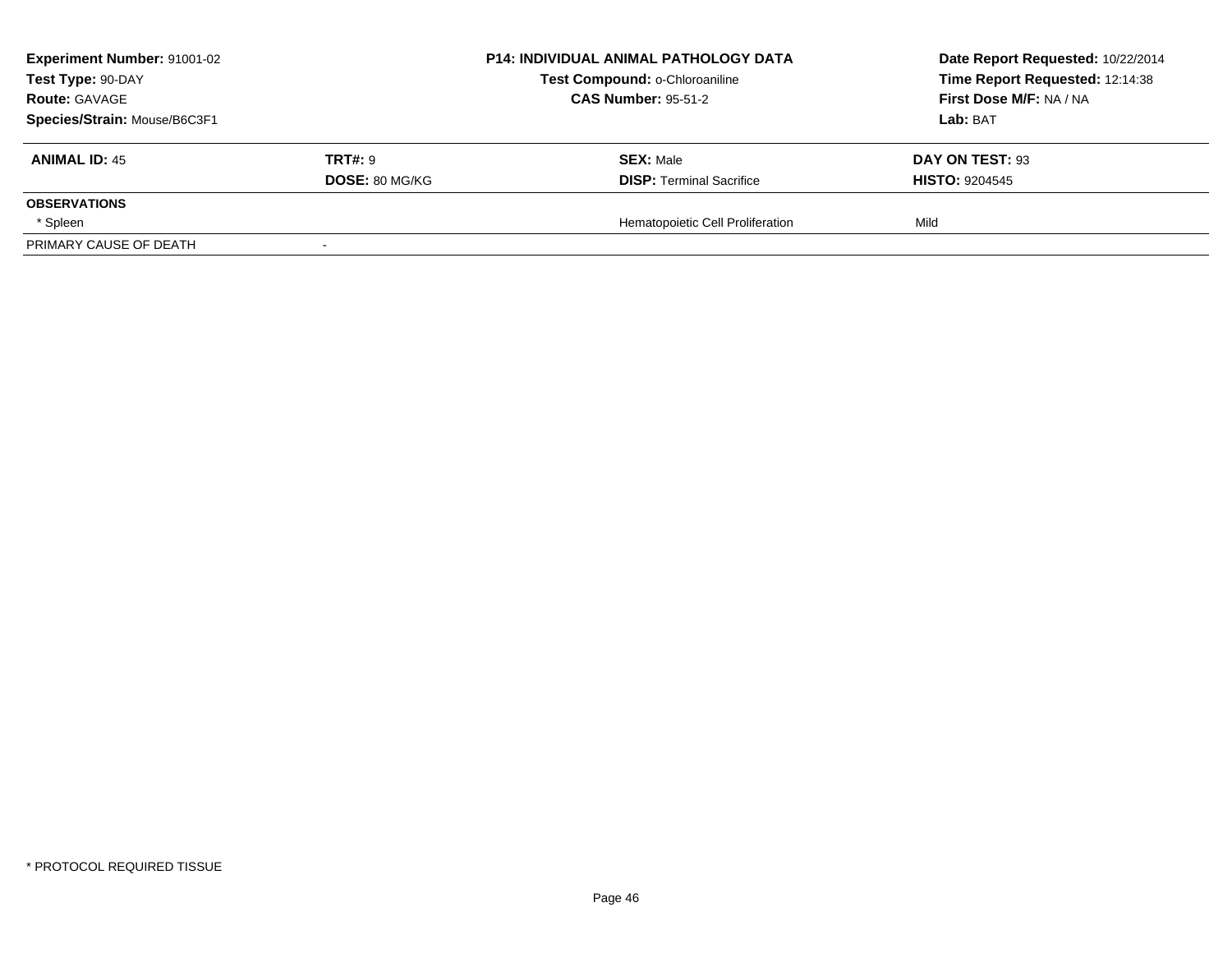**Experiment Number:** 91001-02
**Test Type:** 90-DAY
**Route:** GAVAGE
**Species/Strain:** Mouse/B6C3F1

**P14: INDIVIDUAL ANIMAL PATHOLOGY DATA**
**Test Compound:** o-Chloroaniline
**CAS Number:** 95-51-2

**Date Report Requested:** 10/22/2014
**Time Report Requested:** 12:14:38
**First Dose M/F:** NA / NA
**Lab:** BAT

| **ANIMAL ID:** 45 | **TRT#:** 9 | **SEX:** Male | **DAY ON TEST:** 93 |
|---|---|---|---|
| | **DOSE:** 80 MG/KG | **DISP:** Terminal Sacrifice | **HISTO:** 9204545 |
| **OBSERVATIONS** | | | |
| * Spleen | | Hematopoietic Cell Proliferation | Mild |
| PRIMARY CAUSE OF DEATH | - | | |

* PROTOCOL REQUIRED TISSUE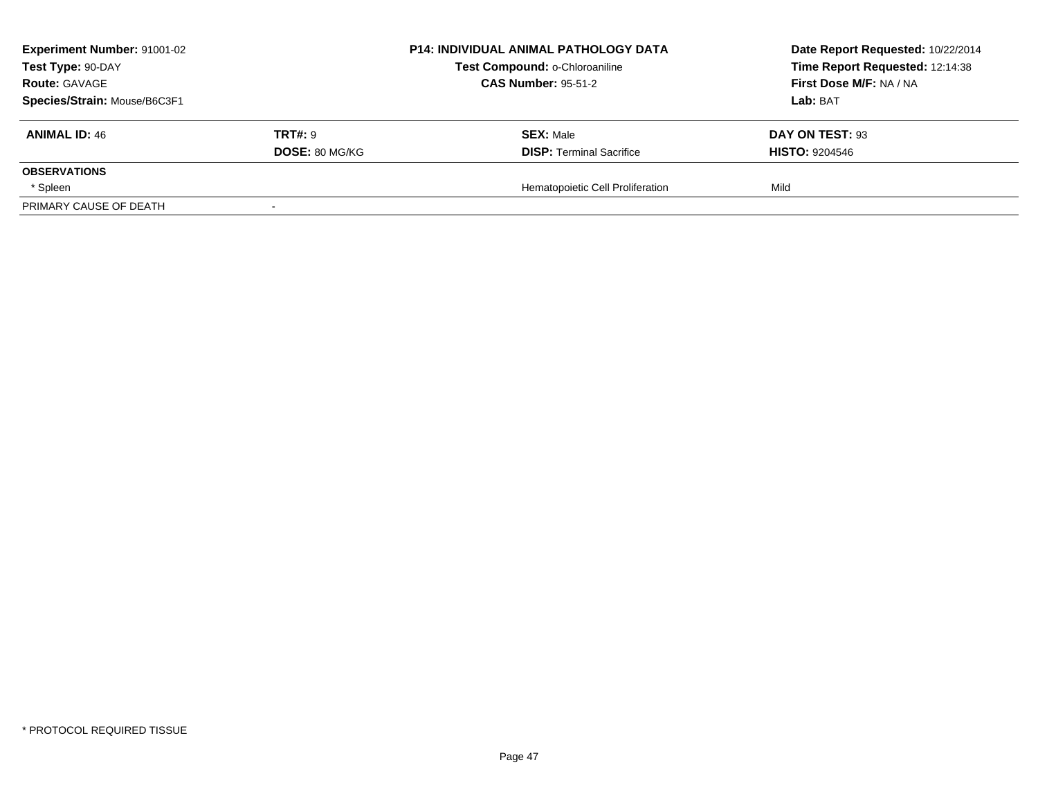**Experiment Number:** 91001-02
**Test Type:** 90-DAY
**Route:** GAVAGE
**Species/Strain:** Mouse/B6C3F1

**P14: INDIVIDUAL ANIMAL PATHOLOGY DATA**
**Test Compound:** o-Chloroaniline
**CAS Number:** 95-51-2

**Date Report Requested:** 10/22/2014
**Time Report Requested:** 12:14:38
**First Dose M/F:** NA / NA
**Lab:** BAT

| **ANIMAL ID:** 46 | **TRT#:** 9 | **SEX:** Male | **DAY ON TEST:** 93 |
|---|---|---|---|
| | **DOSE:** 80 MG/KG | **DISP:** Terminal Sacrifice | **HISTO:** 9204546 |
| **OBSERVATIONS** | | | |
| * Spleen | | Hematopoietic Cell Proliferation | Mild |
| PRIMARY CAUSE OF DEATH | - | | |

* PROTOCOL REQUIRED TISSUE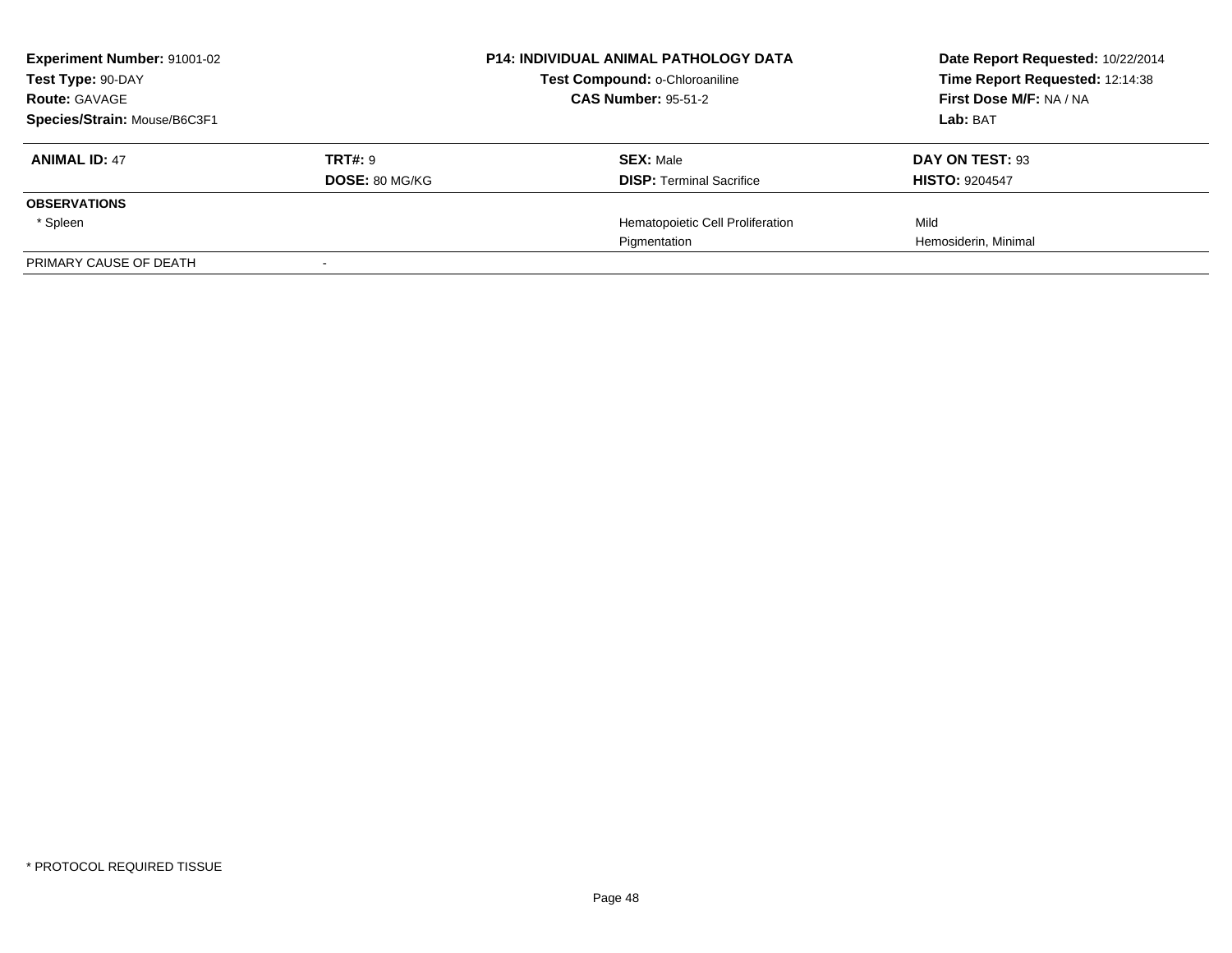**Experiment Number:** 91001-02
**Test Type:** 90-DAY
**Route:** GAVAGE
**Species/Strain:** Mouse/B6C3F1

**P14: INDIVIDUAL ANIMAL PATHOLOGY DATA**
**Test Compound:** o-Chloroaniline
**CAS Number:** 95-51-2

**Date Report Requested:** 10/22/2014
**Time Report Requested:** 12:14:38
**First Dose M/F:** NA / NA
**Lab:** BAT

| **ANIMAL ID:** 47 | **TRT#:** 9 | **SEX:** Male | **DAY ON TEST:** 93 |
|---|---|---|---|
| | **DOSE:** 80 MG/KG | **DISP:** Terminal Sacrifice | **HISTO:** 9204547 |
| **OBSERVATIONS** | | | |
| * Spleen | | Hematopoietic Cell Proliferation | Mild |
| | | Pigmentation | Hemosiderin, Minimal |
| PRIMARY CAUSE OF DEATH | - | | |

* PROTOCOL REQUIRED TISSUE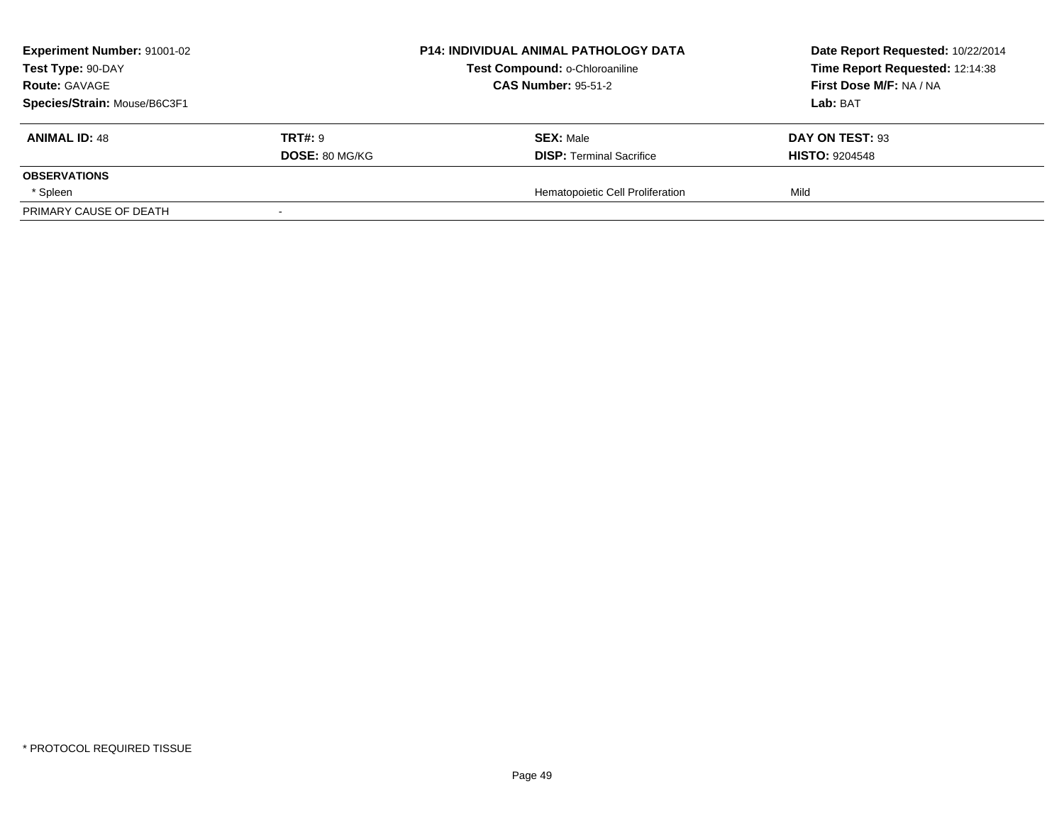**Experiment Number:** 91001-02
**Test Type:** 90-DAY
**Route:** GAVAGE
**Species/Strain:** Mouse/B6C3F1

**P14: INDIVIDUAL ANIMAL PATHOLOGY DATA**
**Test Compound:** o-Chloroaniline
**CAS Number:** 95-51-2

**Date Report Requested:** 10/22/2014
**Time Report Requested:** 12:14:38
**First Dose M/F:** NA / NA
**Lab:** BAT

| **ANIMAL ID:** 48 | **TRT#:** 9 | **SEX:** Male | **DAY ON TEST:** 93 |
|---|---|---|---|
| | **DOSE:** 80 MG/KG | **DISP:** Terminal Sacrifice | **HISTO:** 9204548 |
| **OBSERVATIONS** | | | |
| * Spleen | | Hematopoietic Cell Proliferation | Mild |
| PRIMARY CAUSE OF DEATH | - | | |

* PROTOCOL REQUIRED TISSUE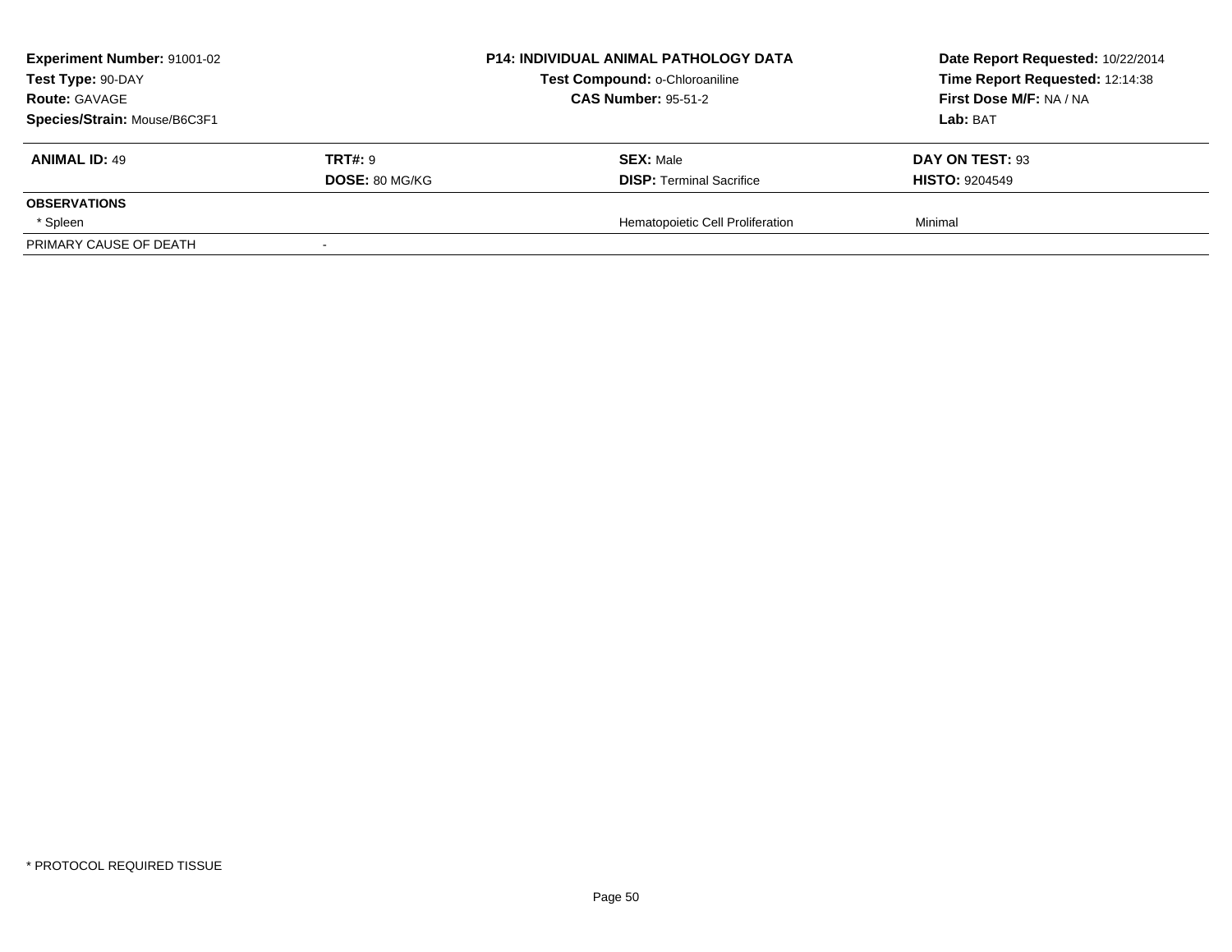**Experiment Number:** 91001-02
**Test Type:** 90-DAY
**Route:** GAVAGE
**Species/Strain:** Mouse/B6C3F1

**P14: INDIVIDUAL ANIMAL PATHOLOGY DATA**
**Test Compound:** o-Chloroaniline
**CAS Number:** 95-51-2

**Date Report Requested:** 10/22/2014
**Time Report Requested:** 12:14:38
**First Dose M/F:** NA / NA
**Lab:** BAT

| **ANIMAL ID:** 49 | **TRT#:** 9 | **SEX:** Male | **DAY ON TEST:** 93 |
|---|---|---|---|
| | **DOSE:** 80 MG/KG | **DISP:** Terminal Sacrifice | **HISTO:** 9204549 |
| **OBSERVATIONS** | | | |
| * Spleen | | Hematopoietic Cell Proliferation | Minimal |
| PRIMARY CAUSE OF DEATH | - | | |

* PROTOCOL REQUIRED TISSUE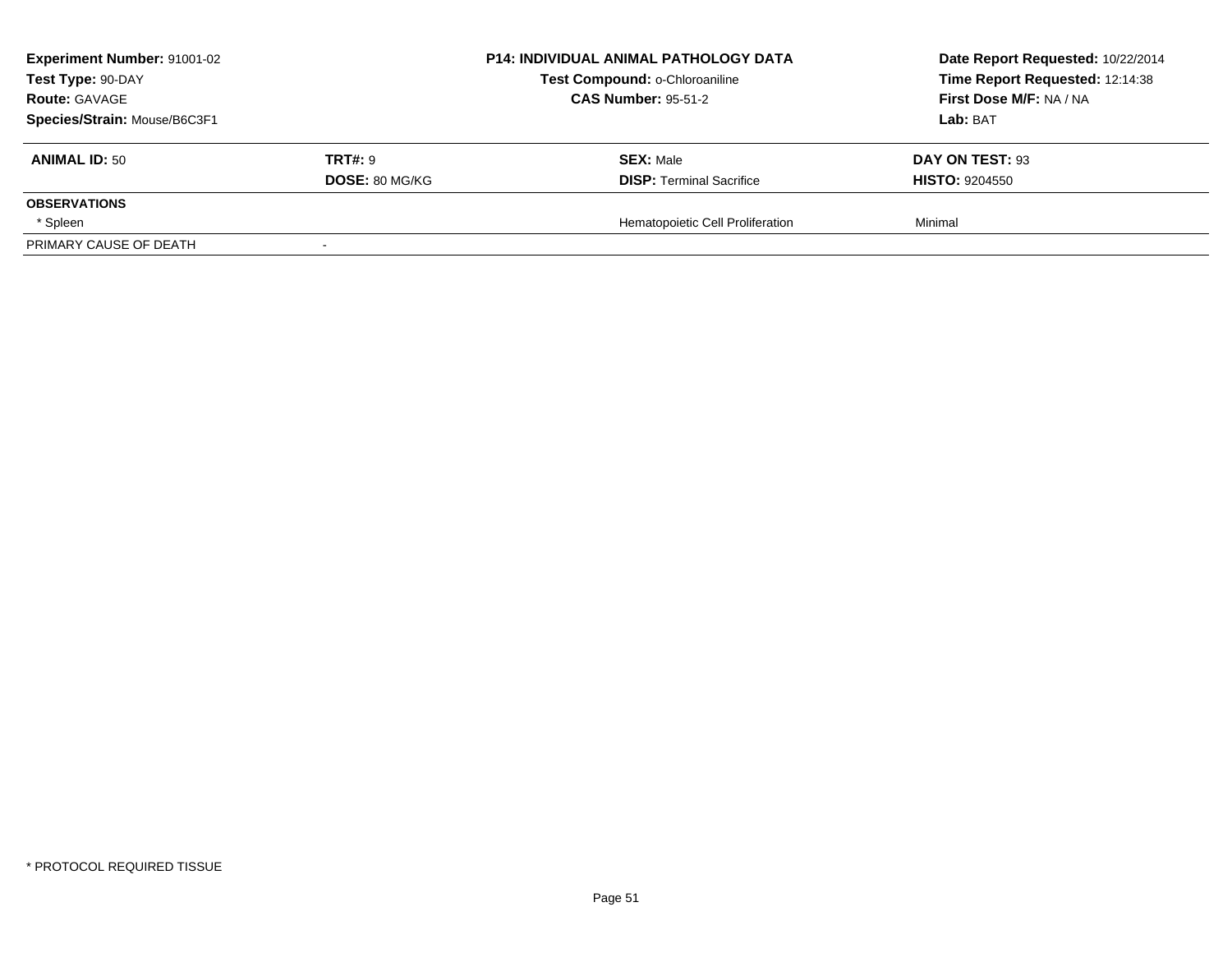**Experiment Number:** 91001-02
**Test Type:** 90-DAY
**Route:** GAVAGE
**Species/Strain:** Mouse/B6C3F1

**P14: INDIVIDUAL ANIMAL PATHOLOGY DATA**
**Test Compound:** o-Chloroaniline
**CAS Number:** 95-51-2

**Date Report Requested:** 10/22/2014
**Time Report Requested:** 12:14:38
**First Dose M/F:** NA / NA
**Lab:** BAT

| **ANIMAL ID:** 50 | **TRT#:** 9 | **SEX:** Male | **DAY ON TEST:** 93 |
|---|---|---|---|
| | **DOSE:** 80 MG/KG | **DISP:** Terminal Sacrifice | **HISTO:** 9204550 |
| **OBSERVATIONS** | | | |
| * Spleen | | Hematopoietic Cell Proliferation | Minimal |
| PRIMARY CAUSE OF DEATH | - | | |

* PROTOCOL REQUIRED TISSUE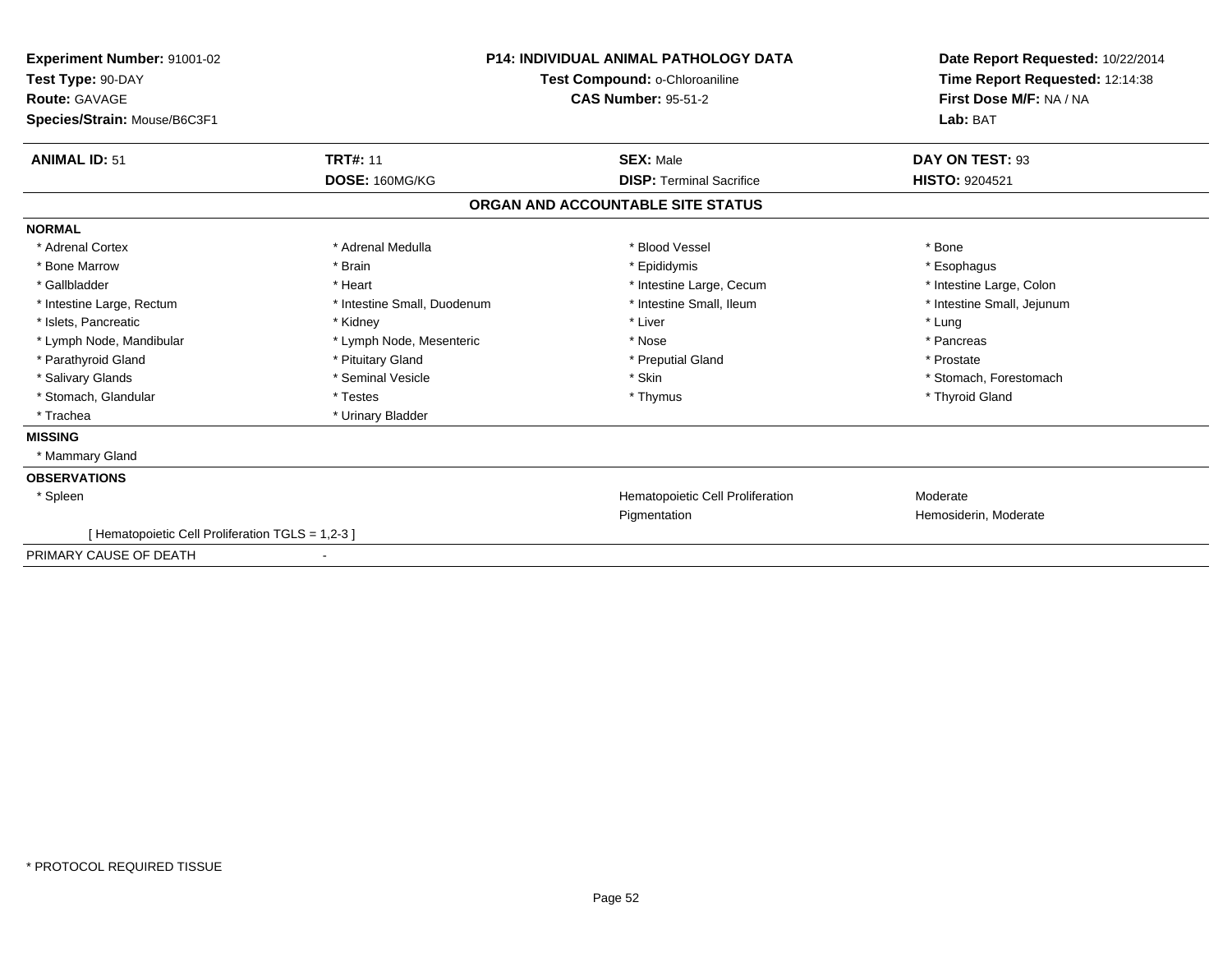**Experiment Number:** 91001-02
**Test Type:** 90-DAY
**Route:** GAVAGE
**Species/Strain:** Mouse/B6C3F1

**P14: INDIVIDUAL ANIMAL PATHOLOGY DATA**
**Test Compound:** o-Chloroaniline
**CAS Number:** 95-51-2

**Date Report Requested:** 10/22/2014
**Time Report Requested:** 12:14:38
**First Dose M/F:** NA / NA
**Lab:** BAT

| **ANIMAL ID:** 51 | **TRT#:** 11 | **SEX:** Male | **DAY ON TEST:** 93 |
|---|---|---|---|
| | **DOSE:** 160MG/KG | **DISP:** Terminal Sacrifice | **HISTO:** 9204521 |

## ORGAN AND ACCOUNTABLE SITE STATUS

**NORMAL**

| | | | |
|---|---|---|---|
| * Adrenal Cortex | * Adrenal Medulla | * Blood Vessel | * Bone |
| * Bone Marrow | * Brain | * Epididymis | * Esophagus |
| * Gallbladder | * Heart | * Intestine Large, Cecum | * Intestine Large, Colon |
| * Intestine Large, Rectum | * Intestine Small, Duodenum | * Intestine Small, Ileum | * Intestine Small, Jejunum |
| * Islets, Pancreatic | * Kidney | * Liver | * Lung |
| * Lymph Node, Mandibular | * Lymph Node, Mesenteric | * Nose | * Pancreas |
| * Parathyroid Gland | * Pituitary Gland | * Preputial Gland | * Prostate |
| * Salivary Glands | * Seminal Vesicle | * Skin | * Stomach, Forestomach |
| * Stomach, Glandular | * Testes | * Thymus | * Thyroid Gland |
| * Trachea | * Urinary Bladder | | |

**MISSING**

* Mammary Gland

**OBSERVATIONS**

| | | |
|---|---|---|
| * Spleen | Hematopoietic Cell Proliferation | Moderate |
| | Pigmentation | Hemosiderin, Moderate |

[ Hematopoietic Cell Proliferation TGLS = 1,2-3 ]

PRIMARY CAUSE OF DEATH -

* PROTOCOL REQUIRED TISSUE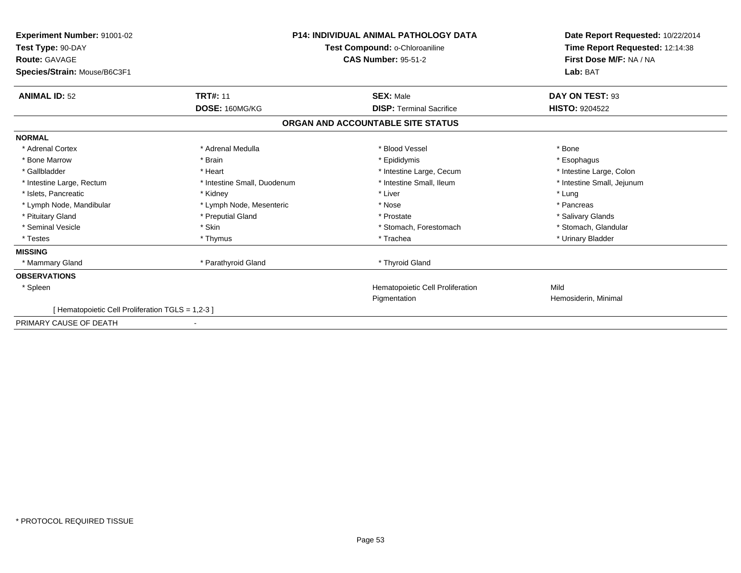**Experiment Number:** 91001-02
**Test Type:** 90-DAY
**Route:** GAVAGE
**Species/Strain:** Mouse/B6C3F1

**P14: INDIVIDUAL ANIMAL PATHOLOGY DATA**
**Test Compound:** o-Chloroaniline
**CAS Number:** 95-51-2

**Date Report Requested:** 10/22/2014
**Time Report Requested:** 12:14:38
**First Dose M/F:** NA / NA
**Lab:** BAT

| **ANIMAL ID:** 52 | **TRT#:** 11 | **SEX:** Male | **DAY ON TEST:** 93 |
|---|---|---|---|
| | **DOSE:** 160MG/KG | **DISP:** Terminal Sacrifice | **HISTO:** 9204522 |

## ORGAN AND ACCOUNTABLE SITE STATUS

| | | | |
|---|---|---|---|
| **NORMAL** | | | |
| * Adrenal Cortex | * Adrenal Medulla | * Blood Vessel | * Bone |
| * Bone Marrow | * Brain | * Epididymis | * Esophagus |
| * Gallbladder | * Heart | * Intestine Large, Cecum | * Intestine Large, Colon |
| * Intestine Large, Rectum | * Intestine Small, Duodenum | * Intestine Small, Ileum | * Intestine Small, Jejunum |
| * Islets, Pancreatic | * Kidney | * Liver | * Lung |
| * Lymph Node, Mandibular | * Lymph Node, Mesenteric | * Nose | * Pancreas |
| * Pituitary Gland | * Preputial Gland | * Prostate | * Salivary Glands |
| * Seminal Vesicle | * Skin | * Stomach, Forestomach | * Stomach, Glandular |
| * Testes | * Thymus | * Trachea | * Urinary Bladder |
| **MISSING** | | | |
| * Mammary Gland | * Parathyroid Gland | * Thyroid Gland | |
| **OBSERVATIONS** | | | |
| * Spleen | | Hematopoietic Cell Proliferation | Mild |
| | | Pigmentation | Hemosiderin, Minimal |
| [ Hematopoietic Cell Proliferation TGLS = 1,2-3 ] | | | |
| PRIMARY CAUSE OF DEATH | - | | |

* PROTOCOL REQUIRED TISSUE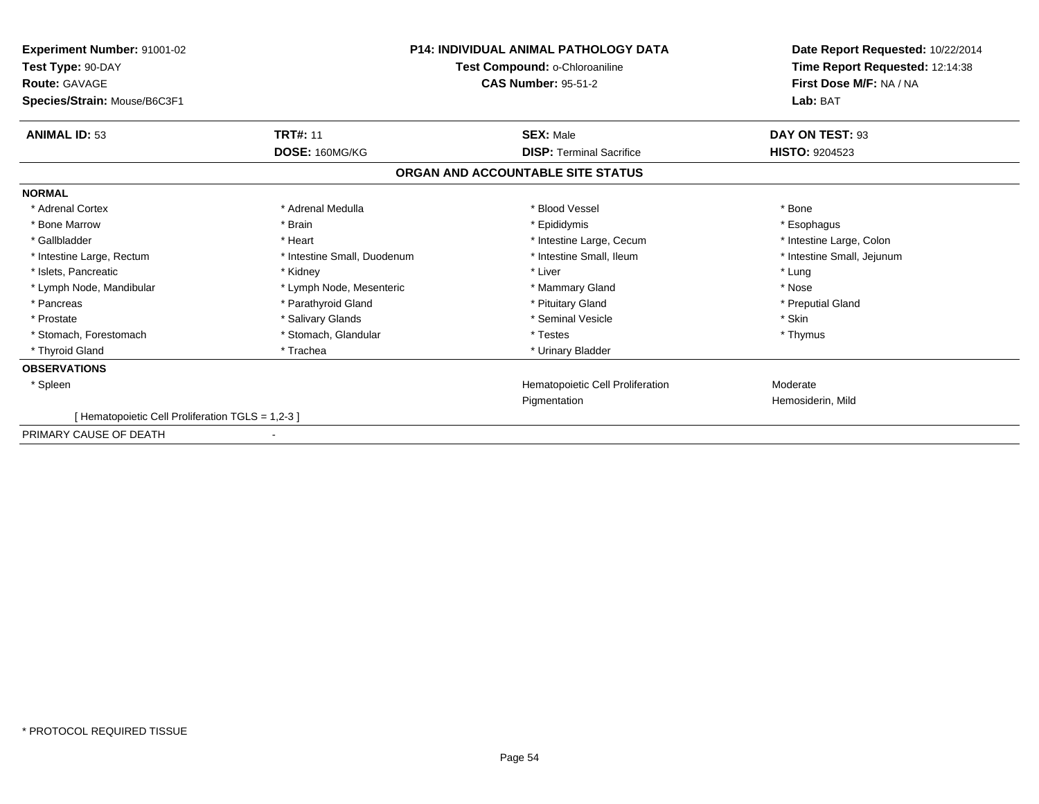**Experiment Number:** 91001-02
**Test Type:** 90-DAY
**Route:** GAVAGE
**Species/Strain:** Mouse/B6C3F1

**P14: INDIVIDUAL ANIMAL PATHOLOGY DATA**
**Test Compound:** o-Chloroaniline
**CAS Number:** 95-51-2

**Date Report Requested:** 10/22/2014
**Time Report Requested:** 12:14:38
**First Dose M/F:** NA / NA
**Lab:** BAT

| **ANIMAL ID:** 53 | **TRT#:** 11 | **SEX:** Male | **DAY ON TEST:** 93 |
|---|---|---|---|
| | **DOSE:** 160MG/KG | **DISP:** Terminal Sacrifice | **HISTO:** 9204523 |

## ORGAN AND ACCOUNTABLE SITE STATUS

**NORMAL**

| | | | |
|---|---|---|---|
| * Adrenal Cortex | * Adrenal Medulla | * Blood Vessel | * Bone |
| * Bone Marrow | * Brain | * Epididymis | * Esophagus |
| * Gallbladder | * Heart | * Intestine Large, Cecum | * Intestine Large, Colon |
| * Intestine Large, Rectum | * Intestine Small, Duodenum | * Intestine Small, Ileum | * Intestine Small, Jejunum |
| * Islets, Pancreatic | * Kidney | * Liver | * Lung |
| * Lymph Node, Mandibular | * Lymph Node, Mesenteric | * Mammary Gland | * Nose |
| * Pancreas | * Parathyroid Gland | * Pituitary Gland | * Preputial Gland |
| * Prostate | * Salivary Glands | * Seminal Vesicle | * Skin |
| * Stomach, Forestomach | * Stomach, Glandular | * Testes | * Thymus |
| * Thyroid Gland | * Trachea | * Urinary Bladder | |

**OBSERVATIONS**

| | | |
|---|---|---|
| * Spleen | Hematopoietic Cell Proliferation | Moderate |
| | Pigmentation | Hemosiderin, Mild |

[ Hematopoietic Cell Proliferation TGLS = 1,2-3 ]

PRIMARY CAUSE OF DEATH -

* PROTOCOL REQUIRED TISSUE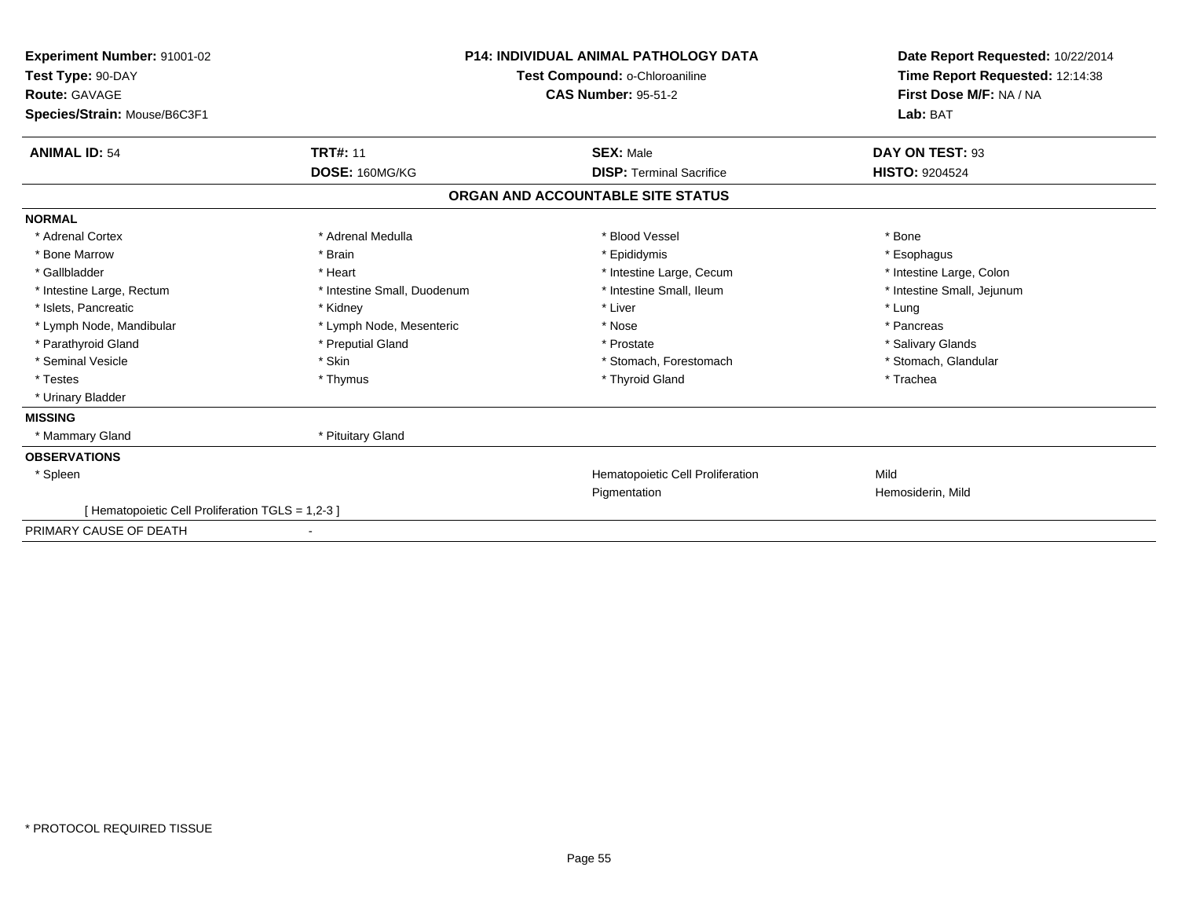**Experiment Number:** 91001-02
**Test Type:** 90-DAY
**Route:** GAVAGE
**Species/Strain:** Mouse/B6C3F1

**P14: INDIVIDUAL ANIMAL PATHOLOGY DATA**
**Test Compound:** o-Chloroaniline
**CAS Number:** 95-51-2

**Date Report Requested:** 10/22/2014
**Time Report Requested:** 12:14:38
**First Dose M/F:** NA / NA
**Lab:** BAT

| **ANIMAL ID:** 54 | **TRT#:** 11 | **SEX:** Male | **DAY ON TEST:** 93 |
|---|---|---|---|
| | **DOSE:** 160MG/KG | **DISP:** Terminal Sacrifice | **HISTO:** 9204524 |

## ORGAN AND ACCOUNTABLE SITE STATUS

**NORMAL**

| | | | |
|---|---|---|---|
| * Adrenal Cortex | * Adrenal Medulla | * Blood Vessel | * Bone |
| * Bone Marrow | * Brain | * Epididymis | * Esophagus |
| * Gallbladder | * Heart | * Intestine Large, Cecum | * Intestine Large, Colon |
| * Intestine Large, Rectum | * Intestine Small, Duodenum | * Intestine Small, Ileum | * Intestine Small, Jejunum |
| * Islets, Pancreatic | * Kidney | * Liver | * Lung |
| * Lymph Node, Mandibular | * Lymph Node, Mesenteric | * Nose | * Pancreas |
| * Parathyroid Gland | * Preputial Gland | * Prostate | * Salivary Glands |
| * Seminal Vesicle | * Skin | * Stomach, Forestomach | * Stomach, Glandular |
| * Testes | * Thymus | * Thyroid Gland | * Trachea |
| * Urinary Bladder | | | |

**MISSING**

| | |
|---|---|
| * Mammary Gland | * Pituitary Gland |

**OBSERVATIONS**

| | | | |
|---|---|---|---|
| * Spleen | | Hematopoietic Cell Proliferation | Mild |
| | | Pigmentation | Hemosiderin, Mild |
| [ Hematopoietic Cell Proliferation TGLS = 1,2-3 ] | | | |

PRIMARY CAUSE OF DEATH -

* PROTOCOL REQUIRED TISSUE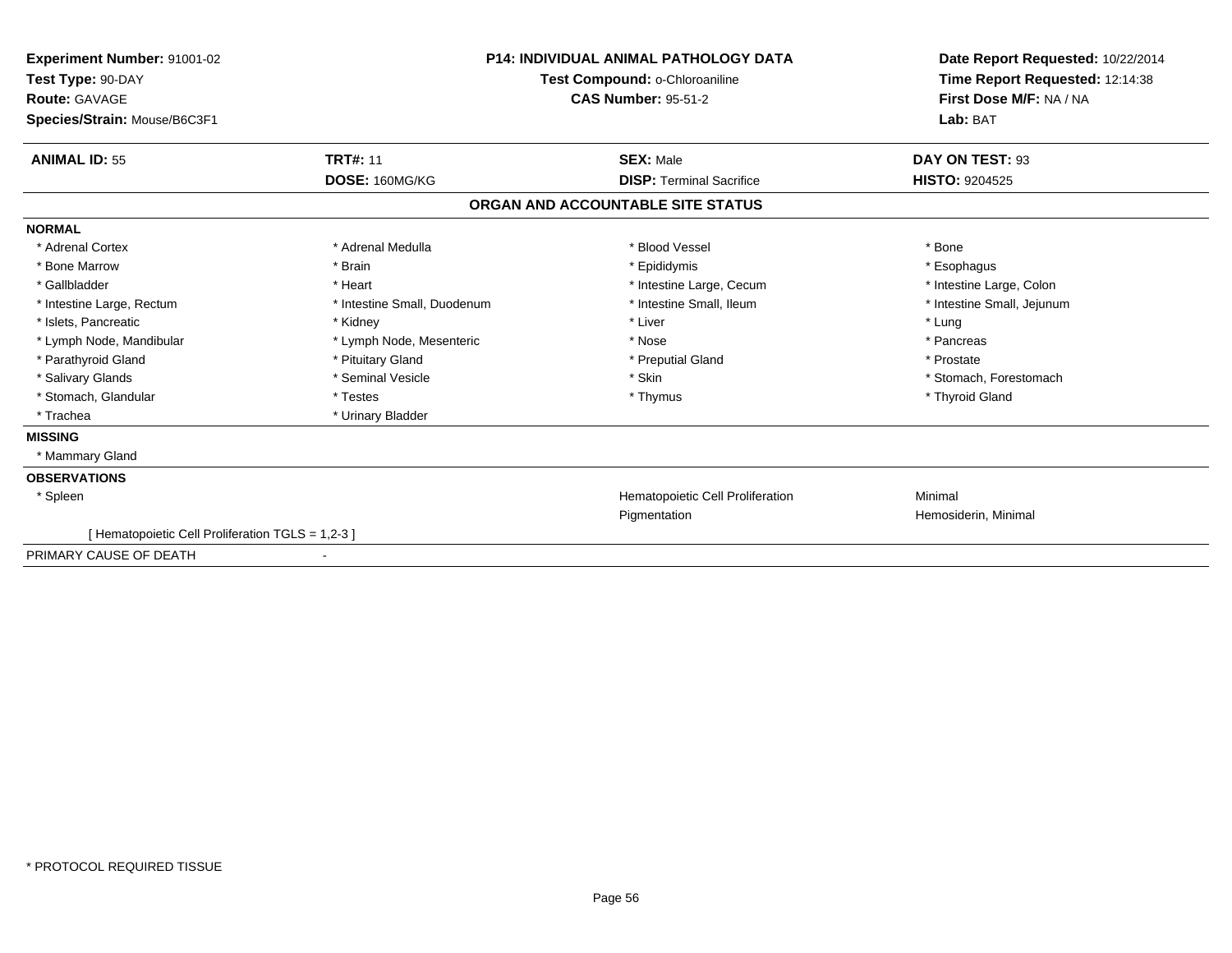**Experiment Number:** 91001-02
**Test Type:** 90-DAY
**Route:** GAVAGE
**Species/Strain:** Mouse/B6C3F1

**P14: INDIVIDUAL ANIMAL PATHOLOGY DATA**
**Test Compound:** o-Chloroaniline
**CAS Number:** 95-51-2

**Date Report Requested:** 10/22/2014
**Time Report Requested:** 12:14:38
**First Dose M/F:** NA / NA
**Lab:** BAT

| **ANIMAL ID:** 55 | **TRT#:** 11 | **SEX:** Male | **DAY ON TEST:** 93 |
|---|---|---|---|
| | **DOSE:** 160MG/KG | **DISP:** Terminal Sacrifice | **HISTO:** 9204525 |

## ORGAN AND ACCOUNTABLE SITE STATUS

**NORMAL**

| | | | |
|---|---|---|---|
| * Adrenal Cortex | * Adrenal Medulla | * Blood Vessel | * Bone |
| * Bone Marrow | * Brain | * Epididymis | * Esophagus |
| * Gallbladder | * Heart | * Intestine Large, Cecum | * Intestine Large, Colon |
| * Intestine Large, Rectum | * Intestine Small, Duodenum | * Intestine Small, Ileum | * Intestine Small, Jejunum |
| * Islets, Pancreatic | * Kidney | * Liver | * Lung |
| * Lymph Node, Mandibular | * Lymph Node, Mesenteric | * Nose | * Pancreas |
| * Parathyroid Gland | * Pituitary Gland | * Preputial Gland | * Prostate |
| * Salivary Glands | * Seminal Vesicle | * Skin | * Stomach, Forestomach |
| * Stomach, Glandular | * Testes | * Thymus | * Thyroid Gland |
| * Trachea | * Urinary Bladder | | |

**MISSING**

* Mammary Gland

**OBSERVATIONS**

| | | |
|---|---|---|
| * Spleen | Hematopoietic Cell Proliferation | Minimal |
| | Pigmentation | Hemosiderin, Minimal |
| [ Hematopoietic Cell Proliferation TGLS = 1,2-3 ] | | |

PRIMARY CAUSE OF DEATH -

* PROTOCOL REQUIRED TISSUE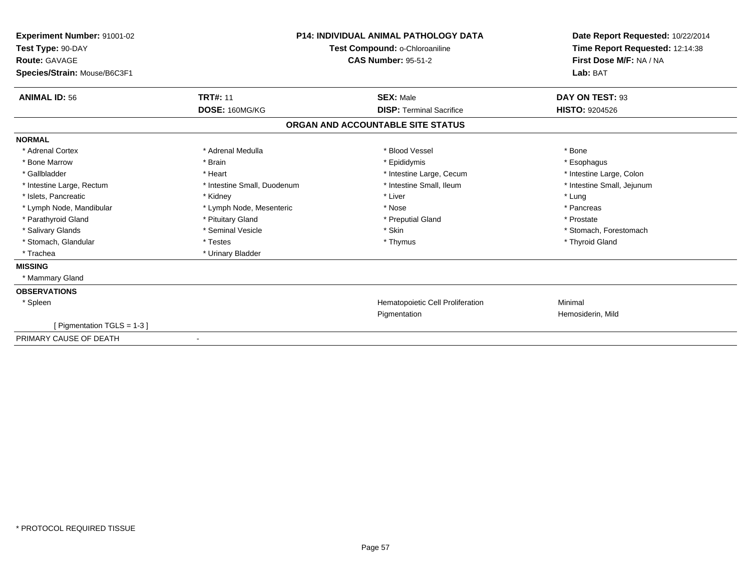**Experiment Number:** 91001-02
**Test Type:** 90-DAY
**Route:** GAVAGE
**Species/Strain:** Mouse/B6C3F1

**P14: INDIVIDUAL ANIMAL PATHOLOGY DATA**
**Test Compound:** o-Chloroaniline
**CAS Number:** 95-51-2

**Date Report Requested:** 10/22/2014
**Time Report Requested:** 12:14:38
**First Dose M/F:** NA / NA
**Lab:** BAT

| **ANIMAL ID:** 56 | **TRT#:** 11 | **SEX:** Male | **DAY ON TEST:** 93 |
|---|---|---|---|
| | **DOSE:** 160MG/KG | **DISP:** Terminal Sacrifice | **HISTO:** 9204526 |

## ORGAN AND ACCOUNTABLE SITE STATUS

**NORMAL**

| | | | |
|---|---|---|---|
| * Adrenal Cortex | * Adrenal Medulla | * Blood Vessel | * Bone |
| * Bone Marrow | * Brain | * Epididymis | * Esophagus |
| * Gallbladder | * Heart | * Intestine Large, Cecum | * Intestine Large, Colon |
| * Intestine Large, Rectum | * Intestine Small, Duodenum | * Intestine Small, Ileum | * Intestine Small, Jejunum |
| * Islets, Pancreatic | * Kidney | * Liver | * Lung |
| * Lymph Node, Mandibular | * Lymph Node, Mesenteric | * Nose | * Pancreas |
| * Parathyroid Gland | * Pituitary Gland | * Preputial Gland | * Prostate |
| * Salivary Glands | * Seminal Vesicle | * Skin | * Stomach, Forestomach |
| * Stomach, Glandular | * Testes | * Thymus | * Thyroid Gland |
| * Trachea | * Urinary Bladder | | |

**MISSING**

* Mammary Gland

**OBSERVATIONS**

| | | |
|---|---|---|
| * Spleen | Hematopoietic Cell Proliferation | Minimal |
| | Pigmentation | Hemosiderin, Mild |
| [ Pigmentation TGLS = 1-3 ] | | |

PRIMARY CAUSE OF DEATH -

* PROTOCOL REQUIRED TISSUE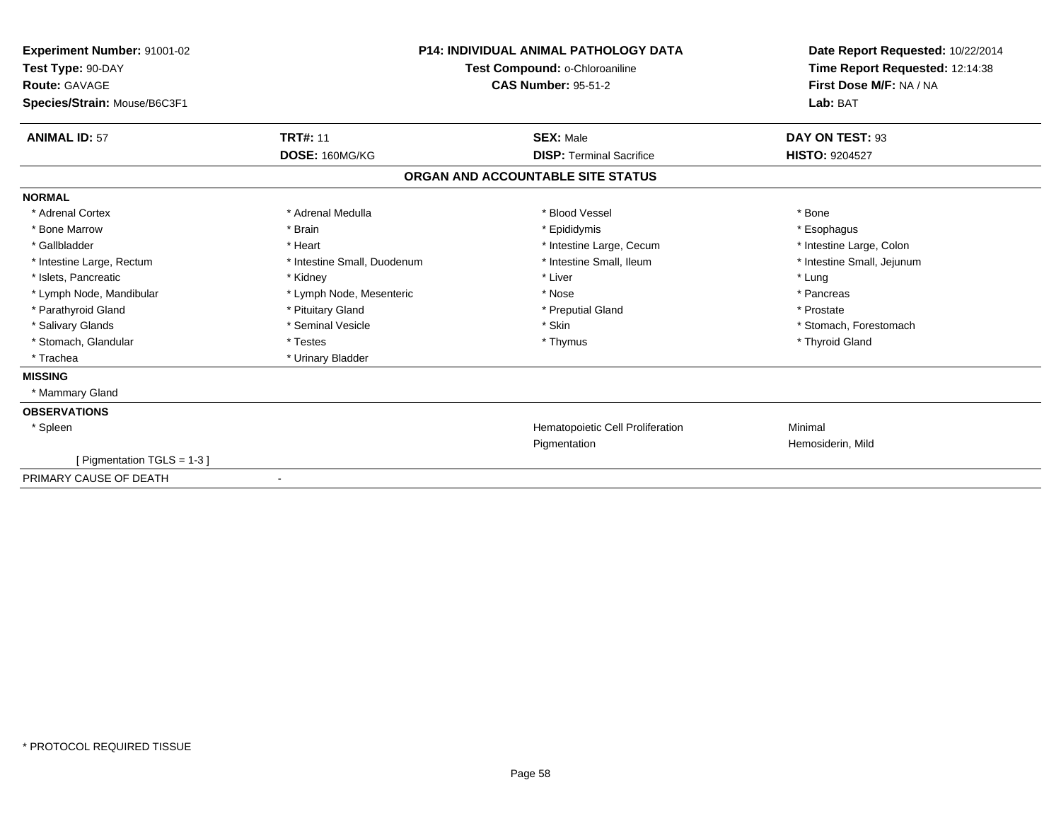**Experiment Number:** 91001-02
**Test Type:** 90-DAY
**Route:** GAVAGE
**Species/Strain:** Mouse/B6C3F1

**P14: INDIVIDUAL ANIMAL PATHOLOGY DATA**
**Test Compound:** o-Chloroaniline
**CAS Number:** 95-51-2

**Date Report Requested:** 10/22/2014
**Time Report Requested:** 12:14:38
**First Dose M/F:** NA / NA
**Lab:** BAT

| **ANIMAL ID:** 57 | **TRT#:** 11 | **SEX:** Male | **DAY ON TEST:** 93 |
|---|---|---|---|
| | **DOSE:** 160MG/KG | **DISP:** Terminal Sacrifice | **HISTO:** 9204527 |

## ORGAN AND ACCOUNTABLE SITE STATUS

**NORMAL**

| | | | |
|---|---|---|---|
| * Adrenal Cortex | * Adrenal Medulla | * Blood Vessel | * Bone |
| * Bone Marrow | * Brain | * Epididymis | * Esophagus |
| * Gallbladder | * Heart | * Intestine Large, Cecum | * Intestine Large, Colon |
| * Intestine Large, Rectum | * Intestine Small, Duodenum | * Intestine Small, Ileum | * Intestine Small, Jejunum |
| * Islets, Pancreatic | * Kidney | * Liver | * Lung |
| * Lymph Node, Mandibular | * Lymph Node, Mesenteric | * Nose | * Pancreas |
| * Parathyroid Gland | * Pituitary Gland | * Preputial Gland | * Prostate |
| * Salivary Glands | * Seminal Vesicle | * Skin | * Stomach, Forestomach |
| * Stomach, Glandular | * Testes | * Thymus | * Thyroid Gland |
| * Trachea | * Urinary Bladder | | |

**MISSING**

* Mammary Gland

**OBSERVATIONS**

| | | | |
|---|---|---|---|
| * Spleen | | Hematopoietic Cell Proliferation | Minimal |
| | | Pigmentation | Hemosiderin, Mild |
| [ Pigmentation TGLS = 1-3 ] | | | |

PRIMARY CAUSE OF DEATH -

* PROTOCOL REQUIRED TISSUE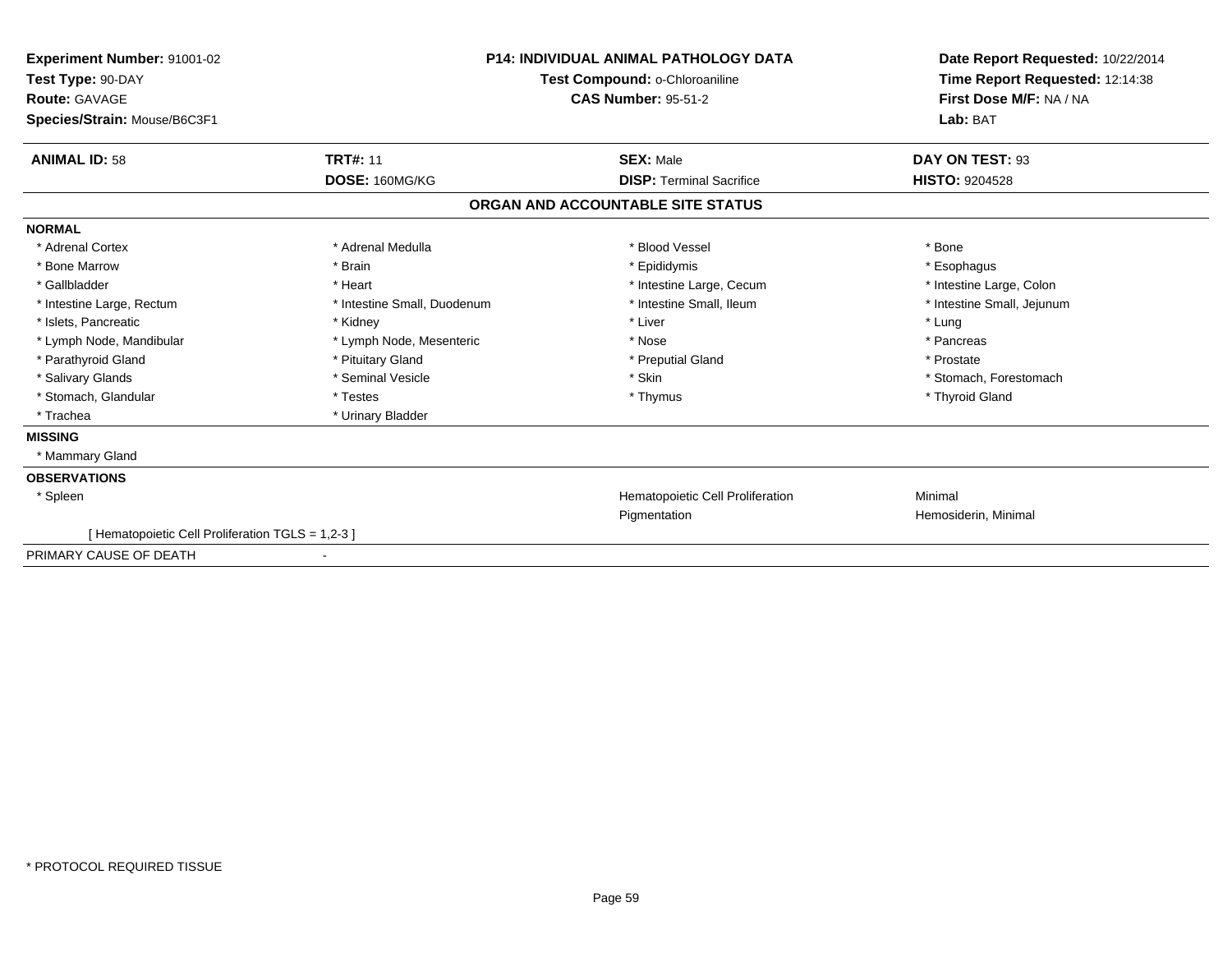**Experiment Number:** 91001-02
**Test Type:** 90-DAY
**Route:** GAVAGE
**Species/Strain:** Mouse/B6C3F1

**P14: INDIVIDUAL ANIMAL PATHOLOGY DATA**
**Test Compound:** o-Chloroaniline
**CAS Number:** 95-51-2

**Date Report Requested:** 10/22/2014
**Time Report Requested:** 12:14:38
**First Dose M/F:** NA / NA
**Lab:** BAT

| **ANIMAL ID:** 58 | **TRT#:** 11 | **SEX:** Male | **DAY ON TEST:** 93 |
|---|---|---|---|
| | **DOSE:** 160MG/KG | **DISP:** Terminal Sacrifice | **HISTO:** 9204528 |

## ORGAN AND ACCOUNTABLE SITE STATUS

**NORMAL**

| | | | |
|---|---|---|---|
| * Adrenal Cortex | * Adrenal Medulla | * Blood Vessel | * Bone |
| * Bone Marrow | * Brain | * Epididymis | * Esophagus |
| * Gallbladder | * Heart | * Intestine Large, Cecum | * Intestine Large, Colon |
| * Intestine Large, Rectum | * Intestine Small, Duodenum | * Intestine Small, Ileum | * Intestine Small, Jejunum |
| * Islets, Pancreatic | * Kidney | * Liver | * Lung |
| * Lymph Node, Mandibular | * Lymph Node, Mesenteric | * Nose | * Pancreas |
| * Parathyroid Gland | * Pituitary Gland | * Preputial Gland | * Prostate |
| * Salivary Glands | * Seminal Vesicle | * Skin | * Stomach, Forestomach |
| * Stomach, Glandular | * Testes | * Thymus | * Thyroid Gland |
| * Trachea | * Urinary Bladder | | |

**MISSING**

* Mammary Gland

**OBSERVATIONS**

| | | |
|---|---|---|
| * Spleen | Hematopoietic Cell Proliferation | Minimal |
| | Pigmentation | Hemosiderin, Minimal |

[ Hematopoietic Cell Proliferation TGLS = 1,2-3 ]

PRIMARY CAUSE OF DEATH -

* PROTOCOL REQUIRED TISSUE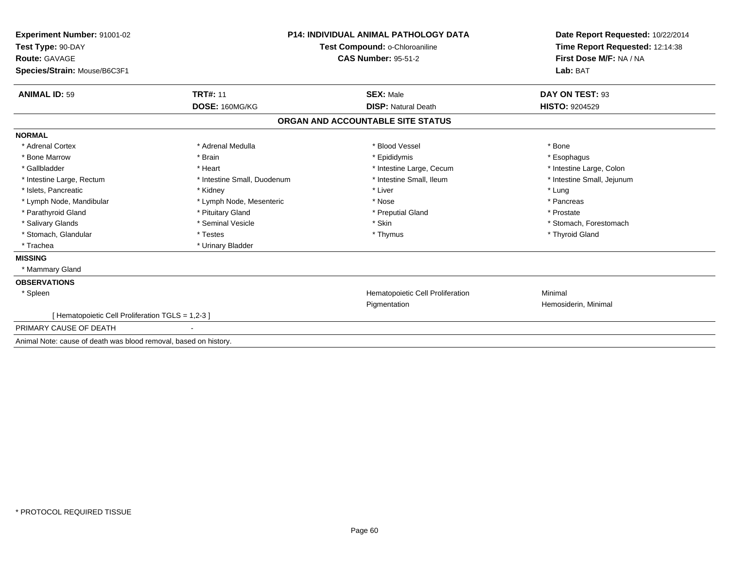**Experiment Number:** 91001-02
**Test Type:** 90-DAY
**Route:** GAVAGE
**Species/Strain:** Mouse/B6C3F1

**P14: INDIVIDUAL ANIMAL PATHOLOGY DATA**
**Test Compound:** o-Chloroaniline
**CAS Number:** 95-51-2

**Date Report Requested:** 10/22/2014
**Time Report Requested:** 12:14:38
**First Dose M/F:** NA / NA
**Lab:** BAT

| **ANIMAL ID:** 59 | **TRT#:** 11 | **SEX:** Male | **DAY ON TEST:** 93 |
|---|---|---|---|
| | **DOSE:** 160MG/KG | **DISP:** Natural Death | **HISTO:** 9204529 |

## ORGAN AND ACCOUNTABLE SITE STATUS

**NORMAL**

| | | | |
|---|---|---|---|
| * Adrenal Cortex | * Adrenal Medulla | * Blood Vessel | * Bone |
| * Bone Marrow | * Brain | * Epididymis | * Esophagus |
| * Gallbladder | * Heart | * Intestine Large, Cecum | * Intestine Large, Colon |
| * Intestine Large, Rectum | * Intestine Small, Duodenum | * Intestine Small, Ileum | * Intestine Small, Jejunum |
| * Islets, Pancreatic | * Kidney | * Liver | * Lung |
| * Lymph Node, Mandibular | * Lymph Node, Mesenteric | * Nose | * Pancreas |
| * Parathyroid Gland | * Pituitary Gland | * Preputial Gland | * Prostate |
| * Salivary Glands | * Seminal Vesicle | * Skin | * Stomach, Forestomach |
| * Stomach, Glandular | * Testes | * Thymus | * Thyroid Gland |
| * Trachea | * Urinary Bladder | | |

**MISSING**

* Mammary Gland

**OBSERVATIONS**

| | | |
|---|---|---|
| * Spleen | Hematopoietic Cell Proliferation | Minimal |
| | Pigmentation | Hemosiderin, Minimal |

[ Hematopoietic Cell Proliferation TGLS = 1,2-3 ]

PRIMARY CAUSE OF DEATH -

Animal Note: cause of death was blood removal, based on history.

* PROTOCOL REQUIRED TISSUE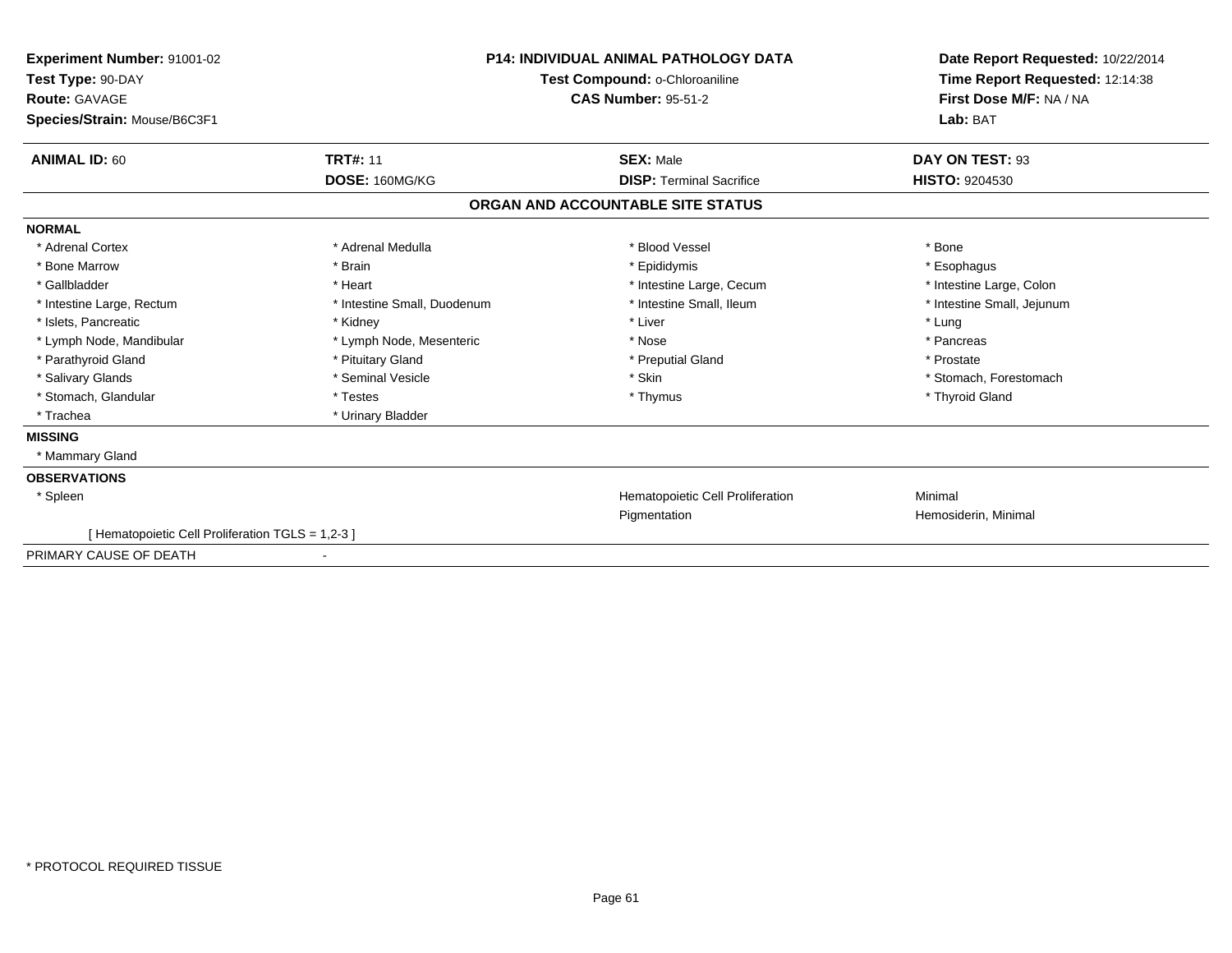**Experiment Number:** 91001-02
**Test Type:** 90-DAY
**Route:** GAVAGE
**Species/Strain:** Mouse/B6C3F1

**P14: INDIVIDUAL ANIMAL PATHOLOGY DATA**
**Test Compound:** o-Chloroaniline
**CAS Number:** 95-51-2

**Date Report Requested:** 10/22/2014
**Time Report Requested:** 12:14:38
**First Dose M/F:** NA / NA
**Lab:** BAT

| **ANIMAL ID:** 60 | **TRT#:** 11 | **SEX:** Male | **DAY ON TEST:** 93 |
|---|---|---|---|
| | **DOSE:** 160MG/KG | **DISP:** Terminal Sacrifice | **HISTO:** 9204530 |

## ORGAN AND ACCOUNTABLE SITE STATUS

**NORMAL**

| | | | |
|---|---|---|---|
| * Adrenal Cortex | * Adrenal Medulla | * Blood Vessel | * Bone |
| * Bone Marrow | * Brain | * Epididymis | * Esophagus |
| * Gallbladder | * Heart | * Intestine Large, Cecum | * Intestine Large, Colon |
| * Intestine Large, Rectum | * Intestine Small, Duodenum | * Intestine Small, Ileum | * Intestine Small, Jejunum |
| * Islets, Pancreatic | * Kidney | * Liver | * Lung |
| * Lymph Node, Mandibular | * Lymph Node, Mesenteric | * Nose | * Pancreas |
| * Parathyroid Gland | * Pituitary Gland | * Preputial Gland | * Prostate |
| * Salivary Glands | * Seminal Vesicle | * Skin | * Stomach, Forestomach |
| * Stomach, Glandular | * Testes | * Thymus | * Thyroid Gland |
| * Trachea | * Urinary Bladder | | |

**MISSING**

* Mammary Gland

**OBSERVATIONS**

| | | | |
|---|---|---|---|
| * Spleen | | Hematopoietic Cell Proliferation | Minimal |
| | | Pigmentation | Hemosiderin, Minimal |
| [ Hematopoietic Cell Proliferation TGLS = 1,2-3 ] | | | |

PRIMARY CAUSE OF DEATH -

* PROTOCOL REQUIRED TISSUE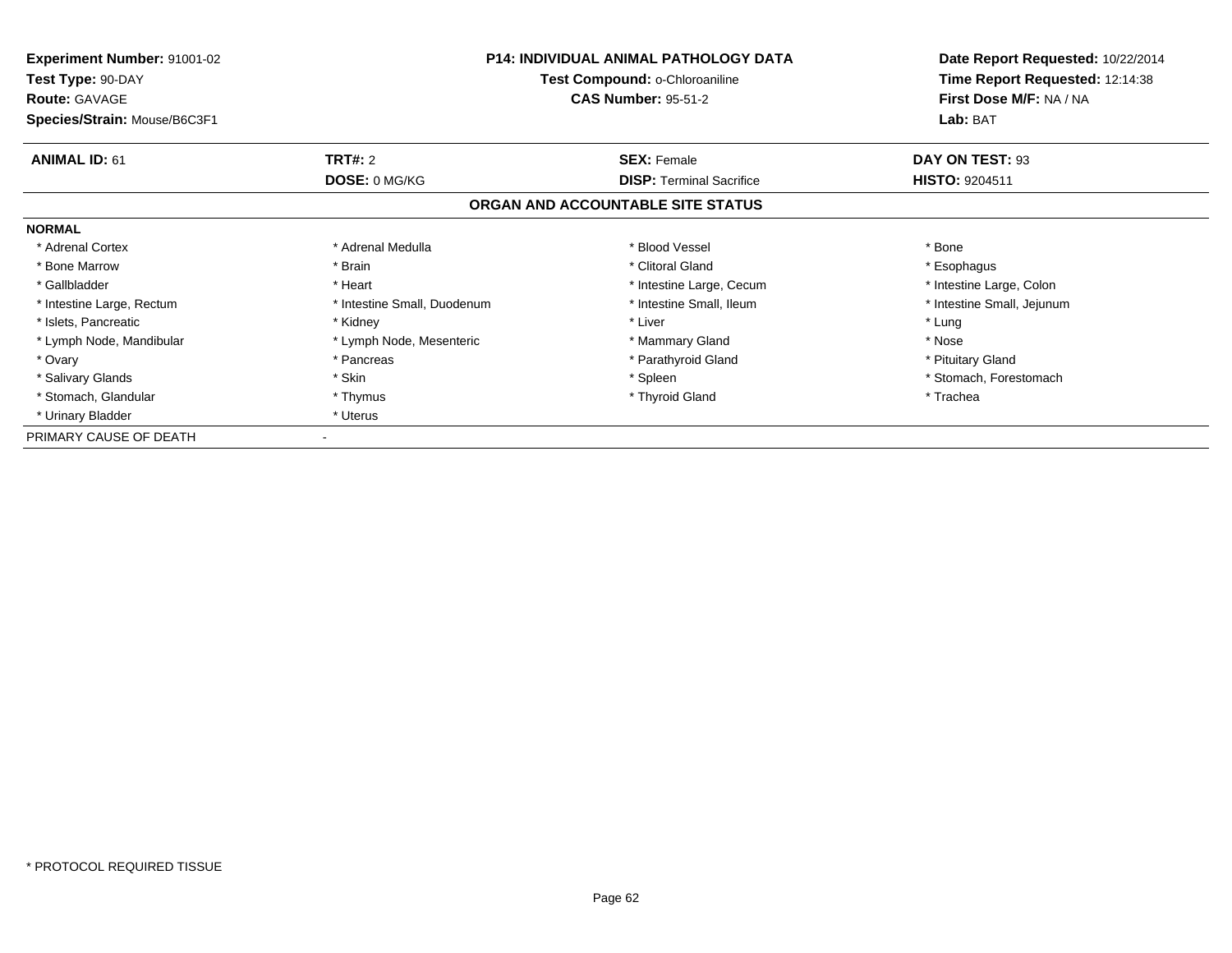**Experiment Number:** 91001-02
**Test Type:** 90-DAY
**Route:** GAVAGE
**Species/Strain:** Mouse/B6C3F1

**P14: INDIVIDUAL ANIMAL PATHOLOGY DATA**
**Test Compound:** o-Chloroaniline
**CAS Number:** 95-51-2

**Date Report Requested:** 10/22/2014
**Time Report Requested:** 12:14:38
**First Dose M/F:** NA / NA
**Lab:** BAT

| **ANIMAL ID:** 61 | **TRT#:** 2 | **SEX:** Female | **DAY ON TEST:** 93 |
|---|---|---|---|
| | **DOSE:** 0 MG/KG | **DISP:** Terminal Sacrifice | **HISTO:** 9204511 |

## ORGAN AND ACCOUNTABLE SITE STATUS

**NORMAL**

| | | | |
|---|---|---|---|
| * Adrenal Cortex | * Adrenal Medulla | * Blood Vessel | * Bone |
| * Bone Marrow | * Brain | * Clitoral Gland | * Esophagus |
| * Gallbladder | * Heart | * Intestine Large, Cecum | * Intestine Large, Colon |
| * Intestine Large, Rectum | * Intestine Small, Duodenum | * Intestine Small, Ileum | * Intestine Small, Jejunum |
| * Islets, Pancreatic | * Kidney | * Liver | * Lung |
| * Lymph Node, Mandibular | * Lymph Node, Mesenteric | * Mammary Gland | * Nose |
| * Ovary | * Pancreas | * Parathyroid Gland | * Pituitary Gland |
| * Salivary Glands | * Skin | * Spleen | * Stomach, Forestomach |
| * Stomach, Glandular | * Thymus | * Thyroid Gland | * Trachea |
| * Urinary Bladder | * Uterus | | |

PRIMARY CAUSE OF DEATH -

\* PROTOCOL REQUIRED TISSUE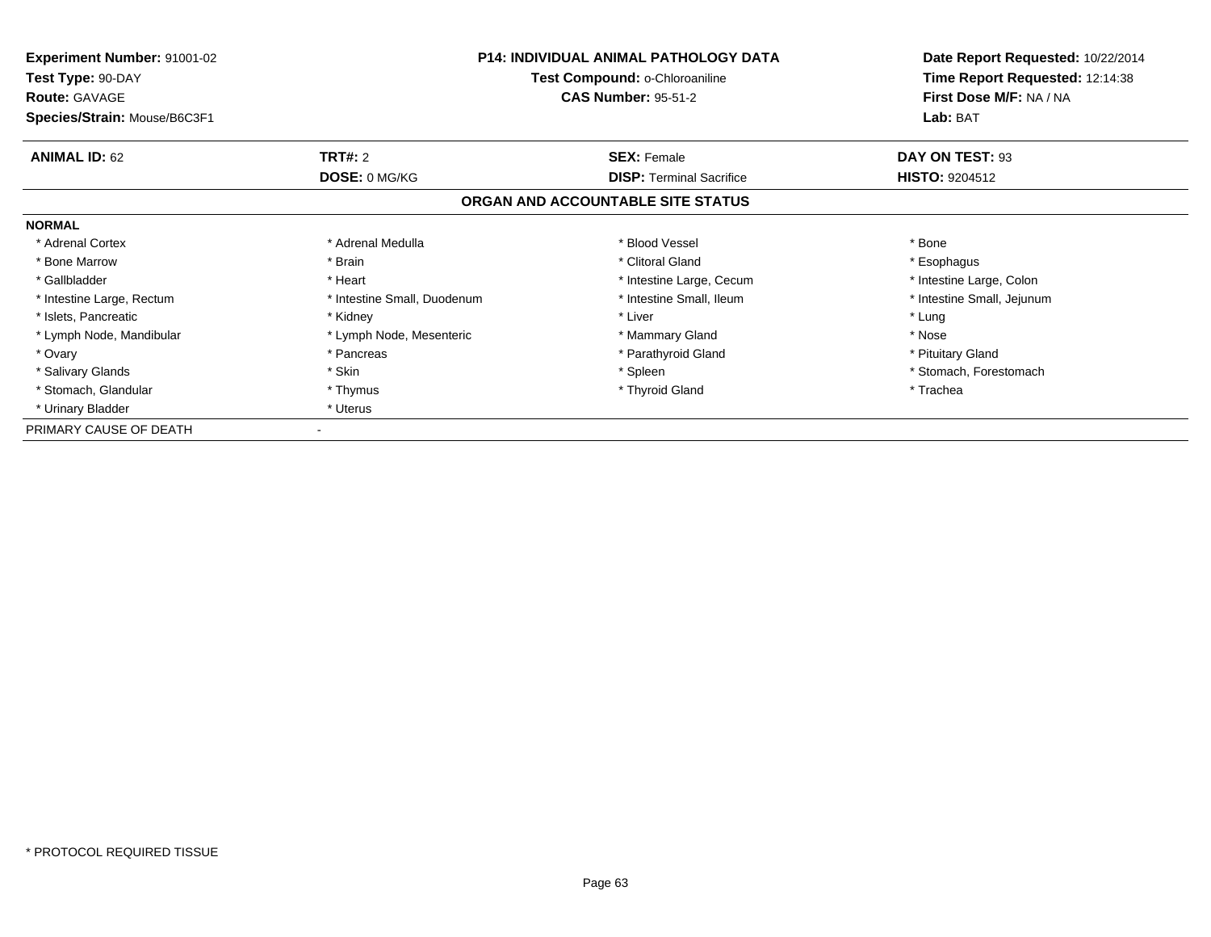**Experiment Number:** 91001-02
**Test Type:** 90-DAY
**Route:** GAVAGE
**Species/Strain:** Mouse/B6C3F1

**P14: INDIVIDUAL ANIMAL PATHOLOGY DATA**
**Test Compound:** o-Chloroaniline
**CAS Number:** 95-51-2

**Date Report Requested:** 10/22/2014
**Time Report Requested:** 12:14:38
**First Dose M/F:** NA / NA
**Lab:** BAT

| **ANIMAL ID:** 62 | **TRT#:** 2 | **SEX:** Female | **DAY ON TEST:** 93 |
|---|---|---|---|
| | **DOSE:** 0 MG/KG | **DISP:** Terminal Sacrifice | **HISTO:** 9204512 |

## ORGAN AND ACCOUNTABLE SITE STATUS

**NORMAL**

| | | | |
|---|---|---|---|
| * Adrenal Cortex | * Adrenal Medulla | * Blood Vessel | * Bone |
| * Bone Marrow | * Brain | * Clitoral Gland | * Esophagus |
| * Gallbladder | * Heart | * Intestine Large, Cecum | * Intestine Large, Colon |
| * Intestine Large, Rectum | * Intestine Small, Duodenum | * Intestine Small, Ileum | * Intestine Small, Jejunum |
| * Islets, Pancreatic | * Kidney | * Liver | * Lung |
| * Lymph Node, Mandibular | * Lymph Node, Mesenteric | * Mammary Gland | * Nose |
| * Ovary | * Pancreas | * Parathyroid Gland | * Pituitary Gland |
| * Salivary Glands | * Skin | * Spleen | * Stomach, Forestomach |
| * Stomach, Glandular | * Thymus | * Thyroid Gland | * Trachea |
| * Urinary Bladder | * Uterus | | |

PRIMARY CAUSE OF DEATH -

* PROTOCOL REQUIRED TISSUE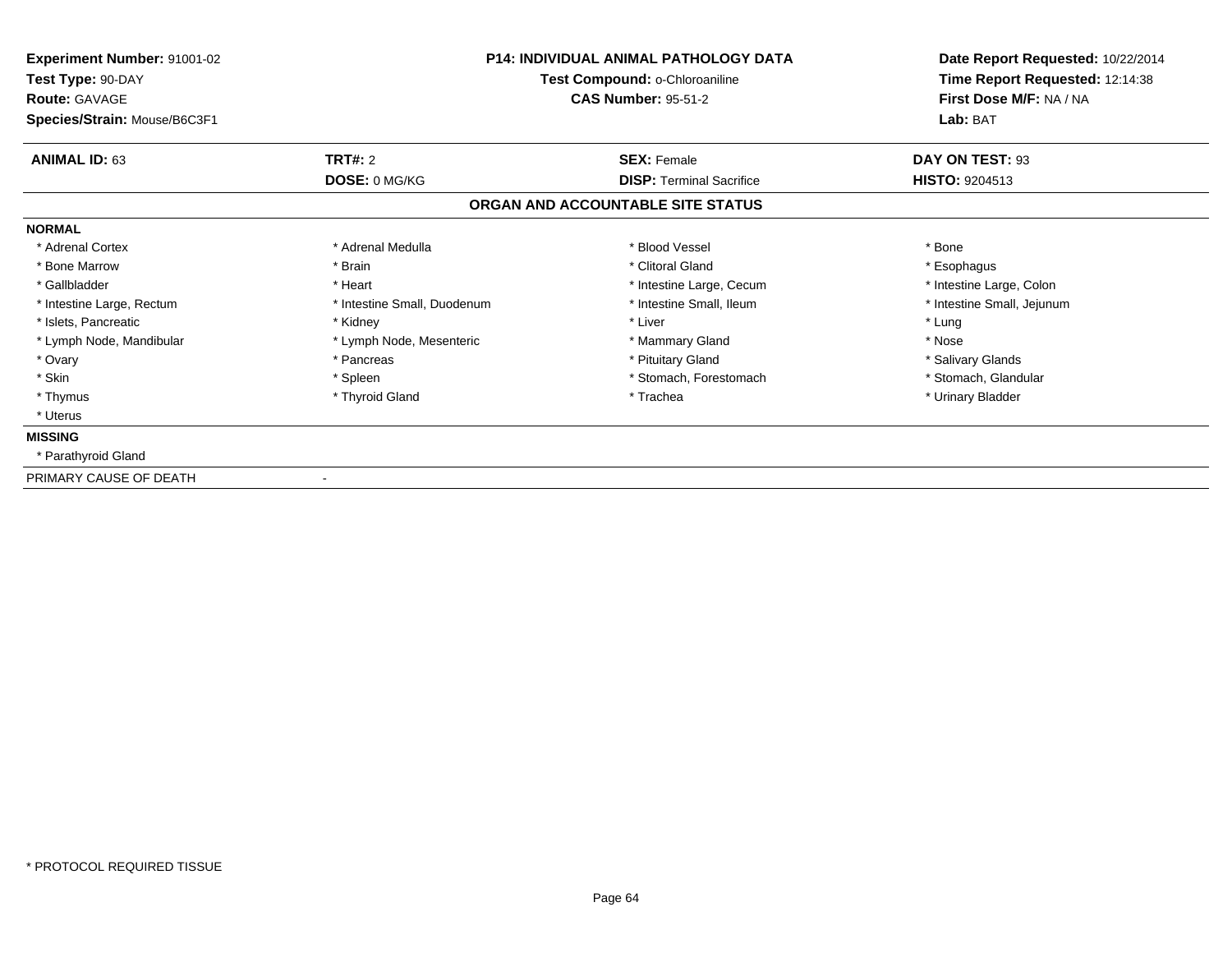**Experiment Number:** 91001-02
**Test Type:** 90-DAY
**Route:** GAVAGE
**Species/Strain:** Mouse/B6C3F1

**P14: INDIVIDUAL ANIMAL PATHOLOGY DATA**
**Test Compound:** o-Chloroaniline
**CAS Number:** 95-51-2

**Date Report Requested:** 10/22/2014
**Time Report Requested:** 12:14:38
**First Dose M/F:** NA / NA
**Lab:** BAT

| **ANIMAL ID:** 63 | **TRT#:** 2 | **SEX:** Female | **DAY ON TEST:** 93 |
|---|---|---|---|
| | **DOSE:** 0 MG/KG | **DISP:** Terminal Sacrifice | **HISTO:** 9204513 |

## ORGAN AND ACCOUNTABLE SITE STATUS

**NORMAL**

| | | | |
|---|---|---|---|
| * Adrenal Cortex | * Adrenal Medulla | * Blood Vessel | * Bone |
| * Bone Marrow | * Brain | * Clitoral Gland | * Esophagus |
| * Gallbladder | * Heart | * Intestine Large, Cecum | * Intestine Large, Colon |
| * Intestine Large, Rectum | * Intestine Small, Duodenum | * Intestine Small, Ileum | * Intestine Small, Jejunum |
| * Islets, Pancreatic | * Kidney | * Liver | * Lung |
| * Lymph Node, Mandibular | * Lymph Node, Mesenteric | * Mammary Gland | * Nose |
| * Ovary | * Pancreas | * Pituitary Gland | * Salivary Glands |
| * Skin | * Spleen | * Stomach, Forestomach | * Stomach, Glandular |
| * Thymus | * Thyroid Gland | * Trachea | * Urinary Bladder |
| * Uterus | | | |

**MISSING**

* Parathyroid Gland

PRIMARY CAUSE OF DEATH -

* PROTOCOL REQUIRED TISSUE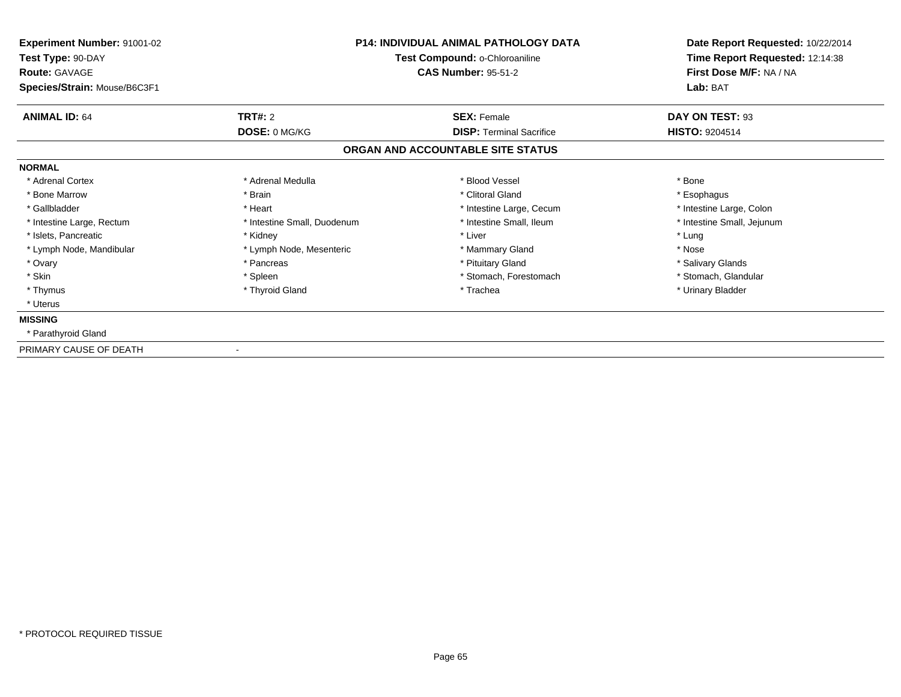**Experiment Number:** 91001-02
**Test Type:** 90-DAY
**Route:** GAVAGE
**Species/Strain:** Mouse/B6C3F1

**P14: INDIVIDUAL ANIMAL PATHOLOGY DATA**
**Test Compound:** o-Chloroaniline
**CAS Number:** 95-51-2

**Date Report Requested:** 10/22/2014
**Time Report Requested:** 12:14:38
**First Dose M/F:** NA / NA
**Lab:** BAT

| **ANIMAL ID:** 64 | **TRT#:** 2 | **SEX:** Female | **DAY ON TEST:** 93 |
|---|---|---|---|
| | **DOSE:** 0 MG/KG | **DISP:** Terminal Sacrifice | **HISTO:** 9204514 |

## ORGAN AND ACCOUNTABLE SITE STATUS

**NORMAL**

| | | | |
|---|---|---|---|
| * Adrenal Cortex | * Adrenal Medulla | * Blood Vessel | * Bone |
| * Bone Marrow | * Brain | * Clitoral Gland | * Esophagus |
| * Gallbladder | * Heart | * Intestine Large, Cecum | * Intestine Large, Colon |
| * Intestine Large, Rectum | * Intestine Small, Duodenum | * Intestine Small, Ileum | * Intestine Small, Jejunum |
| * Islets, Pancreatic | * Kidney | * Liver | * Lung |
| * Lymph Node, Mandibular | * Lymph Node, Mesenteric | * Mammary Gland | * Nose |
| * Ovary | * Pancreas | * Pituitary Gland | * Salivary Glands |
| * Skin | * Spleen | * Stomach, Forestomach | * Stomach, Glandular |
| * Thymus | * Thyroid Gland | * Trachea | * Urinary Bladder |
| * Uterus | | | |

**MISSING**

* Parathyroid Gland

PRIMARY CAUSE OF DEATH -

* PROTOCOL REQUIRED TISSUE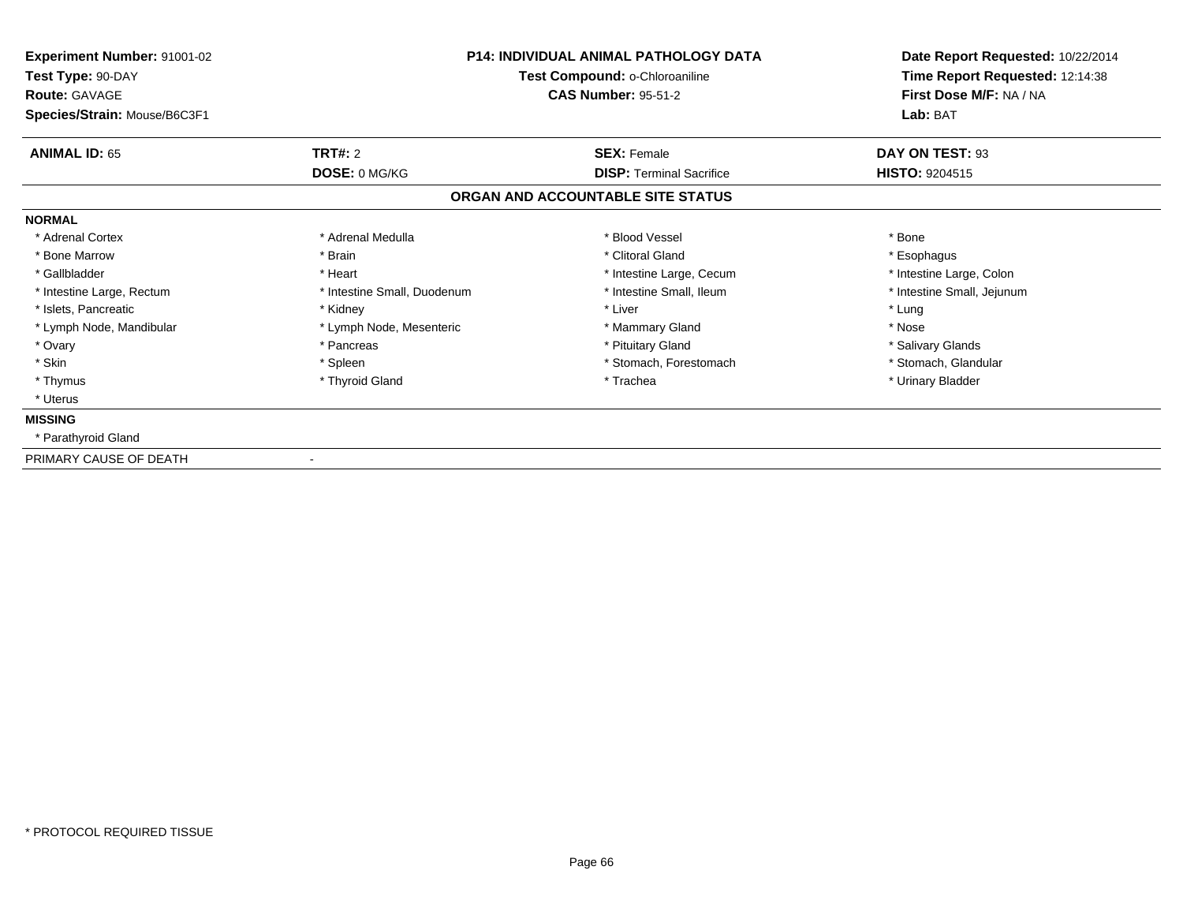**Experiment Number:** 91001-02
**Test Type:** 90-DAY
**Route:** GAVAGE
**Species/Strain:** Mouse/B6C3F1

**P14: INDIVIDUAL ANIMAL PATHOLOGY DATA**
**Test Compound:** o-Chloroaniline
**CAS Number:** 95-51-2

**Date Report Requested:** 10/22/2014
**Time Report Requested:** 12:14:38
**First Dose M/F:** NA / NA
**Lab:** BAT

| **ANIMAL ID:** 65 | **TRT#:** 2 | **SEX:** Female | **DAY ON TEST:** 93 |
|---|---|---|---|
| | **DOSE:** 0 MG/KG | **DISP:** Terminal Sacrifice | **HISTO:** 9204515 |

## ORGAN AND ACCOUNTABLE SITE STATUS

**NORMAL**

| | | | |
|---|---|---|---|
| * Adrenal Cortex | * Adrenal Medulla | * Blood Vessel | * Bone |
| * Bone Marrow | * Brain | * Clitoral Gland | * Esophagus |
| * Gallbladder | * Heart | * Intestine Large, Cecum | * Intestine Large, Colon |
| * Intestine Large, Rectum | * Intestine Small, Duodenum | * Intestine Small, Ileum | * Intestine Small, Jejunum |
| * Islets, Pancreatic | * Kidney | * Liver | * Lung |
| * Lymph Node, Mandibular | * Lymph Node, Mesenteric | * Mammary Gland | * Nose |
| * Ovary | * Pancreas | * Pituitary Gland | * Salivary Glands |
| * Skin | * Spleen | * Stomach, Forestomach | * Stomach, Glandular |
| * Thymus | * Thyroid Gland | * Trachea | * Urinary Bladder |
| * Uterus | | | |

**MISSING**

* Parathyroid Gland

PRIMARY CAUSE OF DEATH -

* PROTOCOL REQUIRED TISSUE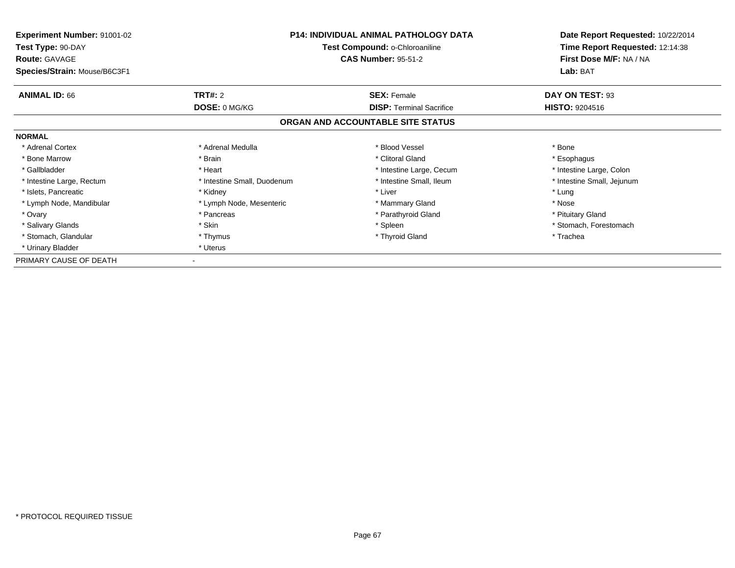**Experiment Number:** 91001-02
**Test Type:** 90-DAY
**Route:** GAVAGE
**Species/Strain:** Mouse/B6C3F1

**P14: INDIVIDUAL ANIMAL PATHOLOGY DATA**
**Test Compound:** o-Chloroaniline
**CAS Number:** 95-51-2

**Date Report Requested:** 10/22/2014
**Time Report Requested:** 12:14:38
**First Dose M/F:** NA / NA
**Lab:** BAT

| **ANIMAL ID:** 66 | **TRT#:** 2 | **SEX:** Female | **DAY ON TEST:** 93 |
|---|---|---|---|
| | **DOSE:** 0 MG/KG | **DISP:** Terminal Sacrifice | **HISTO:** 9204516 |

## ORGAN AND ACCOUNTABLE SITE STATUS

**NORMAL**

| | | | |
|---|---|---|---|
| * Adrenal Cortex | * Adrenal Medulla | * Blood Vessel | * Bone |
| * Bone Marrow | * Brain | * Clitoral Gland | * Esophagus |
| * Gallbladder | * Heart | * Intestine Large, Cecum | * Intestine Large, Colon |
| * Intestine Large, Rectum | * Intestine Small, Duodenum | * Intestine Small, Ileum | * Intestine Small, Jejunum |
| * Islets, Pancreatic | * Kidney | * Liver | * Lung |
| * Lymph Node, Mandibular | * Lymph Node, Mesenteric | * Mammary Gland | * Nose |
| * Ovary | * Pancreas | * Parathyroid Gland | * Pituitary Gland |
| * Salivary Glands | * Skin | * Spleen | * Stomach, Forestomach |
| * Stomach, Glandular | * Thymus | * Thyroid Gland | * Trachea |
| * Urinary Bladder | * Uterus | | |

PRIMARY CAUSE OF DEATH -

* PROTOCOL REQUIRED TISSUE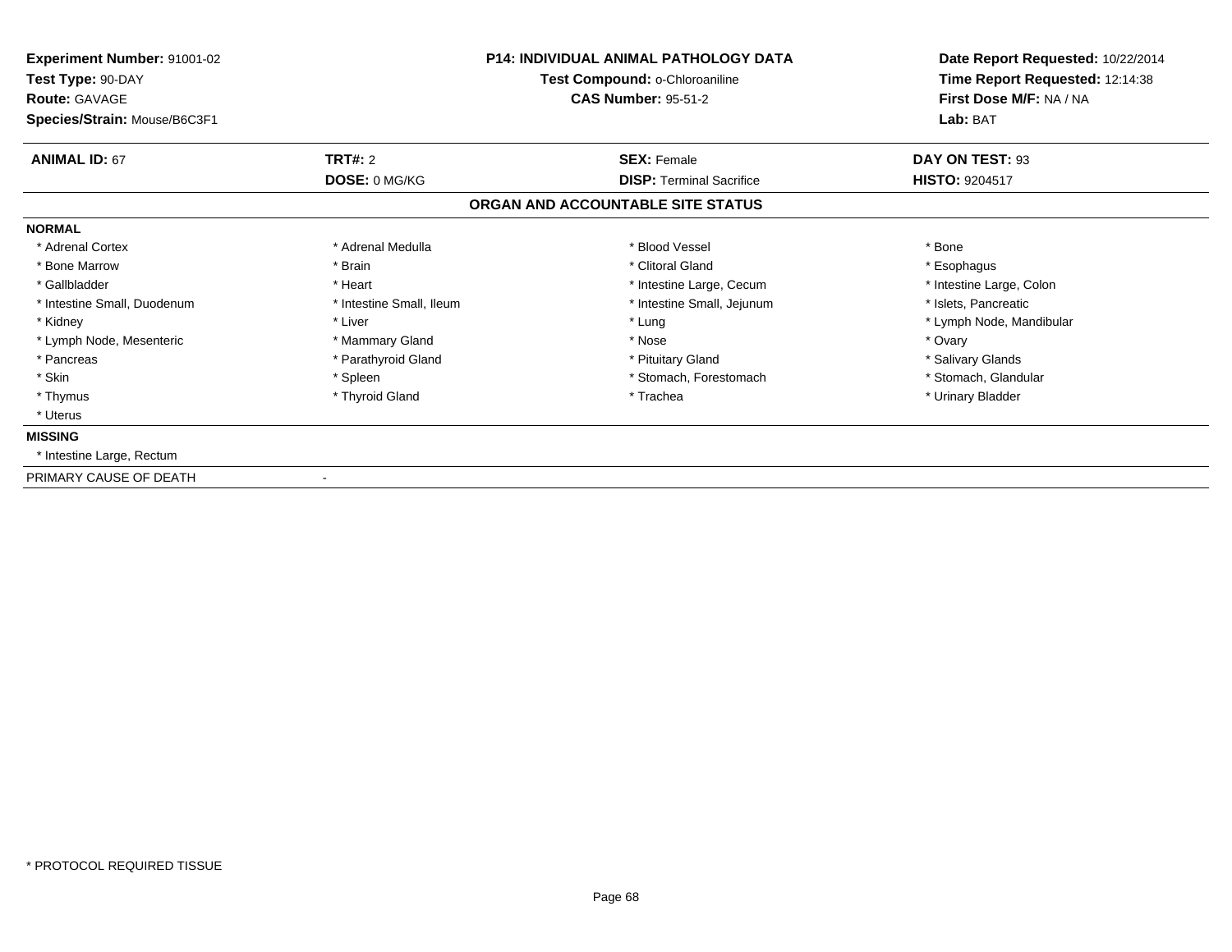**Experiment Number:** 91001-02
**Test Type:** 90-DAY
**Route:** GAVAGE
**Species/Strain:** Mouse/B6C3F1

**P14: INDIVIDUAL ANIMAL PATHOLOGY DATA**
**Test Compound:** o-Chloroaniline
**CAS Number:** 95-51-2

**Date Report Requested:** 10/22/2014
**Time Report Requested:** 12:14:38
**First Dose M/F:** NA / NA
**Lab:** BAT

| **ANIMAL ID:** 67 | **TRT#:** 2 | **SEX:** Female | **DAY ON TEST:** 93 |
|---|---|---|---|
| | **DOSE:** 0 MG/KG | **DISP:** Terminal Sacrifice | **HISTO:** 9204517 |

**ORGAN AND ACCOUNTABLE SITE STATUS**

**NORMAL**

| | | | |
|---|---|---|---|
| * Adrenal Cortex | * Adrenal Medulla | * Blood Vessel | * Bone |
| * Bone Marrow | * Brain | * Clitoral Gland | * Esophagus |
| * Gallbladder | * Heart | * Intestine Large, Cecum | * Intestine Large, Colon |
| * Intestine Small, Duodenum | * Intestine Small, Ileum | * Intestine Small, Jejunum | * Islets, Pancreatic |
| * Kidney | * Liver | * Lung | * Lymph Node, Mandibular |
| * Lymph Node, Mesenteric | * Mammary Gland | * Nose | * Ovary |
| * Pancreas | * Parathyroid Gland | * Pituitary Gland | * Salivary Glands |
| * Skin | * Spleen | * Stomach, Forestomach | * Stomach, Glandular |
| * Thymus | * Thyroid Gland | * Trachea | * Urinary Bladder |
| * Uterus | | | |

**MISSING**

* Intestine Large, Rectum

PRIMARY CAUSE OF DEATH -

* PROTOCOL REQUIRED TISSUE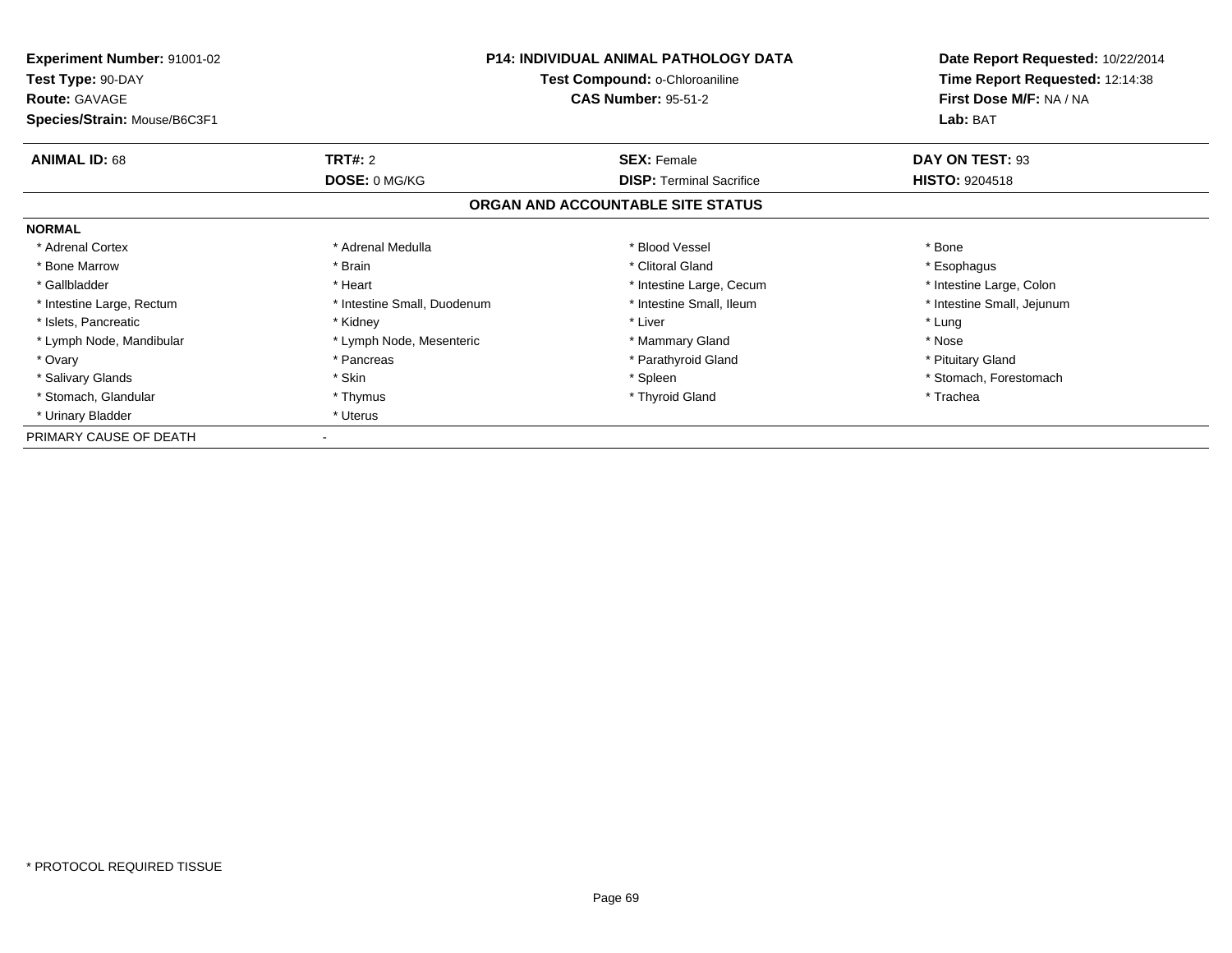**Experiment Number:** 91001-02
**Test Type:** 90-DAY
**Route:** GAVAGE
**Species/Strain:** Mouse/B6C3F1

**P14: INDIVIDUAL ANIMAL PATHOLOGY DATA**
**Test Compound:** o-Chloroaniline
**CAS Number:** 95-51-2

**Date Report Requested:** 10/22/2014
**Time Report Requested:** 12:14:38
**First Dose M/F:** NA / NA
**Lab:** BAT

| **ANIMAL ID:** 68 | **TRT#:** 2 | **SEX:** Female | **DAY ON TEST:** 93 |
|---|---|---|---|
| | **DOSE:** 0 MG/KG | **DISP:** Terminal Sacrifice | **HISTO:** 9204518 |

## ORGAN AND ACCOUNTABLE SITE STATUS

**NORMAL**

| | | | |
|---|---|---|---|
| * Adrenal Cortex | * Adrenal Medulla | * Blood Vessel | * Bone |
| * Bone Marrow | * Brain | * Clitoral Gland | * Esophagus |
| * Gallbladder | * Heart | * Intestine Large, Cecum | * Intestine Large, Colon |
| * Intestine Large, Rectum | * Intestine Small, Duodenum | * Intestine Small, Ileum | * Intestine Small, Jejunum |
| * Islets, Pancreatic | * Kidney | * Liver | * Lung |
| * Lymph Node, Mandibular | * Lymph Node, Mesenteric | * Mammary Gland | * Nose |
| * Ovary | * Pancreas | * Parathyroid Gland | * Pituitary Gland |
| * Salivary Glands | * Skin | * Spleen | * Stomach, Forestomach |
| * Stomach, Glandular | * Thymus | * Thyroid Gland | * Trachea |
| * Urinary Bladder | * Uterus | | |

PRIMARY CAUSE OF DEATH -

* PROTOCOL REQUIRED TISSUE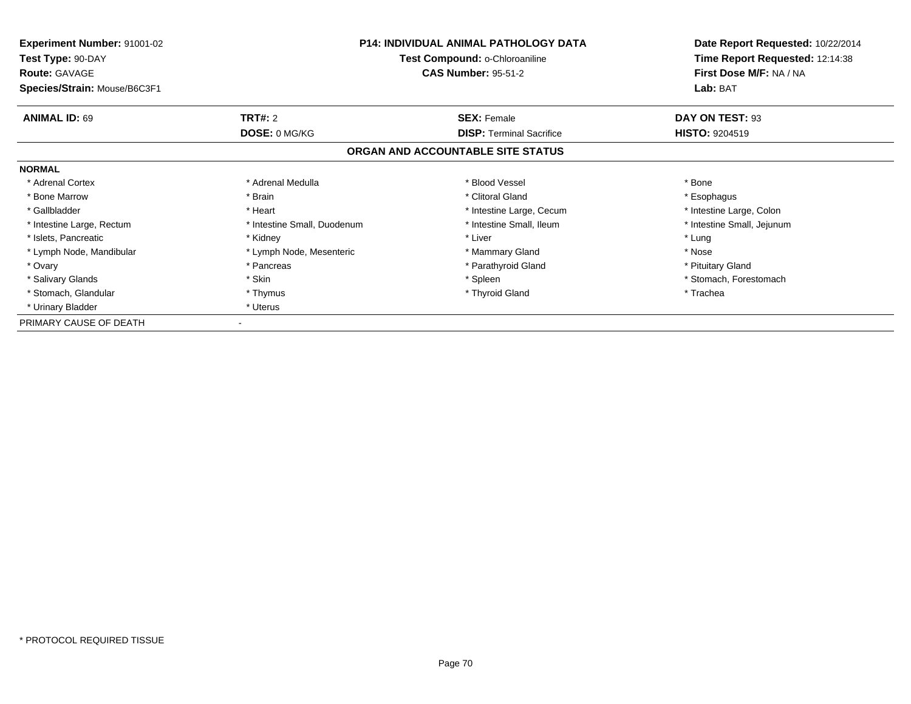**Experiment Number:** 91001-02
**Test Type:** 90-DAY
**Route:** GAVAGE
**Species/Strain:** Mouse/B6C3F1

**P14: INDIVIDUAL ANIMAL PATHOLOGY DATA**
**Test Compound:** o-Chloroaniline
**CAS Number:** 95-51-2

**Date Report Requested:** 10/22/2014
**Time Report Requested:** 12:14:38
**First Dose M/F:** NA / NA
**Lab:** BAT

| **ANIMAL ID:** 69 | **TRT#:** 2 | **SEX:** Female | **DAY ON TEST:** 93 |
|---|---|---|---|
| | **DOSE:** 0 MG/KG | **DISP:** Terminal Sacrifice | **HISTO:** 9204519 |

## ORGAN AND ACCOUNTABLE SITE STATUS

**NORMAL**

| | | | |
|---|---|---|---|
| * Adrenal Cortex | * Adrenal Medulla | * Blood Vessel | * Bone |
| * Bone Marrow | * Brain | * Clitoral Gland | * Esophagus |
| * Gallbladder | * Heart | * Intestine Large, Cecum | * Intestine Large, Colon |
| * Intestine Large, Rectum | * Intestine Small, Duodenum | * Intestine Small, Ileum | * Intestine Small, Jejunum |
| * Islets, Pancreatic | * Kidney | * Liver | * Lung |
| * Lymph Node, Mandibular | * Lymph Node, Mesenteric | * Mammary Gland | * Nose |
| * Ovary | * Pancreas | * Parathyroid Gland | * Pituitary Gland |
| * Salivary Glands | * Skin | * Spleen | * Stomach, Forestomach |
| * Stomach, Glandular | * Thymus | * Thyroid Gland | * Trachea |
| * Urinary Bladder | * Uterus | | |

PRIMARY CAUSE OF DEATH -

* PROTOCOL REQUIRED TISSUE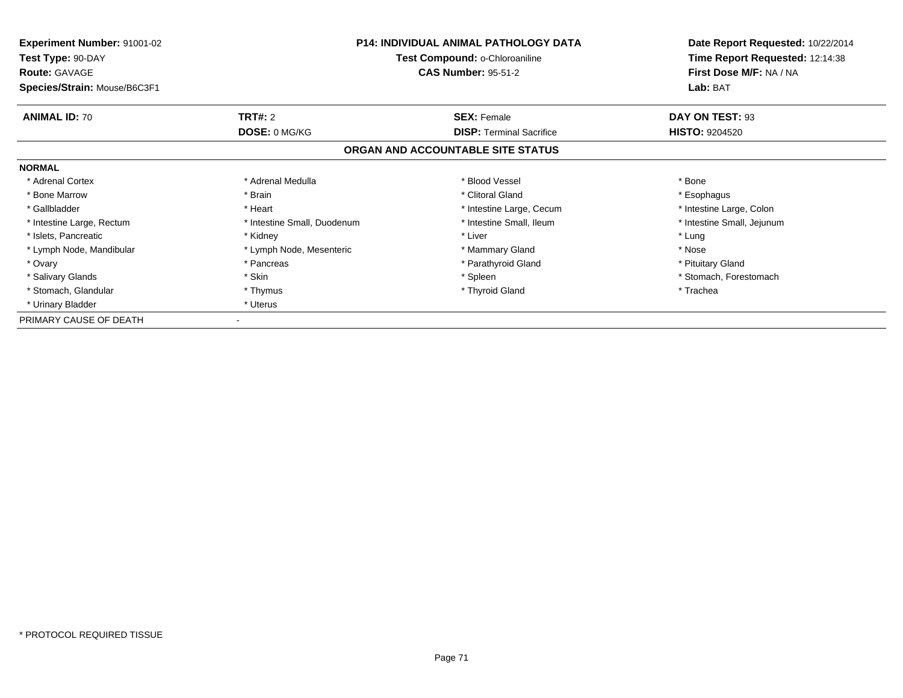**Experiment Number:** 91001-02
**Test Type:** 90-DAY
**Route:** GAVAGE
**Species/Strain:** Mouse/B6C3F1

**P14: INDIVIDUAL ANIMAL PATHOLOGY DATA**
**Test Compound:** o-Chloroaniline
**CAS Number:** 95-51-2

**Date Report Requested:** 10/22/2014
**Time Report Requested:** 12:14:38
**First Dose M/F:** NA / NA
**Lab:** BAT

| **ANIMAL ID:** 70 | **TRT#:** 2 | **SEX:** Female | **DAY ON TEST:** 93 |
|---|---|---|---|
| | **DOSE:** 0 MG/KG | **DISP:** Terminal Sacrifice | **HISTO:** 9204520 |

## ORGAN AND ACCOUNTABLE SITE STATUS

**NORMAL**

| | | | |
|---|---|---|---|
| * Adrenal Cortex | * Adrenal Medulla | * Blood Vessel | * Bone |
| * Bone Marrow | * Brain | * Clitoral Gland | * Esophagus |
| * Gallbladder | * Heart | * Intestine Large, Cecum | * Intestine Large, Colon |
| * Intestine Large, Rectum | * Intestine Small, Duodenum | * Intestine Small, Ileum | * Intestine Small, Jejunum |
| * Islets, Pancreatic | * Kidney | * Liver | * Lung |
| * Lymph Node, Mandibular | * Lymph Node, Mesenteric | * Mammary Gland | * Nose |
| * Ovary | * Pancreas | * Parathyroid Gland | * Pituitary Gland |
| * Salivary Glands | * Skin | * Spleen | * Stomach, Forestomach |
| * Stomach, Glandular | * Thymus | * Thyroid Gland | * Trachea |
| * Urinary Bladder | * Uterus | | |

PRIMARY CAUSE OF DEATH -

* PROTOCOL REQUIRED TISSUE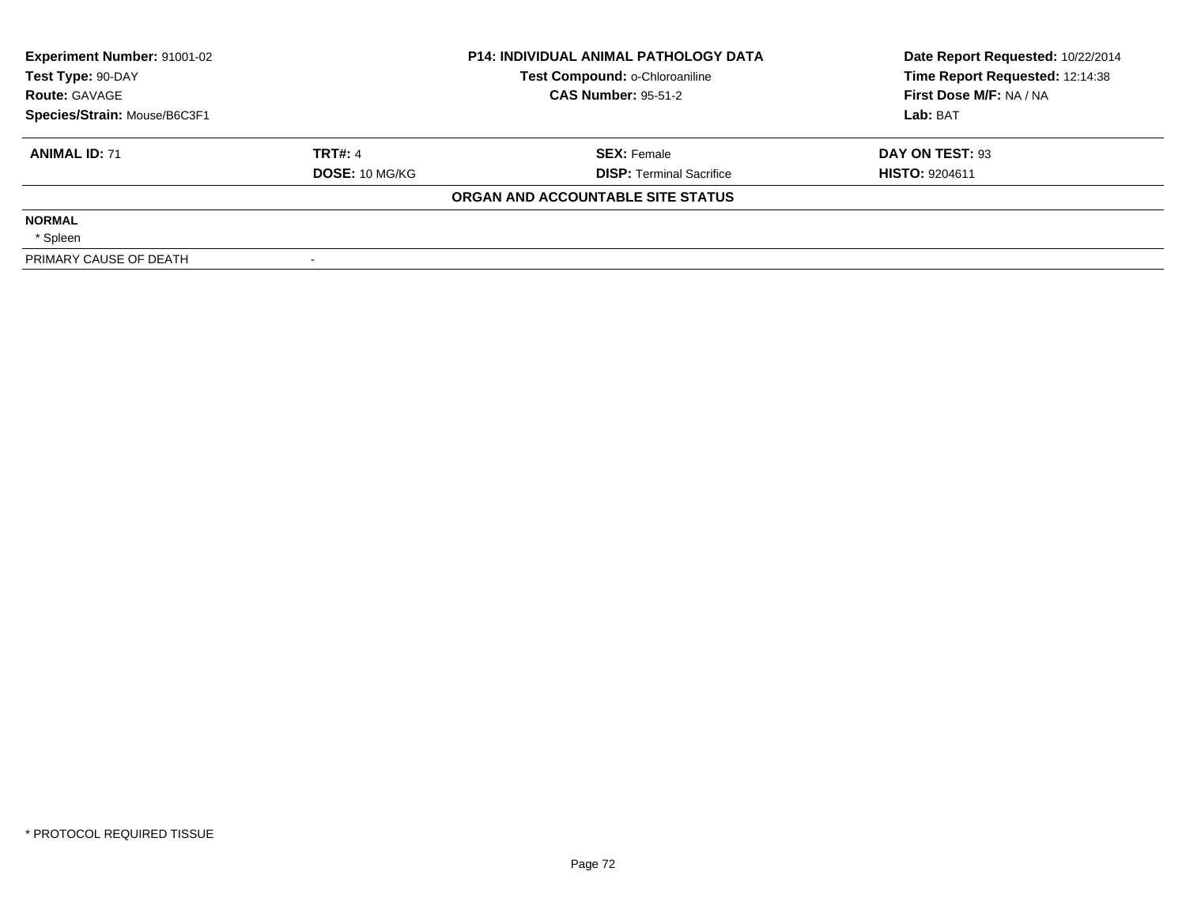| **Experiment Number:** 91001-02 | **P14: INDIVIDUAL ANIMAL PATHOLOGY DATA** | **Date Report Requested:** 10/22/2014 |
|---|---|---|
| **Test Type:** 90-DAY | **Test Compound:** o-Chloroaniline | **Time Report Requested:** 12:14:38 |
| **Route:** GAVAGE | **CAS Number:** 95-51-2 | **First Dose M/F:** NA / NA |
| **Species/Strain:** Mouse/B6C3F1 | | **Lab:** BAT |

| **ANIMAL ID:** 71 | **TRT#:** 4 | **SEX:** Female | **DAY ON TEST:** 93 |
|---|---|---|---|
| | **DOSE:** 10 MG/KG | **DISP:** Terminal Sacrifice | **HISTO:** 9204611 |

**ORGAN AND ACCOUNTABLE SITE STATUS**

**NORMAL**

* Spleen

| PRIMARY CAUSE OF DEATH | - |
|---|---|

* PROTOCOL REQUIRED TISSUE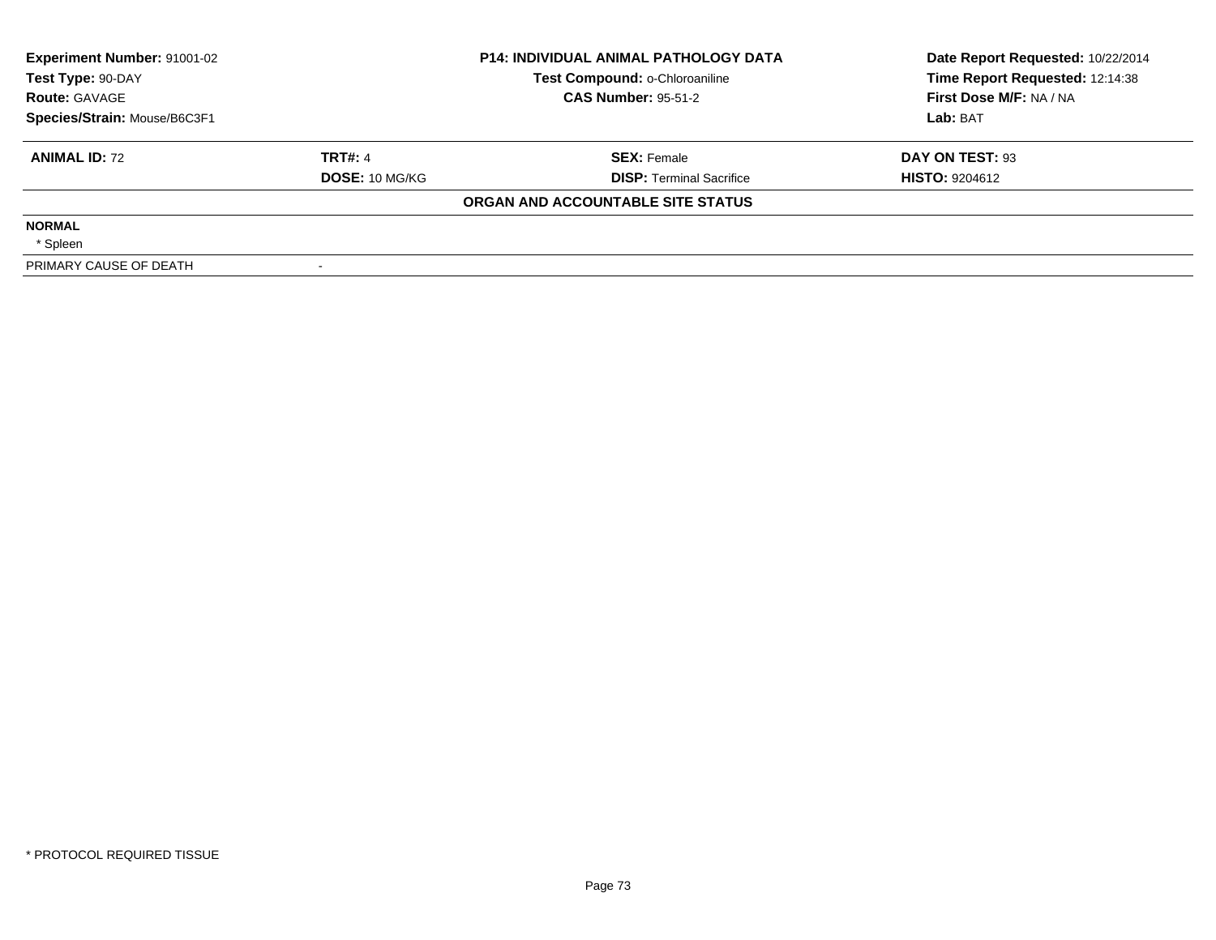| **Experiment Number:** 91001-02 | **P14: INDIVIDUAL ANIMAL PATHOLOGY DATA** | **Date Report Requested:** 10/22/2014 |
|---|---|---|
| **Test Type:** 90-DAY | **Test Compound:** o-Chloroaniline | **Time Report Requested:** 12:14:38 |
| **Route:** GAVAGE | **CAS Number:** 95-51-2 | **First Dose M/F:** NA / NA |
| **Species/Strain:** Mouse/B6C3F1 | | **Lab:** BAT |

| **ANIMAL ID:** 72 | **TRT#:** 4 | **SEX:** Female | **DAY ON TEST:** 93 |
|---|---|---|---|
| | **DOSE:** 10 MG/KG | **DISP:** Terminal Sacrifice | **HISTO:** 9204612 |

**ORGAN AND ACCOUNTABLE SITE STATUS**

**NORMAL**

* Spleen

| PRIMARY CAUSE OF DEATH | - |
|---|---|

* PROTOCOL REQUIRED TISSUE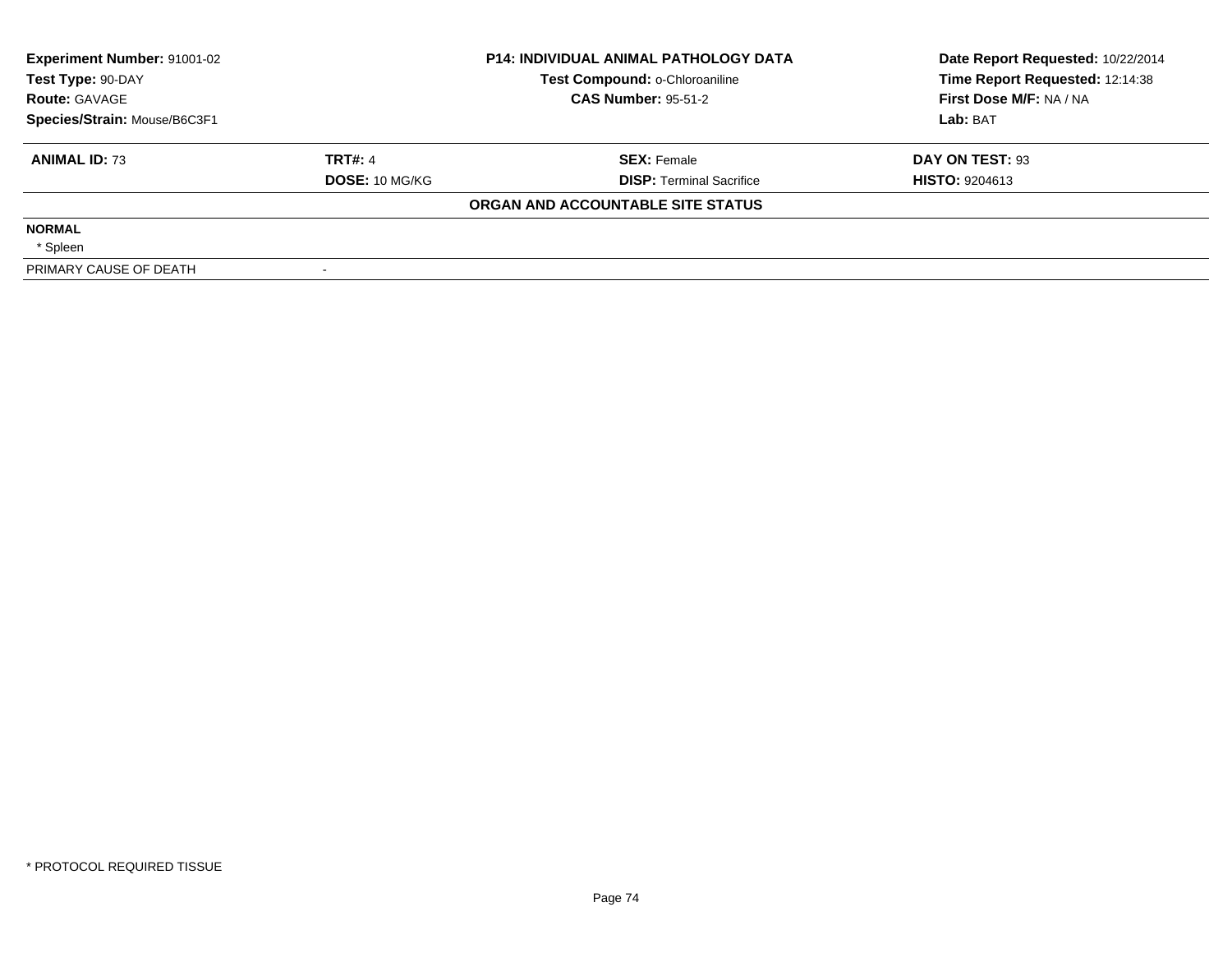| **Experiment Number:** 91001-02 | **P14: INDIVIDUAL ANIMAL PATHOLOGY DATA** | **Date Report Requested:** 10/22/2014 |
|---|---|---|
| **Test Type:** 90-DAY | **Test Compound:** o-Chloroaniline | **Time Report Requested:** 12:14:38 |
| **Route:** GAVAGE | **CAS Number:** 95-51-2 | **First Dose M/F:** NA / NA |
| **Species/Strain:** Mouse/B6C3F1 | | **Lab:** BAT |

| **ANIMAL ID:** 73 | **TRT#:** 4 | **SEX:** Female | **DAY ON TEST:** 93 |
|---|---|---|---|
| | **DOSE:** 10 MG/KG | **DISP:** Terminal Sacrifice | **HISTO:** 9204613 |

**ORGAN AND ACCOUNTABLE SITE STATUS**

**NORMAL**

* Spleen

PRIMARY CAUSE OF DEATH -

* PROTOCOL REQUIRED TISSUE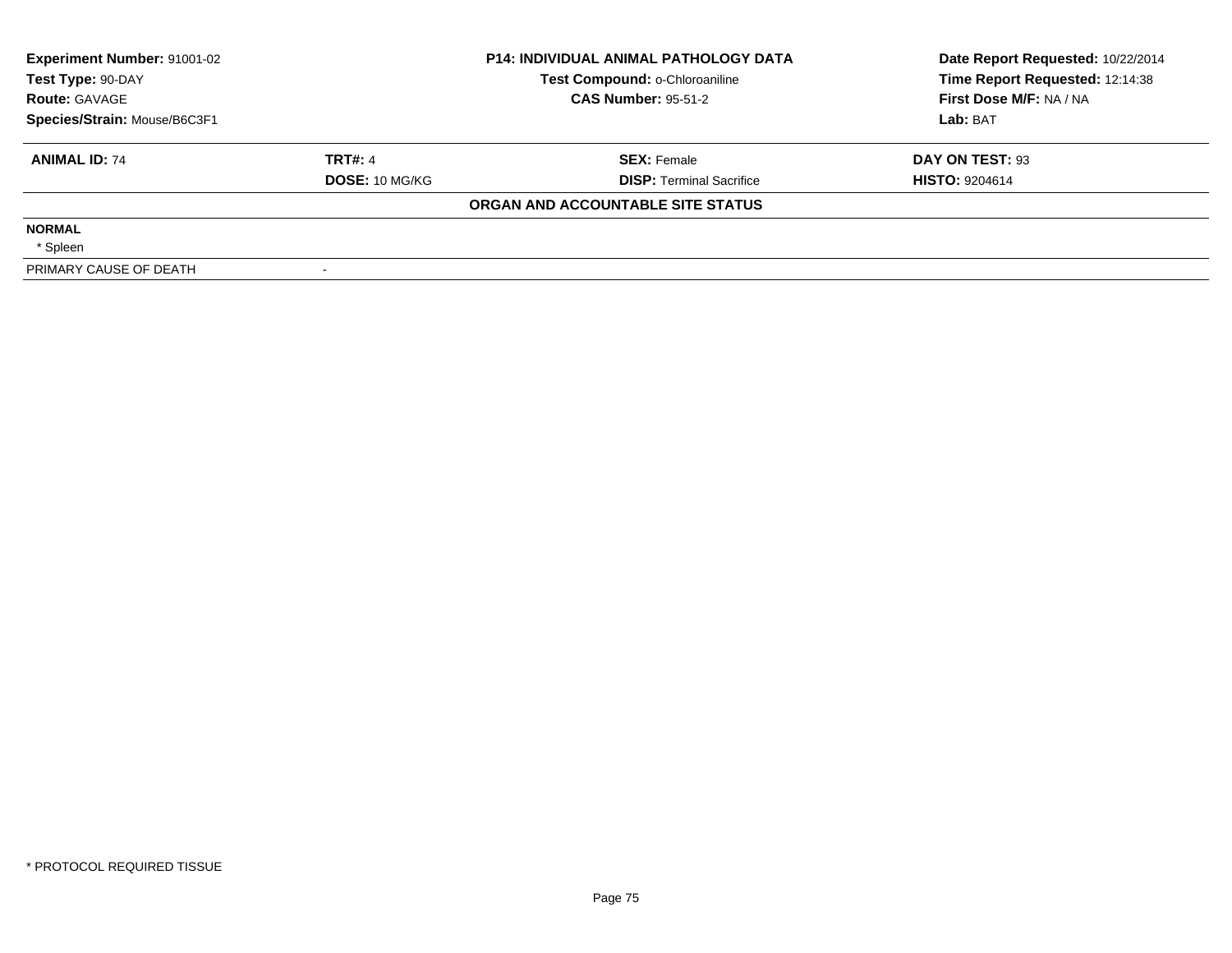**Experiment Number:** 91001-02
**Test Type:** 90-DAY
**Route:** GAVAGE
**Species/Strain:** Mouse/B6C3F1

**P14: INDIVIDUAL ANIMAL PATHOLOGY DATA**
**Test Compound:** o-Chloroaniline
**CAS Number:** 95-51-2

**Date Report Requested:** 10/22/2014
**Time Report Requested:** 12:14:38
**First Dose M/F:** NA / NA
**Lab:** BAT

| **ANIMAL ID:** 74 | **TRT#:** 4 | **SEX:** Female | **DAY ON TEST:** 93 |
|---|---|---|---|
| | **DOSE:** 10 MG/KG | **DISP:** Terminal Sacrifice | **HISTO:** 9204614 |

**ORGAN AND ACCOUNTABLE SITE STATUS**

| | |
|---|---|
| **NORMAL** | |
| * Spleen | |
| PRIMARY CAUSE OF DEATH | - |

* PROTOCOL REQUIRED TISSUE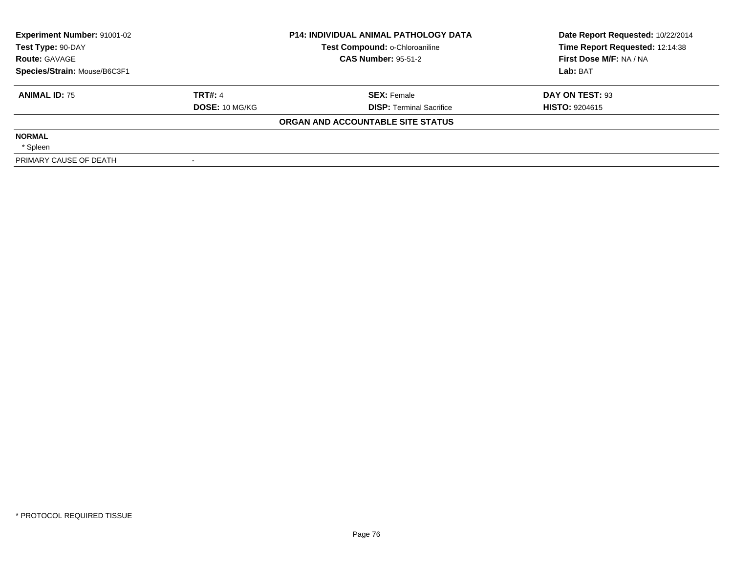| Experiment Number: 91001-02 | P14: INDIVIDUAL ANIMAL PATHOLOGY DATA | Date Report Requested: 10/22/2014 |
|---|---|---|
| Test Type: 90-DAY | Test Compound: o-Chloroaniline | Time Report Requested: 12:14:38 |
| Route: GAVAGE | CAS Number: 95-51-2 | First Dose M/F: NA / NA |
| Species/Strain: Mouse/B6C3F1 | | Lab: BAT |

| ANIMAL ID: 75 | TRT#: 4 | SEX: Female | DAY ON TEST: 93 |
|---|---|---|---|
| | DOSE: 10 MG/KG | DISP: Terminal Sacrifice | HISTO: 9204615 |

**ORGAN AND ACCOUNTABLE SITE STATUS**

**NORMAL**

* Spleen

| PRIMARY CAUSE OF DEATH | - |
|---|---|

* PROTOCOL REQUIRED TISSUE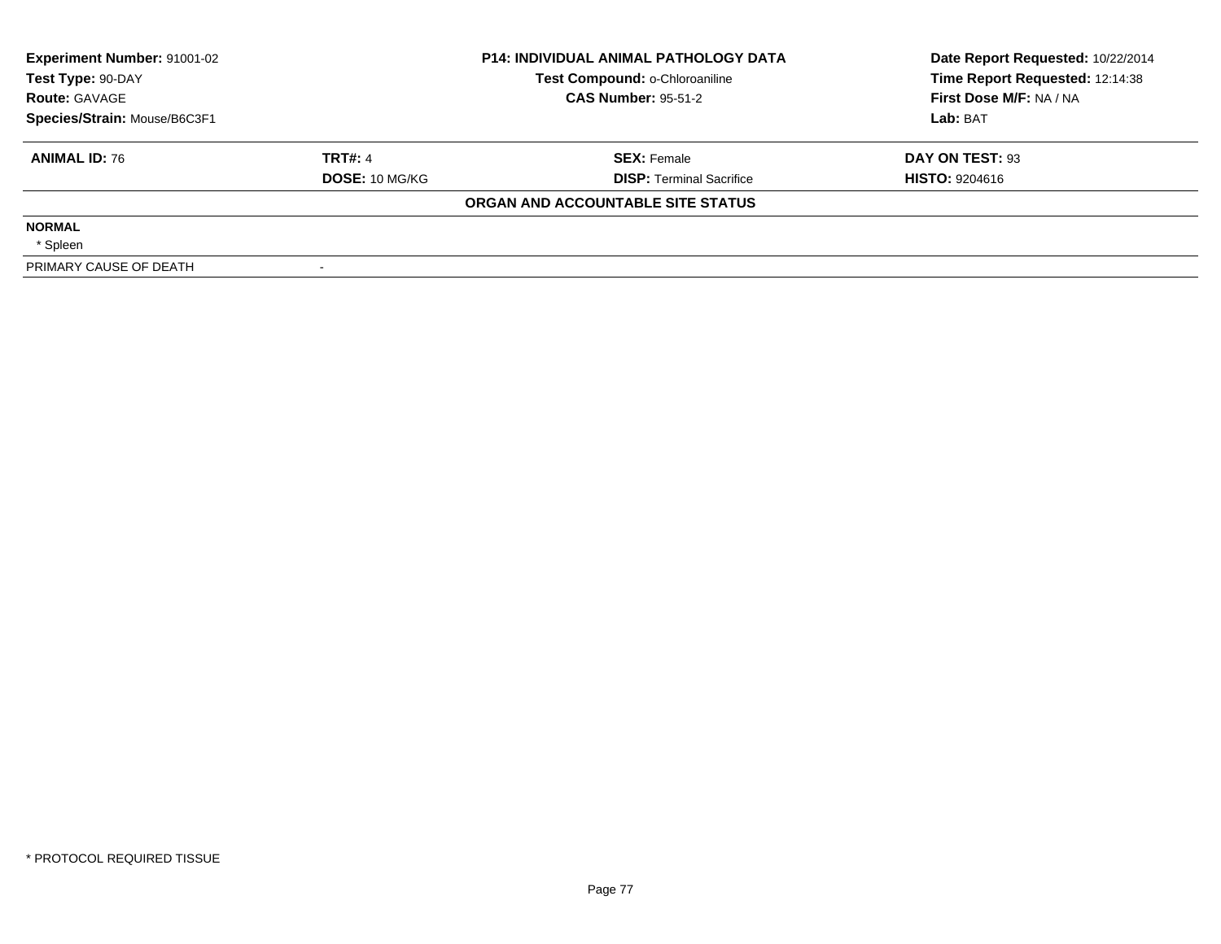| Experiment Number: 91001-02 | P14: INDIVIDUAL ANIMAL PATHOLOGY DATA | Date Report Requested: 10/22/2014 |
|---|---|---|
| Test Type: 90-DAY | Test Compound: o-Chloroaniline | Time Report Requested: 12:14:38 |
| Route: GAVAGE | CAS Number: 95-51-2 | First Dose M/F: NA / NA |
| Species/Strain: Mouse/B6C3F1 | | Lab: BAT |

| ANIMAL ID: 76 | TRT#: 4 | SEX: Female | DAY ON TEST: 93 |
|---|---|---|---|
| | DOSE: 10 MG/KG | DISP: Terminal Sacrifice | HISTO: 9204616 |

**ORGAN AND ACCOUNTABLE SITE STATUS**

| NORMAL | |
|---|---|
| * Spleen | |
| PRIMARY CAUSE OF DEATH | - |

* PROTOCOL REQUIRED TISSUE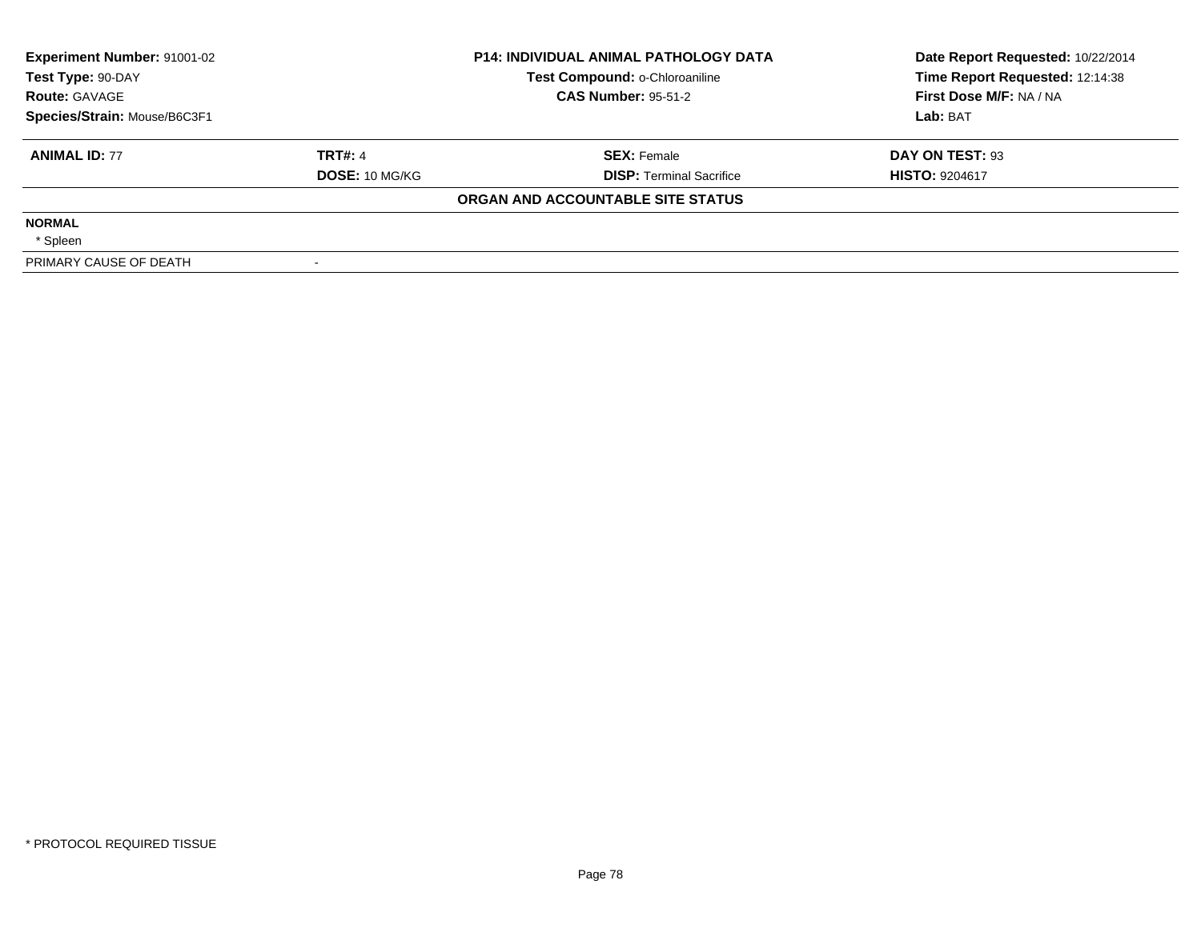| Experiment Number: 91001-02 | P14: INDIVIDUAL ANIMAL PATHOLOGY DATA | Date Report Requested: 10/22/2014 |
|---|---|---|
| Test Type: 90-DAY | Test Compound: o-Chloroaniline | Time Report Requested: 12:14:38 |
| Route: GAVAGE | CAS Number: 95-51-2 | First Dose M/F: NA / NA |
| Species/Strain: Mouse/B6C3F1 | | Lab: BAT |

| ANIMAL ID: 77 | TRT#: 4 | SEX: Female | DAY ON TEST: 93 |
|---|---|---|---|
| | DOSE: 10 MG/KG | DISP: Terminal Sacrifice | HISTO: 9204617 |

**ORGAN AND ACCOUNTABLE SITE STATUS**

**NORMAL**

* Spleen

| PRIMARY CAUSE OF DEATH | - |
|---|---|

* PROTOCOL REQUIRED TISSUE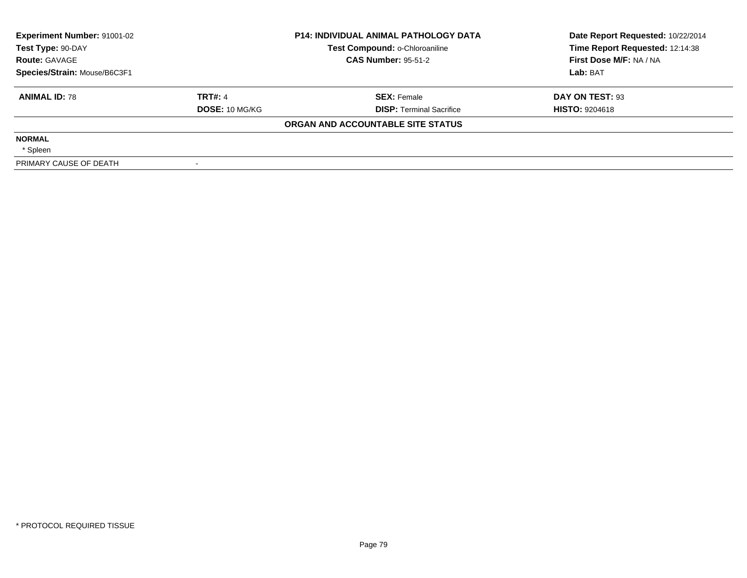| Experiment Number: 91001-02 | P14: INDIVIDUAL ANIMAL PATHOLOGY DATA | Date Report Requested: 10/22/2014 |
|---|---|---|
| Test Type: 90-DAY | Test Compound: o-Chloroaniline | Time Report Requested: 12:14:38 |
| Route: GAVAGE | CAS Number: 95-51-2 | First Dose M/F: NA / NA |
| Species/Strain: Mouse/B6C3F1 | | Lab: BAT |

| ANIMAL ID: 78 | TRT#: 4 | SEX: Female | DAY ON TEST: 93 |
|---|---|---|---|
| | DOSE: 10 MG/KG | DISP: Terminal Sacrifice | HISTO: 9204618 |

**ORGAN AND ACCOUNTABLE SITE STATUS**

**NORMAL**

* Spleen

| PRIMARY CAUSE OF DEATH | - |
|---|---|

* PROTOCOL REQUIRED TISSUE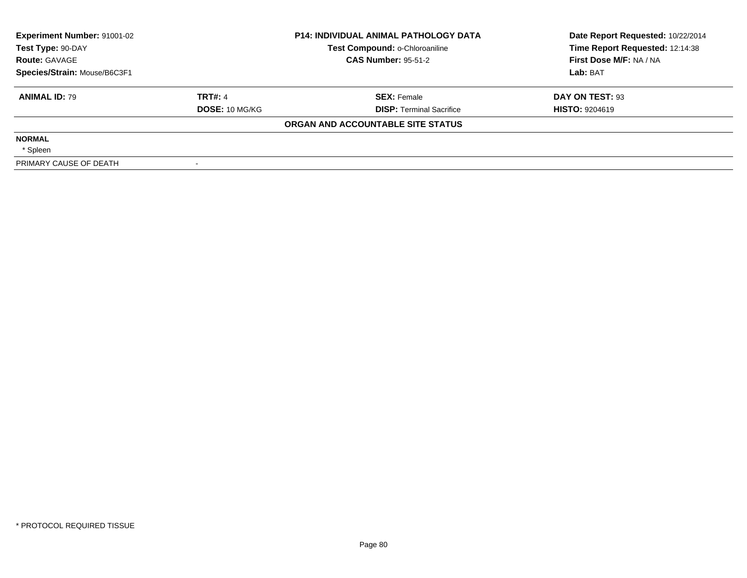| **Experiment Number:** 91001-02 | **P14: INDIVIDUAL ANIMAL PATHOLOGY DATA** | **Date Report Requested:** 10/22/2014 |
|---|---|---|
| **Test Type:** 90-DAY | **Test Compound:** o-Chloroaniline | **Time Report Requested:** 12:14:38 |
| **Route:** GAVAGE | **CAS Number:** 95-51-2 | **First Dose M/F:** NA / NA |
| **Species/Strain:** Mouse/B6C3F1 | | **Lab:** BAT |

| **ANIMAL ID:** 79 | **TRT#:** 4 | **SEX:** Female | **DAY ON TEST:** 93 |
|---|---|---|---|
| | **DOSE:** 10 MG/KG | **DISP:** Terminal Sacrifice | **HISTO:** 9204619 |

**ORGAN AND ACCOUNTABLE SITE STATUS**

**NORMAL**

* Spleen

| PRIMARY CAUSE OF DEATH | - |
|---|---|

* PROTOCOL REQUIRED TISSUE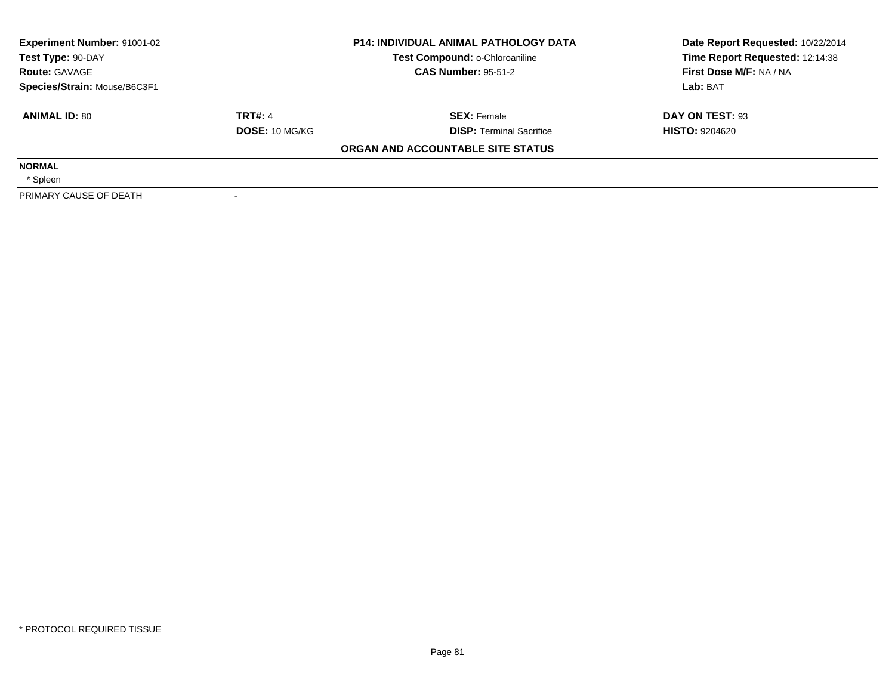| **Experiment Number:** 91001-02 | **P14: INDIVIDUAL ANIMAL PATHOLOGY DATA** | **Date Report Requested:** 10/22/2014 |
|---|---|---|
| **Test Type:** 90-DAY | **Test Compound:** o-Chloroaniline | **Time Report Requested:** 12:14:38 |
| **Route:** GAVAGE | **CAS Number:** 95-51-2 | **First Dose M/F:** NA / NA |
| **Species/Strain:** Mouse/B6C3F1 | | **Lab:** BAT |

| **ANIMAL ID:** 80 | **TRT#:** 4 | **SEX:** Female | **DAY ON TEST:** 93 |
|---|---|---|---|
| | **DOSE:** 10 MG/KG | **DISP:** Terminal Sacrifice | **HISTO:** 9204620 |

**ORGAN AND ACCOUNTABLE SITE STATUS**

| | |
|---|---|
| **NORMAL** | |
| * Spleen | |
| PRIMARY CAUSE OF DEATH | - |

* PROTOCOL REQUIRED TISSUE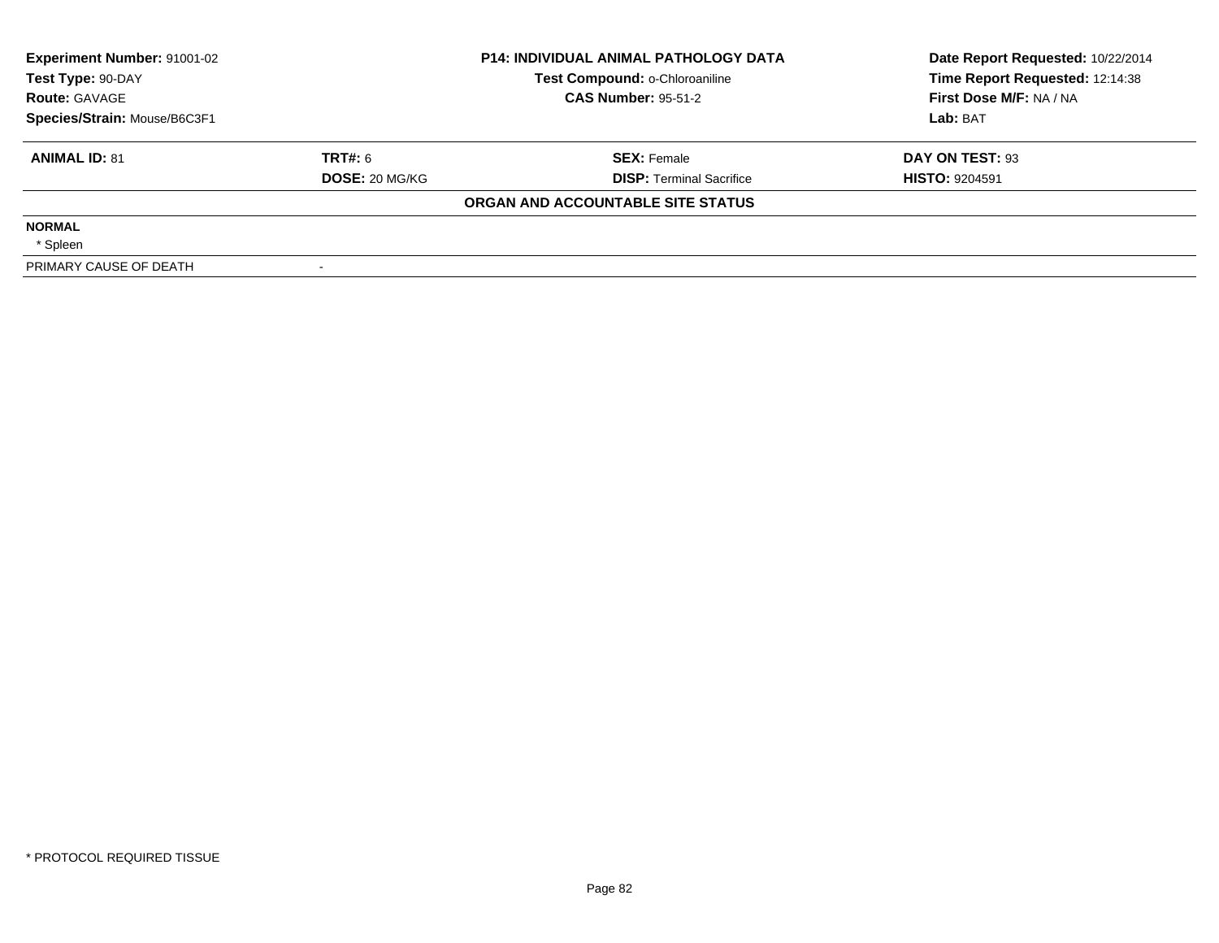| Experiment Number: 91001-02 | P14: INDIVIDUAL ANIMAL PATHOLOGY DATA | Date Report Requested: 10/22/2014 |
|---|---|---|
| Test Type: 90-DAY | Test Compound: o-Chloroaniline | Time Report Requested: 12:14:38 |
| Route: GAVAGE | CAS Number: 95-51-2 | First Dose M/F: NA / NA |
| Species/Strain: Mouse/B6C3F1 | | Lab: BAT |

| ANIMAL ID: 81 | TRT#: 6 | SEX: Female | DAY ON TEST: 93 |
|---|---|---|---|
| | DOSE: 20 MG/KG | DISP: Terminal Sacrifice | HISTO: 9204591 |

**ORGAN AND ACCOUNTABLE SITE STATUS**

**NORMAL**

* Spleen

| PRIMARY CAUSE OF DEATH | - |
|---|---|

* PROTOCOL REQUIRED TISSUE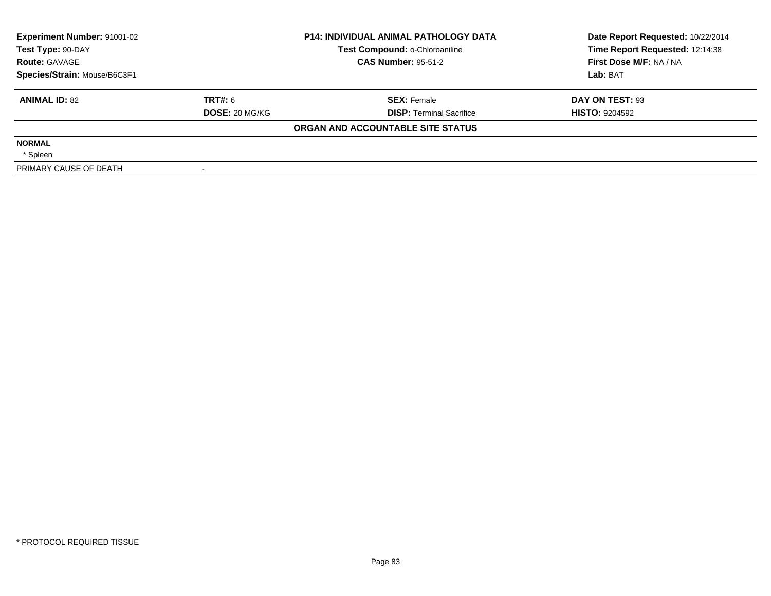| Experiment Number: 91001-02 | P14: INDIVIDUAL ANIMAL PATHOLOGY DATA | Date Report Requested: 10/22/2014 |
|---|---|---|
| Test Type: 90-DAY | Test Compound: o-Chloroaniline | Time Report Requested: 12:14:38 |
| Route: GAVAGE | CAS Number: 95-51-2 | First Dose M/F: NA / NA |
| Species/Strain: Mouse/B6C3F1 | | Lab: BAT |

| ANIMAL ID: 82 | TRT#: 6 | SEX: Female | DAY ON TEST: 93 |
|---|---|---|---|
| | DOSE: 20 MG/KG | DISP: Terminal Sacrifice | HISTO: 9204592 |

**ORGAN AND ACCOUNTABLE SITE STATUS**

**NORMAL**

* Spleen

| PRIMARY CAUSE OF DEATH | - |
|---|---|

* PROTOCOL REQUIRED TISSUE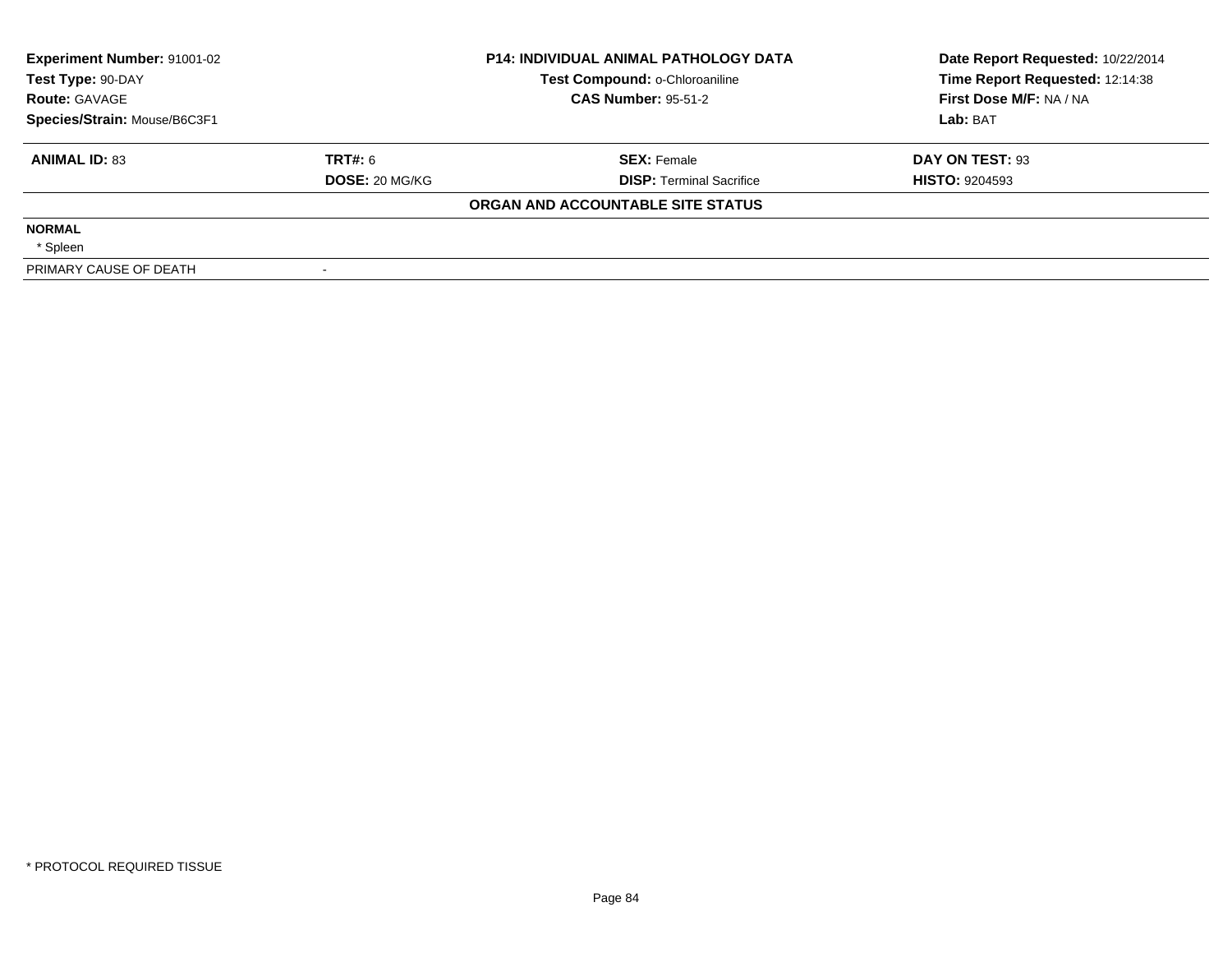| Experiment Number: 91001-02 | P14: INDIVIDUAL ANIMAL PATHOLOGY DATA | Date Report Requested: 10/22/2014 |
|---|---|---|
| Test Type: 90-DAY | Test Compound: o-Chloroaniline | Time Report Requested: 12:14:38 |
| Route: GAVAGE | CAS Number: 95-51-2 | First Dose M/F: NA / NA |
| Species/Strain: Mouse/B6C3F1 | | Lab: BAT |

| ANIMAL ID: 83 | TRT#: 6 | SEX: Female | DAY ON TEST: 93 |
|---|---|---|---|
| | DOSE: 20 MG/KG | DISP: Terminal Sacrifice | HISTO: 9204593 |

**ORGAN AND ACCOUNTABLE SITE STATUS**

| | |
|---|---|
| **NORMAL** | |
| * Spleen | |
| PRIMARY CAUSE OF DEATH | - |

* PROTOCOL REQUIRED TISSUE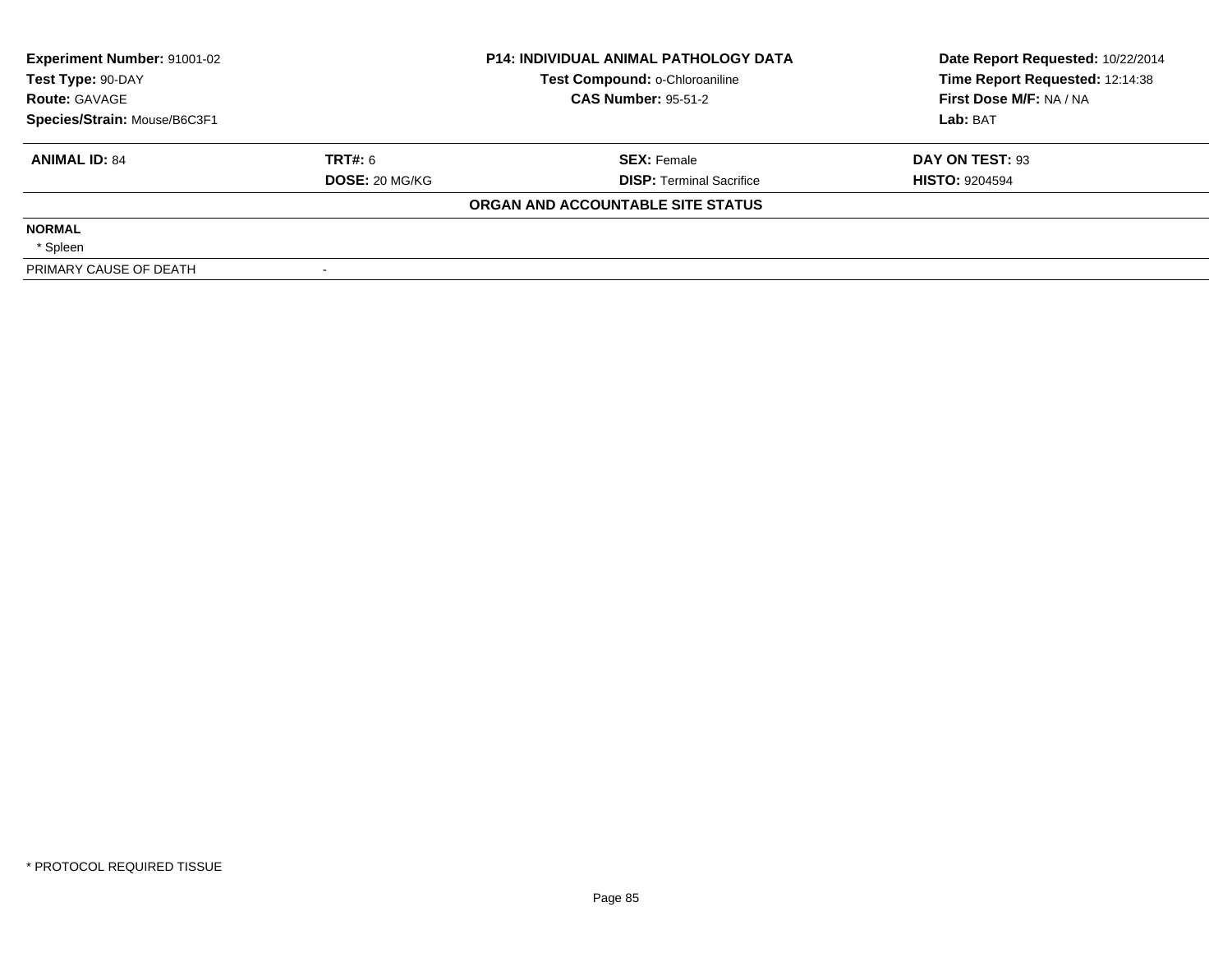**Experiment Number:** 91001-02
**Test Type:** 90-DAY
**Route:** GAVAGE
**Species/Strain:** Mouse/B6C3F1

**P14: INDIVIDUAL ANIMAL PATHOLOGY DATA**
**Test Compound:** o-Chloroaniline
**CAS Number:** 95-51-2

**Date Report Requested:** 10/22/2014
**Time Report Requested:** 12:14:38
**First Dose M/F:** NA / NA
**Lab:** BAT

| **ANIMAL ID:** 84 | **TRT#:** 6 | **SEX:** Female | **DAY ON TEST:** 93 |
|---|---|---|---|
| | **DOSE:** 20 MG/KG | **DISP:** Terminal Sacrifice | **HISTO:** 9204594 |

**ORGAN AND ACCOUNTABLE SITE STATUS**

**NORMAL**
* Spleen

| PRIMARY CAUSE OF DEATH | - |
|---|---|

* PROTOCOL REQUIRED TISSUE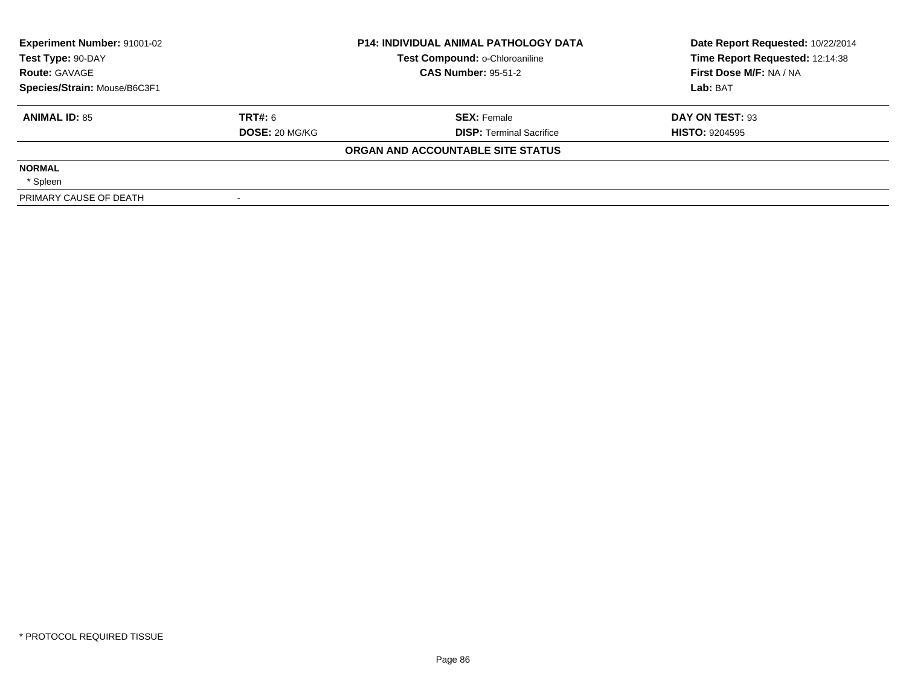| Experiment Number: 91001-02 | P14: INDIVIDUAL ANIMAL PATHOLOGY DATA | Date Report Requested: 10/22/2014 |
|---|---|---|
| Test Type: 90-DAY | Test Compound: o-Chloroaniline | Time Report Requested: 12:14:38 |
| Route: GAVAGE | CAS Number: 95-51-2 | First Dose M/F: NA / NA |
| Species/Strain: Mouse/B6C3F1 | | Lab: BAT |

| ANIMAL ID: 85 | TRT#: 6 | SEX: Female | DAY ON TEST: 93 |
|---|---|---|---|
| | DOSE: 20 MG/KG | DISP: Terminal Sacrifice | HISTO: 9204595 |

**ORGAN AND ACCOUNTABLE SITE STATUS**

**NORMAL**

* Spleen

| PRIMARY CAUSE OF DEATH | - |
|---|---|

* PROTOCOL REQUIRED TISSUE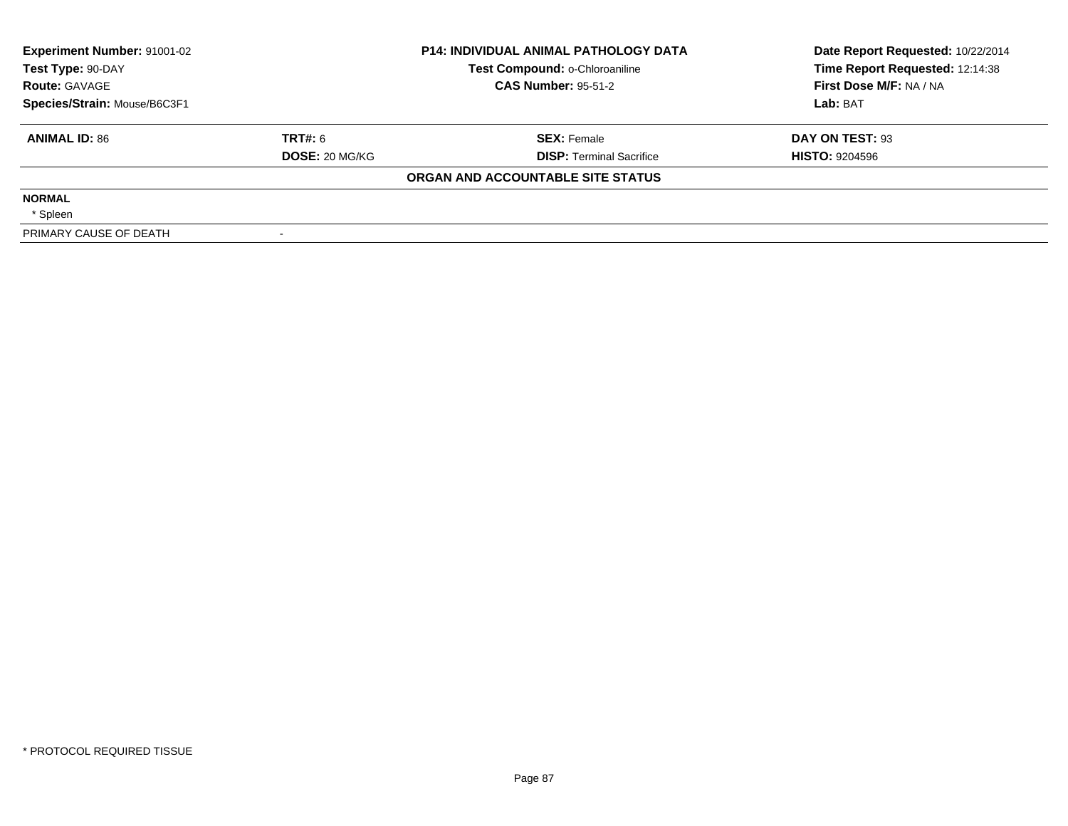| Experiment Number: 91001-02 | P14: INDIVIDUAL ANIMAL PATHOLOGY DATA | Date Report Requested: 10/22/2014 |
|---|---|---|
| Test Type: 90-DAY | Test Compound: o-Chloroaniline | Time Report Requested: 12:14:38 |
| Route: GAVAGE | CAS Number: 95-51-2 | First Dose M/F: NA / NA |
| Species/Strain: Mouse/B6C3F1 | | Lab: BAT |

| ANIMAL ID: 86 | TRT#: 6 | SEX: Female | DAY ON TEST: 93 |
|---|---|---|---|
| | DOSE: 20 MG/KG | DISP: Terminal Sacrifice | HISTO: 9204596 |

**ORGAN AND ACCOUNTABLE SITE STATUS**

**NORMAL**

* Spleen

| PRIMARY CAUSE OF DEATH | - |
|---|---|

* PROTOCOL REQUIRED TISSUE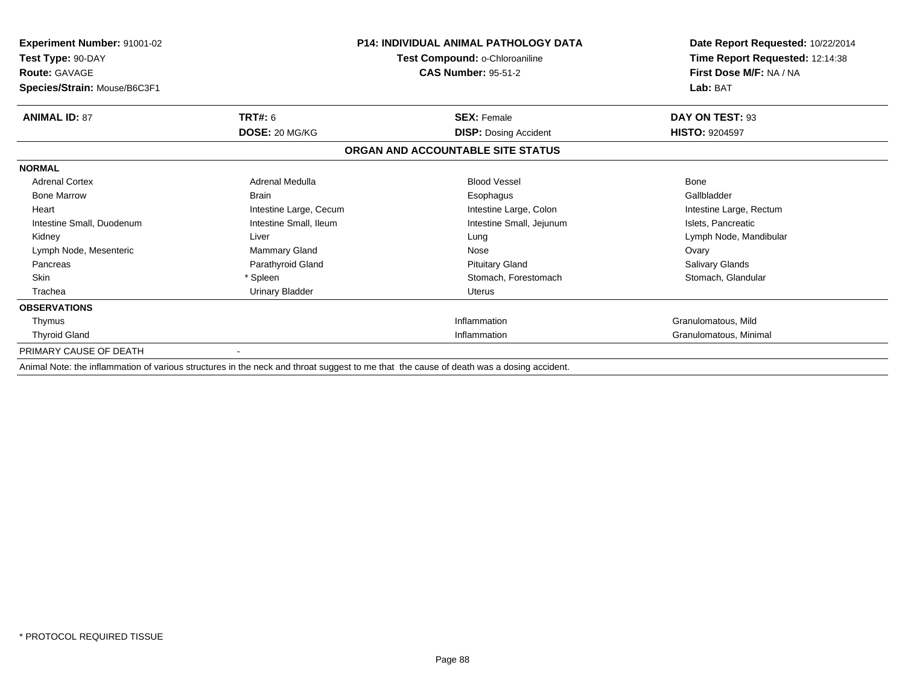**Experiment Number:** 91001-02
**Test Type:** 90-DAY
**Route:** GAVAGE
**Species/Strain:** Mouse/B6C3F1

**P14: INDIVIDUAL ANIMAL PATHOLOGY DATA**
**Test Compound:** o-Chloroaniline
**CAS Number:** 95-51-2

**Date Report Requested:** 10/22/2014
**Time Report Requested:** 12:14:38
**First Dose M/F:** NA / NA
**Lab:** BAT

| **ANIMAL ID:** 87 | **TRT#:** 6 | **SEX:** Female | **DAY ON TEST:** 93 |
|---|---|---|---|
| | **DOSE:** 20 MG/KG | **DISP:** Dosing Accident | **HISTO:** 9204597 |

**ORGAN AND ACCOUNTABLE SITE STATUS**

| **NORMAL** | | | |
|---|---|---|---|
| Adrenal Cortex | Adrenal Medulla | Blood Vessel | Bone |
| Bone Marrow | Brain | Esophagus | Gallbladder |
| Heart | Intestine Large, Cecum | Intestine Large, Colon | Intestine Large, Rectum |
| Intestine Small, Duodenum | Intestine Small, Ileum | Intestine Small, Jejunum | Islets, Pancreatic |
| Kidney | Liver | Lung | Lymph Node, Mandibular |
| Lymph Node, Mesenteric | Mammary Gland | Nose | Ovary |
| Pancreas | Parathyroid Gland | Pituitary Gland | Salivary Glands |
| Skin | * Spleen | Stomach, Forestomach | Stomach, Glandular |
| Trachea | Urinary Bladder | Uterus | |

| **OBSERVATIONS** | | | |
|---|---|---|---|
| Thymus | | Inflammation | Granulomatous, Mild |
| Thyroid Gland | | Inflammation | Granulomatous, Minimal |

PRIMARY CAUSE OF DEATH -

Animal Note: the inflammation of various structures in the neck and throat suggest to me that the cause of death was a dosing accident.

* PROTOCOL REQUIRED TISSUE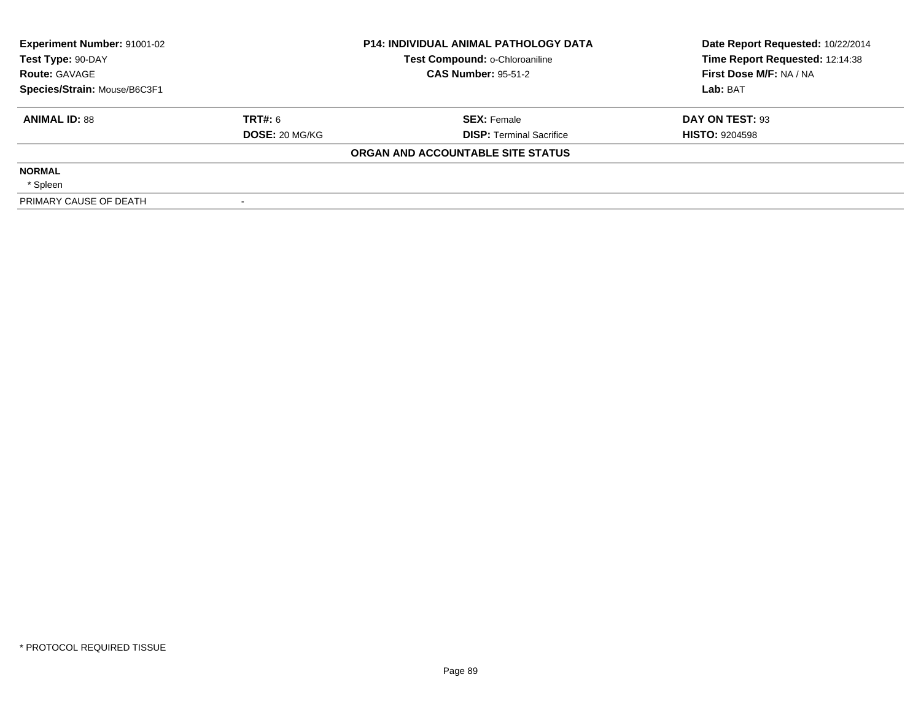| Experiment Number: 91001-02 | P14: INDIVIDUAL ANIMAL PATHOLOGY DATA | Date Report Requested: 10/22/2014 |
|---|---|---|
| Test Type: 90-DAY | Test Compound: o-Chloroaniline | Time Report Requested: 12:14:38 |
| Route: GAVAGE | CAS Number: 95-51-2 | First Dose M/F: NA / NA |
| Species/Strain: Mouse/B6C3F1 | | Lab: BAT |

| ANIMAL ID: 88 | TRT#: 6 | SEX: Female | DAY ON TEST: 93 |
|---|---|---|---|
| | DOSE: 20 MG/KG | DISP: Terminal Sacrifice | HISTO: 9204598 |

**ORGAN AND ACCOUNTABLE SITE STATUS**

**NORMAL**

* Spleen

| PRIMARY CAUSE OF DEATH | - |
|---|---|

* PROTOCOL REQUIRED TISSUE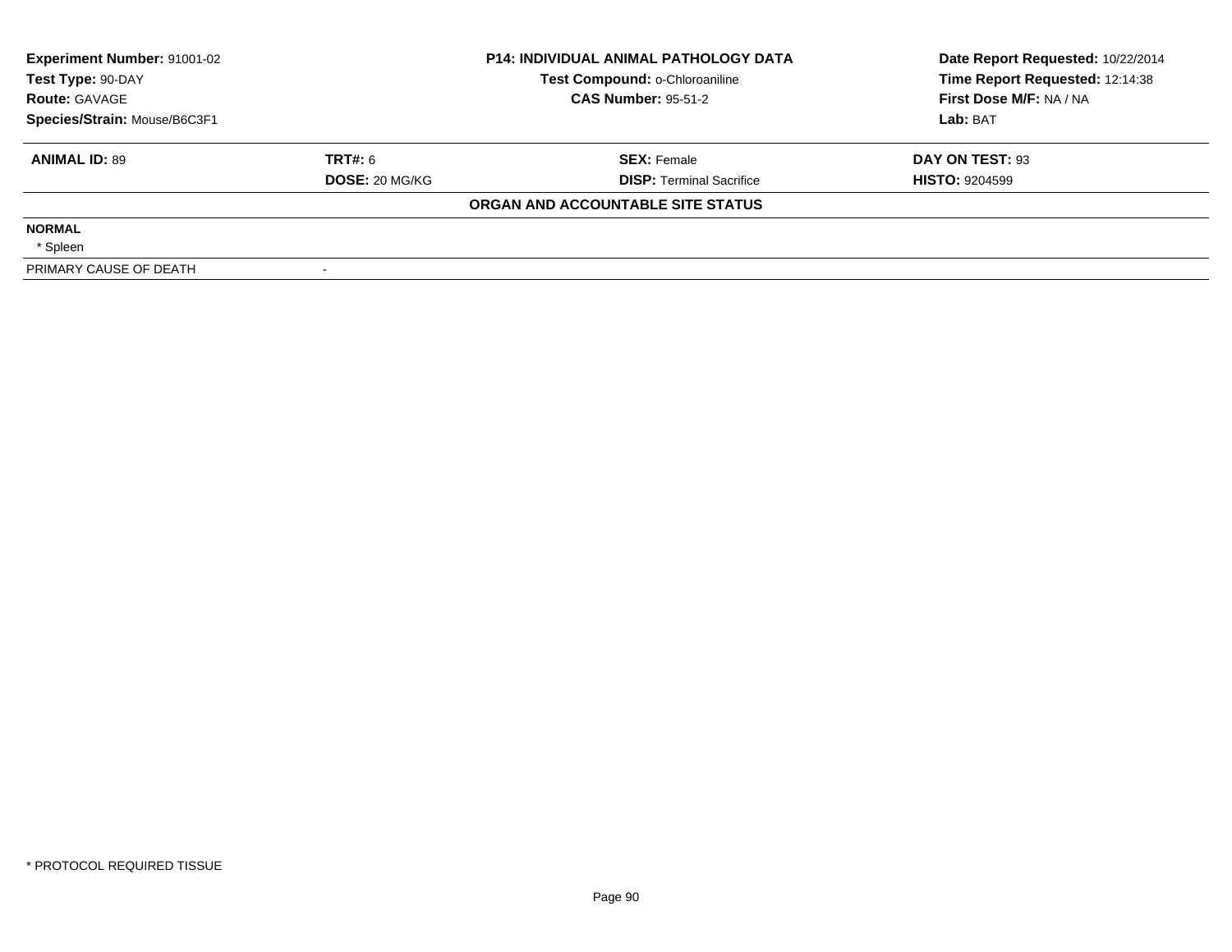| Experiment Number: 91001-02 | P14: INDIVIDUAL ANIMAL PATHOLOGY DATA | Date Report Requested: 10/22/2014 |
|---|---|---|
| Test Type: 90-DAY | Test Compound: o-Chloroaniline | Time Report Requested: 12:14:38 |
| Route: GAVAGE | CAS Number: 95-51-2 | First Dose M/F: NA / NA |
| Species/Strain: Mouse/B6C3F1 | | Lab: BAT |

| ANIMAL ID: 89 | TRT#: 6 | SEX: Female | DAY ON TEST: 93 |
|---|---|---|---|
| | DOSE: 20 MG/KG | DISP: Terminal Sacrifice | HISTO: 9204599 |

**ORGAN AND ACCOUNTABLE SITE STATUS**

**NORMAL**

* Spleen

| PRIMARY CAUSE OF DEATH | - |
|---|---|

* PROTOCOL REQUIRED TISSUE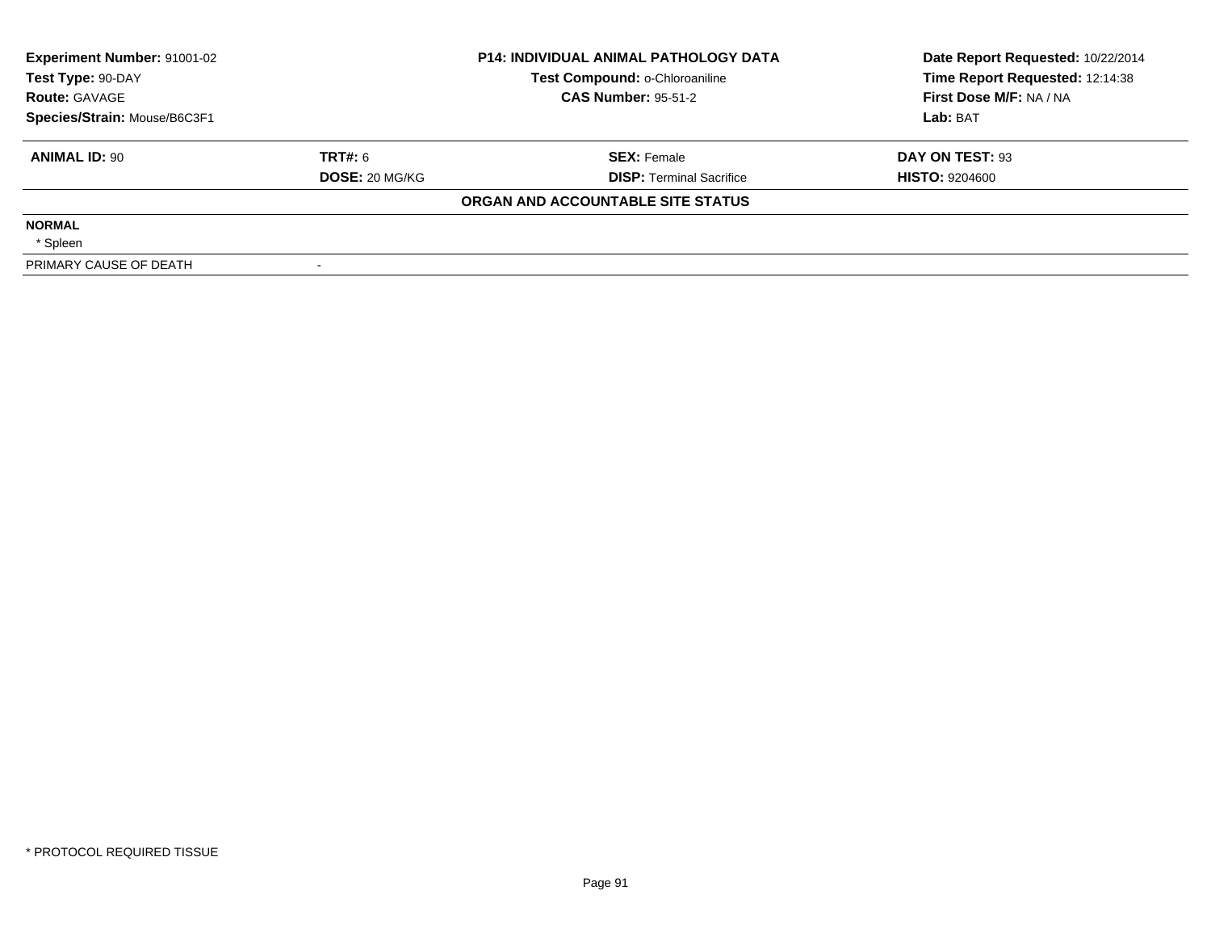| Experiment Number: 91001-02 | P14: INDIVIDUAL ANIMAL PATHOLOGY DATA | Date Report Requested: 10/22/2014 |
|---|---|---|
| Test Type: 90-DAY | Test Compound: o-Chloroaniline | Time Report Requested: 12:14:38 |
| Route: GAVAGE | CAS Number: 95-51-2 | First Dose M/F: NA / NA |
| Species/Strain: Mouse/B6C3F1 | | Lab: BAT |

| ANIMAL ID: 90 | TRT#: 6 | SEX: Female | DAY ON TEST: 93 |
|---|---|---|---|
| | DOSE: 20 MG/KG | DISP: Terminal Sacrifice | HISTO: 9204600 |

**ORGAN AND ACCOUNTABLE SITE STATUS**

**NORMAL**

* Spleen

| PRIMARY CAUSE OF DEATH | - |
|---|---|

* PROTOCOL REQUIRED TISSUE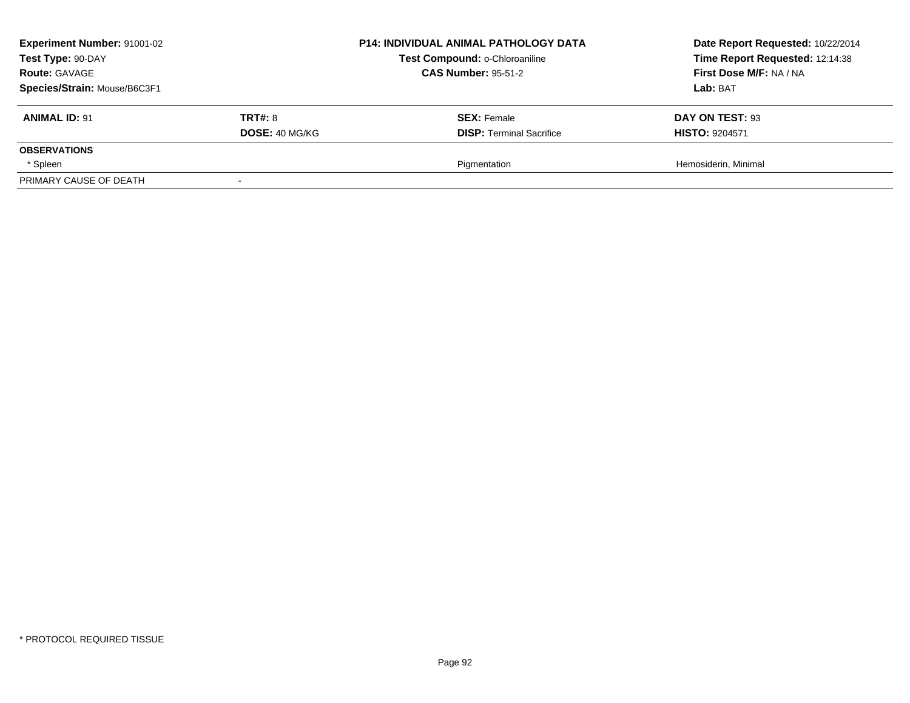| **Experiment Number:** 91001-02 | **P14: INDIVIDUAL ANIMAL PATHOLOGY DATA** | **Date Report Requested:** 10/22/2014 |
|---|---|---|
| **Test Type:** 90-DAY | **Test Compound:** o-Chloroaniline | **Time Report Requested:** 12:14:38 |
| **Route:** GAVAGE | **CAS Number:** 95-51-2 | **First Dose M/F:** NA / NA |
| **Species/Strain:** Mouse/B6C3F1 | | **Lab:** BAT |

| **ANIMAL ID:** 91 | **TRT#:** 8 | **SEX:** Female | **DAY ON TEST:** 93 |
|---|---|---|---|
| | **DOSE:** 40 MG/KG | **DISP:** Terminal Sacrifice | **HISTO:** 9204571 |
| **OBSERVATIONS** | | | |
| * Spleen | | Pigmentation | Hemosiderin, Minimal |
| PRIMARY CAUSE OF DEATH | - | | |

* PROTOCOL REQUIRED TISSUE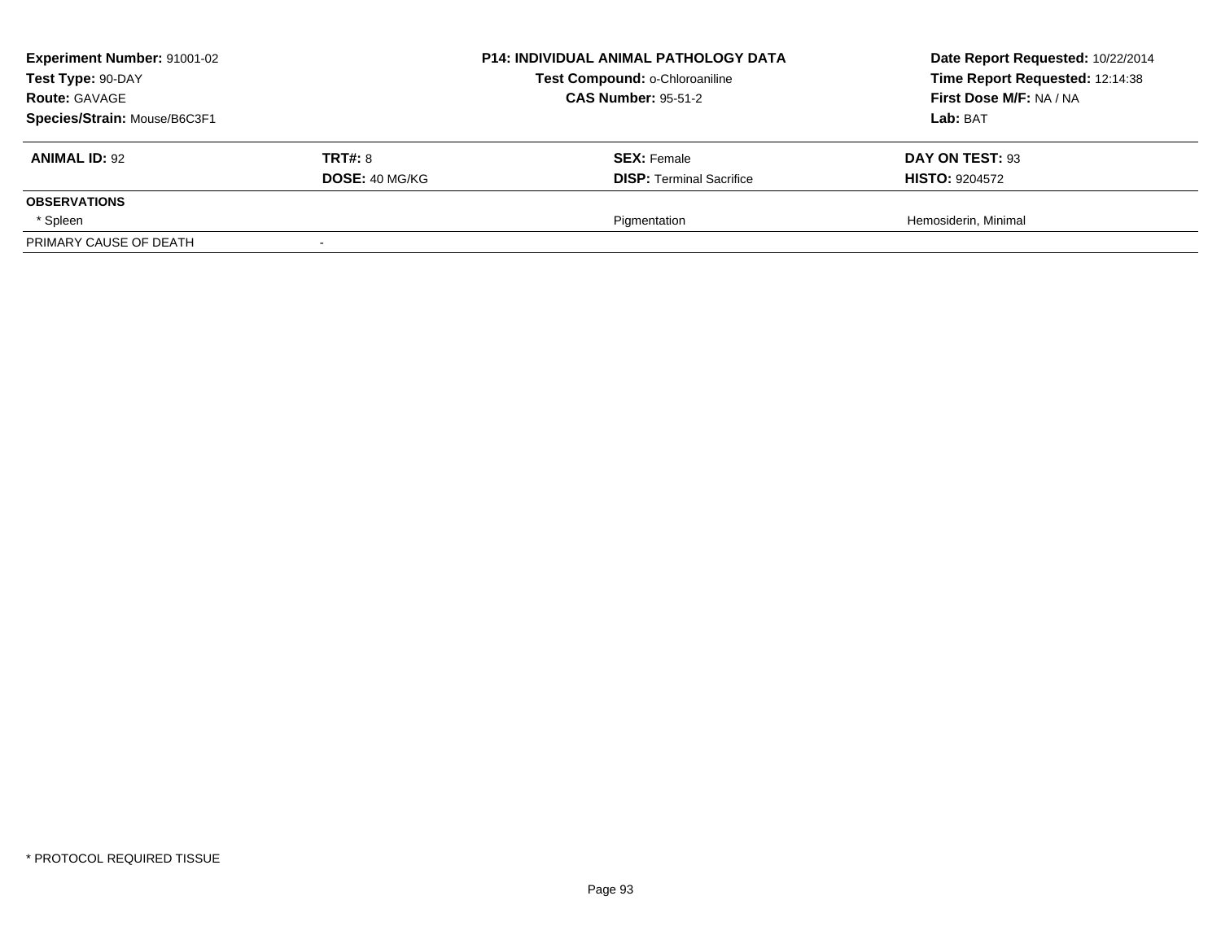| **Experiment Number:** 91001-02 | **P14: INDIVIDUAL ANIMAL PATHOLOGY DATA** | **Date Report Requested:** 10/22/2014 |
|---|---|---|
| **Test Type:** 90-DAY | **Test Compound:** o-Chloroaniline | **Time Report Requested:** 12:14:38 |
| **Route:** GAVAGE | **CAS Number:** 95-51-2 | **First Dose M/F:** NA / NA |
| **Species/Strain:** Mouse/B6C3F1 | | **Lab:** BAT |

| **ANIMAL ID:** 92 | **TRT#:** 8 | **SEX:** Female | **DAY ON TEST:** 93 |
|---|---|---|---|
| | **DOSE:** 40 MG/KG | **DISP:** Terminal Sacrifice | **HISTO:** 9204572 |
| **OBSERVATIONS** | | | |
| * Spleen | | Pigmentation | Hemosiderin, Minimal |
| PRIMARY CAUSE OF DEATH | - | | |

* PROTOCOL REQUIRED TISSUE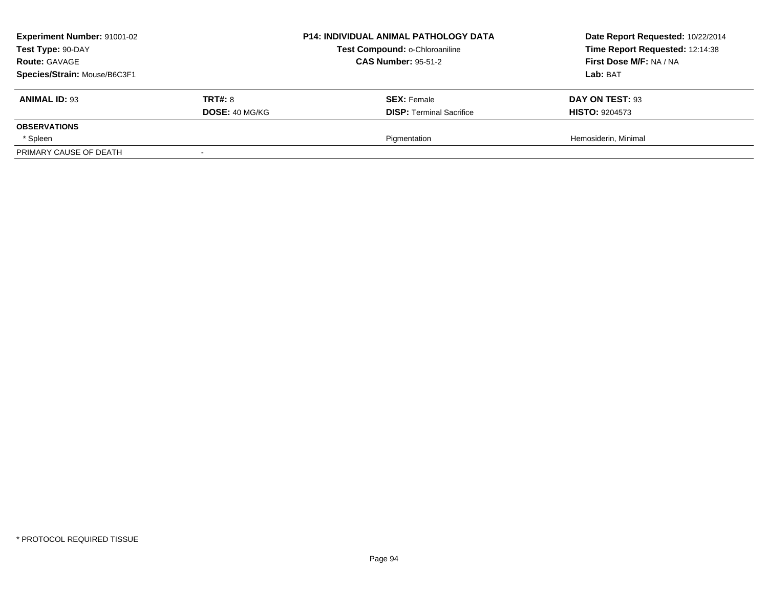**Experiment Number:** 91001-02
**Test Type:** 90-DAY
**Route:** GAVAGE
**Species/Strain:** Mouse/B6C3F1

**P14: INDIVIDUAL ANIMAL PATHOLOGY DATA**
**Test Compound:** o-Chloroaniline
**CAS Number:** 95-51-2

**Date Report Requested:** 10/22/2014
**Time Report Requested:** 12:14:38
**First Dose M/F:** NA / NA
**Lab:** BAT

| **ANIMAL ID:** 93 | **TRT#:** 8 | **SEX:** Female | **DAY ON TEST:** 93 |
|---|---|---|---|
| | **DOSE:** 40 MG/KG | **DISP:** Terminal Sacrifice | **HISTO:** 9204573 |
| **OBSERVATIONS** | | | |
| * Spleen | | Pigmentation | Hemosiderin, Minimal |
| PRIMARY CAUSE OF DEATH | - | | |

* PROTOCOL REQUIRED TISSUE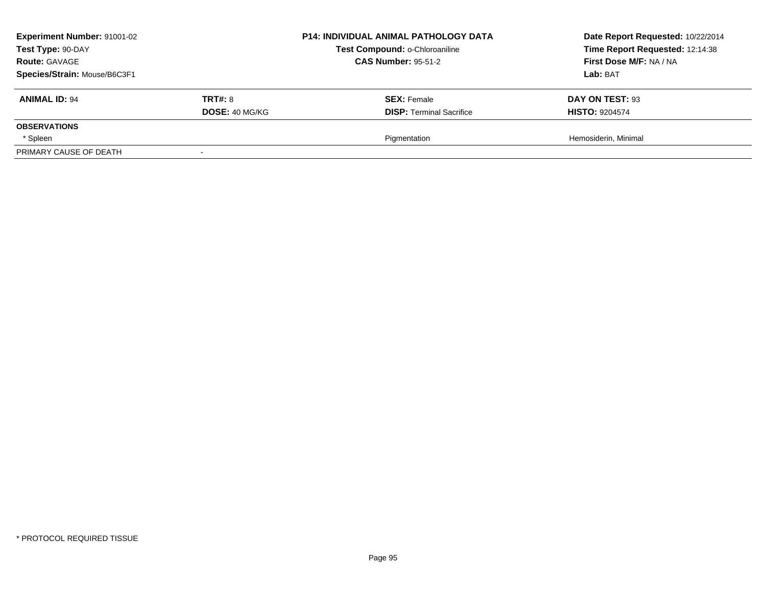| **Experiment Number:** 91001-02 | **P14: INDIVIDUAL ANIMAL PATHOLOGY DATA** | **Date Report Requested:** 10/22/2014 |
|---|---|---|
| **Test Type:** 90-DAY | **Test Compound:** o-Chloroaniline | **Time Report Requested:** 12:14:38 |
| **Route:** GAVAGE | **CAS Number:** 95-51-2 | **First Dose M/F:** NA / NA |
| **Species/Strain:** Mouse/B6C3F1 | | **Lab:** BAT |

| **ANIMAL ID:** 94 | **TRT#:** 8 | **SEX:** Female | **DAY ON TEST:** 93 |
|---|---|---|---|
| | **DOSE:** 40 MG/KG | **DISP:** Terminal Sacrifice | **HISTO:** 9204574 |
| **OBSERVATIONS** | | | |
| * Spleen | | Pigmentation | Hemosiderin, Minimal |
| PRIMARY CAUSE OF DEATH | - | | |

* PROTOCOL REQUIRED TISSUE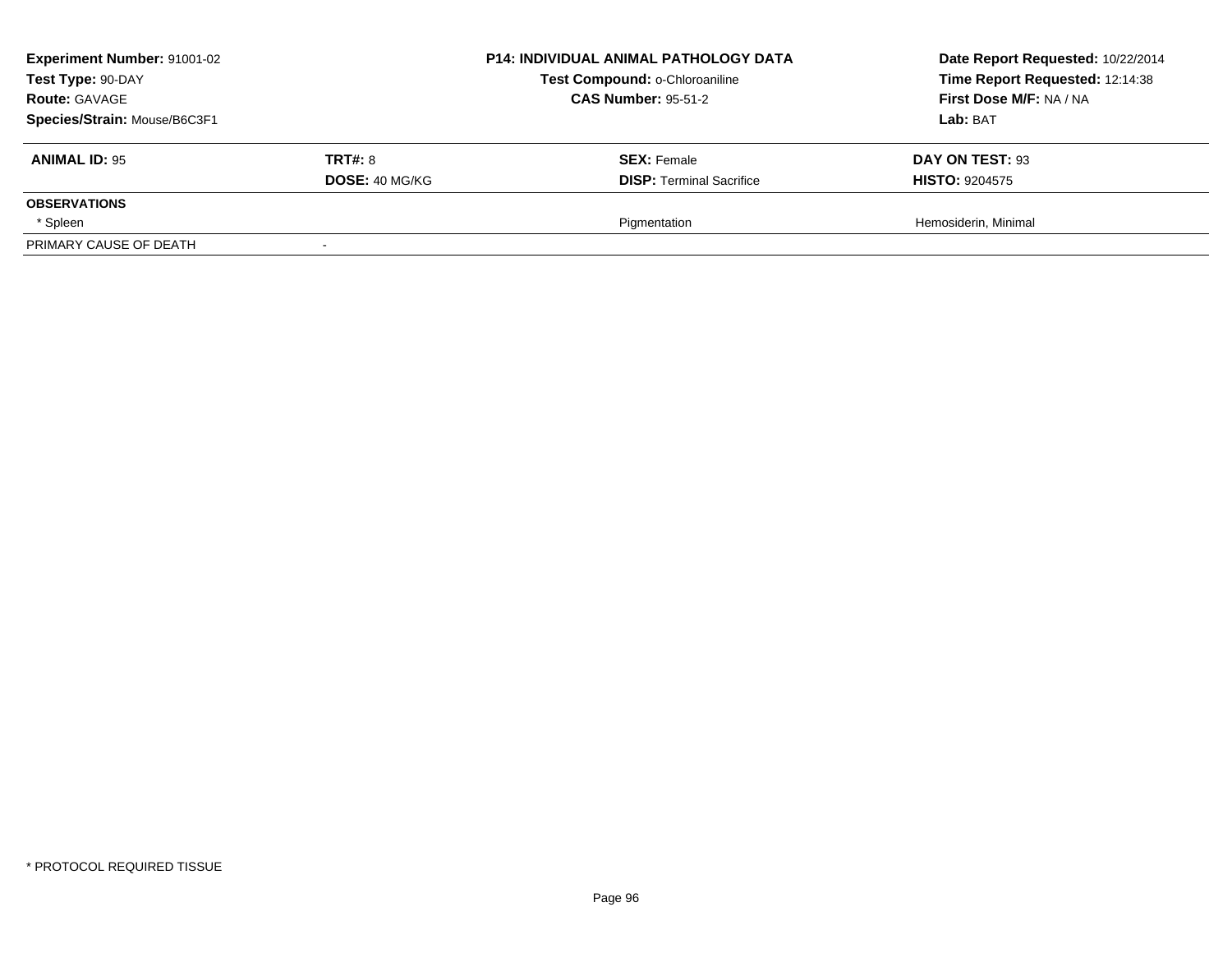| **Experiment Number:** 91001-02 | **P14: INDIVIDUAL ANIMAL PATHOLOGY DATA** | **Date Report Requested:** 10/22/2014 |
|---|---|---|
| **Test Type:** 90-DAY | **Test Compound:** o-Chloroaniline | **Time Report Requested:** 12:14:38 |
| **Route:** GAVAGE | **CAS Number:** 95-51-2 | **First Dose M/F:** NA / NA |
| **Species/Strain:** Mouse/B6C3F1 | | **Lab:** BAT |

| **ANIMAL ID:** 95 | **TRT#:** 8 | **SEX:** Female | **DAY ON TEST:** 93 |
|---|---|---|---|
| | **DOSE:** 40 MG/KG | **DISP:** Terminal Sacrifice | **HISTO:** 9204575 |
| **OBSERVATIONS** | | | |
| * Spleen | | Pigmentation | Hemosiderin, Minimal |
| PRIMARY CAUSE OF DEATH | - | | |

* PROTOCOL REQUIRED TISSUE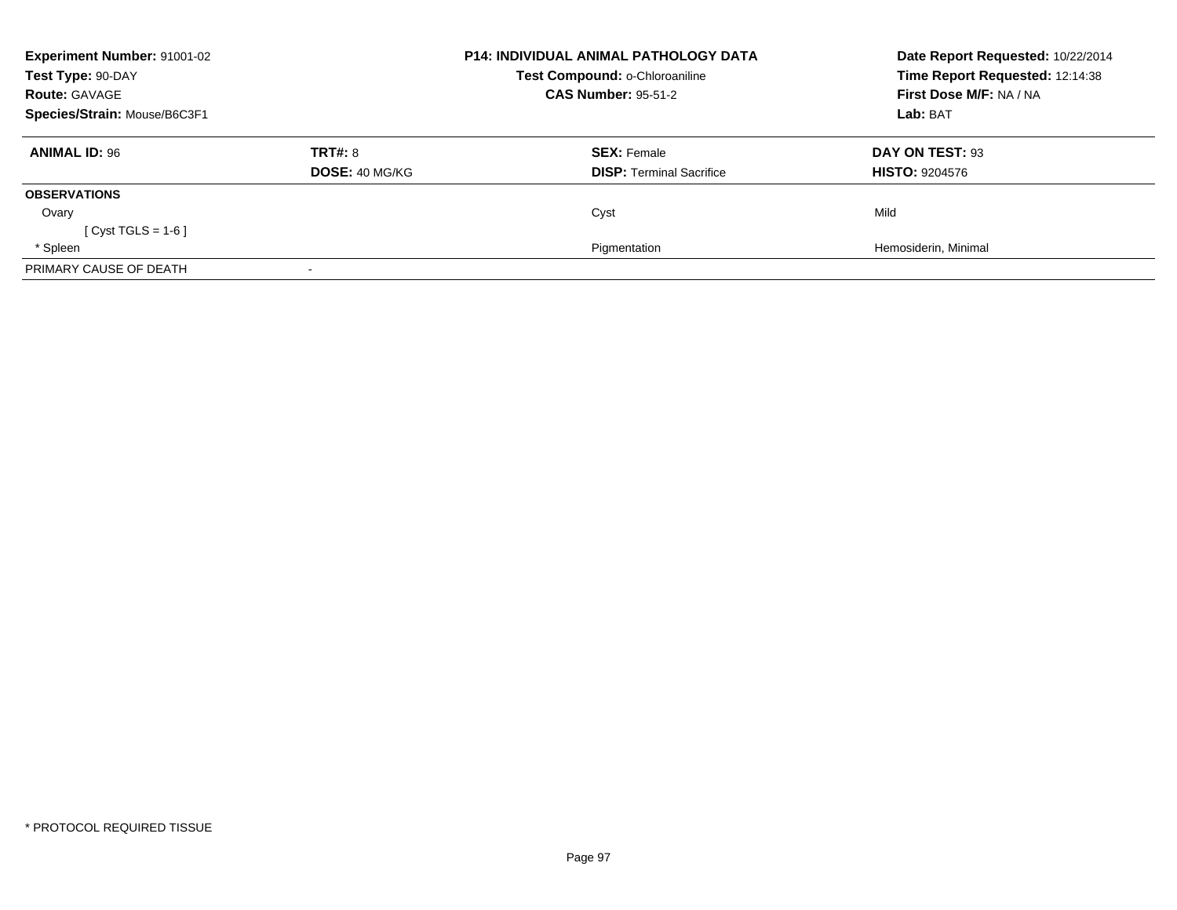**Experiment Number:** 91001-02
**Test Type:** 90-DAY
**Route:** GAVAGE
**Species/Strain:** Mouse/B6C3F1

**P14: INDIVIDUAL ANIMAL PATHOLOGY DATA**
**Test Compound:** o-Chloroaniline
**CAS Number:** 95-51-2

**Date Report Requested:** 10/22/2014
**Time Report Requested:** 12:14:38
**First Dose M/F:** NA / NA
**Lab:** BAT

| **ANIMAL ID:** 96 | **TRT#:** 8 | **SEX:** Female | **DAY ON TEST:** 93 |
|---|---|---|---|
| | **DOSE:** 40 MG/KG | **DISP:** Terminal Sacrifice | **HISTO:** 9204576 |
| **OBSERVATIONS** | | | |
| Ovary | | Cyst | Mild |
| [ Cyst TGLS = 1-6 ] | | | |
| * Spleen | | Pigmentation | Hemosiderin, Minimal |
| PRIMARY CAUSE OF DEATH | - | | |

* PROTOCOL REQUIRED TISSUE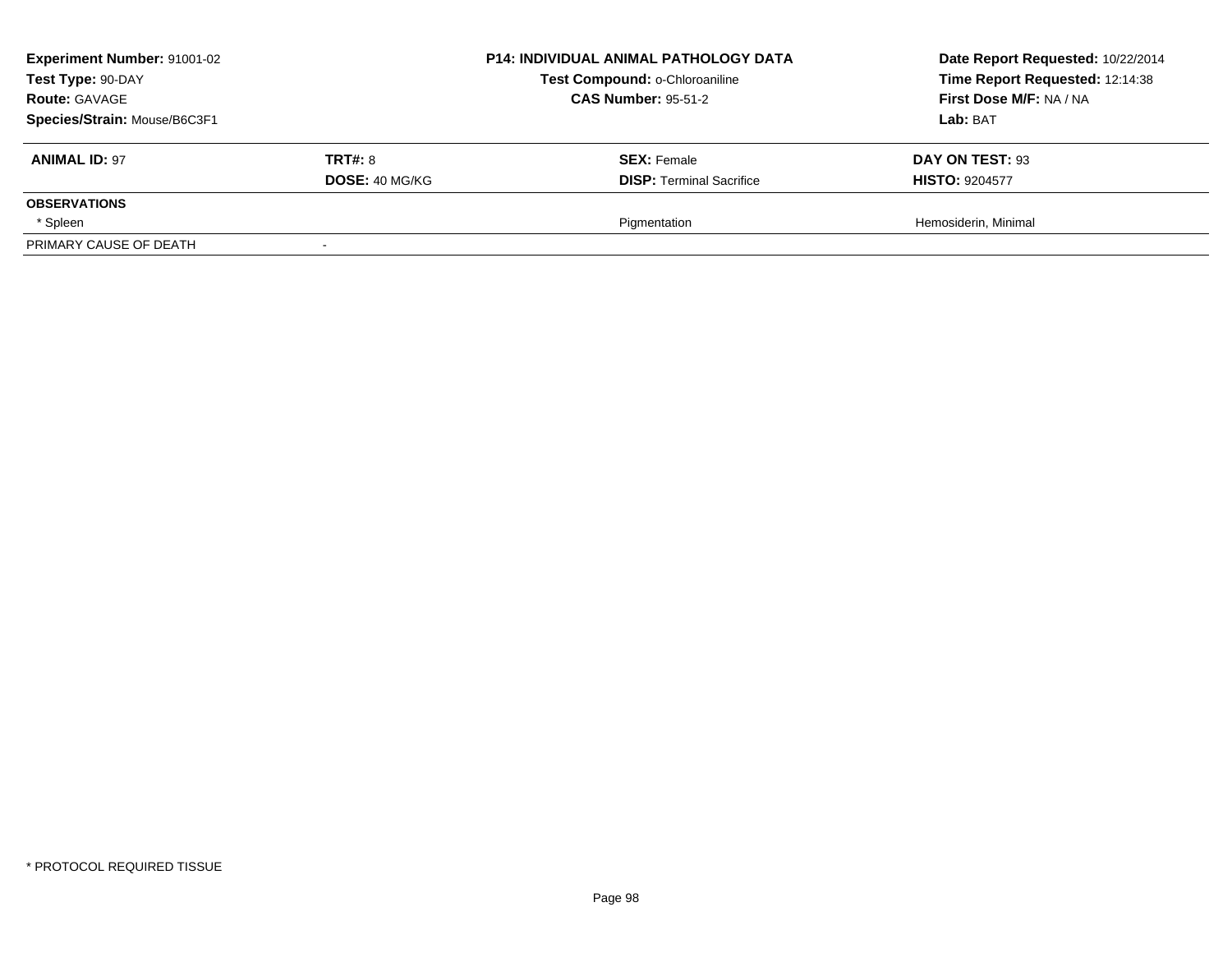| **Experiment Number:** 91001-02 | **P14: INDIVIDUAL ANIMAL PATHOLOGY DATA** | **Date Report Requested:** 10/22/2014 |
|---|---|---|
| **Test Type:** 90-DAY | **Test Compound:** o-Chloroaniline | **Time Report Requested:** 12:14:38 |
| **Route:** GAVAGE | **CAS Number:** 95-51-2 | **First Dose M/F:** NA / NA |
| **Species/Strain:** Mouse/B6C3F1 | | **Lab:** BAT |

| **ANIMAL ID:** 97 | **TRT#:** 8 | **SEX:** Female | **DAY ON TEST:** 93 |
|---|---|---|---|
| | **DOSE:** 40 MG/KG | **DISP:** Terminal Sacrifice | **HISTO:** 9204577 |
| **OBSERVATIONS** | | | |
| * Spleen | | Pigmentation | Hemosiderin, Minimal |
| PRIMARY CAUSE OF DEATH | - | | |

* PROTOCOL REQUIRED TISSUE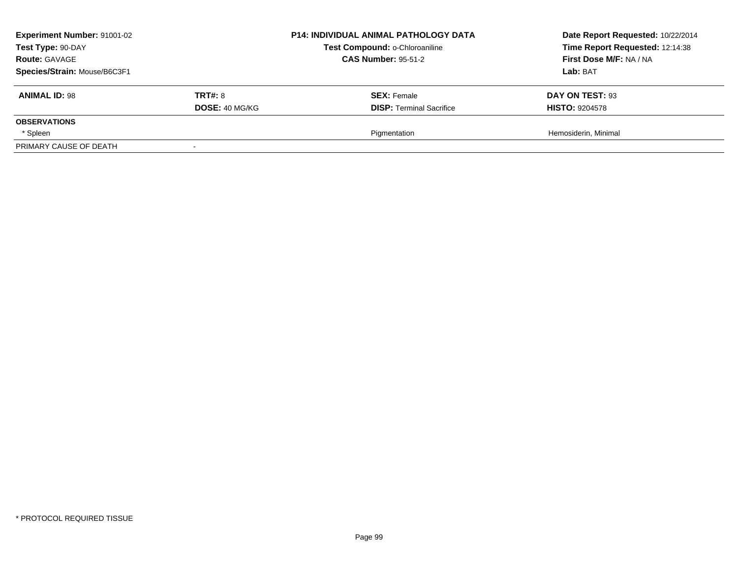**Experiment Number:** 91001-02
**Test Type:** 90-DAY
**Route:** GAVAGE
**Species/Strain:** Mouse/B6C3F1

**P14: INDIVIDUAL ANIMAL PATHOLOGY DATA**
**Test Compound:** o-Chloroaniline
**CAS Number:** 95-51-2

**Date Report Requested:** 10/22/2014
**Time Report Requested:** 12:14:38
**First Dose M/F:** NA / NA
**Lab:** BAT

| **ANIMAL ID:** 98 | **TRT#:** 8 | **SEX:** Female | **DAY ON TEST:** 93 |
|---|---|---|---|
| | **DOSE:** 40 MG/KG | **DISP:** Terminal Sacrifice | **HISTO:** 9204578 |
| **OBSERVATIONS** | | | |
| * Spleen | | Pigmentation | Hemosiderin, Minimal |
| PRIMARY CAUSE OF DEATH | - | | |

* PROTOCOL REQUIRED TISSUE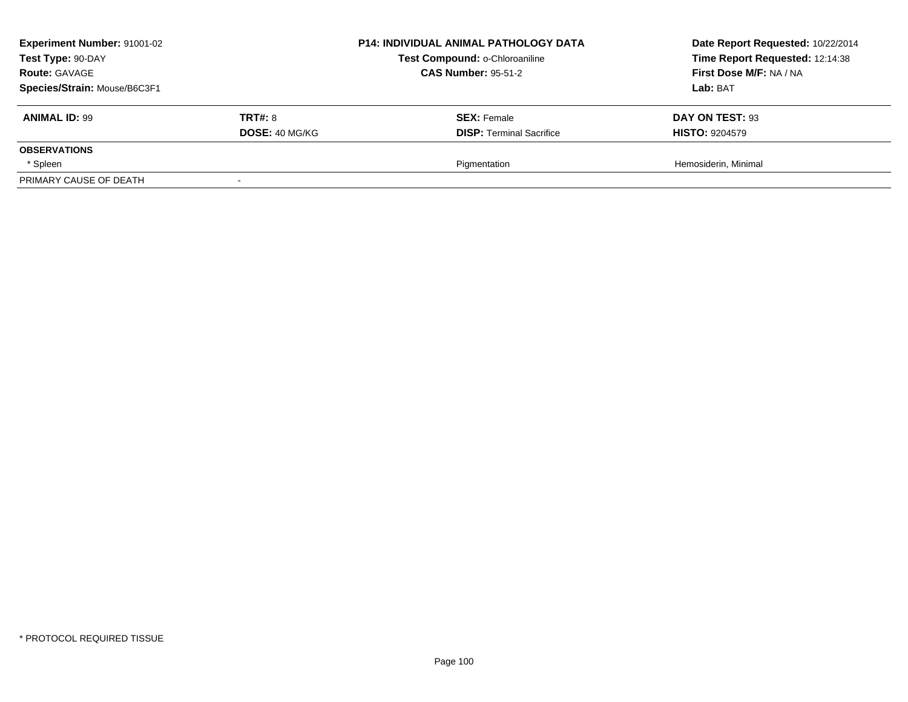| Experiment Number: 91001-02 | P14: INDIVIDUAL ANIMAL PATHOLOGY DATA | Date Report Requested: 10/22/2014 |
|---|---|---|
| Test Type: 90-DAY | Test Compound: o-Chloroaniline | Time Report Requested: 12:14:38 |
| Route: GAVAGE | CAS Number: 95-51-2 | First Dose M/F: NA / NA |
| Species/Strain: Mouse/B6C3F1 | | Lab: BAT |

| ANIMAL ID: 99 | TRT#: 8 | SEX: Female | DAY ON TEST: 93 |
|---|---|---|---|
| | DOSE: 40 MG/KG | DISP: Terminal Sacrifice | HISTO: 9204579 |
| **OBSERVATIONS** | | | |
| * Spleen | | Pigmentation | Hemosiderin, Minimal |
| PRIMARY CAUSE OF DEATH | - | | |

* PROTOCOL REQUIRED TISSUE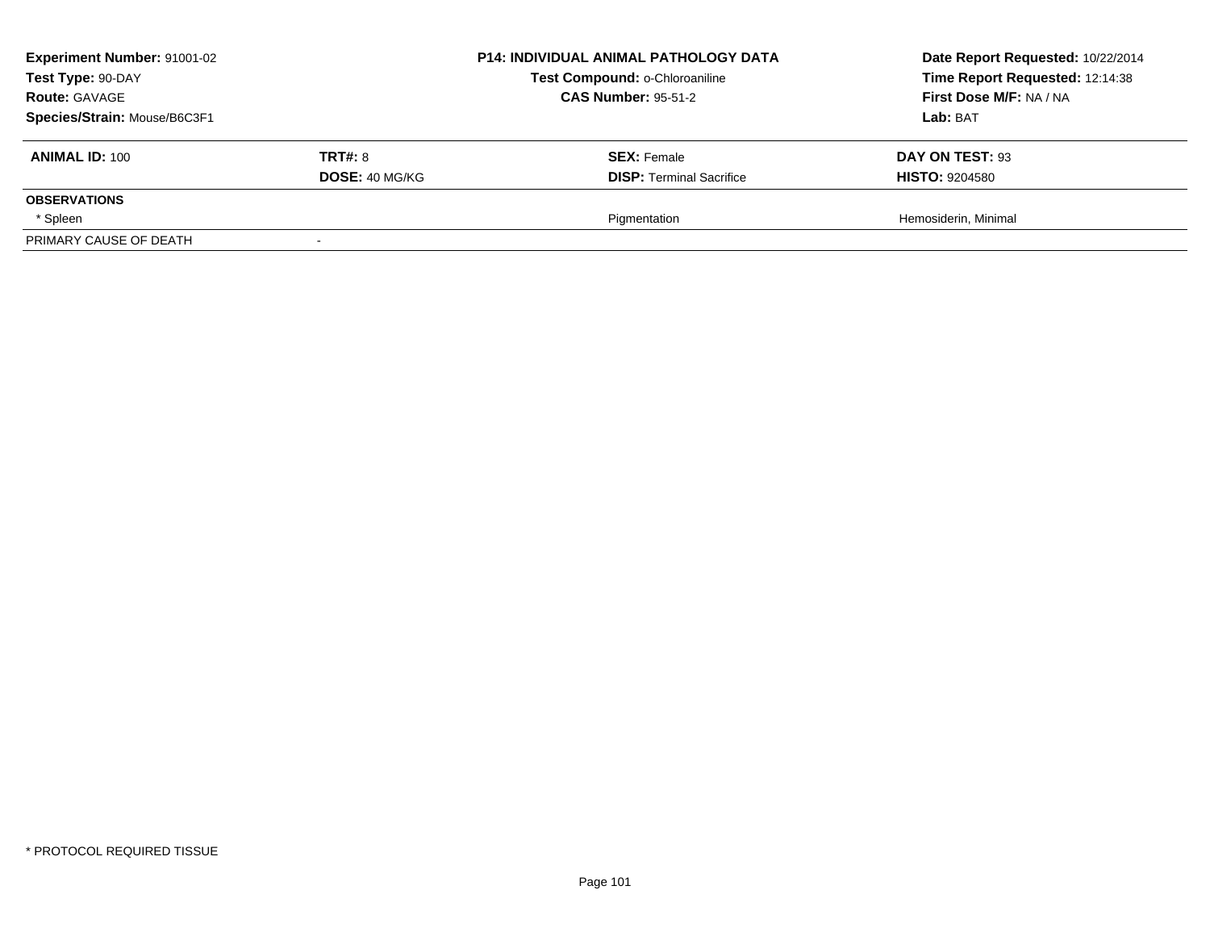| Experiment Number: 91001-02 | P14: INDIVIDUAL ANIMAL PATHOLOGY DATA | Date Report Requested: 10/22/2014 |
|---|---|---|
| Test Type: 90-DAY | Test Compound: o-Chloroaniline | Time Report Requested: 12:14:38 |
| Route: GAVAGE | CAS Number: 95-51-2 | First Dose M/F: NA / NA |
| Species/Strain: Mouse/B6C3F1 | | Lab: BAT |

| ANIMAL ID: 100 | TRT#: 8 | SEX: Female | DAY ON TEST: 93 |
|---|---|---|---|
| | DOSE: 40 MG/KG | DISP: Terminal Sacrifice | HISTO: 9204580 |
| **OBSERVATIONS** | | | |
| * Spleen | | Pigmentation | Hemosiderin, Minimal |
| PRIMARY CAUSE OF DEATH | - | | |

* PROTOCOL REQUIRED TISSUE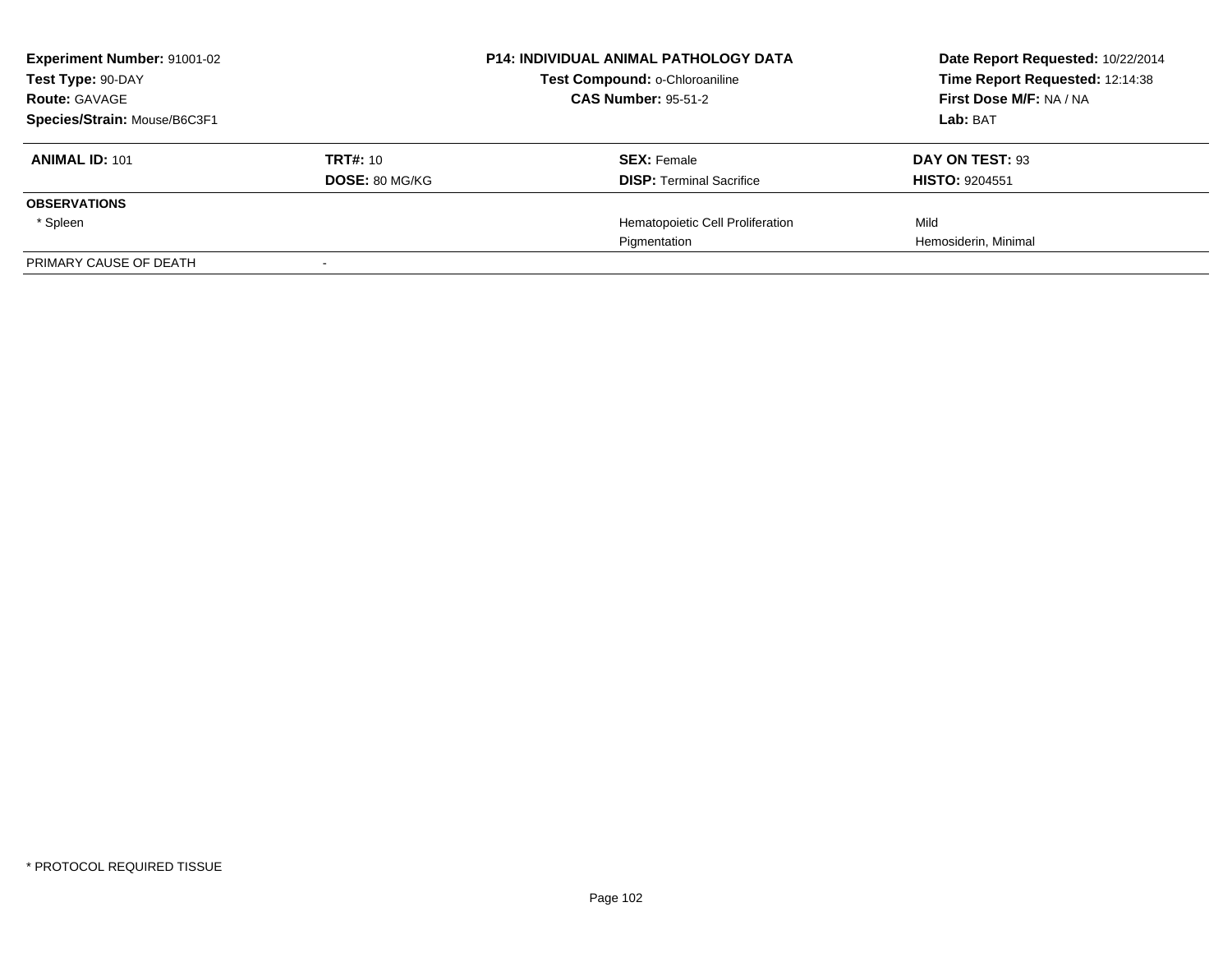| **Experiment Number:** 91001-02 | **P14: INDIVIDUAL ANIMAL PATHOLOGY DATA** | **Date Report Requested:** 10/22/2014 |
|---|---|---|
| **Test Type:** 90-DAY | **Test Compound:** o-Chloroaniline | **Time Report Requested:** 12:14:38 |
| **Route:** GAVAGE | **CAS Number:** 95-51-2 | **First Dose M/F:** NA / NA |
| **Species/Strain:** Mouse/B6C3F1 | | **Lab:** BAT |

| **ANIMAL ID:** 101 | **TRT#:** 10 | **SEX:** Female | **DAY ON TEST:** 93 |
|---|---|---|---|
| | **DOSE:** 80 MG/KG | **DISP:** Terminal Sacrifice | **HISTO:** 9204551 |
| **OBSERVATIONS** | | | |
| * Spleen | | Hematopoietic Cell Proliferation | Mild |
| | | Pigmentation | Hemosiderin, Minimal |
| PRIMARY CAUSE OF DEATH | - | | |

* PROTOCOL REQUIRED TISSUE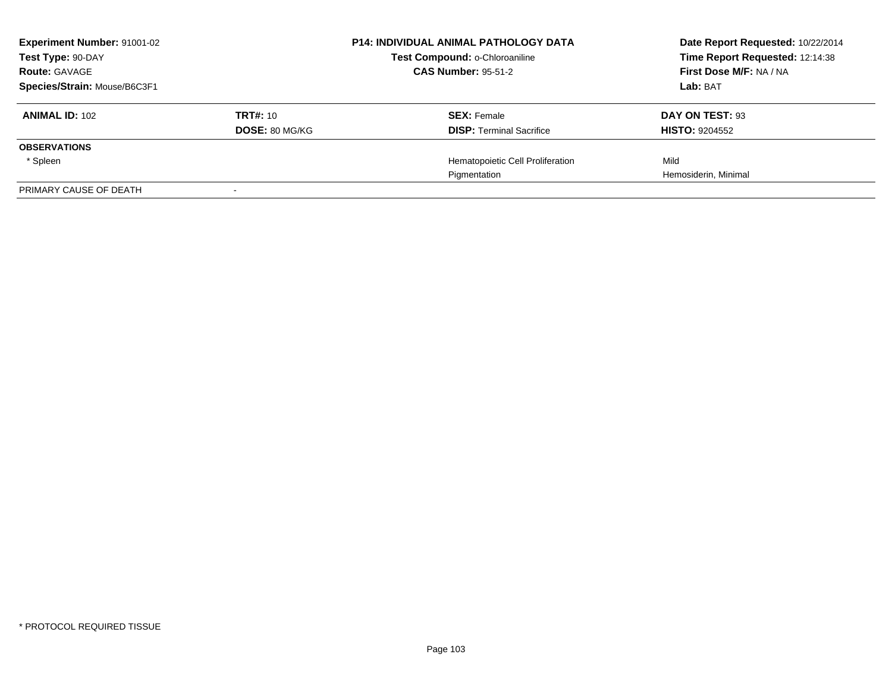**Experiment Number:** 91001-02
**Test Type:** 90-DAY
**Route:** GAVAGE
**Species/Strain:** Mouse/B6C3F1

**P14: INDIVIDUAL ANIMAL PATHOLOGY DATA**
**Test Compound:** o-Chloroaniline
**CAS Number:** 95-51-2

**Date Report Requested:** 10/22/2014
**Time Report Requested:** 12:14:38
**First Dose M/F:** NA / NA
**Lab:** BAT

| **ANIMAL ID:** 102 | **TRT#:** 10 | **SEX:** Female | **DAY ON TEST:** 93 |
|---|---|---|---|
| | **DOSE:** 80 MG/KG | **DISP:** Terminal Sacrifice | **HISTO:** 9204552 |
| **OBSERVATIONS** | | | |
| * Spleen | | Hematopoietic Cell Proliferation | Mild |
| | | Pigmentation | Hemosiderin, Minimal |
| PRIMARY CAUSE OF DEATH | - | | |

* PROTOCOL REQUIRED TISSUE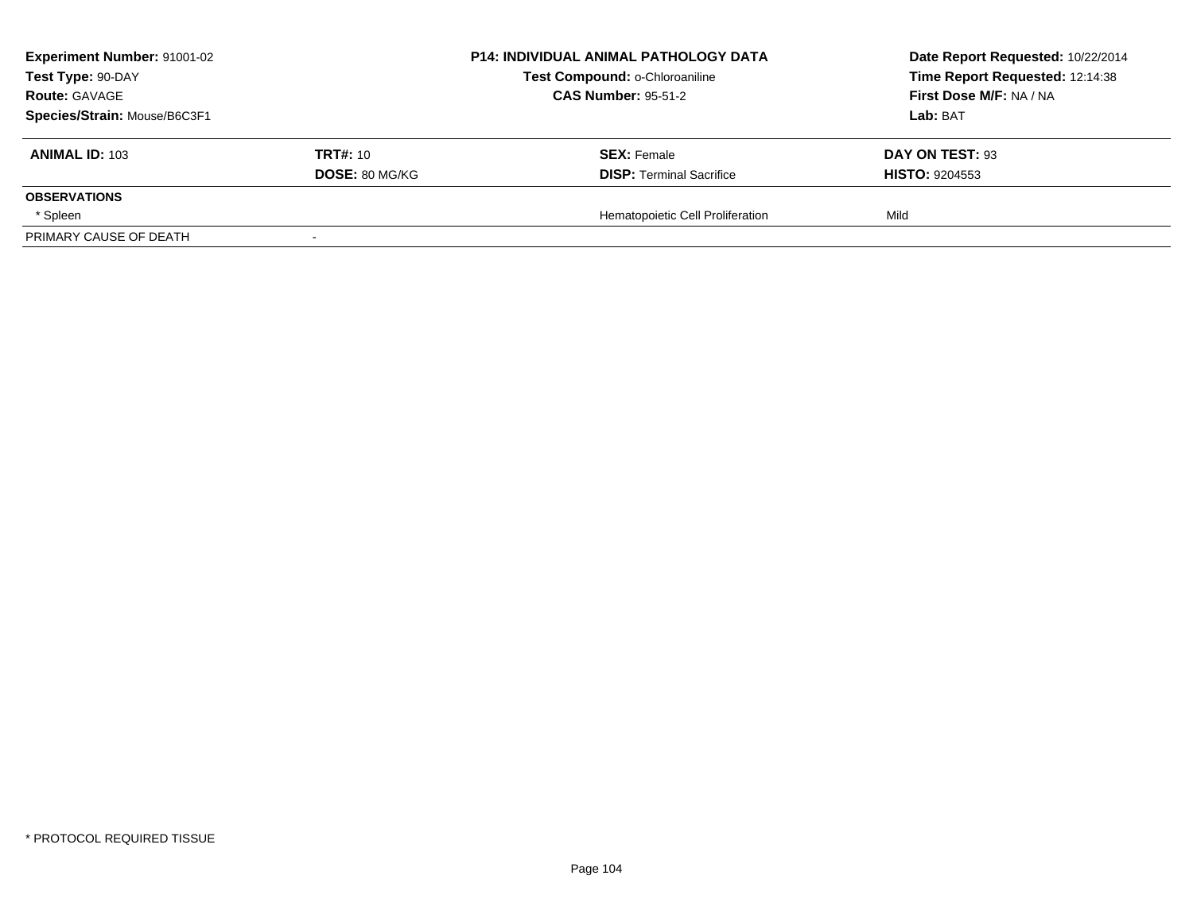**Experiment Number:** 91001-02
**Test Type:** 90-DAY
**Route:** GAVAGE
**Species/Strain:** Mouse/B6C3F1

**P14: INDIVIDUAL ANIMAL PATHOLOGY DATA**
**Test Compound:** o-Chloroaniline
**CAS Number:** 95-51-2

**Date Report Requested:** 10/22/2014
**Time Report Requested:** 12:14:38
**First Dose M/F:** NA / NA
**Lab:** BAT

| **ANIMAL ID:** 103 | **TRT#:** 10 | **SEX:** Female | **DAY ON TEST:** 93 |
|---|---|---|---|
| | **DOSE:** 80 MG/KG | **DISP:** Terminal Sacrifice | **HISTO:** 9204553 |
| **OBSERVATIONS** | | | |
| * Spleen | | Hematopoietic Cell Proliferation | Mild |
| PRIMARY CAUSE OF DEATH | - | | |

* PROTOCOL REQUIRED TISSUE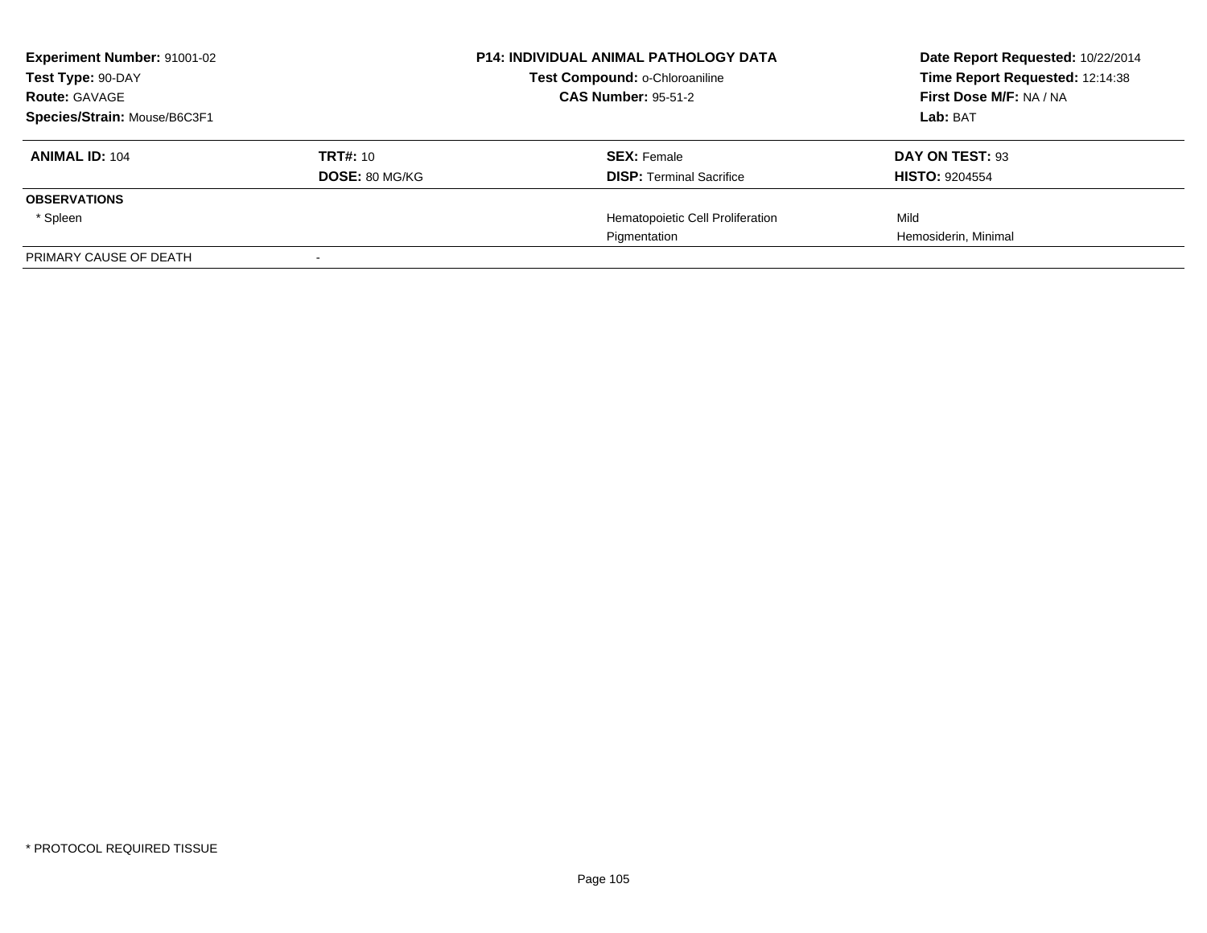**Experiment Number:** 91001-02
**Test Type:** 90-DAY
**Route:** GAVAGE
**Species/Strain:** Mouse/B6C3F1

**P14: INDIVIDUAL ANIMAL PATHOLOGY DATA**
**Test Compound:** o-Chloroaniline
**CAS Number:** 95-51-2

**Date Report Requested:** 10/22/2014
**Time Report Requested:** 12:14:38
**First Dose M/F:** NA / NA
**Lab:** BAT

| **ANIMAL ID:** 104 | **TRT#:** 10 | **SEX:** Female | **DAY ON TEST:** 93 |
|---|---|---|---|
| | **DOSE:** 80 MG/KG | **DISP:** Terminal Sacrifice | **HISTO:** 9204554 |
| **OBSERVATIONS** | | | |
| * Spleen | | Hematopoietic Cell Proliferation | Mild |
| | | Pigmentation | Hemosiderin, Minimal |
| PRIMARY CAUSE OF DEATH | - | | |

* PROTOCOL REQUIRED TISSUE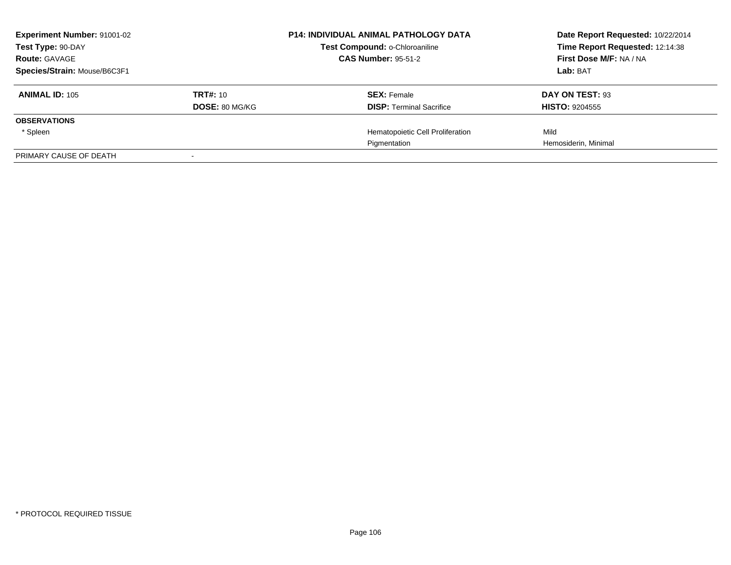| **Experiment Number:** 91001-02 | **P14: INDIVIDUAL ANIMAL PATHOLOGY DATA** | **Date Report Requested:** 10/22/2014 |
|---|---|---|
| **Test Type:** 90-DAY | **Test Compound:** o-Chloroaniline | **Time Report Requested:** 12:14:38 |
| **Route:** GAVAGE | **CAS Number:** 95-51-2 | **First Dose M/F:** NA / NA |
| **Species/Strain:** Mouse/B6C3F1 | | **Lab:** BAT |

| **ANIMAL ID:** 105 | **TRT#:** 10 | **SEX:** Female | **DAY ON TEST:** 93 |
|---|---|---|---|
| | **DOSE:** 80 MG/KG | **DISP:** Terminal Sacrifice | **HISTO:** 9204555 |
| **OBSERVATIONS** | | | |
| * Spleen | | Hematopoietic Cell Proliferation | Mild |
| | | Pigmentation | Hemosiderin, Minimal |
| PRIMARY CAUSE OF DEATH | - | | |

* PROTOCOL REQUIRED TISSUE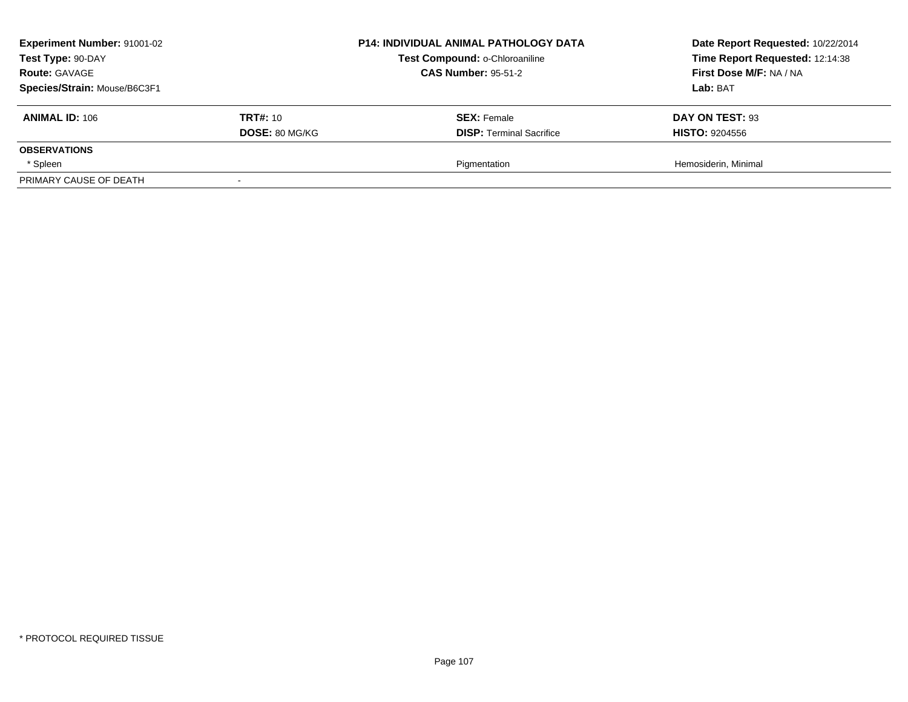| **Experiment Number:** 91001-02 | **P14: INDIVIDUAL ANIMAL PATHOLOGY DATA** | **Date Report Requested:** 10/22/2014 |
|---|---|---|
| **Test Type:** 90-DAY | **Test Compound:** o-Chloroaniline | **Time Report Requested:** 12:14:38 |
| **Route:** GAVAGE | **CAS Number:** 95-51-2 | **First Dose M/F:** NA / NA |
| **Species/Strain:** Mouse/B6C3F1 | | **Lab:** BAT |

| **ANIMAL ID:** 106 | **TRT#:** 10 | **SEX:** Female | **DAY ON TEST:** 93 |
|---|---|---|---|
| | **DOSE:** 80 MG/KG | **DISP:** Terminal Sacrifice | **HISTO:** 9204556 |
| **OBSERVATIONS** | | | |
| * Spleen | | Pigmentation | Hemosiderin, Minimal |
| PRIMARY CAUSE OF DEATH | - | | |

* PROTOCOL REQUIRED TISSUE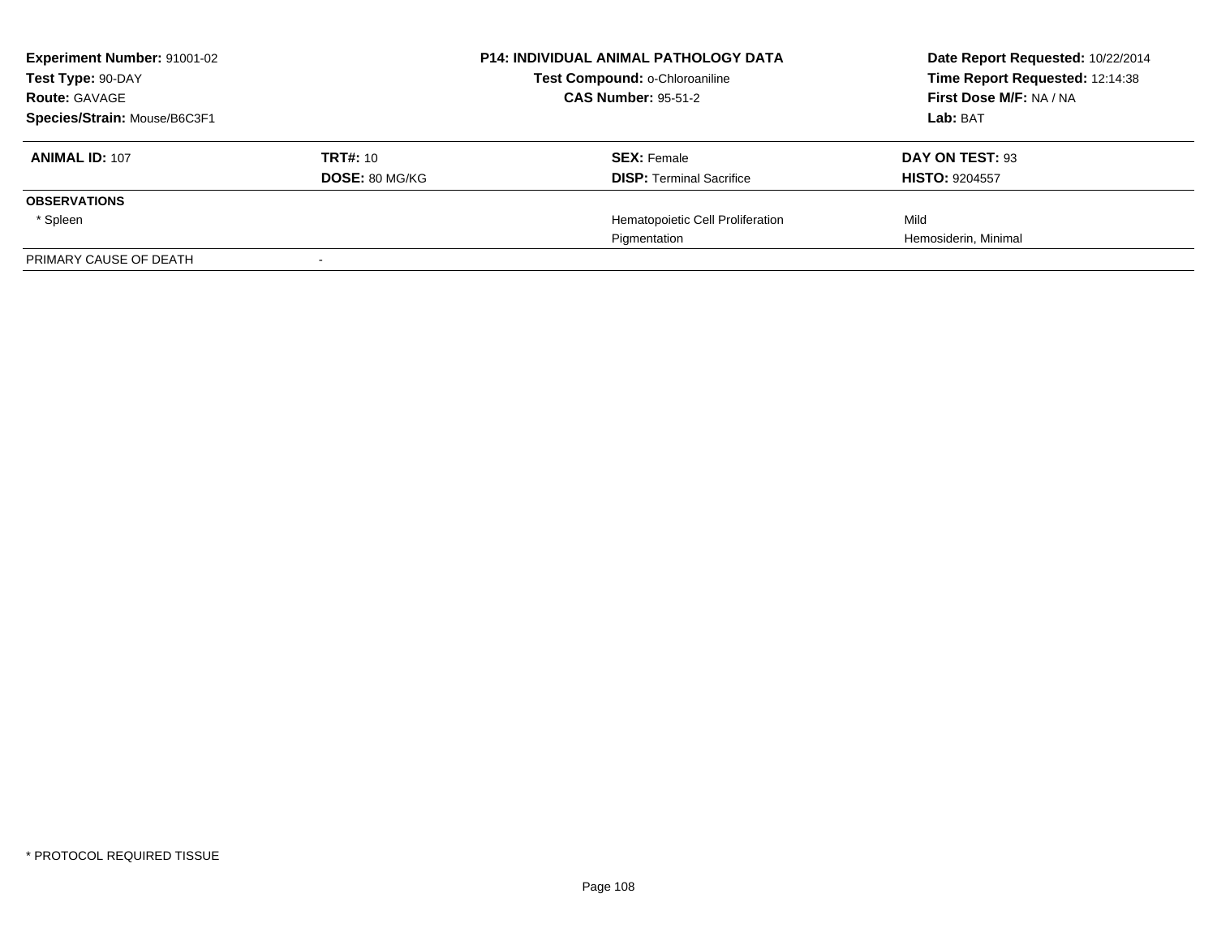| **Experiment Number:** 91001-02 | **P14: INDIVIDUAL ANIMAL PATHOLOGY DATA** | **Date Report Requested:** 10/22/2014 |
|---|---|---|
| **Test Type:** 90-DAY | **Test Compound:** o-Chloroaniline | **Time Report Requested:** 12:14:38 |
| **Route:** GAVAGE | **CAS Number:** 95-51-2 | **First Dose M/F:** NA / NA |
| **Species/Strain:** Mouse/B6C3F1 | | **Lab:** BAT |

| **ANIMAL ID:** 107 | **TRT#:** 10 | **SEX:** Female | **DAY ON TEST:** 93 |
|---|---|---|---|
| | **DOSE:** 80 MG/KG | **DISP:** Terminal Sacrifice | **HISTO:** 9204557 |
| **OBSERVATIONS** | | | |
| * Spleen | | Hematopoietic Cell Proliferation | Mild |
| | | Pigmentation | Hemosiderin, Minimal |
| PRIMARY CAUSE OF DEATH | - | | |

* PROTOCOL REQUIRED TISSUE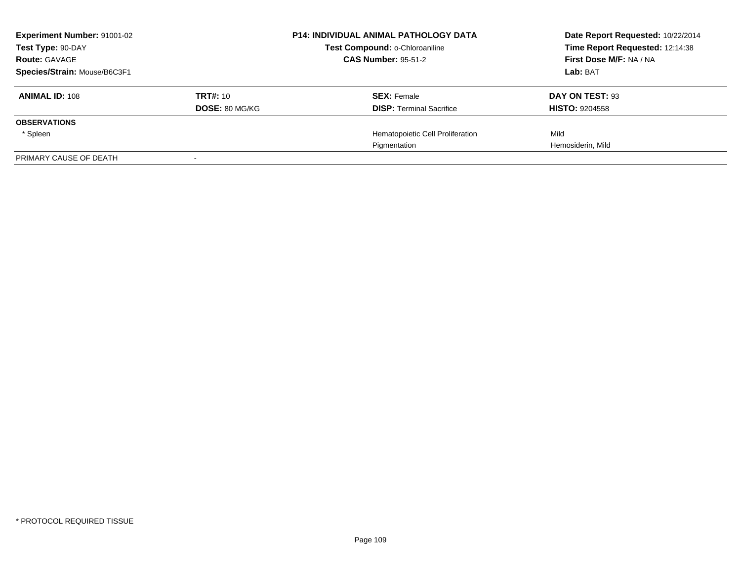**Experiment Number:** 91001-02
**Test Type:** 90-DAY
**Route:** GAVAGE
**Species/Strain:** Mouse/B6C3F1

**P14: INDIVIDUAL ANIMAL PATHOLOGY DATA**
**Test Compound:** o-Chloroaniline
**CAS Number:** 95-51-2

**Date Report Requested:** 10/22/2014
**Time Report Requested:** 12:14:38
**First Dose M/F:** NA / NA
**Lab:** BAT

| **ANIMAL ID:** 108 | **TRT#:** 10 | **SEX:** Female | **DAY ON TEST:** 93 |
|---|---|---|---|
| | **DOSE:** 80 MG/KG | **DISP:** Terminal Sacrifice | **HISTO:** 9204558 |
| **OBSERVATIONS** | | | |
| * Spleen | | Hematopoietic Cell Proliferation | Mild |
| | | Pigmentation | Hemosiderin, Mild |
| PRIMARY CAUSE OF DEATH | - | | |

* PROTOCOL REQUIRED TISSUE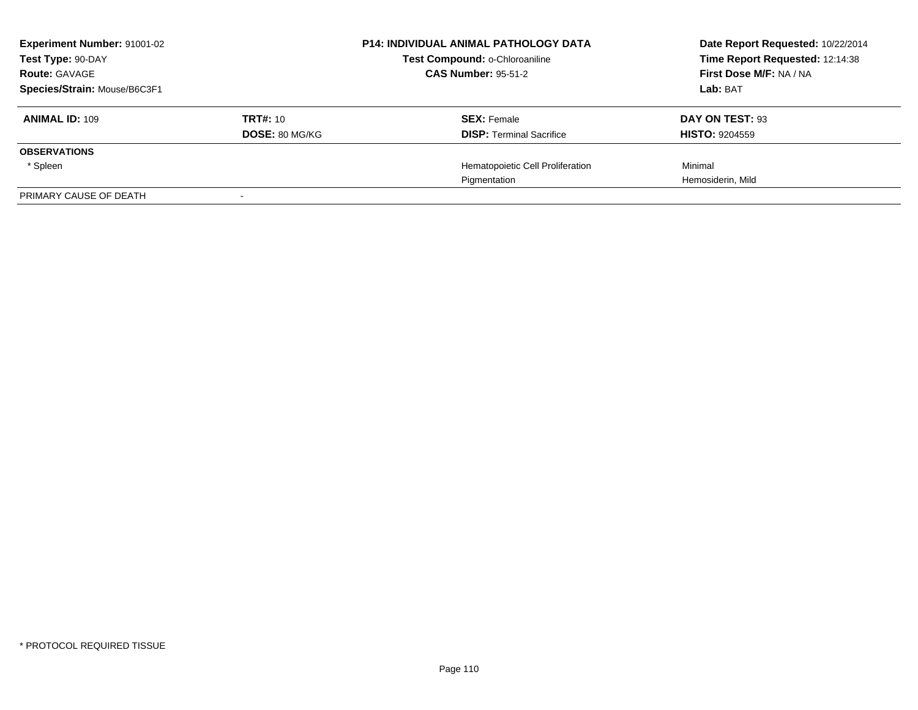| **Experiment Number:** 91001-02 | **P14: INDIVIDUAL ANIMAL PATHOLOGY DATA** | **Date Report Requested:** 10/22/2014 |
|---|---|---|
| **Test Type:** 90-DAY | **Test Compound:** o-Chloroaniline | **Time Report Requested:** 12:14:38 |
| **Route:** GAVAGE | **CAS Number:** 95-51-2 | **First Dose M/F:** NA / NA |
| **Species/Strain:** Mouse/B6C3F1 | | **Lab:** BAT |

| **ANIMAL ID:** 109 | **TRT#:** 10 | **SEX:** Female | **DAY ON TEST:** 93 |
|---|---|---|---|
| | **DOSE:** 80 MG/KG | **DISP:** Terminal Sacrifice | **HISTO:** 9204559 |
| **OBSERVATIONS** | | | |
| * Spleen | | Hematopoietic Cell Proliferation | Minimal |
| | | Pigmentation | Hemosiderin, Mild |
| PRIMARY CAUSE OF DEATH | - | | |

* PROTOCOL REQUIRED TISSUE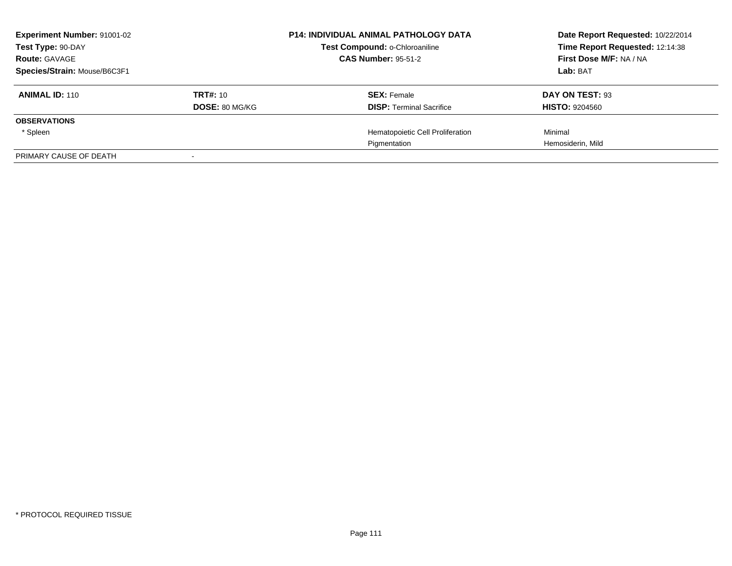| **Experiment Number:** 91001-02 | **P14: INDIVIDUAL ANIMAL PATHOLOGY DATA** | **Date Report Requested:** 10/22/2014 |
|---|---|---|
| **Test Type:** 90-DAY | **Test Compound:** o-Chloroaniline | **Time Report Requested:** 12:14:38 |
| **Route:** GAVAGE | **CAS Number:** 95-51-2 | **First Dose M/F:** NA / NA |
| **Species/Strain:** Mouse/B6C3F1 | | **Lab:** BAT |

| **ANIMAL ID:** 110 | **TRT#:** 10 | **SEX:** Female | **DAY ON TEST:** 93 |
|---|---|---|---|
| | **DOSE:** 80 MG/KG | **DISP:** Terminal Sacrifice | **HISTO:** 9204560 |
| **OBSERVATIONS** | | | |
| * Spleen | | Hematopoietic Cell Proliferation | Minimal |
| | | Pigmentation | Hemosiderin, Mild |
| PRIMARY CAUSE OF DEATH | - | | |

* PROTOCOL REQUIRED TISSUE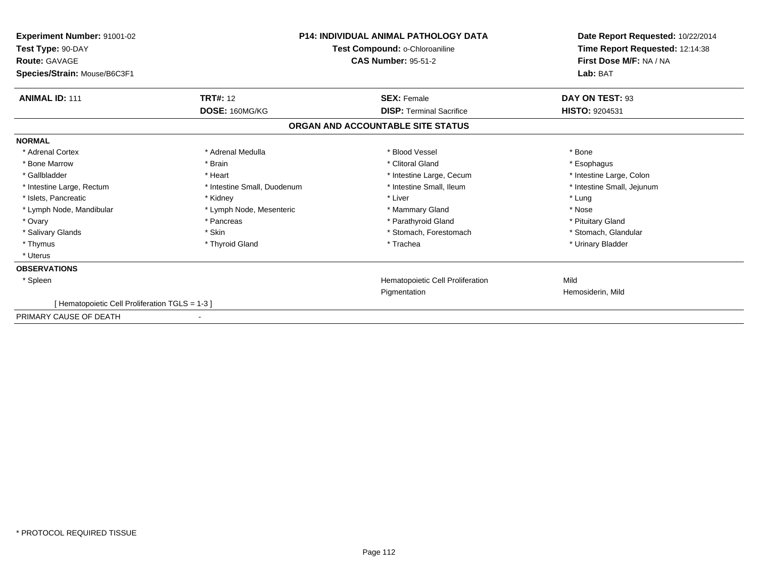**Experiment Number:** 91001-02
**Test Type:** 90-DAY
**Route:** GAVAGE
**Species/Strain:** Mouse/B6C3F1

**P14: INDIVIDUAL ANIMAL PATHOLOGY DATA**
**Test Compound:** o-Chloroaniline
**CAS Number:** 95-51-2

**Date Report Requested:** 10/22/2014
**Time Report Requested:** 12:14:38
**First Dose M/F:** NA / NA
**Lab:** BAT

| **ANIMAL ID:** 111 | **TRT#:** 12 | **SEX:** Female | **DAY ON TEST:** 93 |
|---|---|---|---|
| | **DOSE:** 160MG/KG | **DISP:** Terminal Sacrifice | **HISTO:** 9204531 |

**ORGAN AND ACCOUNTABLE SITE STATUS**

**NORMAL**

| | | | |
|---|---|---|---|
| * Adrenal Cortex | * Adrenal Medulla | * Blood Vessel | * Bone |
| * Bone Marrow | * Brain | * Clitoral Gland | * Esophagus |
| * Gallbladder | * Heart | * Intestine Large, Cecum | * Intestine Large, Colon |
| * Intestine Large, Rectum | * Intestine Small, Duodenum | * Intestine Small, Ileum | * Intestine Small, Jejunum |
| * Islets, Pancreatic | * Kidney | * Liver | * Lung |
| * Lymph Node, Mandibular | * Lymph Node, Mesenteric | * Mammary Gland | * Nose |
| * Ovary | * Pancreas | * Parathyroid Gland | * Pituitary Gland |
| * Salivary Glands | * Skin | * Stomach, Forestomach | * Stomach, Glandular |
| * Thymus | * Thyroid Gland | * Trachea | * Urinary Bladder |
| * Uterus | | | |

**OBSERVATIONS**

| | | |
|---|---|---|
| * Spleen | Hematopoietic Cell Proliferation | Mild |
| | Pigmentation | Hemosiderin, Mild |

[ Hematopoietic Cell Proliferation TGLS = 1-3 ]

PRIMARY CAUSE OF DEATH -

\* PROTOCOL REQUIRED TISSUE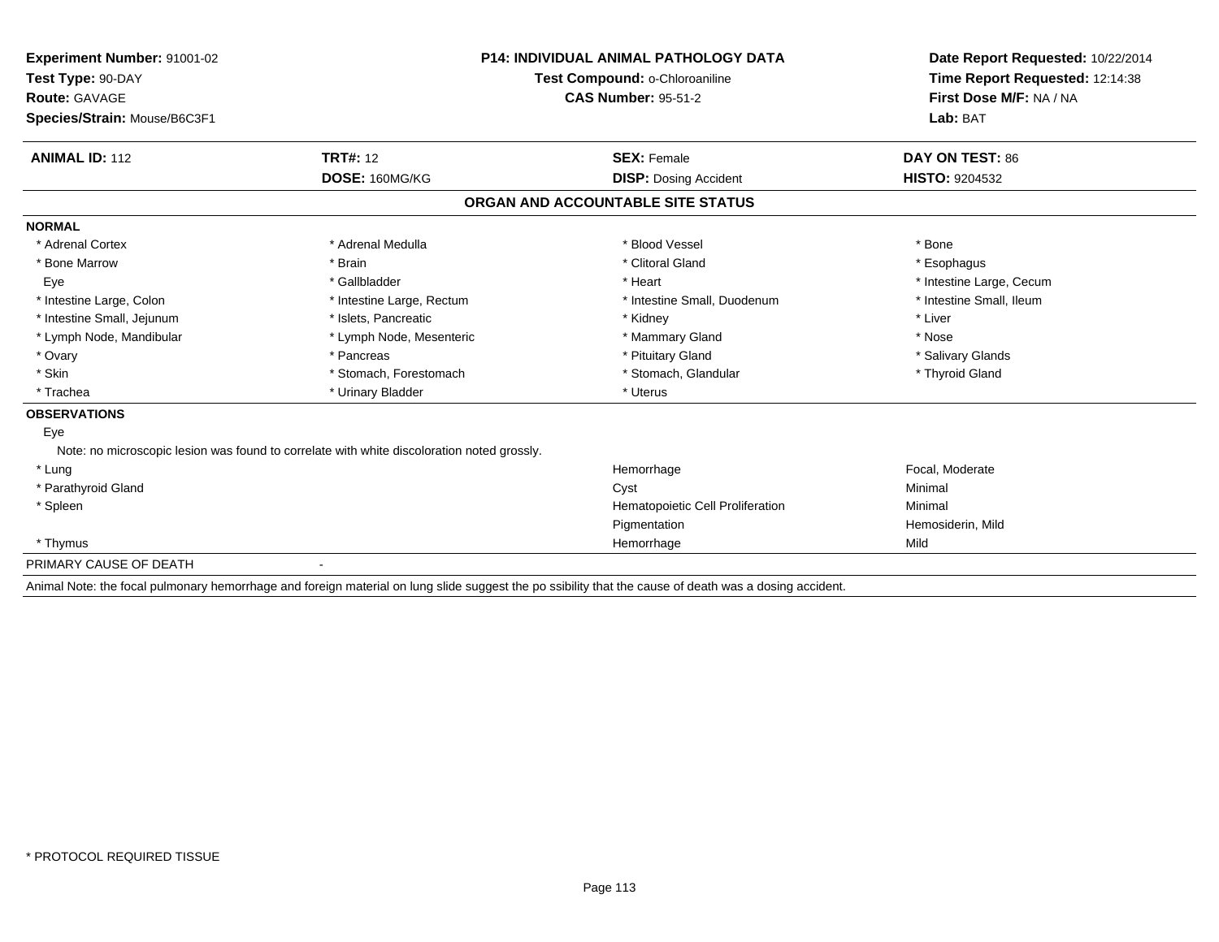**Experiment Number:** 91001-02
**Test Type:** 90-DAY
**Route:** GAVAGE
**Species/Strain:** Mouse/B6C3F1

**P14: INDIVIDUAL ANIMAL PATHOLOGY DATA**
**Test Compound:** o-Chloroaniline
**CAS Number:** 95-51-2

**Date Report Requested:** 10/22/2014
**Time Report Requested:** 12:14:38
**First Dose M/F:** NA / NA
**Lab:** BAT

| **ANIMAL ID:** 112 | **TRT#:** 12 | **SEX:** Female | **DAY ON TEST:** 86 |
|---|---|---|---|
| | **DOSE:** 160MG/KG | **DISP:** Dosing Accident | **HISTO:** 9204532 |

## ORGAN AND ACCOUNTABLE SITE STATUS

**NORMAL**

| | | | |
|---|---|---|---|
| * Adrenal Cortex | * Adrenal Medulla | * Blood Vessel | * Bone |
| * Bone Marrow | * Brain | * Clitoral Gland | * Esophagus |
| Eye | * Gallbladder | * Heart | * Intestine Large, Cecum |
| * Intestine Large, Colon | * Intestine Large, Rectum | * Intestine Small, Duodenum | * Intestine Small, Ileum |
| * Intestine Small, Jejunum | * Islets, Pancreatic | * Kidney | * Liver |
| * Lymph Node, Mandibular | * Lymph Node, Mesenteric | * Mammary Gland | * Nose |
| * Ovary | * Pancreas | * Pituitary Gland | * Salivary Glands |
| * Skin | * Stomach, Forestomach | * Stomach, Glandular | * Thyroid Gland |
| * Trachea | * Urinary Bladder | * Uterus | |

**OBSERVATIONS**

Eye

Note: no microscopic lesion was found to correlate with white discoloration noted grossly.

| | | |
|---|---|---|
| * Lung | Hemorrhage | Focal, Moderate |
| * Parathyroid Gland | Cyst | Minimal |
| * Spleen | Hematopoietic Cell Proliferation | Minimal |
| | Pigmentation | Hemosiderin, Mild |
| * Thymus | Hemorrhage | Mild |

PRIMARY CAUSE OF DEATH -

Animal Note: the focal pulmonary hemorrhage and foreign material on lung slide suggest the po ssibility that the cause of death was a dosing accident.

\* PROTOCOL REQUIRED TISSUE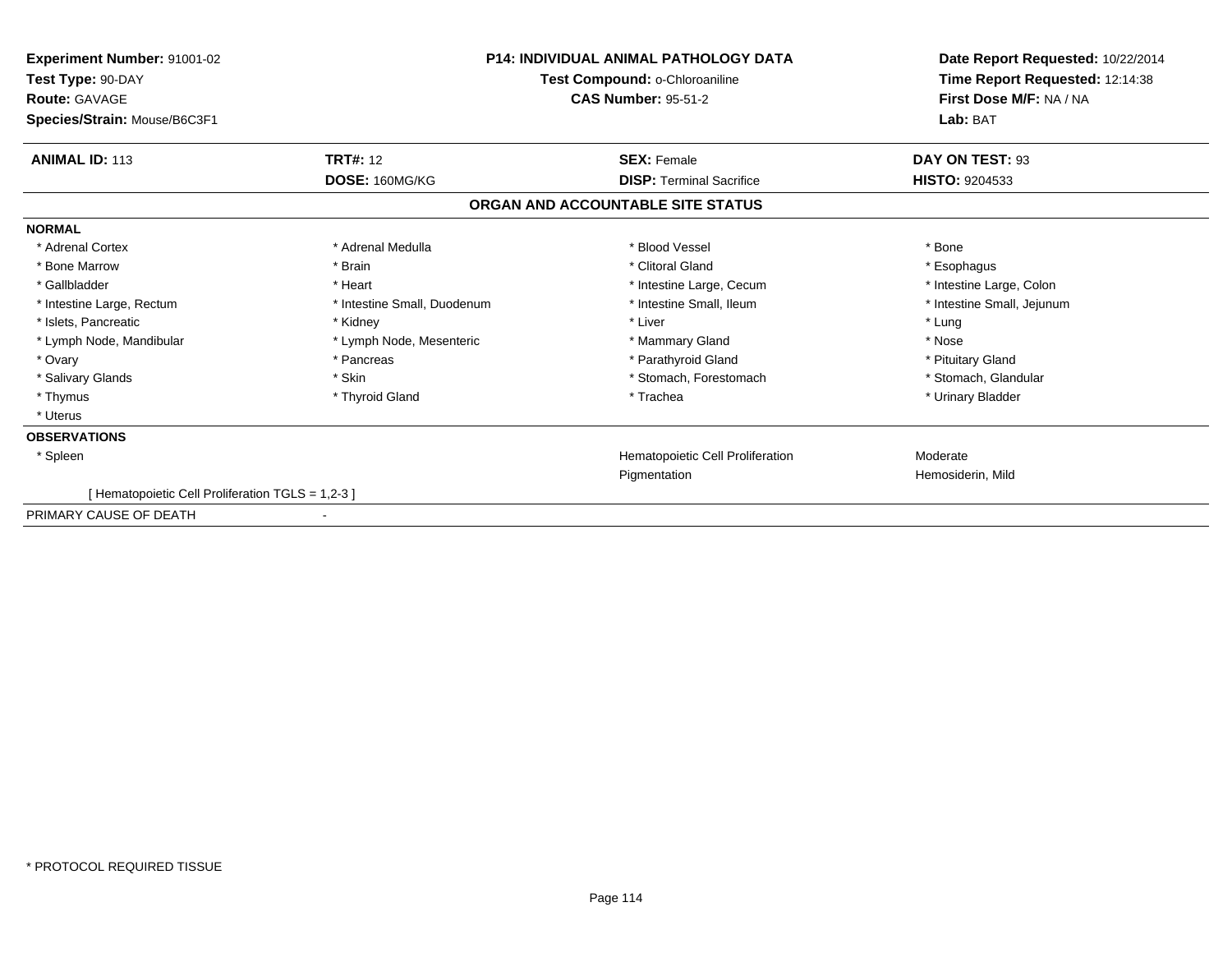**Experiment Number:** 91001-02
**Test Type:** 90-DAY
**Route:** GAVAGE
**Species/Strain:** Mouse/B6C3F1

**P14: INDIVIDUAL ANIMAL PATHOLOGY DATA**
**Test Compound:** o-Chloroaniline
**CAS Number:** 95-51-2

**Date Report Requested:** 10/22/2014
**Time Report Requested:** 12:14:38
**First Dose M/F:** NA / NA
**Lab:** BAT

| **ANIMAL ID:** 113 | **TRT#:** 12 | **SEX:** Female | **DAY ON TEST:** 93 |
|---|---|---|---|
| | **DOSE:** 160MG/KG | **DISP:** Terminal Sacrifice | **HISTO:** 9204533 |

## ORGAN AND ACCOUNTABLE SITE STATUS

**NORMAL**

| | | | |
|---|---|---|---|
| * Adrenal Cortex | * Adrenal Medulla | * Blood Vessel | * Bone |
| * Bone Marrow | * Brain | * Clitoral Gland | * Esophagus |
| * Gallbladder | * Heart | * Intestine Large, Cecum | * Intestine Large, Colon |
| * Intestine Large, Rectum | * Intestine Small, Duodenum | * Intestine Small, Ileum | * Intestine Small, Jejunum |
| * Islets, Pancreatic | * Kidney | * Liver | * Lung |
| * Lymph Node, Mandibular | * Lymph Node, Mesenteric | * Mammary Gland | * Nose |
| * Ovary | * Pancreas | * Parathyroid Gland | * Pituitary Gland |
| * Salivary Glands | * Skin | * Stomach, Forestomach | * Stomach, Glandular |
| * Thymus | * Thyroid Gland | * Trachea | * Urinary Bladder |
| * Uterus | | | |

**OBSERVATIONS**

| | | |
|---|---|---|
| * Spleen | Hematopoietic Cell Proliferation | Moderate |
| | Pigmentation | Hemosiderin, Mild |

[ Hematopoietic Cell Proliferation TGLS = 1,2-3 ]

PRIMARY CAUSE OF DEATH -

* PROTOCOL REQUIRED TISSUE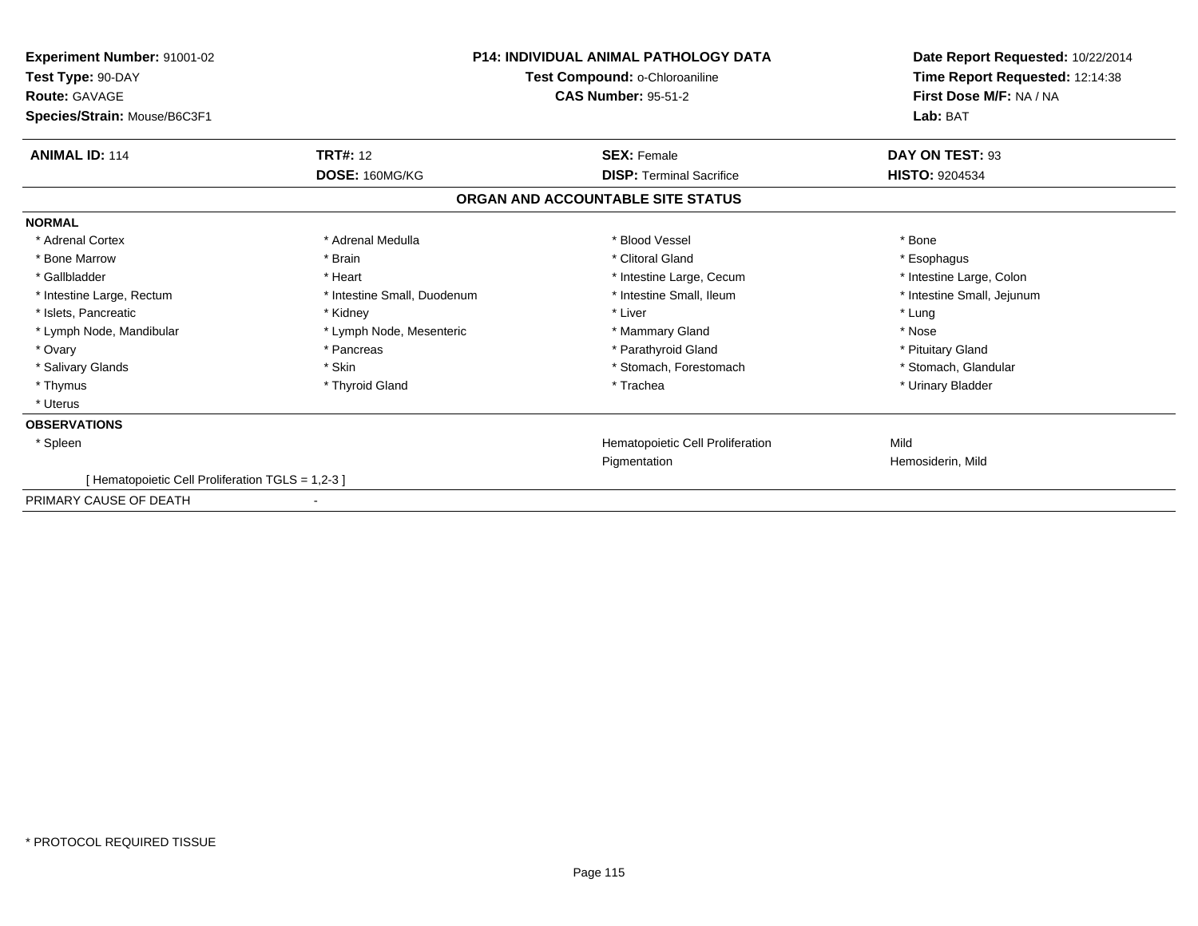**Experiment Number:** 91001-02
**Test Type:** 90-DAY
**Route:** GAVAGE
**Species/Strain:** Mouse/B6C3F1

**P14: INDIVIDUAL ANIMAL PATHOLOGY DATA**
**Test Compound:** o-Chloroaniline
**CAS Number:** 95-51-2

**Date Report Requested:** 10/22/2014
**Time Report Requested:** 12:14:38
**First Dose M/F:** NA / NA
**Lab:** BAT

| **ANIMAL ID:** 114 | **TRT#:** 12 | **SEX:** Female | **DAY ON TEST:** 93 |
|---|---|---|---|
| | **DOSE:** 160MG/KG | **DISP:** Terminal Sacrifice | **HISTO:** 9204534 |

## ORGAN AND ACCOUNTABLE SITE STATUS

**NORMAL**

| | | | |
|---|---|---|---|
| * Adrenal Cortex | * Adrenal Medulla | * Blood Vessel | * Bone |
| * Bone Marrow | * Brain | * Clitoral Gland | * Esophagus |
| * Gallbladder | * Heart | * Intestine Large, Cecum | * Intestine Large, Colon |
| * Intestine Large, Rectum | * Intestine Small, Duodenum | * Intestine Small, Ileum | * Intestine Small, Jejunum |
| * Islets, Pancreatic | * Kidney | * Liver | * Lung |
| * Lymph Node, Mandibular | * Lymph Node, Mesenteric | * Mammary Gland | * Nose |
| * Ovary | * Pancreas | * Parathyroid Gland | * Pituitary Gland |
| * Salivary Glands | * Skin | * Stomach, Forestomach | * Stomach, Glandular |
| * Thymus | * Thyroid Gland | * Trachea | * Urinary Bladder |
| * Uterus | | | |

**OBSERVATIONS**

| | | |
|---|---|---|
| * Spleen | Hematopoietic Cell Proliferation | Mild |
| | Pigmentation | Hemosiderin, Mild |

[ Hematopoietic Cell Proliferation TGLS = 1,2-3 ]

PRIMARY CAUSE OF DEATH -

* PROTOCOL REQUIRED TISSUE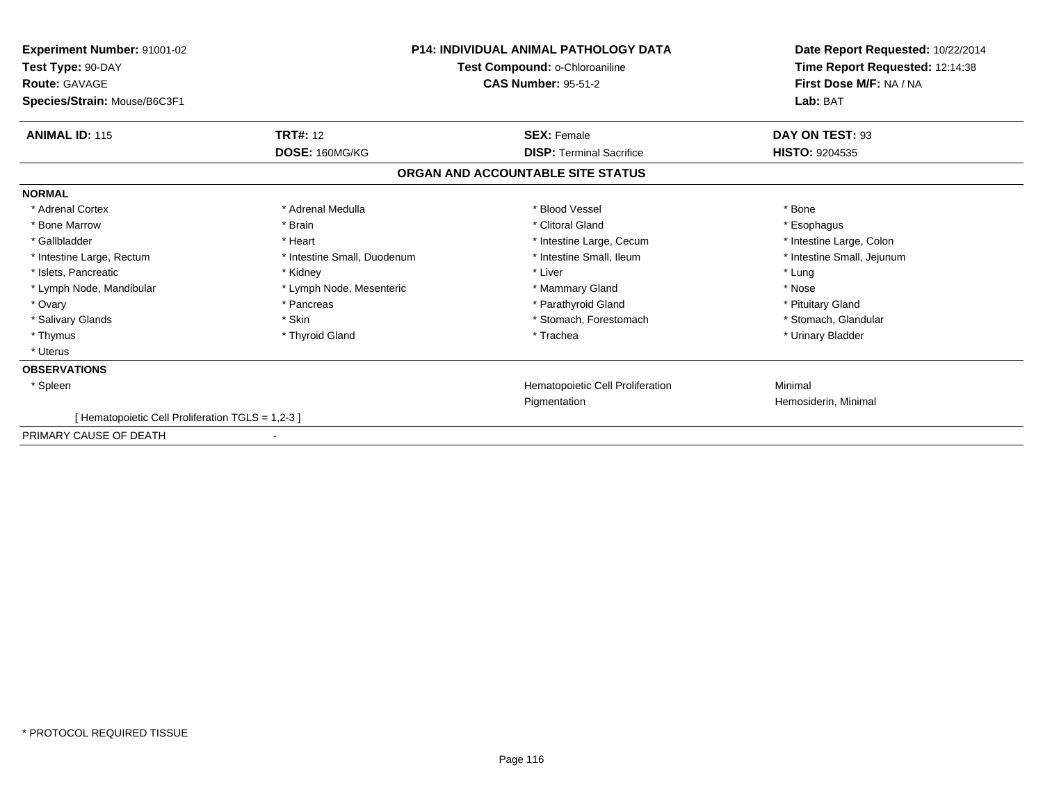**Experiment Number:** 91001-02
**Test Type:** 90-DAY
**Route:** GAVAGE
**Species/Strain:** Mouse/B6C3F1

**P14: INDIVIDUAL ANIMAL PATHOLOGY DATA**
**Test Compound:** o-Chloroaniline
**CAS Number:** 95-51-2

**Date Report Requested:** 10/22/2014
**Time Report Requested:** 12:14:38
**First Dose M/F:** NA / NA
**Lab:** BAT

| **ANIMAL ID:** 115 | **TRT#:** 12 | **SEX:** Female | **DAY ON TEST:** 93 |
|---|---|---|---|
| | **DOSE:** 160MG/KG | **DISP:** Terminal Sacrifice | **HISTO:** 9204535 |

## ORGAN AND ACCOUNTABLE SITE STATUS

**NORMAL**

| | | | |
|---|---|---|---|
| * Adrenal Cortex | * Adrenal Medulla | * Blood Vessel | * Bone |
| * Bone Marrow | * Brain | * Clitoral Gland | * Esophagus |
| * Gallbladder | * Heart | * Intestine Large, Cecum | * Intestine Large, Colon |
| * Intestine Large, Rectum | * Intestine Small, Duodenum | * Intestine Small, Ileum | * Intestine Small, Jejunum |
| * Islets, Pancreatic | * Kidney | * Liver | * Lung |
| * Lymph Node, Mandibular | * Lymph Node, Mesenteric | * Mammary Gland | * Nose |
| * Ovary | * Pancreas | * Parathyroid Gland | * Pituitary Gland |
| * Salivary Glands | * Skin | * Stomach, Forestomach | * Stomach, Glandular |
| * Thymus | * Thyroid Gland | * Trachea | * Urinary Bladder |
| * Uterus | | | |

**OBSERVATIONS**

| | | |
|---|---|---|
| * Spleen | Hematopoietic Cell Proliferation | Minimal |
| | Pigmentation | Hemosiderin, Minimal |

[ Hematopoietic Cell Proliferation TGLS = 1,2-3 ]

PRIMARY CAUSE OF DEATH -

* PROTOCOL REQUIRED TISSUE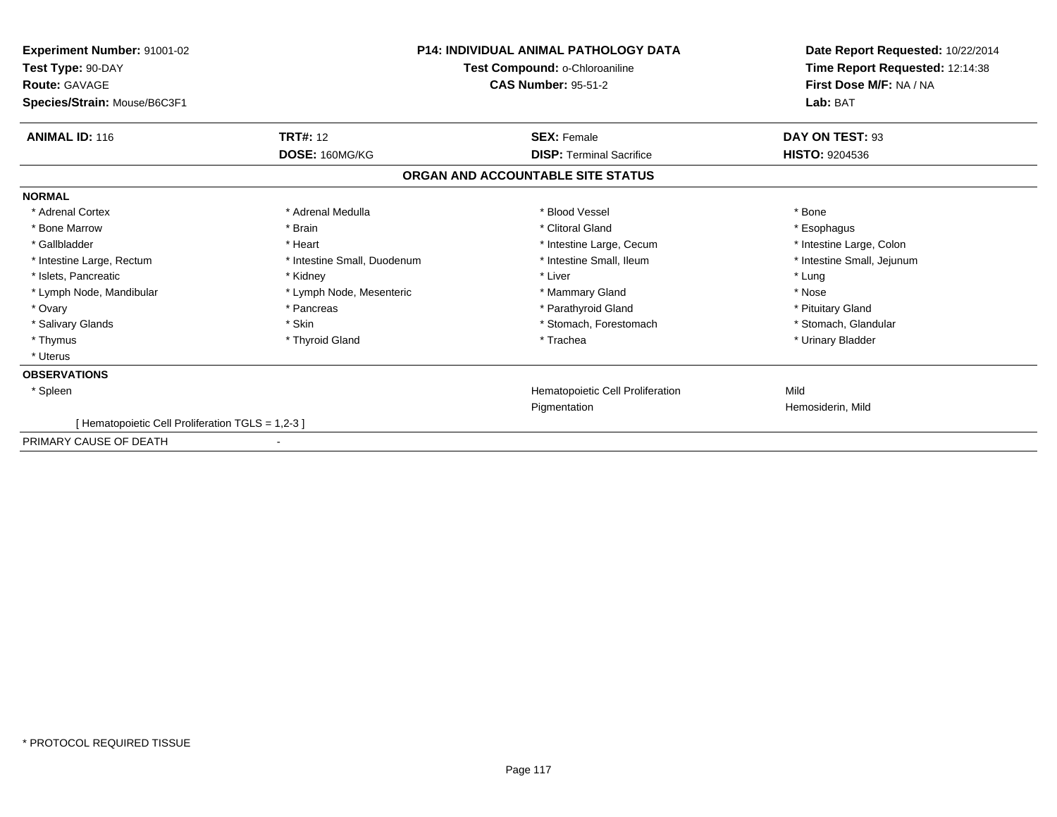**Experiment Number:** 91001-02
**Test Type:** 90-DAY
**Route:** GAVAGE
**Species/Strain:** Mouse/B6C3F1

**P14: INDIVIDUAL ANIMAL PATHOLOGY DATA**
**Test Compound:** o-Chloroaniline
**CAS Number:** 95-51-2

**Date Report Requested:** 10/22/2014
**Time Report Requested:** 12:14:38
**First Dose M/F:** NA / NA
**Lab:** BAT

| **ANIMAL ID:** 116 | **TRT#:** 12 | **SEX:** Female | **DAY ON TEST:** 93 |
|---|---|---|---|
| | **DOSE:** 160MG/KG | **DISP:** Terminal Sacrifice | **HISTO:** 9204536 |

## ORGAN AND ACCOUNTABLE SITE STATUS

**NORMAL**

| | | | |
|---|---|---|---|
| * Adrenal Cortex | * Adrenal Medulla | * Blood Vessel | * Bone |
| * Bone Marrow | * Brain | * Clitoral Gland | * Esophagus |
| * Gallbladder | * Heart | * Intestine Large, Cecum | * Intestine Large, Colon |
| * Intestine Large, Rectum | * Intestine Small, Duodenum | * Intestine Small, Ileum | * Intestine Small, Jejunum |
| * Islets, Pancreatic | * Kidney | * Liver | * Lung |
| * Lymph Node, Mandibular | * Lymph Node, Mesenteric | * Mammary Gland | * Nose |
| * Ovary | * Pancreas | * Parathyroid Gland | * Pituitary Gland |
| * Salivary Glands | * Skin | * Stomach, Forestomach | * Stomach, Glandular |
| * Thymus | * Thyroid Gland | * Trachea | * Urinary Bladder |
| * Uterus | | | |

**OBSERVATIONS**

| | | |
|---|---|---|
| * Spleen | Hematopoietic Cell Proliferation | Mild |
| | Pigmentation | Hemosiderin, Mild |

[ Hematopoietic Cell Proliferation TGLS = 1,2-3 ]

PRIMARY CAUSE OF DEATH -

* PROTOCOL REQUIRED TISSUE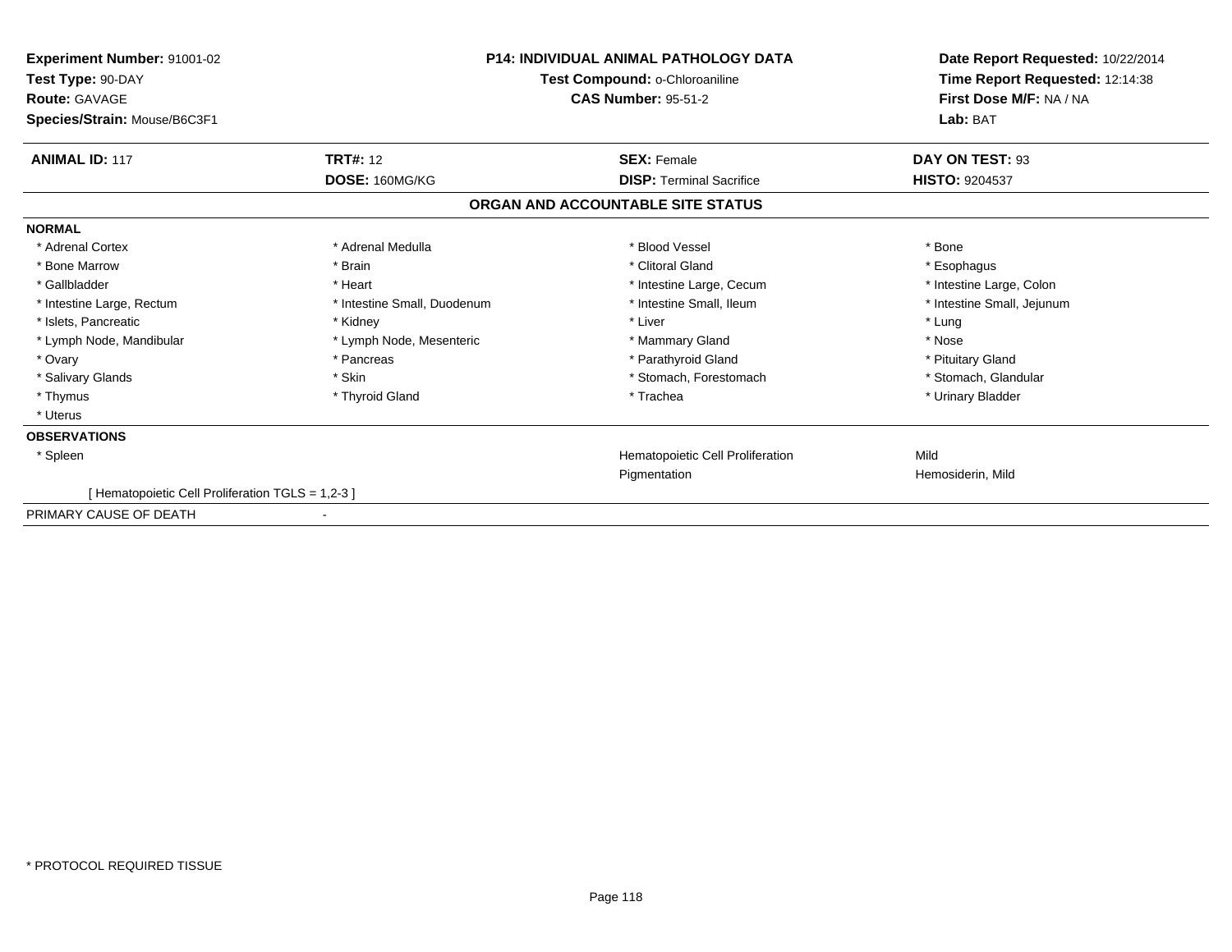**Experiment Number:** 91001-02
**Test Type:** 90-DAY
**Route:** GAVAGE
**Species/Strain:** Mouse/B6C3F1

**P14: INDIVIDUAL ANIMAL PATHOLOGY DATA**
**Test Compound:** o-Chloroaniline
**CAS Number:** 95-51-2

**Date Report Requested:** 10/22/2014
**Time Report Requested:** 12:14:38
**First Dose M/F:** NA / NA
**Lab:** BAT

| **ANIMAL ID:** 117 | **TRT#:** 12 | **SEX:** Female | **DAY ON TEST:** 93 |
|---|---|---|---|
| | **DOSE:** 160MG/KG | **DISP:** Terminal Sacrifice | **HISTO:** 9204537 |

## ORGAN AND ACCOUNTABLE SITE STATUS

**NORMAL**

| | | | |
|---|---|---|---|
| * Adrenal Cortex | * Adrenal Medulla | * Blood Vessel | * Bone |
| * Bone Marrow | * Brain | * Clitoral Gland | * Esophagus |
| * Gallbladder | * Heart | * Intestine Large, Cecum | * Intestine Large, Colon |
| * Intestine Large, Rectum | * Intestine Small, Duodenum | * Intestine Small, Ileum | * Intestine Small, Jejunum |
| * Islets, Pancreatic | * Kidney | * Liver | * Lung |
| * Lymph Node, Mandibular | * Lymph Node, Mesenteric | * Mammary Gland | * Nose |
| * Ovary | * Pancreas | * Parathyroid Gland | * Pituitary Gland |
| * Salivary Glands | * Skin | * Stomach, Forestomach | * Stomach, Glandular |
| * Thymus | * Thyroid Gland | * Trachea | * Urinary Bladder |
| * Uterus | | | |

**OBSERVATIONS**

| | | |
|---|---|---|
| * Spleen | Hematopoietic Cell Proliferation | Mild |
| | Pigmentation | Hemosiderin, Mild |

[ Hematopoietic Cell Proliferation TGLS = 1,2-3 ]

PRIMARY CAUSE OF DEATH -

* PROTOCOL REQUIRED TISSUE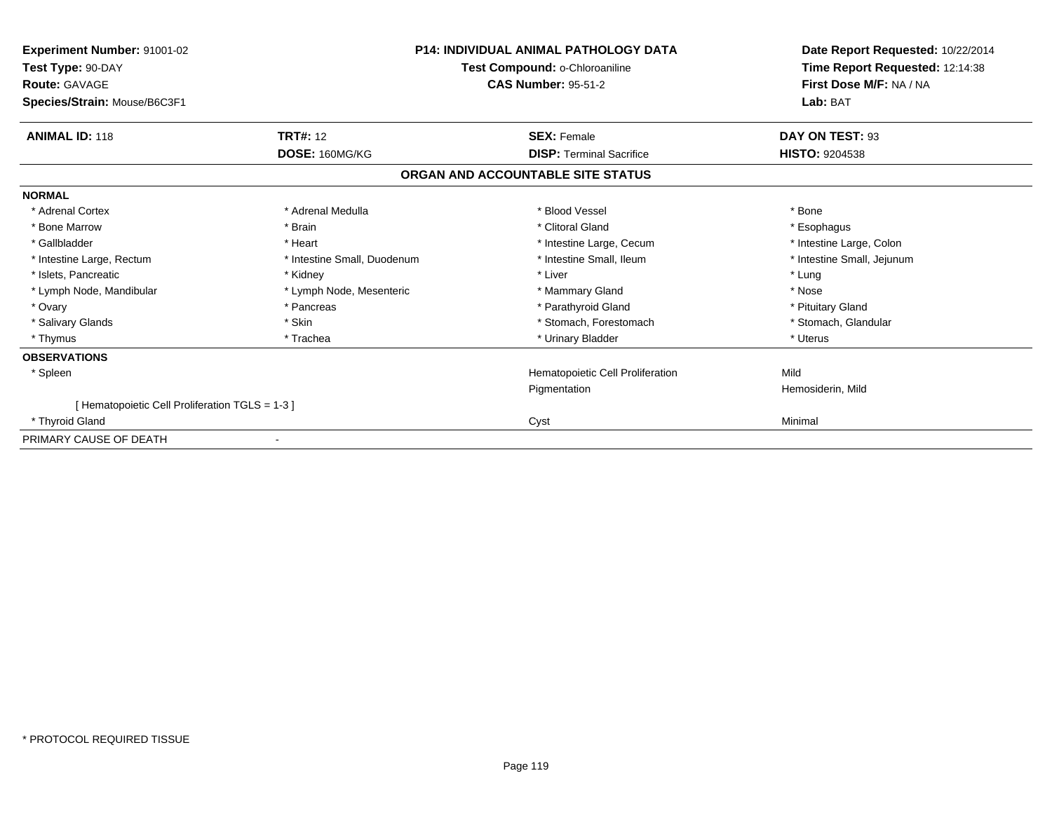**Experiment Number:** 91001-02
**Test Type:** 90-DAY
**Route:** GAVAGE
**Species/Strain:** Mouse/B6C3F1

**P14: INDIVIDUAL ANIMAL PATHOLOGY DATA**
**Test Compound:** o-Chloroaniline
**CAS Number:** 95-51-2

**Date Report Requested:** 10/22/2014
**Time Report Requested:** 12:14:38
**First Dose M/F:** NA / NA
**Lab:** BAT

| **ANIMAL ID:** 118 | **TRT#:** 12 | **SEX:** Female | **DAY ON TEST:** 93 |
|---|---|---|---|
| | **DOSE:** 160MG/KG | **DISP:** Terminal Sacrifice | **HISTO:** 9204538 |

## ORGAN AND ACCOUNTABLE SITE STATUS

**NORMAL**

| | | | |
|---|---|---|---|
| * Adrenal Cortex | * Adrenal Medulla | * Blood Vessel | * Bone |
| * Bone Marrow | * Brain | * Clitoral Gland | * Esophagus |
| * Gallbladder | * Heart | * Intestine Large, Cecum | * Intestine Large, Colon |
| * Intestine Large, Rectum | * Intestine Small, Duodenum | * Intestine Small, Ileum | * Intestine Small, Jejunum |
| * Islets, Pancreatic | * Kidney | * Liver | * Lung |
| * Lymph Node, Mandibular | * Lymph Node, Mesenteric | * Mammary Gland | * Nose |
| * Ovary | * Pancreas | * Parathyroid Gland | * Pituitary Gland |
| * Salivary Glands | * Skin | * Stomach, Forestomach | * Stomach, Glandular |
| * Thymus | * Trachea | * Urinary Bladder | * Uterus |

**OBSERVATIONS**

| | | |
|---|---|---|
| * Spleen | Hematopoietic Cell Proliferation | Mild |
| | Pigmentation | Hemosiderin, Mild |
| [ Hematopoietic Cell Proliferation TGLS = 1-3 ] | | |
| * Thyroid Gland | Cyst | Minimal |

PRIMARY CAUSE OF DEATH -

* PROTOCOL REQUIRED TISSUE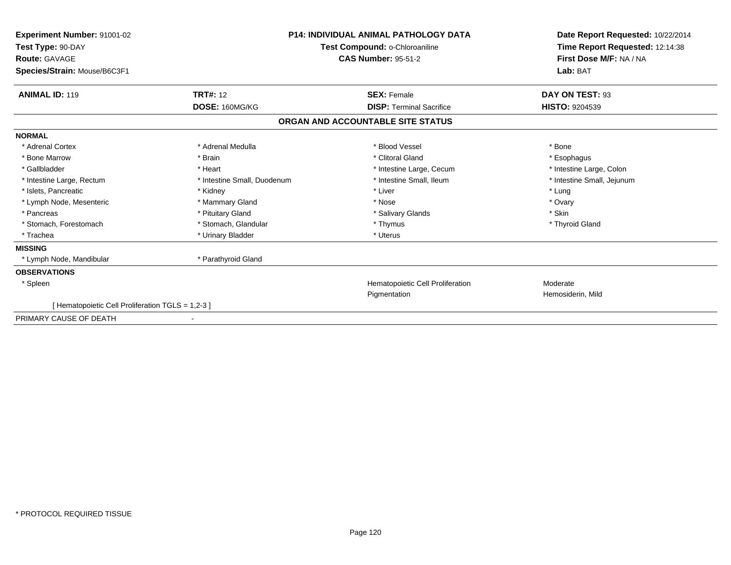**Experiment Number:** 91001-02
**Test Type:** 90-DAY
**Route:** GAVAGE
**Species/Strain:** Mouse/B6C3F1

**P14: INDIVIDUAL ANIMAL PATHOLOGY DATA**
**Test Compound:** o-Chloroaniline
**CAS Number:** 95-51-2

**Date Report Requested:** 10/22/2014
**Time Report Requested:** 12:14:38
**First Dose M/F:** NA / NA
**Lab:** BAT

| **ANIMAL ID:** 119 | **TRT#:** 12 | **SEX:** Female | **DAY ON TEST:** 93 |
|---|---|---|---|
| | **DOSE:** 160MG/KG | **DISP:** Terminal Sacrifice | **HISTO:** 9204539 |

## ORGAN AND ACCOUNTABLE SITE STATUS

**NORMAL**

| | | | |
|---|---|---|---|
| * Adrenal Cortex | * Adrenal Medulla | * Blood Vessel | * Bone |
| * Bone Marrow | * Brain | * Clitoral Gland | * Esophagus |
| * Gallbladder | * Heart | * Intestine Large, Cecum | * Intestine Large, Colon |
| * Intestine Large, Rectum | * Intestine Small, Duodenum | * Intestine Small, Ileum | * Intestine Small, Jejunum |
| * Islets, Pancreatic | * Kidney | * Liver | * Lung |
| * Lymph Node, Mesenteric | * Mammary Gland | * Nose | * Ovary |
| * Pancreas | * Pituitary Gland | * Salivary Glands | * Skin |
| * Stomach, Forestomach | * Stomach, Glandular | * Thymus | * Thyroid Gland |
| * Trachea | * Urinary Bladder | * Uterus | |

**MISSING**

| | |
|---|---|
| * Lymph Node, Mandibular | * Parathyroid Gland |

**OBSERVATIONS**

| | | |
|---|---|---|
| * Spleen | Hematopoietic Cell Proliferation | Moderate |
| | Pigmentation | Hemosiderin, Mild |

[ Hematopoietic Cell Proliferation TGLS = 1,2-3 ]

PRIMARY CAUSE OF DEATH -

* PROTOCOL REQUIRED TISSUE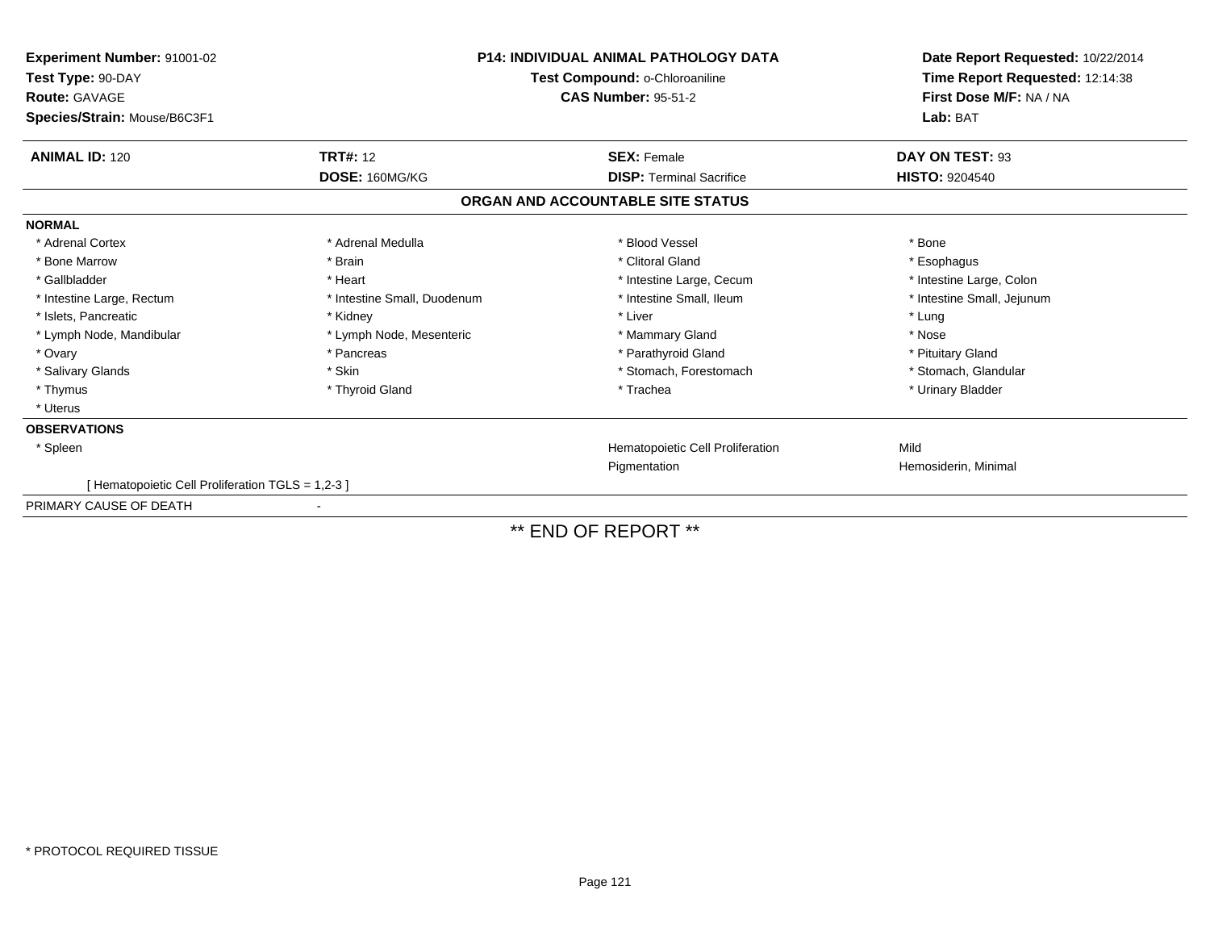**Experiment Number:** 91001-02
**Test Type:** 90-DAY
**Route:** GAVAGE
**Species/Strain:** Mouse/B6C3F1

**P14: INDIVIDUAL ANIMAL PATHOLOGY DATA**
**Test Compound:** o-Chloroaniline
**CAS Number:** 95-51-2

**Date Report Requested:** 10/22/2014
**Time Report Requested:** 12:14:38
**First Dose M/F:** NA / NA
**Lab:** BAT

| **ANIMAL ID:** 120 | **TRT#:** 12 | **SEX:** Female | **DAY ON TEST:** 93 |
|---|---|---|---|
| | **DOSE:** 160MG/KG | **DISP:** Terminal Sacrifice | **HISTO:** 9204540 |

## ORGAN AND ACCOUNTABLE SITE STATUS

**NORMAL**

| | | | |
|---|---|---|---|
| * Adrenal Cortex | * Adrenal Medulla | * Blood Vessel | * Bone |
| * Bone Marrow | * Brain | * Clitoral Gland | * Esophagus |
| * Gallbladder | * Heart | * Intestine Large, Cecum | * Intestine Large, Colon |
| * Intestine Large, Rectum | * Intestine Small, Duodenum | * Intestine Small, Ileum | * Intestine Small, Jejunum |
| * Islets, Pancreatic | * Kidney | * Liver | * Lung |
| * Lymph Node, Mandibular | * Lymph Node, Mesenteric | * Mammary Gland | * Nose |
| * Ovary | * Pancreas | * Parathyroid Gland | * Pituitary Gland |
| * Salivary Glands | * Skin | * Stomach, Forestomach | * Stomach, Glandular |
| * Thymus | * Thyroid Gland | * Trachea | * Urinary Bladder |
| * Uterus | | | |

**OBSERVATIONS**

| | | | |
|---|---|---|---|
| * Spleen | | Hematopoietic Cell Proliferation | Mild |
| | | Pigmentation | Hemosiderin, Minimal |

[ Hematopoietic Cell Proliferation TGLS = 1,2-3 ]

PRIMARY CAUSE OF DEATH -

** END OF REPORT **

* PROTOCOL REQUIRED TISSUE